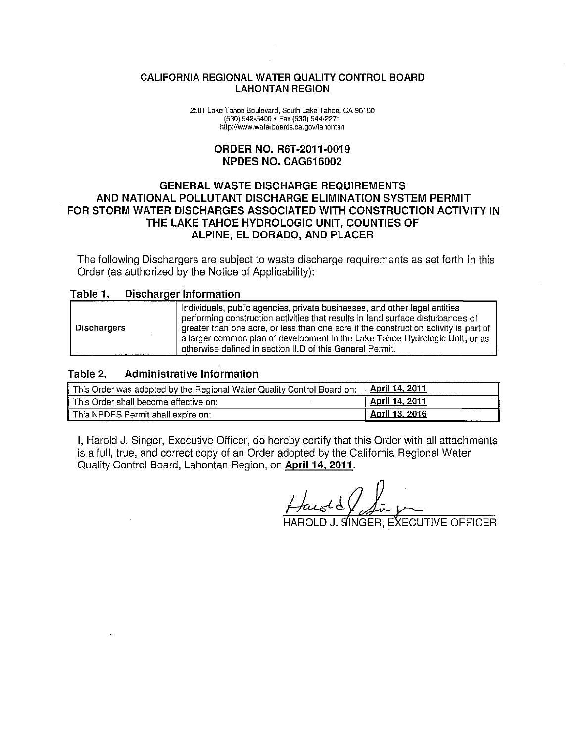# CALIFORNIA REGIONAL WATER QUALITY CONTROL BOARD
# LAHONTAN REGION

2501 Lake Tahoe Boulevard, South Lake Tahoe, CA 96150
(530) 542-5400 • Fax (530) 544-2271
http://www.waterboards.ca.gov/lahontan

## ORDER NO. R6T-2011-0019
## NPDES NO. CAG616002

## GENERAL WASTE DISCHARGE REQUIREMENTS AND NATIONAL POLLUTANT DISCHARGE ELIMINATION SYSTEM PERMIT FOR STORM WATER DISCHARGES ASSOCIATED WITH CONSTRUCTION ACTIVITY IN THE LAKE TAHOE HYDROLOGIC UNIT, COUNTIES OF ALPINE, EL DORADO, AND PLACER

The following Dischargers are subject to waste discharge requirements as set forth in this Order (as authorized by the Notice of Applicability):

**Table 1. Discharger Information**

| | |
|---|---|
| **Dischargers** | Individuals, public agencies, private businesses, and other legal entities performing construction activities that results in land surface disturbances of greater than one acre, or less than one acre if the construction activity is part of a larger common plan of development in the Lake Tahoe Hydrologic Unit, or as otherwise defined in section II.D of this General Permit. |

**Table 2. Administrative Information**

| | |
|---|---|
| This Order was adopted by the Regional Water Quality Control Board on: | **April 14, 2011** |
| This Order shall become effective on: | **April 14, 2011** |
| This NPDES Permit shall expire on: | **April 13, 2016** |

I, Harold J. Singer, Executive Officer, do hereby certify that this Order with all attachments is a full, true, and correct copy of an Order adopted by the California Regional Water Quality Control Board, Lahontan Region, on **April 14, 2011**.

HAROLD J. SINGER, EXECUTIVE OFFICER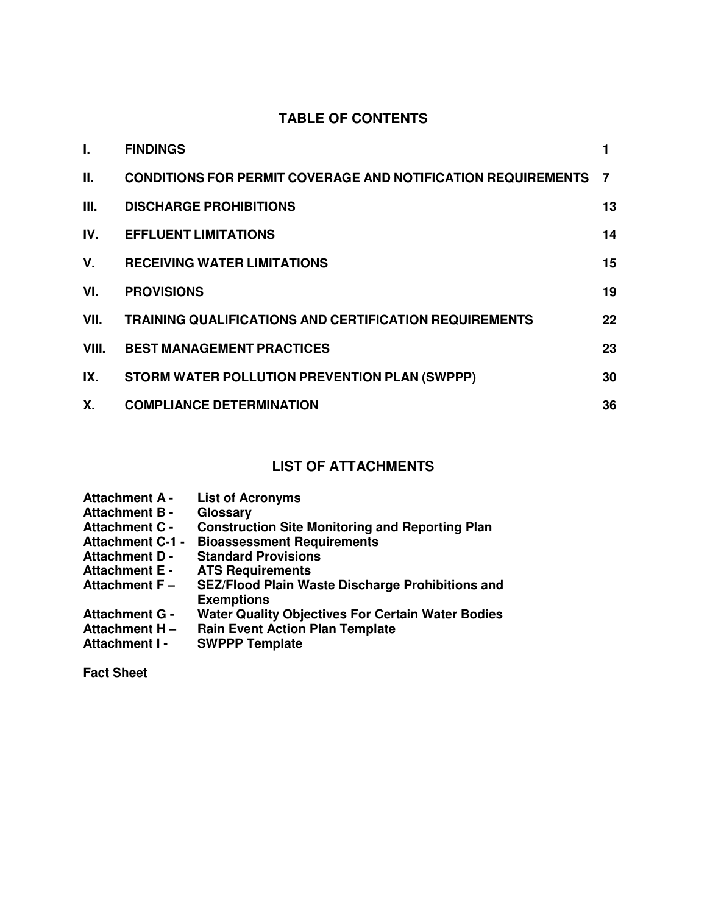## TABLE OF CONTENTS

| | | |
|---|---|---|
| **I.** | **FINDINGS** | **1** |
| **II.** | **CONDITIONS FOR PERMIT COVERAGE AND NOTIFICATION REQUIREMENTS** | **7** |
| **III.** | **DISCHARGE PROHIBITIONS** | **13** |
| **IV.** | **EFFLUENT LIMITATIONS** | **14** |
| **V.** | **RECEIVING WATER LIMITATIONS** | **15** |
| **VI.** | **PROVISIONS** | **19** |
| **VII.** | **TRAINING QUALIFICATIONS AND CERTIFICATION REQUIREMENTS** | **22** |
| **VIII.** | **BEST MANAGEMENT PRACTICES** | **23** |
| **IX.** | **STORM WATER POLLUTION PREVENTION PLAN (SWPPP)** | **30** |
| **X.** | **COMPLIANCE DETERMINATION** | **36** |

## LIST OF ATTACHMENTS

**Attachment A -** **List of Acronyms**
**Attachment B -** **Glossary**
**Attachment C -** **Construction Site Monitoring and Reporting Plan**
**Attachment C-1 -** **Bioassessment Requirements**
**Attachment D -** **Standard Provisions**
**Attachment E -** **ATS Requirements**
**Attachment F –** **SEZ/Flood Plain Waste Discharge Prohibitions and Exemptions**
**Attachment G -** **Water Quality Objectives For Certain Water Bodies**
**Attachment H –** **Rain Event Action Plan Template**
**Attachment I -** **SWPPP Template**

**Fact Sheet**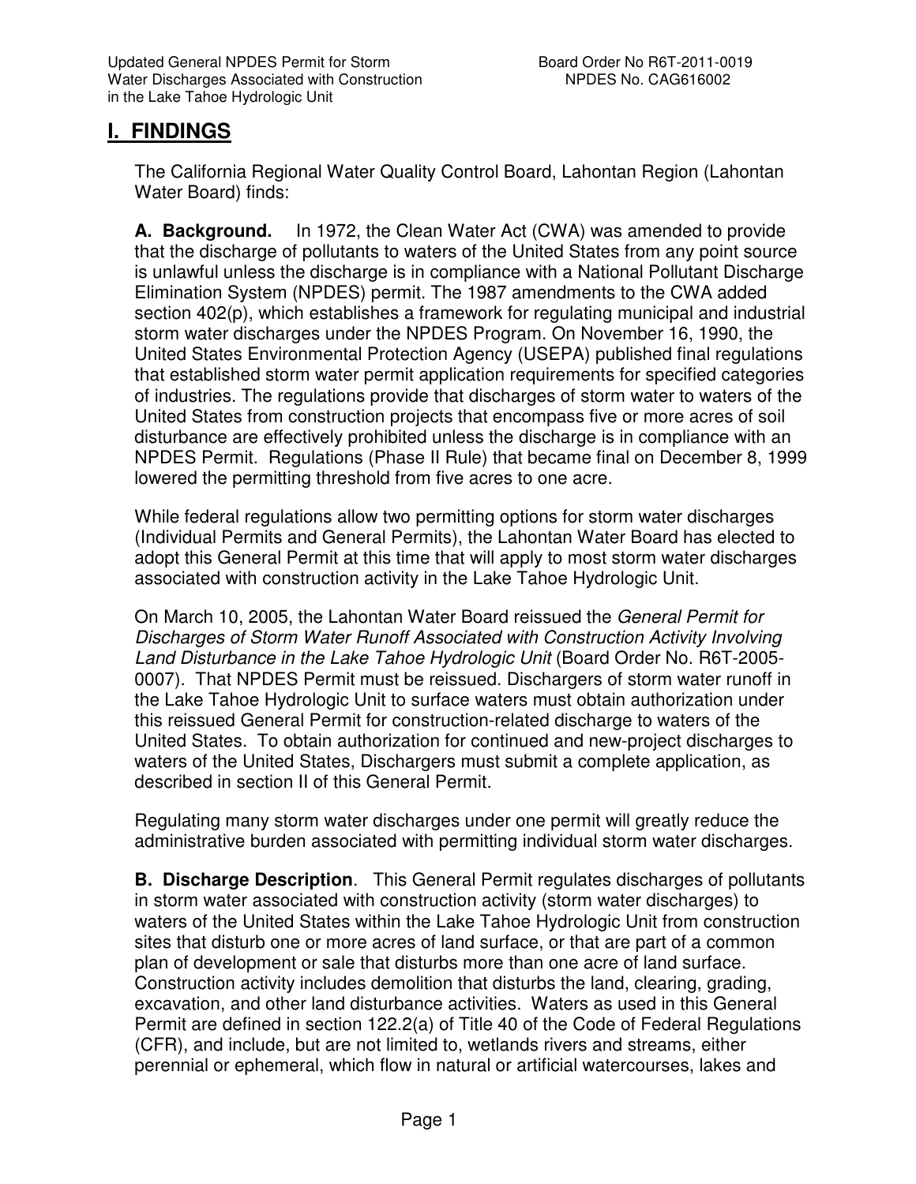# I. FINDINGS

The California Regional Water Quality Control Board, Lahontan Region (Lahontan Water Board) finds:

**A. Background.** In 1972, the Clean Water Act (CWA) was amended to provide that the discharge of pollutants to waters of the United States from any point source is unlawful unless the discharge is in compliance with a National Pollutant Discharge Elimination System (NPDES) permit. The 1987 amendments to the CWA added section 402(p), which establishes a framework for regulating municipal and industrial storm water discharges under the NPDES Program. On November 16, 1990, the United States Environmental Protection Agency (USEPA) published final regulations that established storm water permit application requirements for specified categories of industries. The regulations provide that discharges of storm water to waters of the United States from construction projects that encompass five or more acres of soil disturbance are effectively prohibited unless the discharge is in compliance with an NPDES Permit. Regulations (Phase II Rule) that became final on December 8, 1999 lowered the permitting threshold from five acres to one acre.

While federal regulations allow two permitting options for storm water discharges (Individual Permits and General Permits), the Lahontan Water Board has elected to adopt this General Permit at this time that will apply to most storm water discharges associated with construction activity in the Lake Tahoe Hydrologic Unit.

On March 10, 2005, the Lahontan Water Board reissued the *General Permit for Discharges of Storm Water Runoff Associated with Construction Activity Involving Land Disturbance in the Lake Tahoe Hydrologic Unit* (Board Order No. R6T-2005-0007). That NPDES Permit must be reissued. Dischargers of storm water runoff in the Lake Tahoe Hydrologic Unit to surface waters must obtain authorization under this reissued General Permit for construction-related discharge to waters of the United States. To obtain authorization for continued and new-project discharges to waters of the United States, Dischargers must submit a complete application, as described in section II of this General Permit.

Regulating many storm water discharges under one permit will greatly reduce the administrative burden associated with permitting individual storm water discharges.

**B. Discharge Description**. This General Permit regulates discharges of pollutants in storm water associated with construction activity (storm water discharges) to waters of the United States within the Lake Tahoe Hydrologic Unit from construction sites that disturb one or more acres of land surface, or that are part of a common plan of development or sale that disturbs more than one acre of land surface. Construction activity includes demolition that disturbs the land, clearing, grading, excavation, and other land disturbance activities. Waters as used in this General Permit are defined in section 122.2(a) of Title 40 of the Code of Federal Regulations (CFR), and include, but are not limited to, wetlands rivers and streams, either perennial or ephemeral, which flow in natural or artificial watercourses, lakes and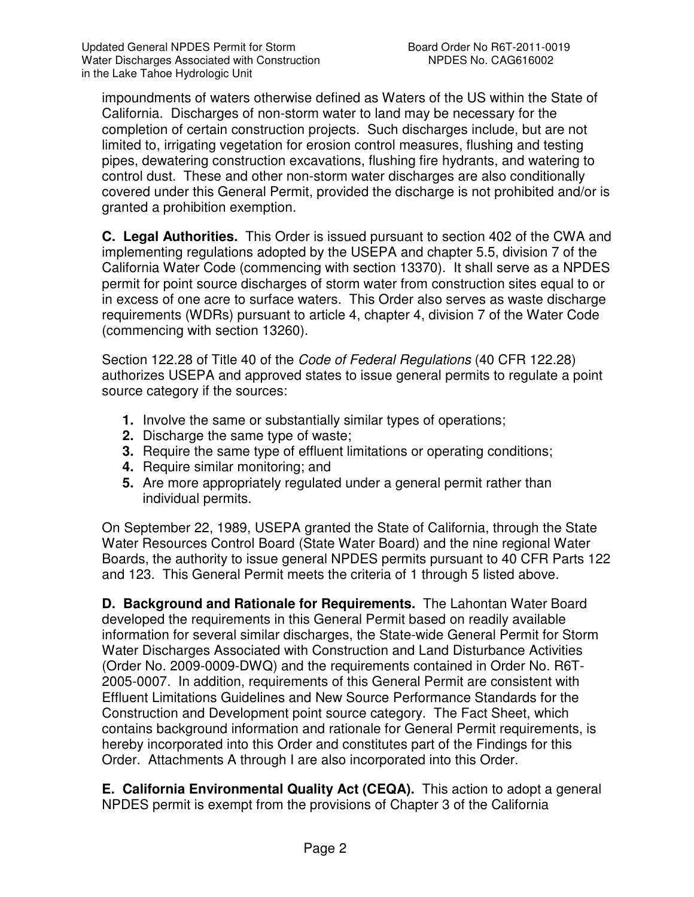impoundments of waters otherwise defined as Waters of the US within the State of California. Discharges of non-storm water to land may be necessary for the completion of certain construction projects. Such discharges include, but are not limited to, irrigating vegetation for erosion control measures, flushing and testing pipes, dewatering construction excavations, flushing fire hydrants, and watering to control dust. These and other non-storm water discharges are also conditionally covered under this General Permit, provided the discharge is not prohibited and/or is granted a prohibition exemption.

**C. Legal Authorities.** This Order is issued pursuant to section 402 of the CWA and implementing regulations adopted by the USEPA and chapter 5.5, division 7 of the California Water Code (commencing with section 13370). It shall serve as a NPDES permit for point source discharges of storm water from construction sites equal to or in excess of one acre to surface waters. This Order also serves as waste discharge requirements (WDRs) pursuant to article 4, chapter 4, division 7 of the Water Code (commencing with section 13260).

Section 122.28 of Title 40 of the *Code of Federal Regulations* (40 CFR 122.28) authorizes USEPA and approved states to issue general permits to regulate a point source category if the sources:

1. Involve the same or substantially similar types of operations;
2. Discharge the same type of waste;
3. Require the same type of effluent limitations or operating conditions;
4. Require similar monitoring; and
5. Are more appropriately regulated under a general permit rather than individual permits.

On September 22, 1989, USEPA granted the State of California, through the State Water Resources Control Board (State Water Board) and the nine regional Water Boards, the authority to issue general NPDES permits pursuant to 40 CFR Parts 122 and 123. This General Permit meets the criteria of 1 through 5 listed above.

**D. Background and Rationale for Requirements.** The Lahontan Water Board developed the requirements in this General Permit based on readily available information for several similar discharges, the State-wide General Permit for Storm Water Discharges Associated with Construction and Land Disturbance Activities (Order No. 2009-0009-DWQ) and the requirements contained in Order No. R6T-2005-0007. In addition, requirements of this General Permit are consistent with Effluent Limitations Guidelines and New Source Performance Standards for the Construction and Development point source category. The Fact Sheet, which contains background information and rationale for General Permit requirements, is hereby incorporated into this Order and constitutes part of the Findings for this Order. Attachments A through I are also incorporated into this Order.

**E. California Environmental Quality Act (CEQA).** This action to adopt a general NPDES permit is exempt from the provisions of Chapter 3 of the California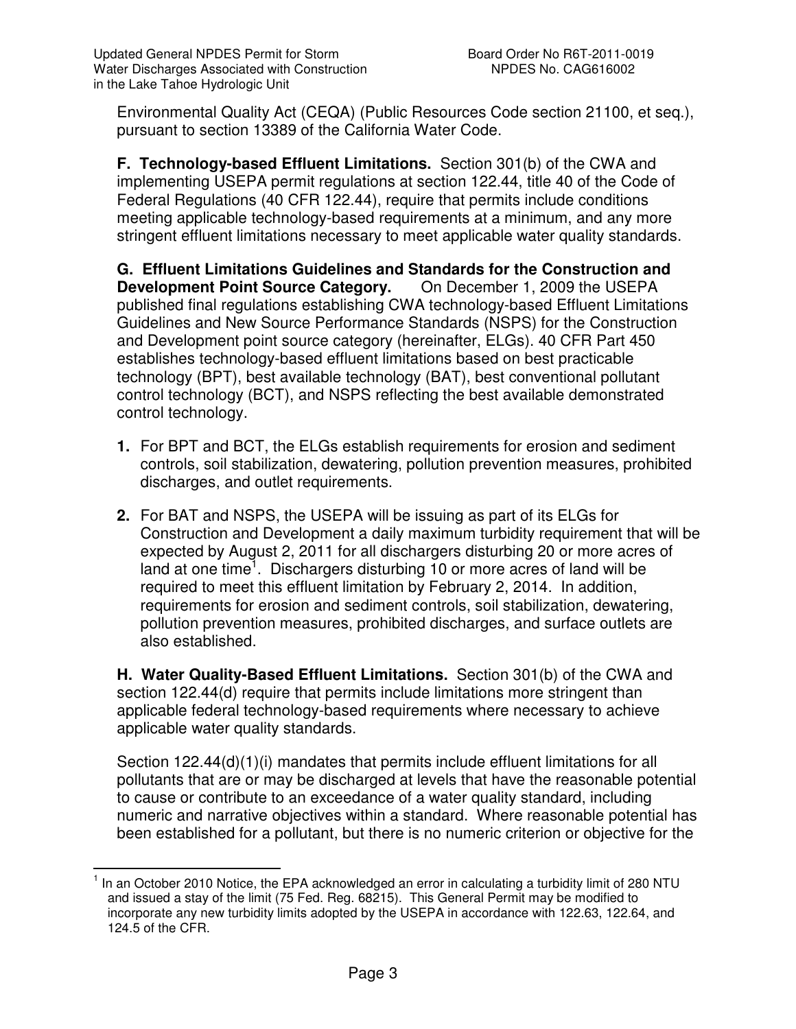Environmental Quality Act (CEQA) (Public Resources Code section 21100, et seq.), pursuant to section 13389 of the California Water Code.

**F. Technology-based Effluent Limitations.** Section 301(b) of the CWA and implementing USEPA permit regulations at section 122.44, title 40 of the Code of Federal Regulations (40 CFR 122.44), require that permits include conditions meeting applicable technology-based requirements at a minimum, and any more stringent effluent limitations necessary to meet applicable water quality standards.

**G. Effluent Limitations Guidelines and Standards for the Construction and Development Point Source Category.** On December 1, 2009 the USEPA published final regulations establishing CWA technology-based Effluent Limitations Guidelines and New Source Performance Standards (NSPS) for the Construction and Development point source category (hereinafter, ELGs). 40 CFR Part 450 establishes technology-based effluent limitations based on best practicable technology (BPT), best available technology (BAT), best conventional pollutant control technology (BCT), and NSPS reflecting the best available demonstrated control technology.

1. For BPT and BCT, the ELGs establish requirements for erosion and sediment controls, soil stabilization, dewatering, pollution prevention measures, prohibited discharges, and outlet requirements.

2. For BAT and NSPS, the USEPA will be issuing as part of its ELGs for Construction and Development a daily maximum turbidity requirement that will be expected by August 2, 2011 for all dischargers disturbing 20 or more acres of land at one time[1]. Dischargers disturbing 10 or more acres of land will be required to meet this effluent limitation by February 2, 2014. In addition, requirements for erosion and sediment controls, soil stabilization, dewatering, pollution prevention measures, prohibited discharges, and surface outlets are also established.

**H. Water Quality-Based Effluent Limitations.** Section 301(b) of the CWA and section 122.44(d) require that permits include limitations more stringent than applicable federal technology-based requirements where necessary to achieve applicable water quality standards.

Section 122.44(d)(1)(i) mandates that permits include effluent limitations for all pollutants that are or may be discharged at levels that have the reasonable potential to cause or contribute to an exceedance of a water quality standard, including numeric and narrative objectives within a standard. Where reasonable potential has been established for a pollutant, but there is no numeric criterion or objective for the

---

[1] In an October 2010 Notice, the EPA acknowledged an error in calculating a turbidity limit of 280 NTU and issued a stay of the limit (75 Fed. Reg. 68215). This General Permit may be modified to incorporate any new turbidity limits adopted by the USEPA in accordance with 122.63, 122.64, and 124.5 of the CFR.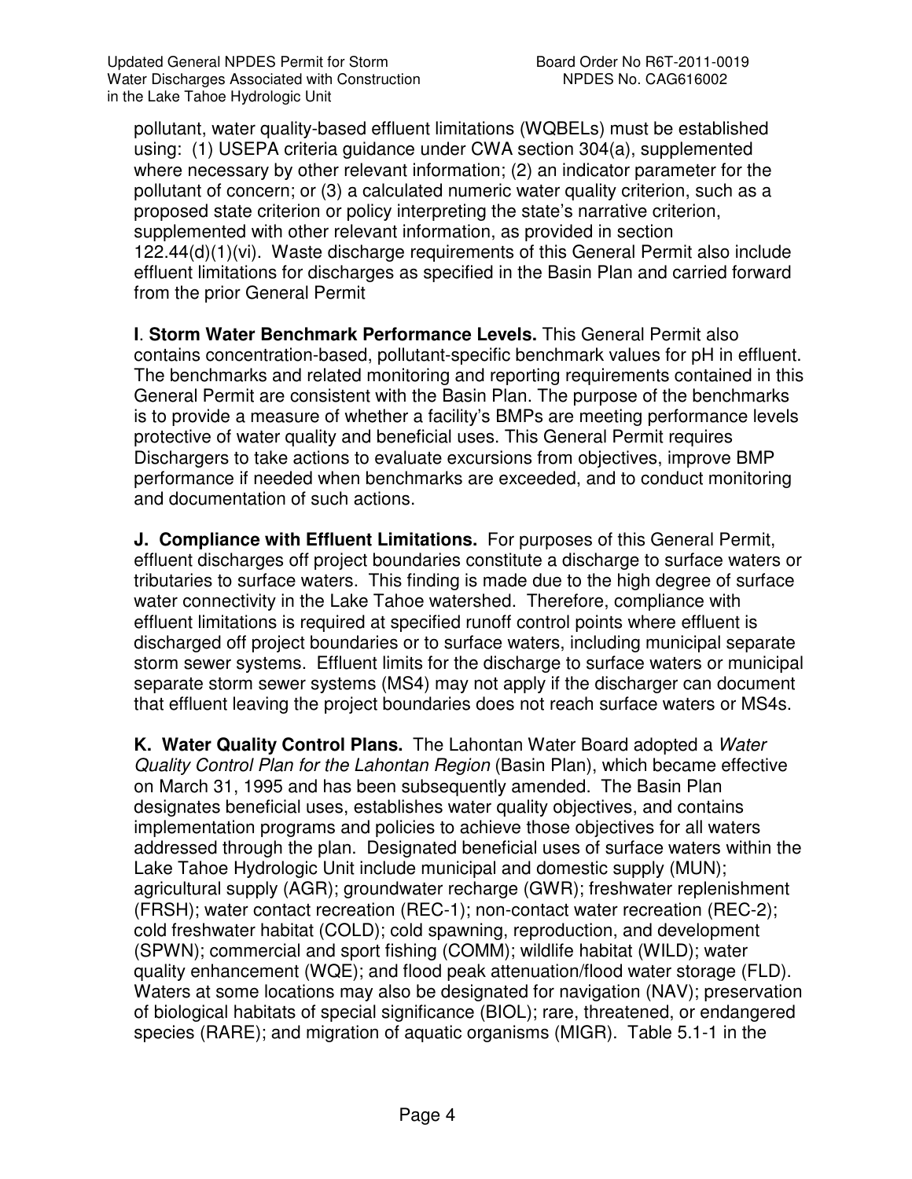pollutant, water quality-based effluent limitations (WQBELs) must be established using: (1) USEPA criteria guidance under CWA section 304(a), supplemented where necessary by other relevant information; (2) an indicator parameter for the pollutant of concern; or (3) a calculated numeric water quality criterion, such as a proposed state criterion or policy interpreting the state's narrative criterion, supplemented with other relevant information, as provided in section 122.44(d)(1)(vi). Waste discharge requirements of this General Permit also include effluent limitations for discharges as specified in the Basin Plan and carried forward from the prior General Permit

**I. Storm Water Benchmark Performance Levels.** This General Permit also contains concentration-based, pollutant-specific benchmark values for pH in effluent. The benchmarks and related monitoring and reporting requirements contained in this General Permit are consistent with the Basin Plan. The purpose of the benchmarks is to provide a measure of whether a facility's BMPs are meeting performance levels protective of water quality and beneficial uses. This General Permit requires Dischargers to take actions to evaluate excursions from objectives, improve BMP performance if needed when benchmarks are exceeded, and to conduct monitoring and documentation of such actions.

**J. Compliance with Effluent Limitations.** For purposes of this General Permit, effluent discharges off project boundaries constitute a discharge to surface waters or tributaries to surface waters. This finding is made due to the high degree of surface water connectivity in the Lake Tahoe watershed. Therefore, compliance with effluent limitations is required at specified runoff control points where effluent is discharged off project boundaries or to surface waters, including municipal separate storm sewer systems. Effluent limits for the discharge to surface waters or municipal separate storm sewer systems (MS4) may not apply if the discharger can document that effluent leaving the project boundaries does not reach surface waters or MS4s.

**K. Water Quality Control Plans.** The Lahontan Water Board adopted a *Water Quality Control Plan for the Lahontan Region* (Basin Plan), which became effective on March 31, 1995 and has been subsequently amended. The Basin Plan designates beneficial uses, establishes water quality objectives, and contains implementation programs and policies to achieve those objectives for all waters addressed through the plan. Designated beneficial uses of surface waters within the Lake Tahoe Hydrologic Unit include municipal and domestic supply (MUN); agricultural supply (AGR); groundwater recharge (GWR); freshwater replenishment (FRSH); water contact recreation (REC-1); non-contact water recreation (REC-2); cold freshwater habitat (COLD); cold spawning, reproduction, and development (SPWN); commercial and sport fishing (COMM); wildlife habitat (WILD); water quality enhancement (WQE); and flood peak attenuation/flood water storage (FLD). Waters at some locations may also be designated for navigation (NAV); preservation of biological habitats of special significance (BIOL); rare, threatened, or endangered species (RARE); and migration of aquatic organisms (MIGR). Table 5.1-1 in the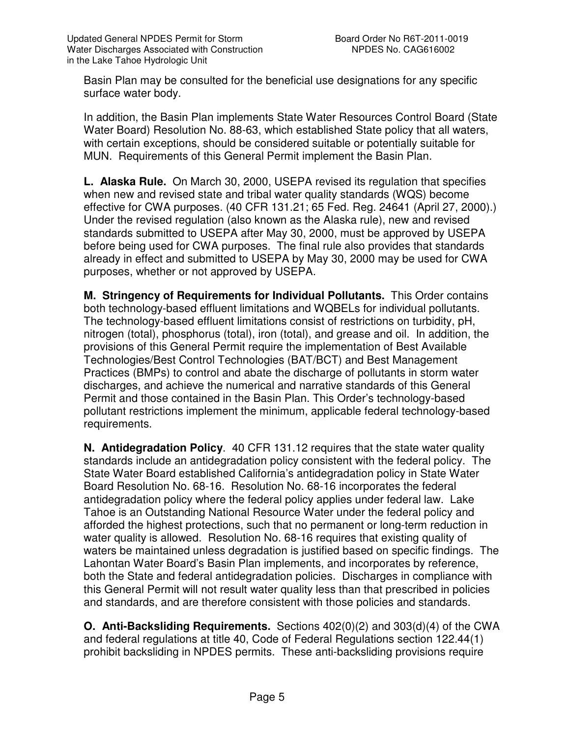Basin Plan may be consulted for the beneficial use designations for any specific surface water body.

In addition, the Basin Plan implements State Water Resources Control Board (State Water Board) Resolution No. 88-63, which established State policy that all waters, with certain exceptions, should be considered suitable or potentially suitable for MUN. Requirements of this General Permit implement the Basin Plan.

**L. Alaska Rule.** On March 30, 2000, USEPA revised its regulation that specifies when new and revised state and tribal water quality standards (WQS) become effective for CWA purposes. (40 CFR 131.21; 65 Fed. Reg. 24641 (April 27, 2000).) Under the revised regulation (also known as the Alaska rule), new and revised standards submitted to USEPA after May 30, 2000, must be approved by USEPA before being used for CWA purposes. The final rule also provides that standards already in effect and submitted to USEPA by May 30, 2000 may be used for CWA purposes, whether or not approved by USEPA.

**M. Stringency of Requirements for Individual Pollutants.** This Order contains both technology-based effluent limitations and WQBELs for individual pollutants. The technology-based effluent limitations consist of restrictions on turbidity, pH, nitrogen (total), phosphorus (total), iron (total), and grease and oil. In addition, the provisions of this General Permit require the implementation of Best Available Technologies/Best Control Technologies (BAT/BCT) and Best Management Practices (BMPs) to control and abate the discharge of pollutants in storm water discharges, and achieve the numerical and narrative standards of this General Permit and those contained in the Basin Plan. This Order's technology-based pollutant restrictions implement the minimum, applicable federal technology-based requirements.

**N. Antidegradation Policy**. 40 CFR 131.12 requires that the state water quality standards include an antidegradation policy consistent with the federal policy. The State Water Board established California's antidegradation policy in State Water Board Resolution No. 68-16. Resolution No. 68-16 incorporates the federal antidegradation policy where the federal policy applies under federal law. Lake Tahoe is an Outstanding National Resource Water under the federal policy and afforded the highest protections, such that no permanent or long-term reduction in water quality is allowed. Resolution No. 68-16 requires that existing quality of waters be maintained unless degradation is justified based on specific findings. The Lahontan Water Board's Basin Plan implements, and incorporates by reference, both the State and federal antidegradation policies. Discharges in compliance with this General Permit will not result water quality less than that prescribed in policies and standards, and are therefore consistent with those policies and standards.

**O. Anti-Backsliding Requirements.** Sections 402(0)(2) and 303(d)(4) of the CWA and federal regulations at title 40, Code of Federal Regulations section 122.44(1) prohibit backsliding in NPDES permits. These anti-backsliding provisions require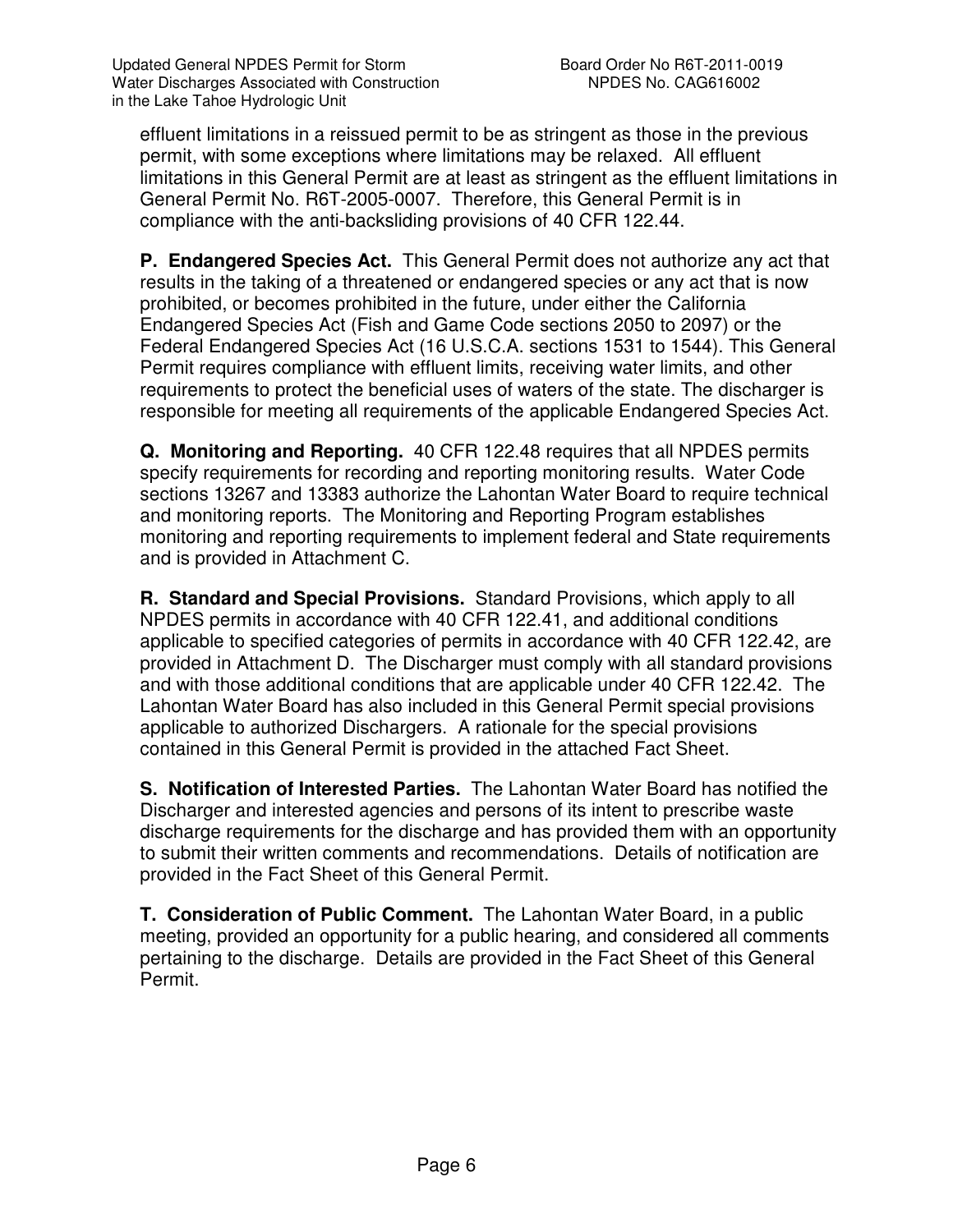effluent limitations in a reissued permit to be as stringent as those in the previous permit, with some exceptions where limitations may be relaxed. All effluent limitations in this General Permit are at least as stringent as the effluent limitations in General Permit No. R6T-2005-0007. Therefore, this General Permit is in compliance with the anti-backsliding provisions of 40 CFR 122.44.

**P. Endangered Species Act.** This General Permit does not authorize any act that results in the taking of a threatened or endangered species or any act that is now prohibited, or becomes prohibited in the future, under either the California Endangered Species Act (Fish and Game Code sections 2050 to 2097) or the Federal Endangered Species Act (16 U.S.C.A. sections 1531 to 1544). This General Permit requires compliance with effluent limits, receiving water limits, and other requirements to protect the beneficial uses of waters of the state. The discharger is responsible for meeting all requirements of the applicable Endangered Species Act.

**Q. Monitoring and Reporting.** 40 CFR 122.48 requires that all NPDES permits specify requirements for recording and reporting monitoring results. Water Code sections 13267 and 13383 authorize the Lahontan Water Board to require technical and monitoring reports. The Monitoring and Reporting Program establishes monitoring and reporting requirements to implement federal and State requirements and is provided in Attachment C.

**R. Standard and Special Provisions.** Standard Provisions, which apply to all NPDES permits in accordance with 40 CFR 122.41, and additional conditions applicable to specified categories of permits in accordance with 40 CFR 122.42, are provided in Attachment D. The Discharger must comply with all standard provisions and with those additional conditions that are applicable under 40 CFR 122.42. The Lahontan Water Board has also included in this General Permit special provisions applicable to authorized Dischargers. A rationale for the special provisions contained in this General Permit is provided in the attached Fact Sheet.

**S. Notification of Interested Parties.** The Lahontan Water Board has notified the Discharger and interested agencies and persons of its intent to prescribe waste discharge requirements for the discharge and has provided them with an opportunity to submit their written comments and recommendations. Details of notification are provided in the Fact Sheet of this General Permit.

**T. Consideration of Public Comment.** The Lahontan Water Board, in a public meeting, provided an opportunity for a public hearing, and considered all comments pertaining to the discharge. Details are provided in the Fact Sheet of this General Permit.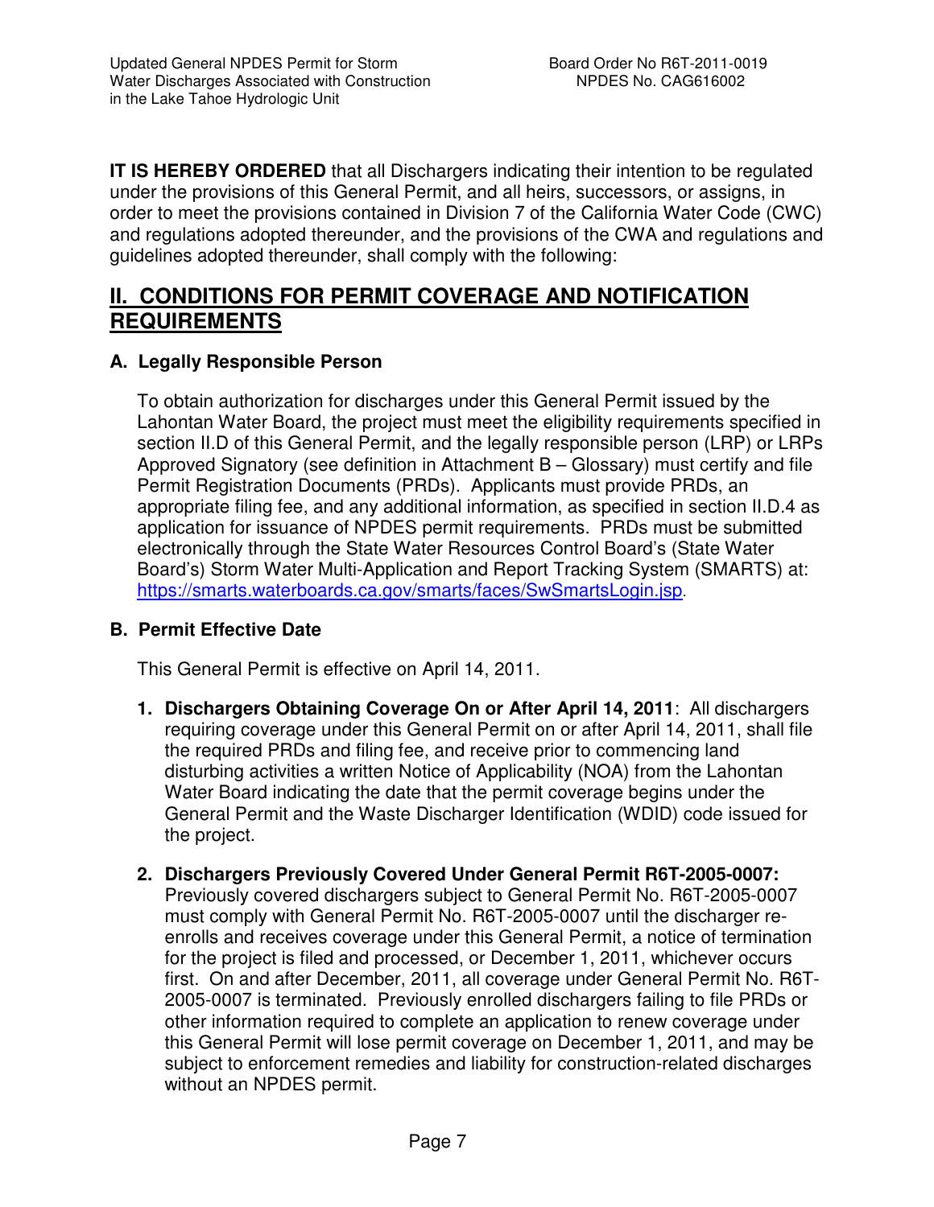**IT IS HEREBY ORDERED** that all Dischargers indicating their intention to be regulated under the provisions of this General Permit, and all heirs, successors, or assigns, in order to meet the provisions contained in Division 7 of the California Water Code (CWC) and regulations adopted thereunder, and the provisions of the CWA and regulations and guidelines adopted thereunder, shall comply with the following:

## II. CONDITIONS FOR PERMIT COVERAGE AND NOTIFICATION REQUIREMENTS

### A. Legally Responsible Person

To obtain authorization for discharges under this General Permit issued by the Lahontan Water Board, the project must meet the eligibility requirements specified in section II.D of this General Permit, and the legally responsible person (LRP) or LRPs Approved Signatory (see definition in Attachment B – Glossary) must certify and file Permit Registration Documents (PRDs). Applicants must provide PRDs, an appropriate filing fee, and any additional information, as specified in section II.D.4 as application for issuance of NPDES permit requirements. PRDs must be submitted electronically through the State Water Resources Control Board's (State Water Board's) Storm Water Multi-Application and Report Tracking System (SMARTS) at: https://smarts.waterboards.ca.gov/smarts/faces/SwSmartsLogin.jsp.

### B. Permit Effective Date

This General Permit is effective on April 14, 2011.

1. **Dischargers Obtaining Coverage On or After April 14, 2011**: All dischargers requiring coverage under this General Permit on or after April 14, 2011, shall file the required PRDs and filing fee, and receive prior to commencing land disturbing activities a written Notice of Applicability (NOA) from the Lahontan Water Board indicating the date that the permit coverage begins under the General Permit and the Waste Discharger Identification (WDID) code issued for the project.

2. **Dischargers Previously Covered Under General Permit R6T-2005-0007:** Previously covered dischargers subject to General Permit No. R6T-2005-0007 must comply with General Permit No. R6T-2005-0007 until the discharger re-enrolls and receives coverage under this General Permit, a notice of termination for the project is filed and processed, or December 1, 2011, whichever occurs first. On and after December, 2011, all coverage under General Permit No. R6T-2005-0007 is terminated. Previously enrolled dischargers failing to file PRDs or other information required to complete an application to renew coverage under this General Permit will lose permit coverage on December 1, 2011, and may be subject to enforcement remedies and liability for construction-related discharges without an NPDES permit.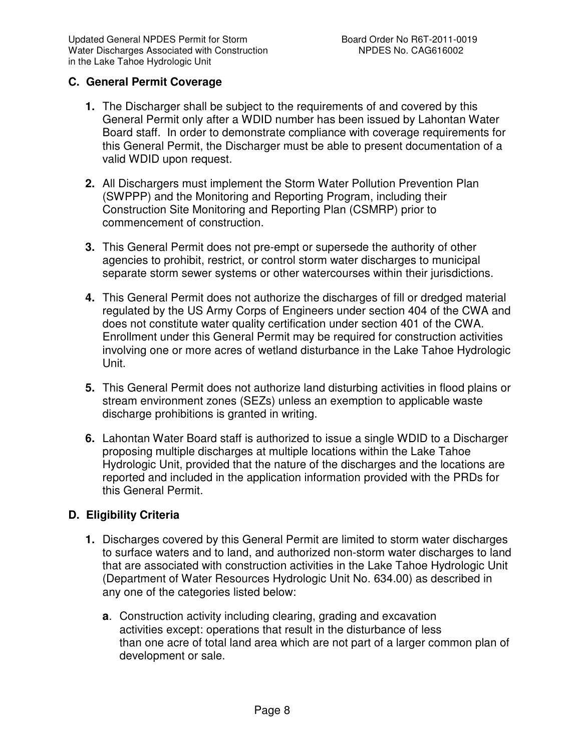## C. General Permit Coverage

1. The Discharger shall be subject to the requirements of and covered by this General Permit only after a WDID number has been issued by Lahontan Water Board staff. In order to demonstrate compliance with coverage requirements for this General Permit, the Discharger must be able to present documentation of a valid WDID upon request.

2. All Dischargers must implement the Storm Water Pollution Prevention Plan (SWPPP) and the Monitoring and Reporting Program, including their Construction Site Monitoring and Reporting Plan (CSMRP) prior to commencement of construction.

3. This General Permit does not pre-empt or supersede the authority of other agencies to prohibit, restrict, or control storm water discharges to municipal separate storm sewer systems or other watercourses within their jurisdictions.

4. This General Permit does not authorize the discharges of fill or dredged material regulated by the US Army Corps of Engineers under section 404 of the CWA and does not constitute water quality certification under section 401 of the CWA. Enrollment under this General Permit may be required for construction activities involving one or more acres of wetland disturbance in the Lake Tahoe Hydrologic Unit.

5. This General Permit does not authorize land disturbing activities in flood plains or stream environment zones (SEZs) unless an exemption to applicable waste discharge prohibitions is granted in writing.

6. Lahontan Water Board staff is authorized to issue a single WDID to a Discharger proposing multiple discharges at multiple locations within the Lake Tahoe Hydrologic Unit, provided that the nature of the discharges and the locations are reported and included in the application information provided with the PRDs for this General Permit.

## D. Eligibility Criteria

1. Discharges covered by this General Permit are limited to storm water discharges to surface waters and to land, and authorized non-storm water discharges to land that are associated with construction activities in the Lake Tahoe Hydrologic Unit (Department of Water Resources Hydrologic Unit No. 634.00) as described in any one of the categories listed below:

   **a**. Construction activity including clearing, grading and excavation activities except: operations that result in the disturbance of less than one acre of total land area which are not part of a larger common plan of development or sale.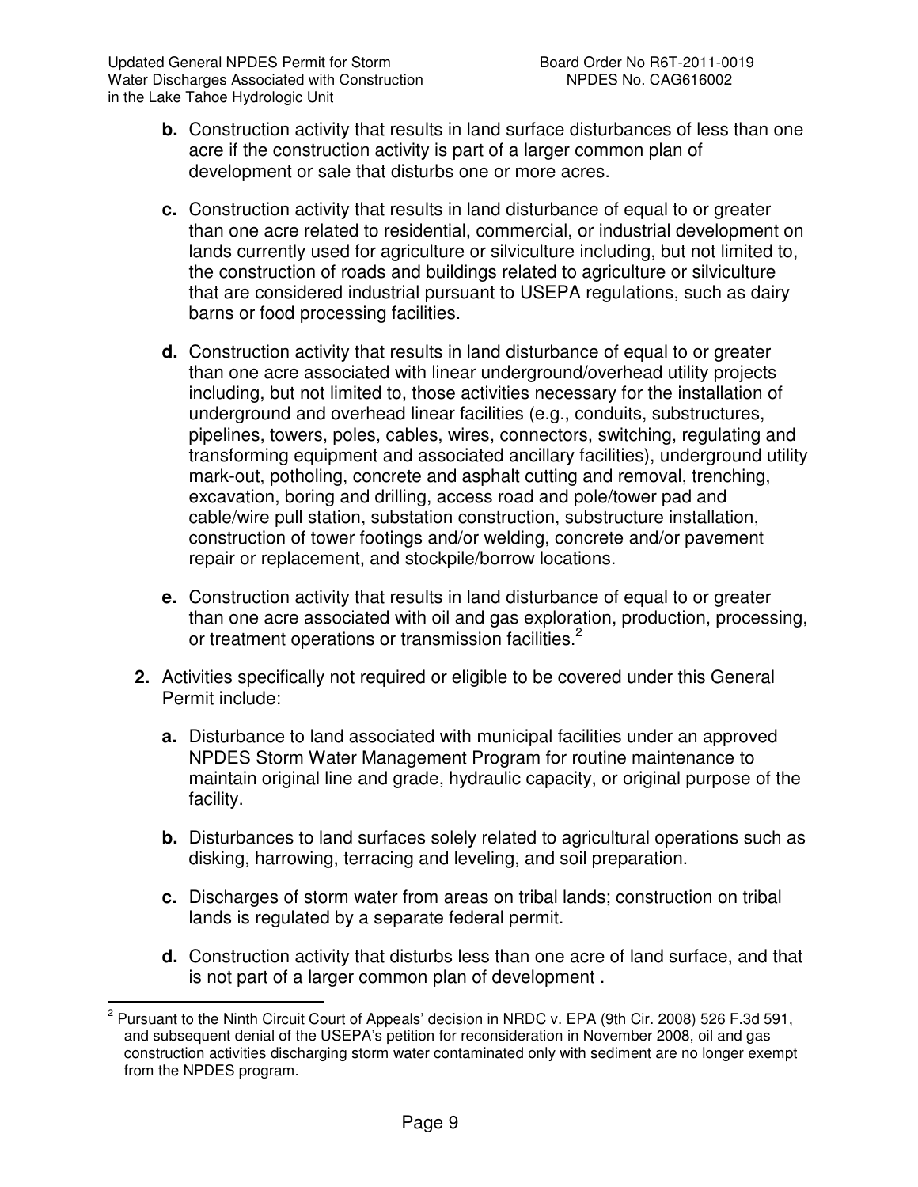**b.** Construction activity that results in land surface disturbances of less than one acre if the construction activity is part of a larger common plan of development or sale that disturbs one or more acres.

**c.** Construction activity that results in land disturbance of equal to or greater than one acre related to residential, commercial, or industrial development on lands currently used for agriculture or silviculture including, but not limited to, the construction of roads and buildings related to agriculture or silviculture that are considered industrial pursuant to USEPA regulations, such as dairy barns or food processing facilities.

**d.** Construction activity that results in land disturbance of equal to or greater than one acre associated with linear underground/overhead utility projects including, but not limited to, those activities necessary for the installation of underground and overhead linear facilities (e.g., conduits, substructures, pipelines, towers, poles, cables, wires, connectors, switching, regulating and transforming equipment and associated ancillary facilities), underground utility mark-out, potholing, concrete and asphalt cutting and removal, trenching, excavation, boring and drilling, access road and pole/tower pad and cable/wire pull station, substation construction, substructure installation, construction of tower footings and/or welding, concrete and/or pavement repair or replacement, and stockpile/borrow locations.

**e.** Construction activity that results in land disturbance of equal to or greater than one acre associated with oil and gas exploration, production, processing, or treatment operations or transmission facilities.[2]

**2.** Activities specifically not required or eligible to be covered under this General Permit include:

**a.** Disturbance to land associated with municipal facilities under an approved NPDES Storm Water Management Program for routine maintenance to maintain original line and grade, hydraulic capacity, or original purpose of the facility.

**b.** Disturbances to land surfaces solely related to agricultural operations such as disking, harrowing, terracing and leveling, and soil preparation.

**c.** Discharges of storm water from areas on tribal lands; construction on tribal lands is regulated by a separate federal permit.

**d.** Construction activity that disturbs less than one acre of land surface, and that is not part of a larger common plan of development .

---

[2] Pursuant to the Ninth Circuit Court of Appeals' decision in NRDC v. EPA (9th Cir. 2008) 526 F.3d 591, and subsequent denial of the USEPA's petition for reconsideration in November 2008, oil and gas construction activities discharging storm water contaminated only with sediment are no longer exempt from the NPDES program.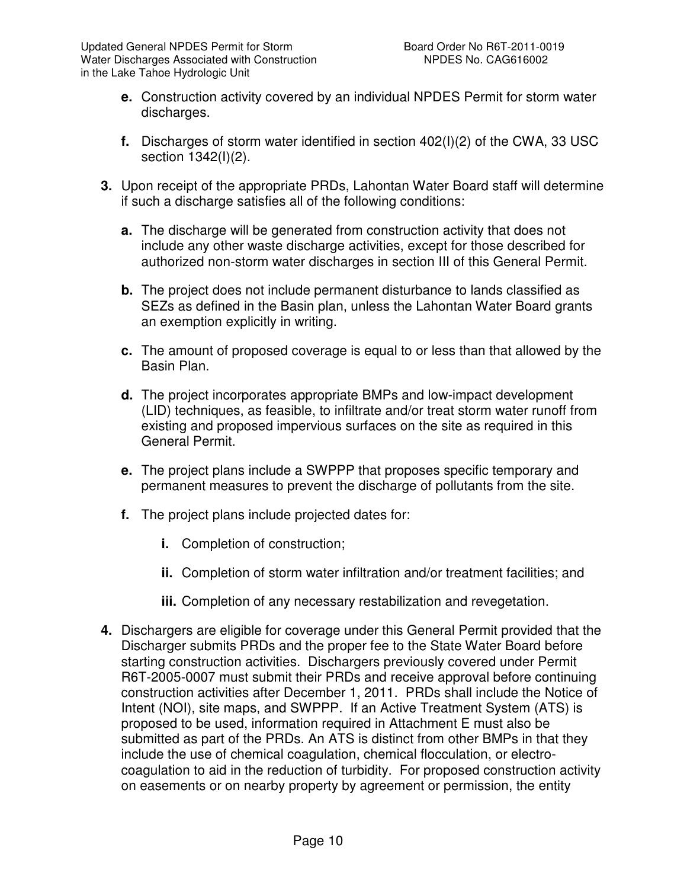**e.** Construction activity covered by an individual NPDES Permit for storm water discharges.

**f.** Discharges of storm water identified in section 402(l)(2) of the CWA, 33 USC section 1342(l)(2).

**3.** Upon receipt of the appropriate PRDs, Lahontan Water Board staff will determine if such a discharge satisfies all of the following conditions:

**a.** The discharge will be generated from construction activity that does not include any other waste discharge activities, except for those described for authorized non-storm water discharges in section III of this General Permit.

**b.** The project does not include permanent disturbance to lands classified as SEZs as defined in the Basin plan, unless the Lahontan Water Board grants an exemption explicitly in writing.

**c.** The amount of proposed coverage is equal to or less than that allowed by the Basin Plan.

**d.** The project incorporates appropriate BMPs and low-impact development (LID) techniques, as feasible, to infiltrate and/or treat storm water runoff from existing and proposed impervious surfaces on the site as required in this General Permit.

**e.** The project plans include a SWPPP that proposes specific temporary and permanent measures to prevent the discharge of pollutants from the site.

**f.** The project plans include projected dates for:

**i.** Completion of construction;

**ii.** Completion of storm water infiltration and/or treatment facilities; and

**iii.** Completion of any necessary restabilization and revegetation.

**4.** Dischargers are eligible for coverage under this General Permit provided that the Discharger submits PRDs and the proper fee to the State Water Board before starting construction activities. Dischargers previously covered under Permit R6T-2005-0007 must submit their PRDs and receive approval before continuing construction activities after December 1, 2011. PRDs shall include the Notice of Intent (NOI), site maps, and SWPPP. If an Active Treatment System (ATS) is proposed to be used, information required in Attachment E must also be submitted as part of the PRDs. An ATS is distinct from other BMPs in that they include the use of chemical coagulation, chemical flocculation, or electro-coagulation to aid in the reduction of turbidity. For proposed construction activity on easements or on nearby property by agreement or permission, the entity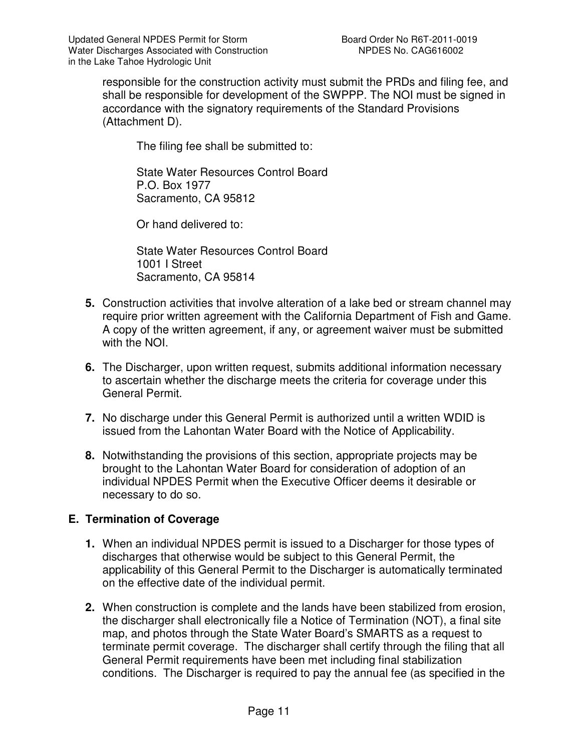responsible for the construction activity must submit the PRDs and filing fee, and shall be responsible for development of the SWPPP. The NOI must be signed in accordance with the signatory requirements of the Standard Provisions (Attachment D).

The filing fee shall be submitted to:

State Water Resources Control Board
P.O. Box 1977
Sacramento, CA 95812

Or hand delivered to:

State Water Resources Control Board
1001 I Street
Sacramento, CA 95814

5. Construction activities that involve alteration of a lake bed or stream channel may require prior written agreement with the California Department of Fish and Game. A copy of the written agreement, if any, or agreement waiver must be submitted with the NOI.

6. The Discharger, upon written request, submits additional information necessary to ascertain whether the discharge meets the criteria for coverage under this General Permit.

7. No discharge under this General Permit is authorized until a written WDID is issued from the Lahontan Water Board with the Notice of Applicability.

8. Notwithstanding the provisions of this section, appropriate projects may be brought to the Lahontan Water Board for consideration of adoption of an individual NPDES Permit when the Executive Officer deems it desirable or necessary to do so.

## E. Termination of Coverage

1. When an individual NPDES permit is issued to a Discharger for those types of discharges that otherwise would be subject to this General Permit, the applicability of this General Permit to the Discharger is automatically terminated on the effective date of the individual permit.

2. When construction is complete and the lands have been stabilized from erosion, the discharger shall electronically file a Notice of Termination (NOT), a final site map, and photos through the State Water Board's SMARTS as a request to terminate permit coverage. The discharger shall certify through the filing that all General Permit requirements have been met including final stabilization conditions. The Discharger is required to pay the annual fee (as specified in the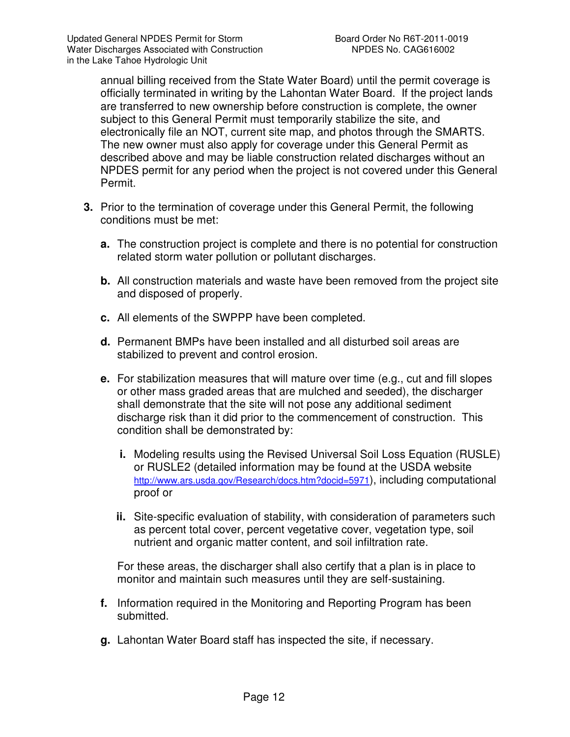annual billing received from the State Water Board) until the permit coverage is officially terminated in writing by the Lahontan Water Board. If the project lands are transferred to new ownership before construction is complete, the owner subject to this General Permit must temporarily stabilize the site, and electronically file an NOT, current site map, and photos through the SMARTS. The new owner must also apply for coverage under this General Permit as described above and may be liable construction related discharges without an NPDES permit for any period when the project is not covered under this General Permit.

3. Prior to the termination of coverage under this General Permit, the following conditions must be met:

   a. The construction project is complete and there is no potential for construction related storm water pollution or pollutant discharges.

   b. All construction materials and waste have been removed from the project site and disposed of properly.

   c. All elements of the SWPPP have been completed.

   d. Permanent BMPs have been installed and all disturbed soil areas are stabilized to prevent and control erosion.

   e. For stabilization measures that will mature over time (e.g., cut and fill slopes or other mass graded areas that are mulched and seeded), the discharger shall demonstrate that the site will not pose any additional sediment discharge risk than it did prior to the commencement of construction. This condition shall be demonstrated by:

      i. Modeling results using the Revised Universal Soil Loss Equation (RUSLE) or RUSLE2 (detailed information may be found at the USDA website http://www.ars.usda.gov/Research/docs.htm?docid=5971), including computational proof or

      ii. Site-specific evaluation of stability, with consideration of parameters such as percent total cover, percent vegetative cover, vegetation type, soil nutrient and organic matter content, and soil infiltration rate.

      For these areas, the discharger shall also certify that a plan is in place to monitor and maintain such measures until they are self-sustaining.

   f. Information required in the Monitoring and Reporting Program has been submitted.

   g. Lahontan Water Board staff has inspected the site, if necessary.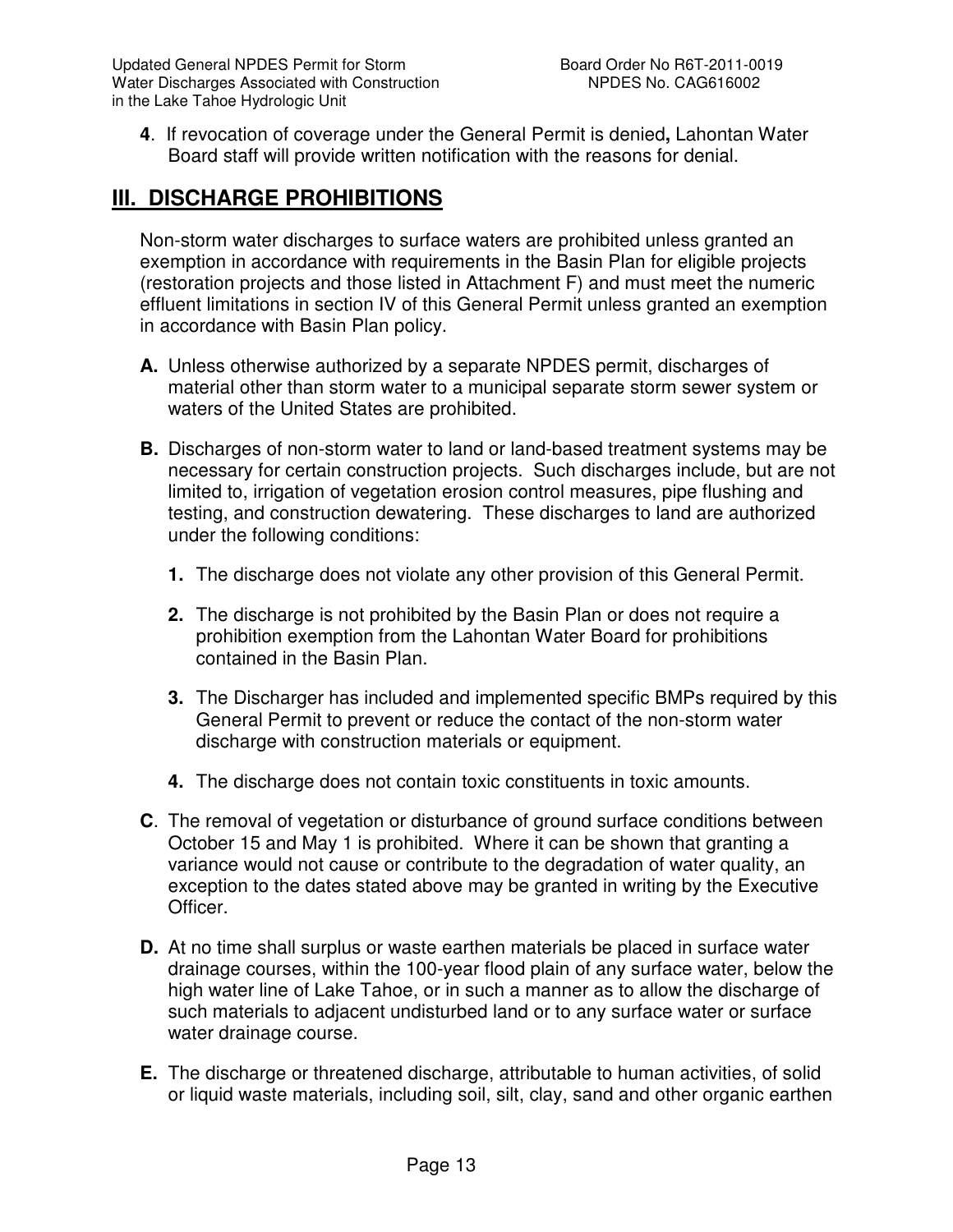**4**. If revocation of coverage under the General Permit is denied**,** Lahontan Water Board staff will provide written notification with the reasons for denial.

## III. DISCHARGE PROHIBITIONS

Non-storm water discharges to surface waters are prohibited unless granted an exemption in accordance with requirements in the Basin Plan for eligible projects (restoration projects and those listed in Attachment F) and must meet the numeric effluent limitations in section IV of this General Permit unless granted an exemption in accordance with Basin Plan policy.

**A.** Unless otherwise authorized by a separate NPDES permit, discharges of material other than storm water to a municipal separate storm sewer system or waters of the United States are prohibited.

**B.** Discharges of non-storm water to land or land-based treatment systems may be necessary for certain construction projects. Such discharges include, but are not limited to, irrigation of vegetation erosion control measures, pipe flushing and testing, and construction dewatering. These discharges to land are authorized under the following conditions:

**1.** The discharge does not violate any other provision of this General Permit.

**2.** The discharge is not prohibited by the Basin Plan or does not require a prohibition exemption from the Lahontan Water Board for prohibitions contained in the Basin Plan.

**3.** The Discharger has included and implemented specific BMPs required by this General Permit to prevent or reduce the contact of the non-storm water discharge with construction materials or equipment.

**4.** The discharge does not contain toxic constituents in toxic amounts.

**C**. The removal of vegetation or disturbance of ground surface conditions between October 15 and May 1 is prohibited. Where it can be shown that granting a variance would not cause or contribute to the degradation of water quality, an exception to the dates stated above may be granted in writing by the Executive Officer.

**D.** At no time shall surplus or waste earthen materials be placed in surface water drainage courses, within the 100-year flood plain of any surface water, below the high water line of Lake Tahoe, or in such a manner as to allow the discharge of such materials to adjacent undisturbed land or to any surface water or surface water drainage course.

**E.** The discharge or threatened discharge, attributable to human activities, of solid or liquid waste materials, including soil, silt, clay, sand and other organic earthen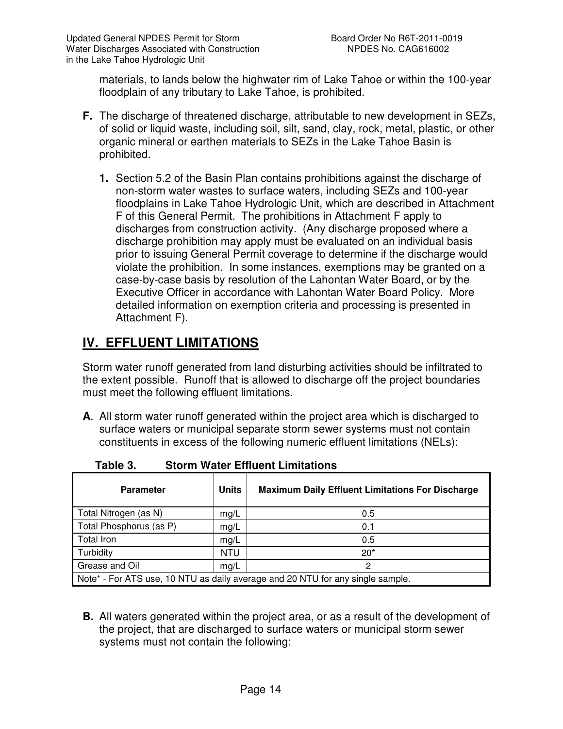materials, to lands below the highwater rim of Lake Tahoe or within the 100-year floodplain of any tributary to Lake Tahoe, is prohibited.

**F.** The discharge of threatened discharge, attributable to new development in SEZs, of solid or liquid waste, including soil, silt, sand, clay, rock, metal, plastic, or other organic mineral or earthen materials to SEZs in the Lake Tahoe Basin is prohibited.

**1.** Section 5.2 of the Basin Plan contains prohibitions against the discharge of non-storm water wastes to surface waters, including SEZs and 100-year floodplains in Lake Tahoe Hydrologic Unit, which are described in Attachment F of this General Permit. The prohibitions in Attachment F apply to discharges from construction activity. (Any discharge proposed where a discharge prohibition may apply must be evaluated on an individual basis prior to issuing General Permit coverage to determine if the discharge would violate the prohibition. In some instances, exemptions may be granted on a case-by-case basis by resolution of the Lahontan Water Board, or by the Executive Officer in accordance with Lahontan Water Board Policy. More detailed information on exemption criteria and processing is presented in Attachment F).

# IV. EFFLUENT LIMITATIONS

Storm water runoff generated from land disturbing activities should be infiltrated to the extent possible. Runoff that is allowed to discharge off the project boundaries must meet the following effluent limitations.

**A**. All storm water runoff generated within the project area which is discharged to surface waters or municipal separate storm sewer systems must not contain constituents in excess of the following numeric effluent limitations (NELs):

**Table 3. Storm Water Effluent Limitations**

| Parameter | Units | Maximum Daily Effluent Limitations For Discharge |
|---|---|---|
| Total Nitrogen (as N) | mg/L | 0.5 |
| Total Phosphorus (as P) | mg/L | 0.1 |
| Total Iron | mg/L | 0.5 |
| Turbidity | NTU | 20* |
| Grease and Oil | mg/L | 2 |
| Note* - For ATS use, 10 NTU as daily average and 20 NTU for any single sample. | | |

**B.** All waters generated within the project area, or as a result of the development of the project, that are discharged to surface waters or municipal storm sewer systems must not contain the following: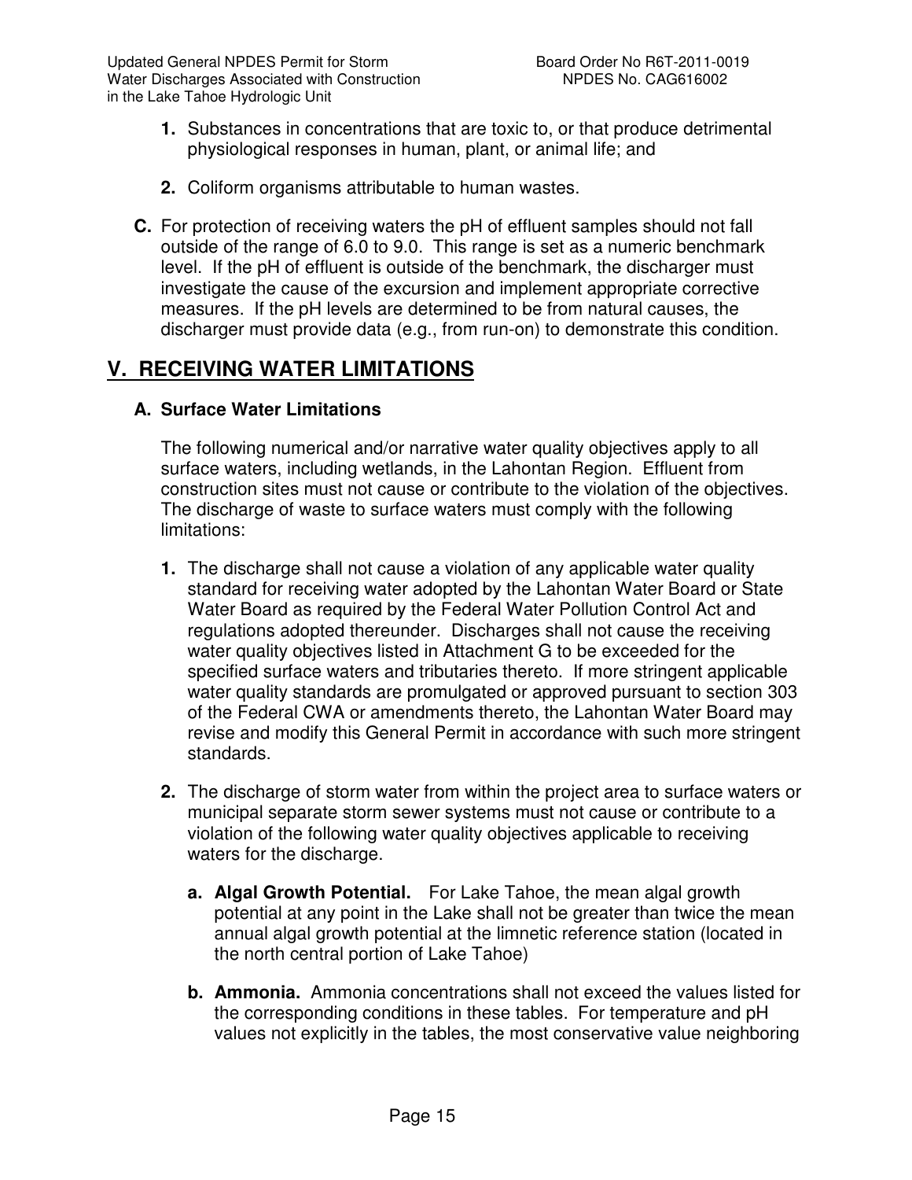1. Substances in concentrations that are toxic to, or that produce detrimental physiological responses in human, plant, or animal life; and

2. Coliform organisms attributable to human wastes.

**C.** For protection of receiving waters the pH of effluent samples should not fall outside of the range of 6.0 to 9.0. This range is set as a numeric benchmark level. If the pH of effluent is outside of the benchmark, the discharger must investigate the cause of the excursion and implement appropriate corrective measures. If the pH levels are determined to be from natural causes, the discharger must provide data (e.g., from run-on) to demonstrate this condition.

## V. RECEIVING WATER LIMITATIONS

### A. Surface Water Limitations

The following numerical and/or narrative water quality objectives apply to all surface waters, including wetlands, in the Lahontan Region. Effluent from construction sites must not cause or contribute to the violation of the objectives. The discharge of waste to surface waters must comply with the following limitations:

1. The discharge shall not cause a violation of any applicable water quality standard for receiving water adopted by the Lahontan Water Board or State Water Board as required by the Federal Water Pollution Control Act and regulations adopted thereunder. Discharges shall not cause the receiving water quality objectives listed in Attachment G to be exceeded for the specified surface waters and tributaries thereto. If more stringent applicable water quality standards are promulgated or approved pursuant to section 303 of the Federal CWA or amendments thereto, the Lahontan Water Board may revise and modify this General Permit in accordance with such more stringent standards.

2. The discharge of storm water from within the project area to surface waters or municipal separate storm sewer systems must not cause or contribute to a violation of the following water quality objectives applicable to receiving waters for the discharge.

   a. **Algal Growth Potential.** For Lake Tahoe, the mean algal growth potential at any point in the Lake shall not be greater than twice the mean annual algal growth potential at the limnetic reference station (located in the north central portion of Lake Tahoe)

   b. **Ammonia.** Ammonia concentrations shall not exceed the values listed for the corresponding conditions in these tables. For temperature and pH values not explicitly in the tables, the most conservative value neighboring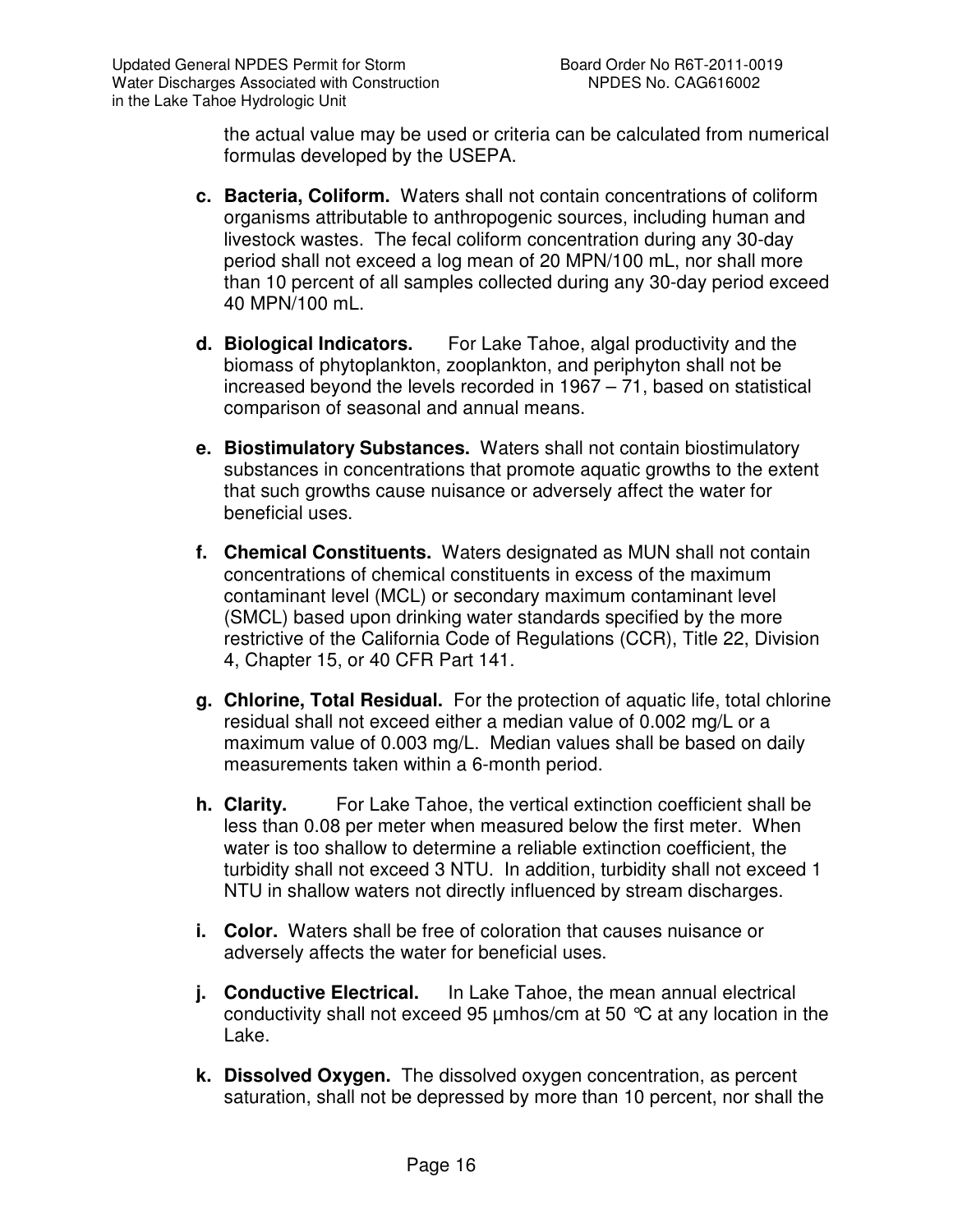the actual value may be used or criteria can be calculated from numerical formulas developed by the USEPA.

c. **Bacteria, Coliform.** Waters shall not contain concentrations of coliform organisms attributable to anthropogenic sources, including human and livestock wastes. The fecal coliform concentration during any 30-day period shall not exceed a log mean of 20 MPN/100 mL, nor shall more than 10 percent of all samples collected during any 30-day period exceed 40 MPN/100 mL.

d. **Biological Indicators.** For Lake Tahoe, algal productivity and the biomass of phytoplankton, zooplankton, and periphyton shall not be increased beyond the levels recorded in 1967 – 71, based on statistical comparison of seasonal and annual means.

e. **Biostimulatory Substances.** Waters shall not contain biostimulatory substances in concentrations that promote aquatic growths to the extent that such growths cause nuisance or adversely affect the water for beneficial uses.

f. **Chemical Constituents.** Waters designated as MUN shall not contain concentrations of chemical constituents in excess of the maximum contaminant level (MCL) or secondary maximum contaminant level (SMCL) based upon drinking water standards specified by the more restrictive of the California Code of Regulations (CCR), Title 22, Division 4, Chapter 15, or 40 CFR Part 141.

g. **Chlorine, Total Residual.** For the protection of aquatic life, total chlorine residual shall not exceed either a median value of 0.002 mg/L or a maximum value of 0.003 mg/L. Median values shall be based on daily measurements taken within a 6-month period.

h. **Clarity.** For Lake Tahoe, the vertical extinction coefficient shall be less than 0.08 per meter when measured below the first meter. When water is too shallow to determine a reliable extinction coefficient, the turbidity shall not exceed 3 NTU. In addition, turbidity shall not exceed 1 NTU in shallow waters not directly influenced by stream discharges.

i. **Color.** Waters shall be free of coloration that causes nuisance or adversely affects the water for beneficial uses.

j. **Conductive Electrical.** In Lake Tahoe, the mean annual electrical conductivity shall not exceed 95 µmhos/cm at 50 °C at any location in the Lake.

k. **Dissolved Oxygen.** The dissolved oxygen concentration, as percent saturation, shall not be depressed by more than 10 percent, nor shall the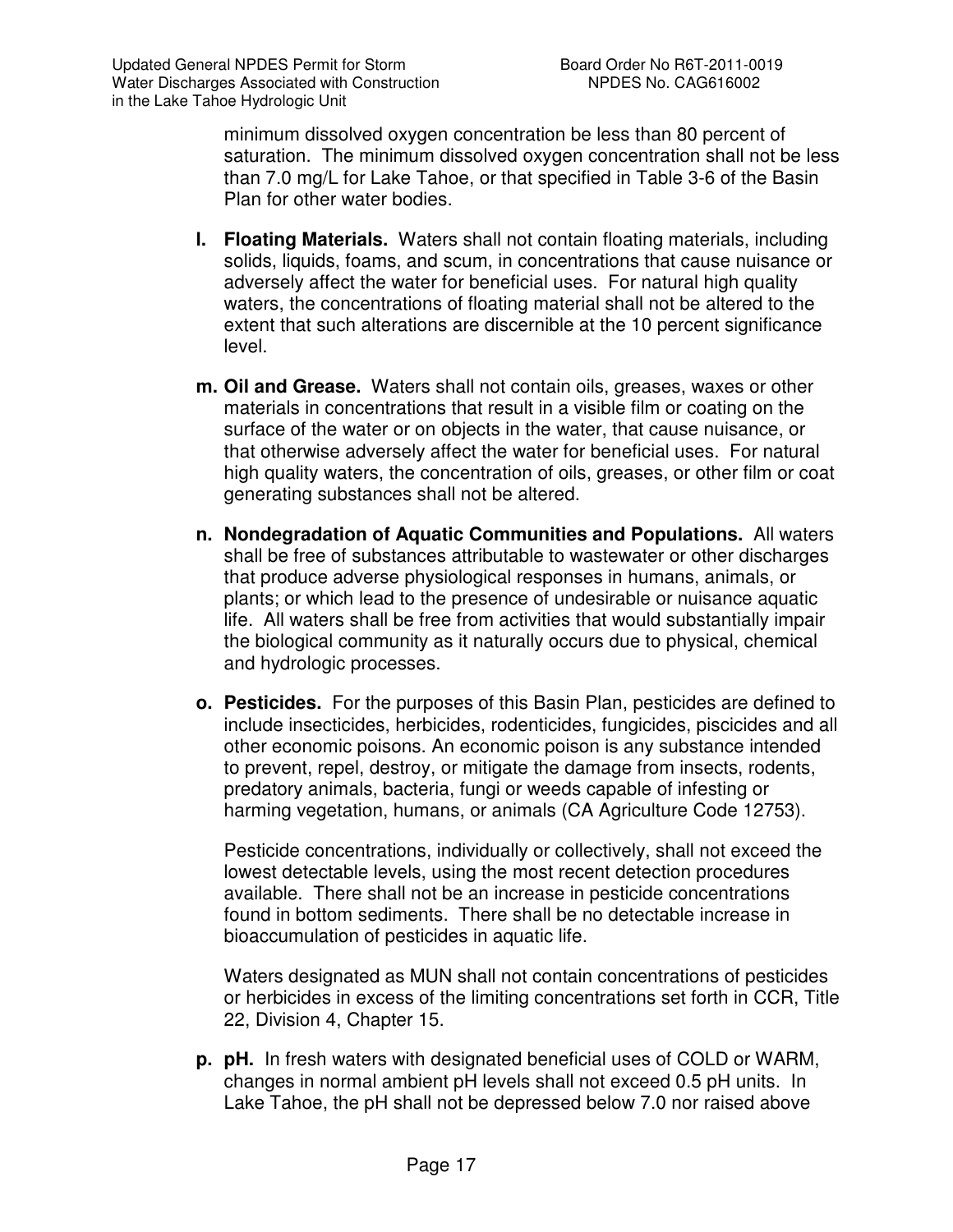minimum dissolved oxygen concentration be less than 80 percent of saturation. The minimum dissolved oxygen concentration shall not be less than 7.0 mg/L for Lake Tahoe, or that specified in Table 3-6 of the Basin Plan for other water bodies.

l. **Floating Materials.** Waters shall not contain floating materials, including solids, liquids, foams, and scum, in concentrations that cause nuisance or adversely affect the water for beneficial uses. For natural high quality waters, the concentrations of floating material shall not be altered to the extent that such alterations are discernible at the 10 percent significance level.

m. **Oil and Grease.** Waters shall not contain oils, greases, waxes or other materials in concentrations that result in a visible film or coating on the surface of the water or on objects in the water, that cause nuisance, or that otherwise adversely affect the water for beneficial uses. For natural high quality waters, the concentration of oils, greases, or other film or coat generating substances shall not be altered.

n. **Nondegradation of Aquatic Communities and Populations.** All waters shall be free of substances attributable to wastewater or other discharges that produce adverse physiological responses in humans, animals, or plants; or which lead to the presence of undesirable or nuisance aquatic life. All waters shall be free from activities that would substantially impair the biological community as it naturally occurs due to physical, chemical and hydrologic processes.

o. **Pesticides.** For the purposes of this Basin Plan, pesticides are defined to include insecticides, herbicides, rodenticides, fungicides, piscicides and all other economic poisons. An economic poison is any substance intended to prevent, repel, destroy, or mitigate the damage from insects, rodents, predatory animals, bacteria, fungi or weeds capable of infesting or harming vegetation, humans, or animals (CA Agriculture Code 12753).

   Pesticide concentrations, individually or collectively, shall not exceed the lowest detectable levels, using the most recent detection procedures available. There shall not be an increase in pesticide concentrations found in bottom sediments. There shall be no detectable increase in bioaccumulation of pesticides in aquatic life.

   Waters designated as MUN shall not contain concentrations of pesticides or herbicides in excess of the limiting concentrations set forth in CCR, Title 22, Division 4, Chapter 15.

p. **pH.** In fresh waters with designated beneficial uses of COLD or WARM, changes in normal ambient pH levels shall not exceed 0.5 pH units. In Lake Tahoe, the pH shall not be depressed below 7.0 nor raised above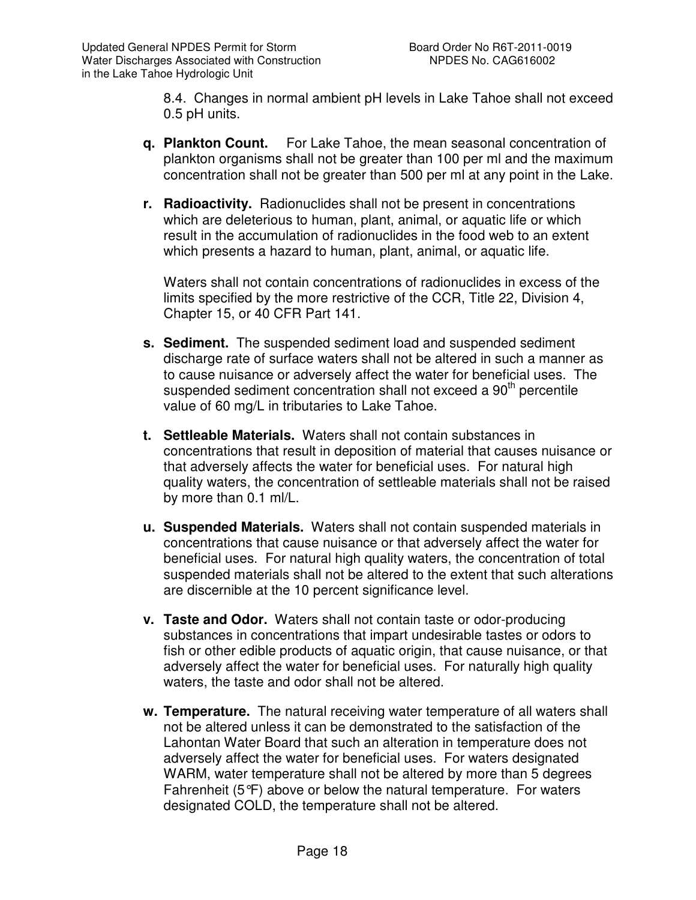8.4. Changes in normal ambient pH levels in Lake Tahoe shall not exceed 0.5 pH units.

**q. Plankton Count.** For Lake Tahoe, the mean seasonal concentration of plankton organisms shall not be greater than 100 per ml and the maximum concentration shall not be greater than 500 per ml at any point in the Lake.

**r. Radioactivity.** Radionuclides shall not be present in concentrations which are deleterious to human, plant, animal, or aquatic life or which result in the accumulation of radionuclides in the food web to an extent which presents a hazard to human, plant, animal, or aquatic life.

Waters shall not contain concentrations of radionuclides in excess of the limits specified by the more restrictive of the CCR, Title 22, Division 4, Chapter 15, or 40 CFR Part 141.

**s. Sediment.** The suspended sediment load and suspended sediment discharge rate of surface waters shall not be altered in such a manner as to cause nuisance or adversely affect the water for beneficial uses. The suspended sediment concentration shall not exceed a 90$^{th}$ percentile value of 60 mg/L in tributaries to Lake Tahoe.

**t. Settleable Materials.** Waters shall not contain substances in concentrations that result in deposition of material that causes nuisance or that adversely affects the water for beneficial uses. For natural high quality waters, the concentration of settleable materials shall not be raised by more than 0.1 ml/L.

**u. Suspended Materials.** Waters shall not contain suspended materials in concentrations that cause nuisance or that adversely affect the water for beneficial uses. For natural high quality waters, the concentration of total suspended materials shall not be altered to the extent that such alterations are discernible at the 10 percent significance level.

**v. Taste and Odor.** Waters shall not contain taste or odor-producing substances in concentrations that impart undesirable tastes or odors to fish or other edible products of aquatic origin, that cause nuisance, or that adversely affect the water for beneficial uses. For naturally high quality waters, the taste and odor shall not be altered.

**w. Temperature.** The natural receiving water temperature of all waters shall not be altered unless it can be demonstrated to the satisfaction of the Lahontan Water Board that such an alteration in temperature does not adversely affect the water for beneficial uses. For waters designated WARM, water temperature shall not be altered by more than 5 degrees Fahrenheit (5°F) above or below the natural temperature. For waters designated COLD, the temperature shall not be altered.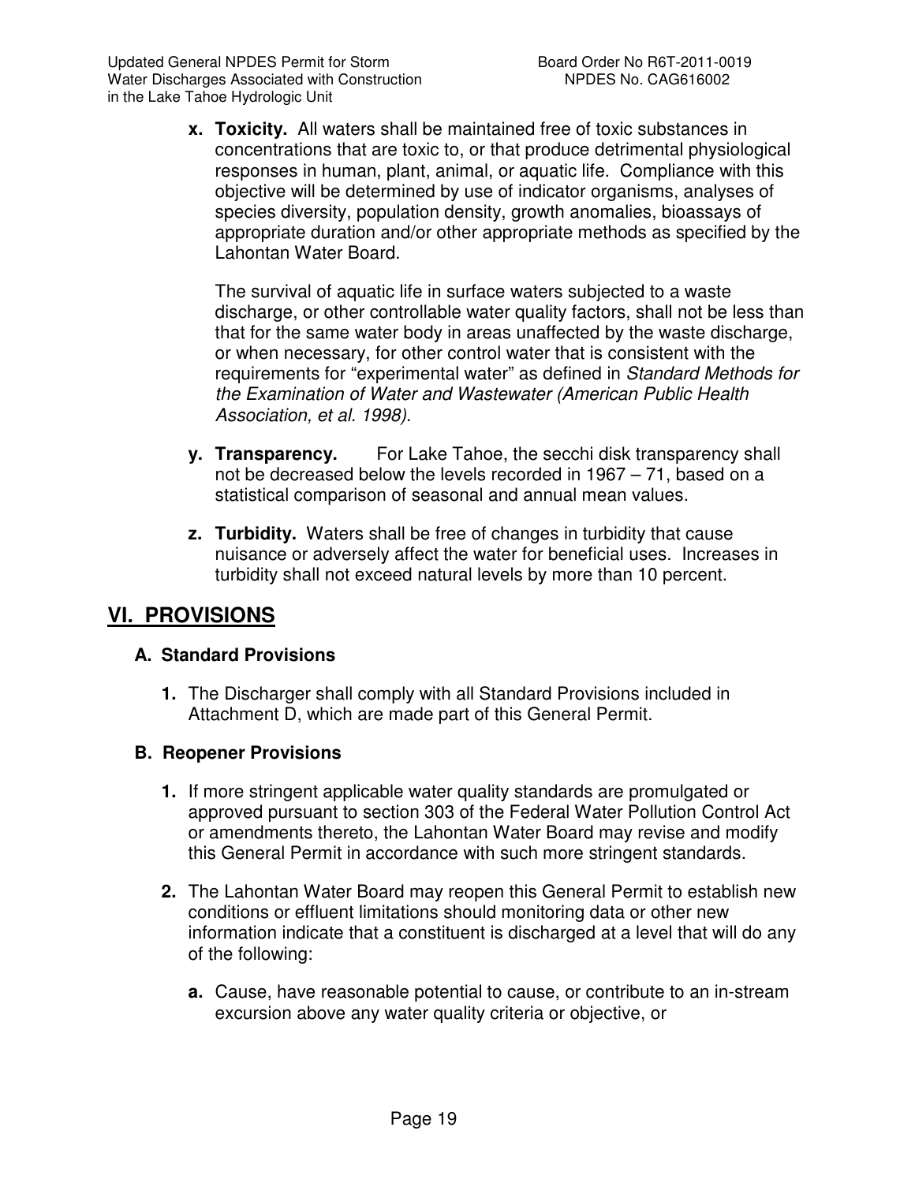**x. Toxicity.** All waters shall be maintained free of toxic substances in concentrations that are toxic to, or that produce detrimental physiological responses in human, plant, animal, or aquatic life. Compliance with this objective will be determined by use of indicator organisms, analyses of species diversity, population density, growth anomalies, bioassays of appropriate duration and/or other appropriate methods as specified by the Lahontan Water Board.

The survival of aquatic life in surface waters subjected to a waste discharge, or other controllable water quality factors, shall not be less than that for the same water body in areas unaffected by the waste discharge, or when necessary, for other control water that is consistent with the requirements for "experimental water" as defined in *Standard Methods for the Examination of Water and Wastewater (American Public Health Association, et al. 1998)*.

**y. Transparency.** For Lake Tahoe, the secchi disk transparency shall not be decreased below the levels recorded in 1967 – 71, based on a statistical comparison of seasonal and annual mean values.

**z. Turbidity.** Waters shall be free of changes in turbidity that cause nuisance or adversely affect the water for beneficial uses. Increases in turbidity shall not exceed natural levels by more than 10 percent.

## VI. PROVISIONS

### A. Standard Provisions

**1.** The Discharger shall comply with all Standard Provisions included in Attachment D, which are made part of this General Permit.

### B. Reopener Provisions

**1.** If more stringent applicable water quality standards are promulgated or approved pursuant to section 303 of the Federal Water Pollution Control Act or amendments thereto, the Lahontan Water Board may revise and modify this General Permit in accordance with such more stringent standards.

**2.** The Lahontan Water Board may reopen this General Permit to establish new conditions or effluent limitations should monitoring data or other new information indicate that a constituent is discharged at a level that will do any of the following:

**a.** Cause, have reasonable potential to cause, or contribute to an in-stream excursion above any water quality criteria or objective, or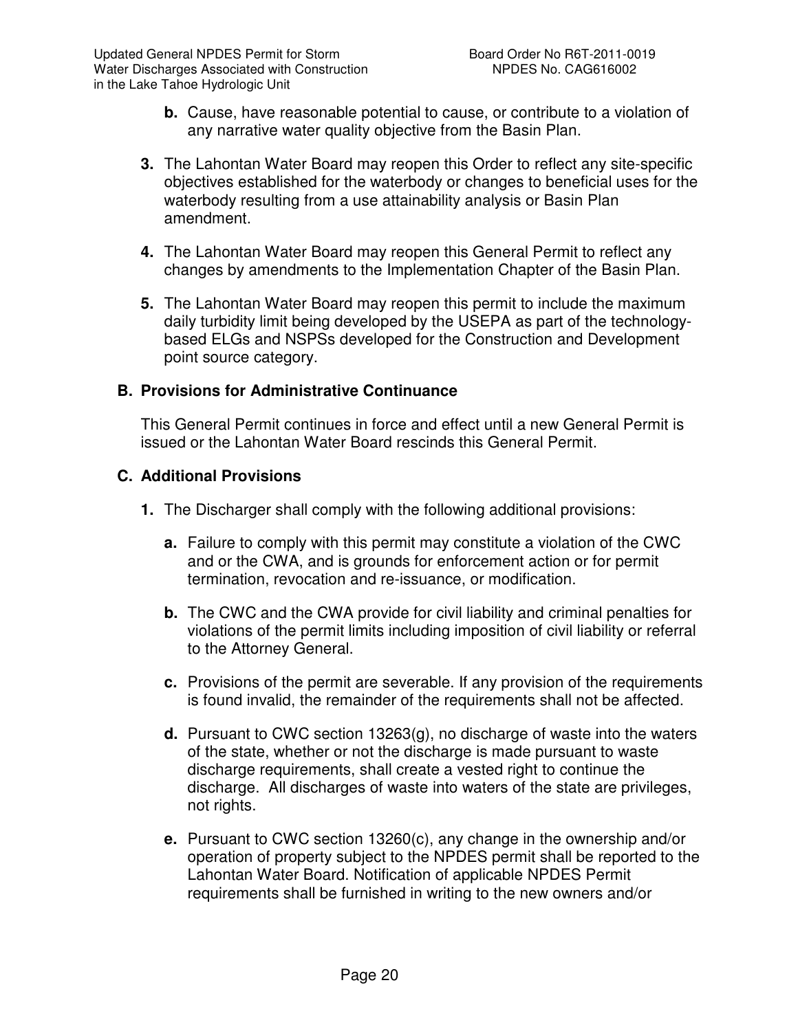**b.** Cause, have reasonable potential to cause, or contribute to a violation of any narrative water quality objective from the Basin Plan.

**3.** The Lahontan Water Board may reopen this Order to reflect any site-specific objectives established for the waterbody or changes to beneficial uses for the waterbody resulting from a use attainability analysis or Basin Plan amendment.

**4.** The Lahontan Water Board may reopen this General Permit to reflect any changes by amendments to the Implementation Chapter of the Basin Plan.

**5.** The Lahontan Water Board may reopen this permit to include the maximum daily turbidity limit being developed by the USEPA as part of the technology-based ELGs and NSPSs developed for the Construction and Development point source category.

### B. Provisions for Administrative Continuance

This General Permit continues in force and effect until a new General Permit is issued or the Lahontan Water Board rescinds this General Permit.

### C. Additional Provisions

**1.** The Discharger shall comply with the following additional provisions:

**a.** Failure to comply with this permit may constitute a violation of the CWC and or the CWA, and is grounds for enforcement action or for permit termination, revocation and re-issuance, or modification.

**b.** The CWC and the CWA provide for civil liability and criminal penalties for violations of the permit limits including imposition of civil liability or referral to the Attorney General.

**c.** Provisions of the permit are severable. If any provision of the requirements is found invalid, the remainder of the requirements shall not be affected.

**d.** Pursuant to CWC section 13263(g), no discharge of waste into the waters of the state, whether or not the discharge is made pursuant to waste discharge requirements, shall create a vested right to continue the discharge. All discharges of waste into waters of the state are privileges, not rights.

**e.** Pursuant to CWC section 13260(c), any change in the ownership and/or operation of property subject to the NPDES permit shall be reported to the Lahontan Water Board. Notification of applicable NPDES Permit requirements shall be furnished in writing to the new owners and/or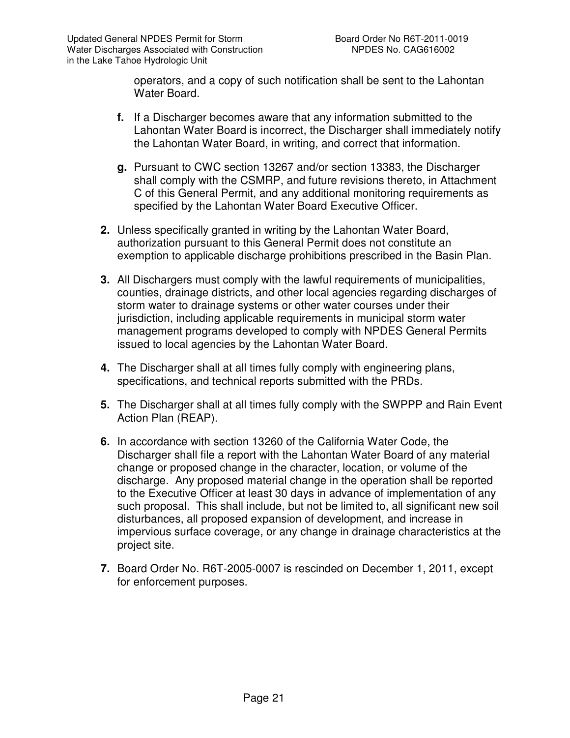operators, and a copy of such notification shall be sent to the Lahontan Water Board.

**f.** If a Discharger becomes aware that any information submitted to the Lahontan Water Board is incorrect, the Discharger shall immediately notify the Lahontan Water Board, in writing, and correct that information.

**g.** Pursuant to CWC section 13267 and/or section 13383, the Discharger shall comply with the CSMRP, and future revisions thereto, in Attachment C of this General Permit, and any additional monitoring requirements as specified by the Lahontan Water Board Executive Officer.

**2.** Unless specifically granted in writing by the Lahontan Water Board, authorization pursuant to this General Permit does not constitute an exemption to applicable discharge prohibitions prescribed in the Basin Plan.

**3.** All Dischargers must comply with the lawful requirements of municipalities, counties, drainage districts, and other local agencies regarding discharges of storm water to drainage systems or other water courses under their jurisdiction, including applicable requirements in municipal storm water management programs developed to comply with NPDES General Permits issued to local agencies by the Lahontan Water Board.

**4.** The Discharger shall at all times fully comply with engineering plans, specifications, and technical reports submitted with the PRDs.

**5.** The Discharger shall at all times fully comply with the SWPPP and Rain Event Action Plan (REAP).

**6.** In accordance with section 13260 of the California Water Code, the Discharger shall file a report with the Lahontan Water Board of any material change or proposed change in the character, location, or volume of the discharge. Any proposed material change in the operation shall be reported to the Executive Officer at least 30 days in advance of implementation of any such proposal. This shall include, but not be limited to, all significant new soil disturbances, all proposed expansion of development, and increase in impervious surface coverage, or any change in drainage characteristics at the project site.

**7.** Board Order No. R6T-2005-0007 is rescinded on December 1, 2011, except for enforcement purposes.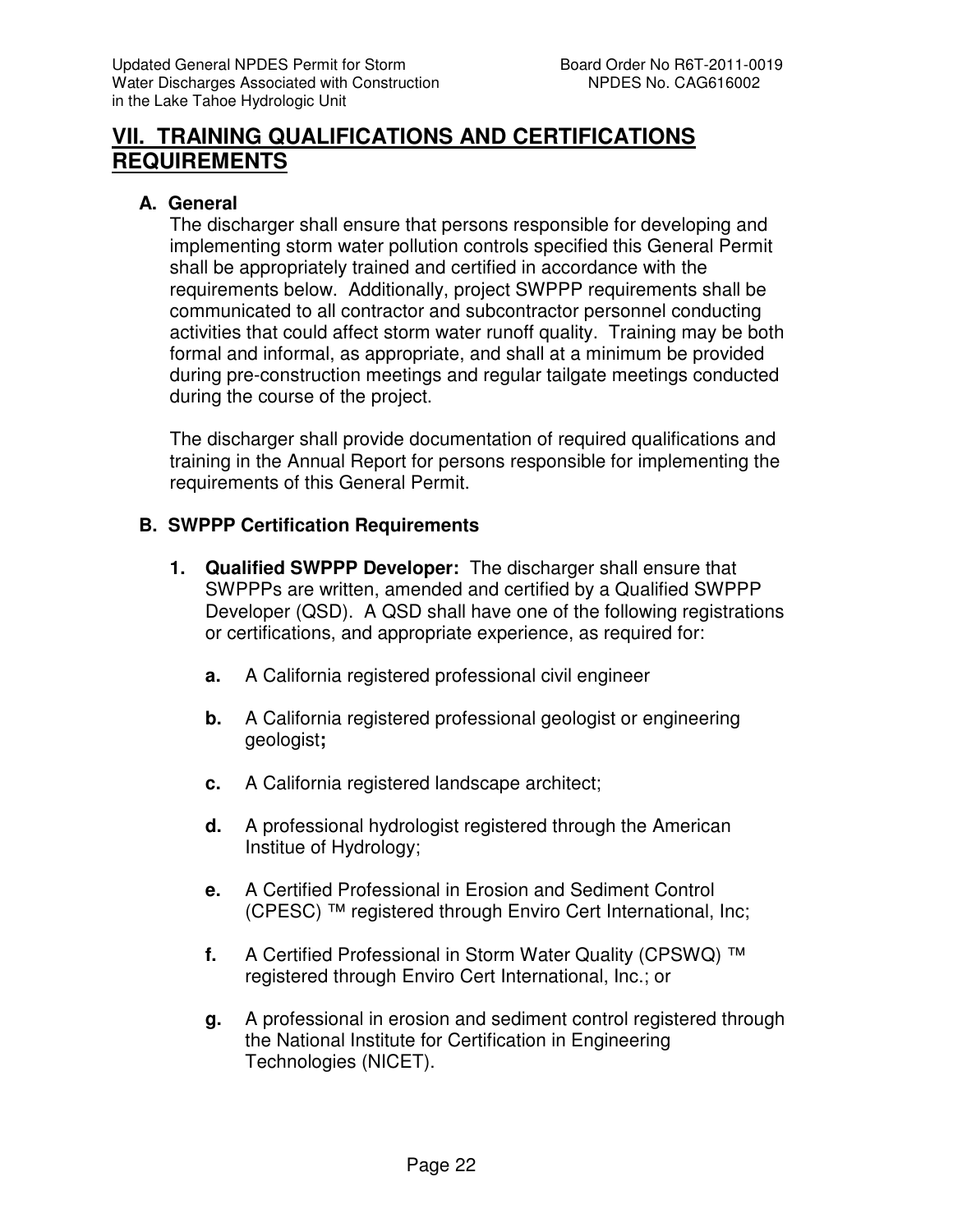## VII. TRAINING QUALIFICATIONS AND CERTIFICATIONS REQUIREMENTS

### A. General

The discharger shall ensure that persons responsible for developing and implementing storm water pollution controls specified this General Permit shall be appropriately trained and certified in accordance with the requirements below. Additionally, project SWPPP requirements shall be communicated to all contractor and subcontractor personnel conducting activities that could affect storm water runoff quality. Training may be both formal and informal, as appropriate, and shall at a minimum be provided during pre-construction meetings and regular tailgate meetings conducted during the course of the project.

The discharger shall provide documentation of required qualifications and training in the Annual Report for persons responsible for implementing the requirements of this General Permit.

### B. SWPPP Certification Requirements

1. **Qualified SWPPP Developer:** The discharger shall ensure that SWPPPs are written, amended and certified by a Qualified SWPPP Developer (QSD). A QSD shall have one of the following registrations or certifications, and appropriate experience, as required for:

   a. A California registered professional civil engineer

   b. A California registered professional geologist or engineering geologist**;**

   c. A California registered landscape architect;

   d. A professional hydrologist registered through the American Institue of Hydrology;

   e. A Certified Professional in Erosion and Sediment Control (CPESC) ™ registered through Enviro Cert International, Inc;

   f. A Certified Professional in Storm Water Quality (CPSWQ) ™ registered through Enviro Cert International, Inc.; or

   g. A professional in erosion and sediment control registered through the National Institute for Certification in Engineering Technologies (NICET).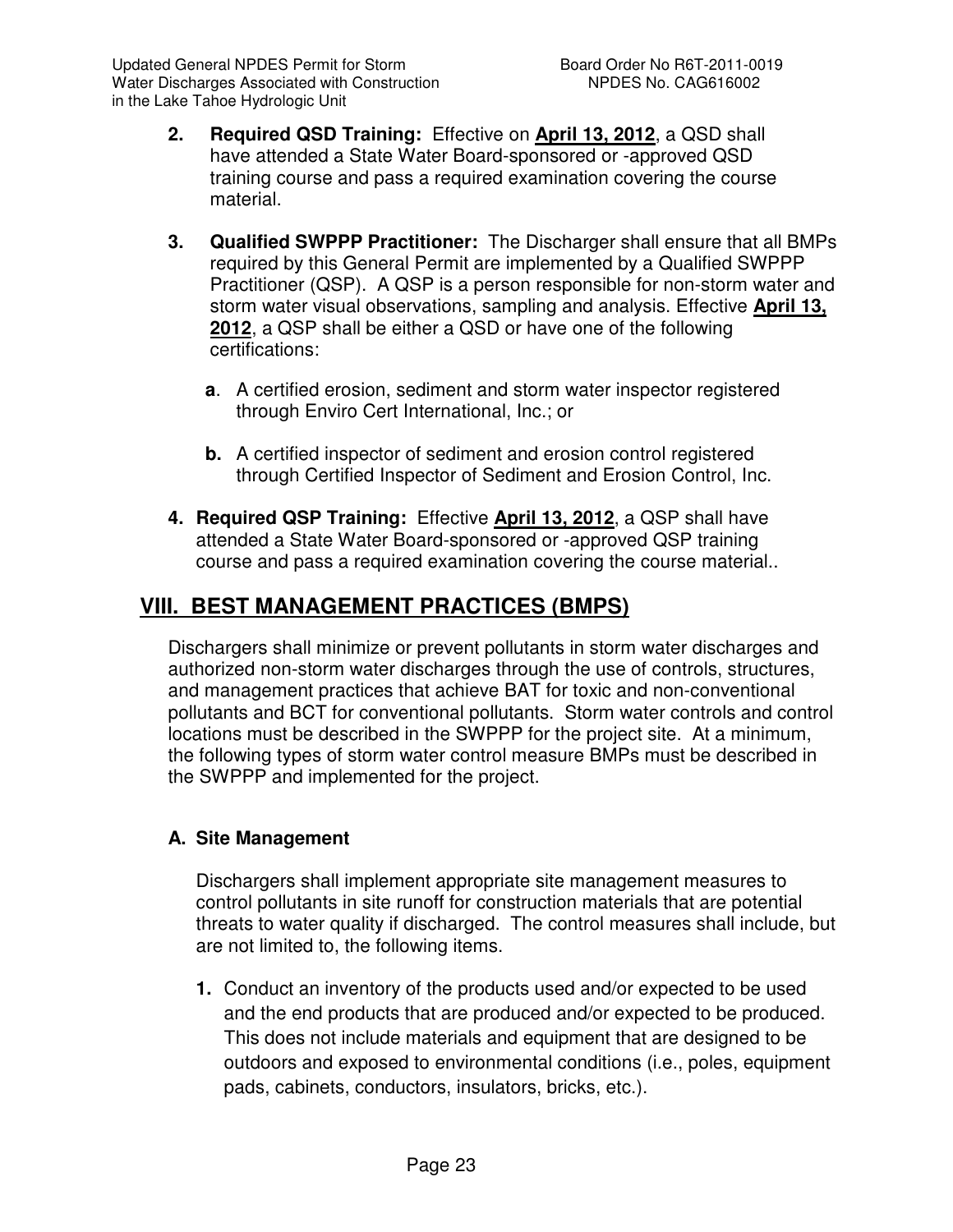2. **Required QSD Training:** Effective on **April 13, 2012**, a QSD shall have attended a State Water Board-sponsored or -approved QSD training course and pass a required examination covering the course material.

3. **Qualified SWPPP Practitioner:** The Discharger shall ensure that all BMPs required by this General Permit are implemented by a Qualified SWPPP Practitioner (QSP). A QSP is a person responsible for non-storm water and storm water visual observations, sampling and analysis. Effective **April 13, 2012**, a QSP shall be either a QSD or have one of the following certifications:

   **a**. A certified erosion, sediment and storm water inspector registered through Enviro Cert International, Inc.; or

   **b.** A certified inspector of sediment and erosion control registered through Certified Inspector of Sediment and Erosion Control, Inc.

4. **Required QSP Training:** Effective **April 13, 2012**, a QSP shall have attended a State Water Board-sponsored or -approved QSP training course and pass a required examination covering the course material..

## VIII. BEST MANAGEMENT PRACTICES (BMPS)

Dischargers shall minimize or prevent pollutants in storm water discharges and authorized non-storm water discharges through the use of controls, structures, and management practices that achieve BAT for toxic and non-conventional pollutants and BCT for conventional pollutants. Storm water controls and control locations must be described in the SWPPP for the project site. At a minimum, the following types of storm water control measure BMPs must be described in the SWPPP and implemented for the project.

### A. Site Management

Dischargers shall implement appropriate site management measures to control pollutants in site runoff for construction materials that are potential threats to water quality if discharged. The control measures shall include, but are not limited to, the following items.

1. Conduct an inventory of the products used and/or expected to be used and the end products that are produced and/or expected to be produced. This does not include materials and equipment that are designed to be outdoors and exposed to environmental conditions (i.e., poles, equipment pads, cabinets, conductors, insulators, bricks, etc.).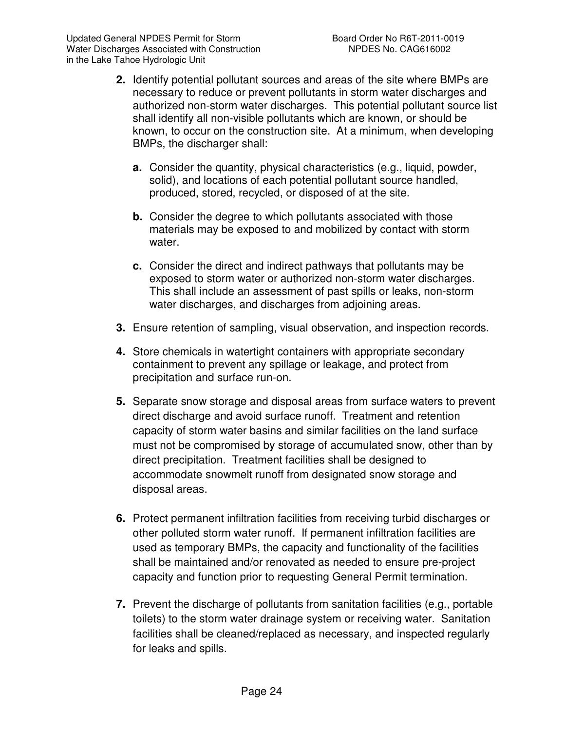**2.** Identify potential pollutant sources and areas of the site where BMPs are necessary to reduce or prevent pollutants in storm water discharges and authorized non-storm water discharges. This potential pollutant source list shall identify all non-visible pollutants which are known, or should be known, to occur on the construction site. At a minimum, when developing BMPs, the discharger shall:

   **a.** Consider the quantity, physical characteristics (e.g., liquid, powder, solid), and locations of each potential pollutant source handled, produced, stored, recycled, or disposed of at the site.

   **b.** Consider the degree to which pollutants associated with those materials may be exposed to and mobilized by contact with storm water.

   **c.** Consider the direct and indirect pathways that pollutants may be exposed to storm water or authorized non-storm water discharges. This shall include an assessment of past spills or leaks, non-storm water discharges, and discharges from adjoining areas.

**3.** Ensure retention of sampling, visual observation, and inspection records.

**4.** Store chemicals in watertight containers with appropriate secondary containment to prevent any spillage or leakage, and protect from precipitation and surface run-on.

**5.** Separate snow storage and disposal areas from surface waters to prevent direct discharge and avoid surface runoff. Treatment and retention capacity of storm water basins and similar facilities on the land surface must not be compromised by storage of accumulated snow, other than by direct precipitation. Treatment facilities shall be designed to accommodate snowmelt runoff from designated snow storage and disposal areas.

**6.** Protect permanent infiltration facilities from receiving turbid discharges or other polluted storm water runoff. If permanent infiltration facilities are used as temporary BMPs, the capacity and functionality of the facilities shall be maintained and/or renovated as needed to ensure pre-project capacity and function prior to requesting General Permit termination.

**7.** Prevent the discharge of pollutants from sanitation facilities (e.g., portable toilets) to the storm water drainage system or receiving water. Sanitation facilities shall be cleaned/replaced as necessary, and inspected regularly for leaks and spills.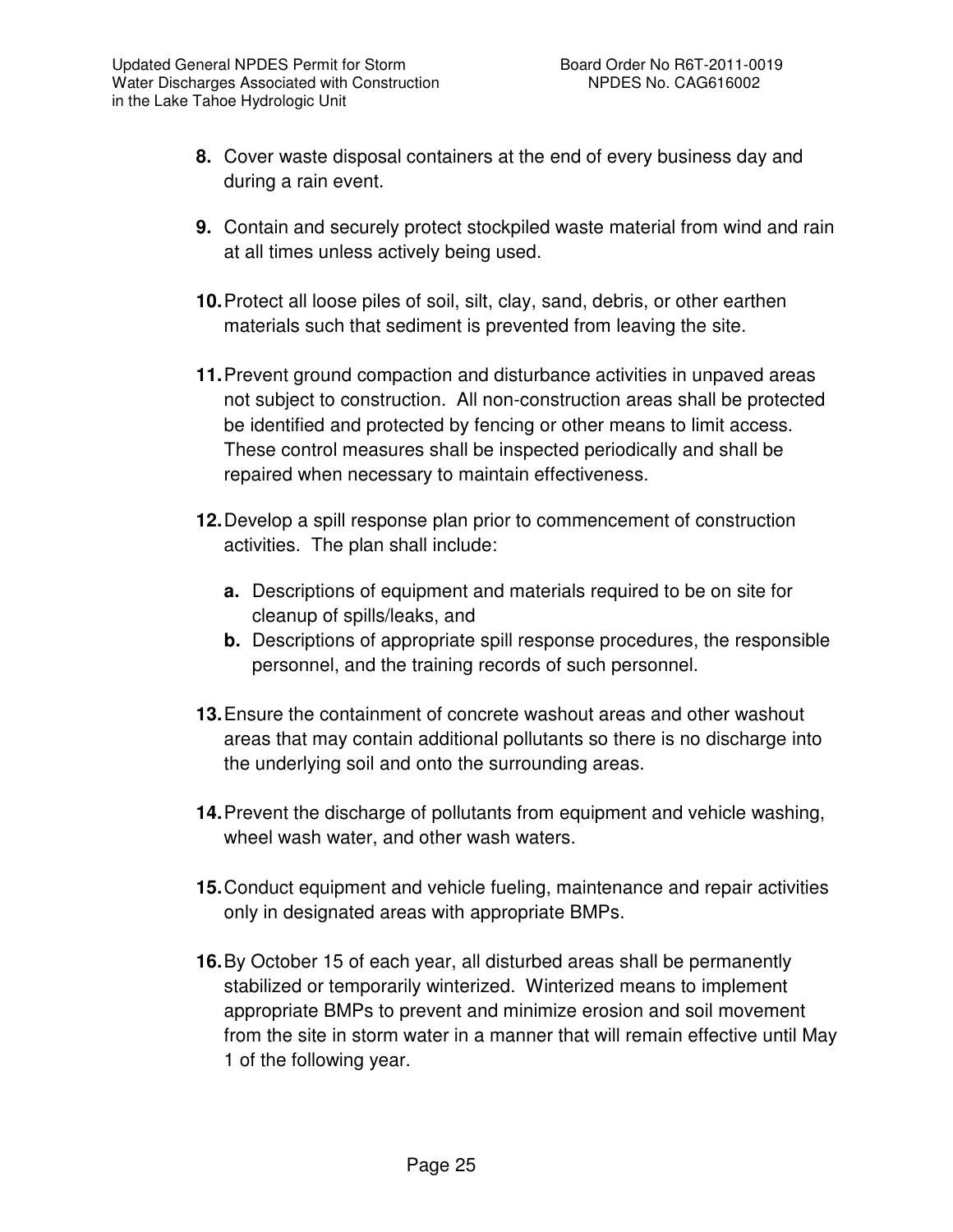**8.** Cover waste disposal containers at the end of every business day and during a rain event.

**9.** Contain and securely protect stockpiled waste material from wind and rain at all times unless actively being used.

**10.** Protect all loose piles of soil, silt, clay, sand, debris, or other earthen materials such that sediment is prevented from leaving the site.

**11.** Prevent ground compaction and disturbance activities in unpaved areas not subject to construction. All non-construction areas shall be protected be identified and protected by fencing or other means to limit access. These control measures shall be inspected periodically and shall be repaired when necessary to maintain effectiveness.

**12.** Develop a spill response plan prior to commencement of construction activities. The plan shall include:

   **a.** Descriptions of equipment and materials required to be on site for cleanup of spills/leaks, and

   **b.** Descriptions of appropriate spill response procedures, the responsible personnel, and the training records of such personnel.

**13.** Ensure the containment of concrete washout areas and other washout areas that may contain additional pollutants so there is no discharge into the underlying soil and onto the surrounding areas.

**14.** Prevent the discharge of pollutants from equipment and vehicle washing, wheel wash water, and other wash waters.

**15.** Conduct equipment and vehicle fueling, maintenance and repair activities only in designated areas with appropriate BMPs.

**16.** By October 15 of each year, all disturbed areas shall be permanently stabilized or temporarily winterized. Winterized means to implement appropriate BMPs to prevent and minimize erosion and soil movement from the site in storm water in a manner that will remain effective until May 1 of the following year.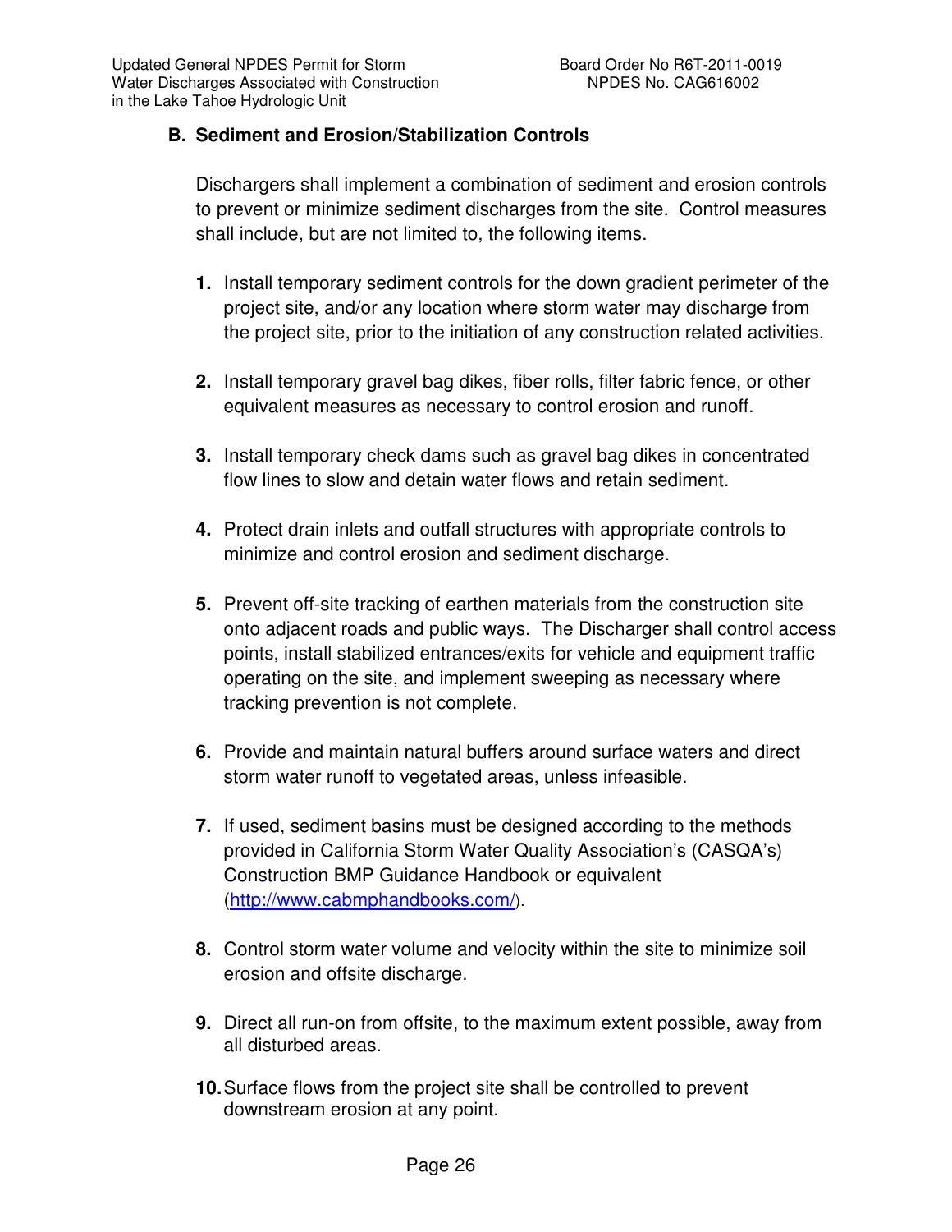## B. Sediment and Erosion/Stabilization Controls

Dischargers shall implement a combination of sediment and erosion controls to prevent or minimize sediment discharges from the site. Control measures shall include, but are not limited to, the following items.

1. Install temporary sediment controls for the down gradient perimeter of the project site, and/or any location where storm water may discharge from the project site, prior to the initiation of any construction related activities.

2. Install temporary gravel bag dikes, fiber rolls, filter fabric fence, or other equivalent measures as necessary to control erosion and runoff.

3. Install temporary check dams such as gravel bag dikes in concentrated flow lines to slow and detain water flows and retain sediment.

4. Protect drain inlets and outfall structures with appropriate controls to minimize and control erosion and sediment discharge.

5. Prevent off-site tracking of earthen materials from the construction site onto adjacent roads and public ways. The Discharger shall control access points, install stabilized entrances/exits for vehicle and equipment traffic operating on the site, and implement sweeping as necessary where tracking prevention is not complete.

6. Provide and maintain natural buffers around surface waters and direct storm water runoff to vegetated areas, unless infeasible.

7. If used, sediment basins must be designed according to the methods provided in California Storm Water Quality Association's (CASQA's) Construction BMP Guidance Handbook or equivalent (http://www.cabmphandbooks.com/).

8. Control storm water volume and velocity within the site to minimize soil erosion and offsite discharge.

9. Direct all run-on from offsite, to the maximum extent possible, away from all disturbed areas.

10. Surface flows from the project site shall be controlled to prevent downstream erosion at any point.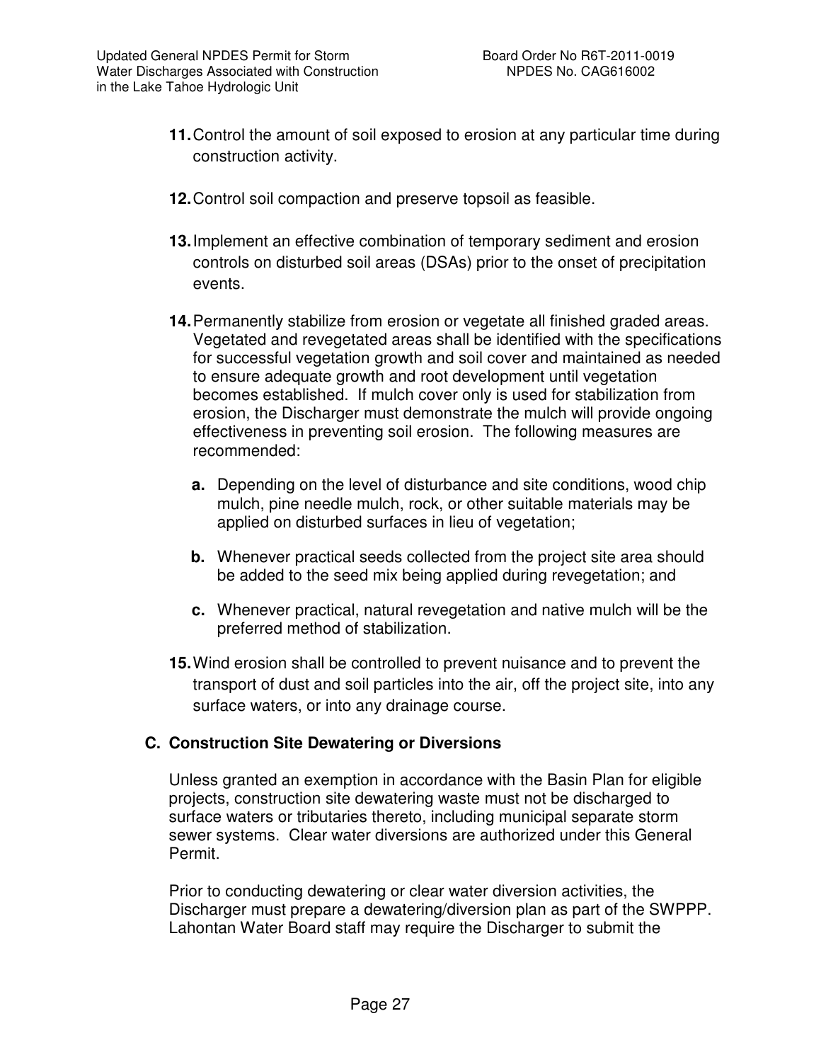**11.** Control the amount of soil exposed to erosion at any particular time during construction activity.

**12.** Control soil compaction and preserve topsoil as feasible.

**13.** Implement an effective combination of temporary sediment and erosion controls on disturbed soil areas (DSAs) prior to the onset of precipitation events.

**14.** Permanently stabilize from erosion or vegetate all finished graded areas. Vegetated and revegetated areas shall be identified with the specifications for successful vegetation growth and soil cover and maintained as needed to ensure adequate growth and root development until vegetation becomes established. If mulch cover only is used for stabilization from erosion, the Discharger must demonstrate the mulch will provide ongoing effectiveness in preventing soil erosion. The following measures are recommended:

   **a.** Depending on the level of disturbance and site conditions, wood chip mulch, pine needle mulch, rock, or other suitable materials may be applied on disturbed surfaces in lieu of vegetation;

   **b.** Whenever practical seeds collected from the project site area should be added to the seed mix being applied during revegetation; and

   **c.** Whenever practical, natural revegetation and native mulch will be the preferred method of stabilization.

**15.** Wind erosion shall be controlled to prevent nuisance and to prevent the transport of dust and soil particles into the air, off the project site, into any surface waters, or into any drainage course.

### C. Construction Site Dewatering or Diversions

Unless granted an exemption in accordance with the Basin Plan for eligible projects, construction site dewatering waste must not be discharged to surface waters or tributaries thereto, including municipal separate storm sewer systems. Clear water diversions are authorized under this General Permit.

Prior to conducting dewatering or clear water diversion activities, the Discharger must prepare a dewatering/diversion plan as part of the SWPPP. Lahontan Water Board staff may require the Discharger to submit the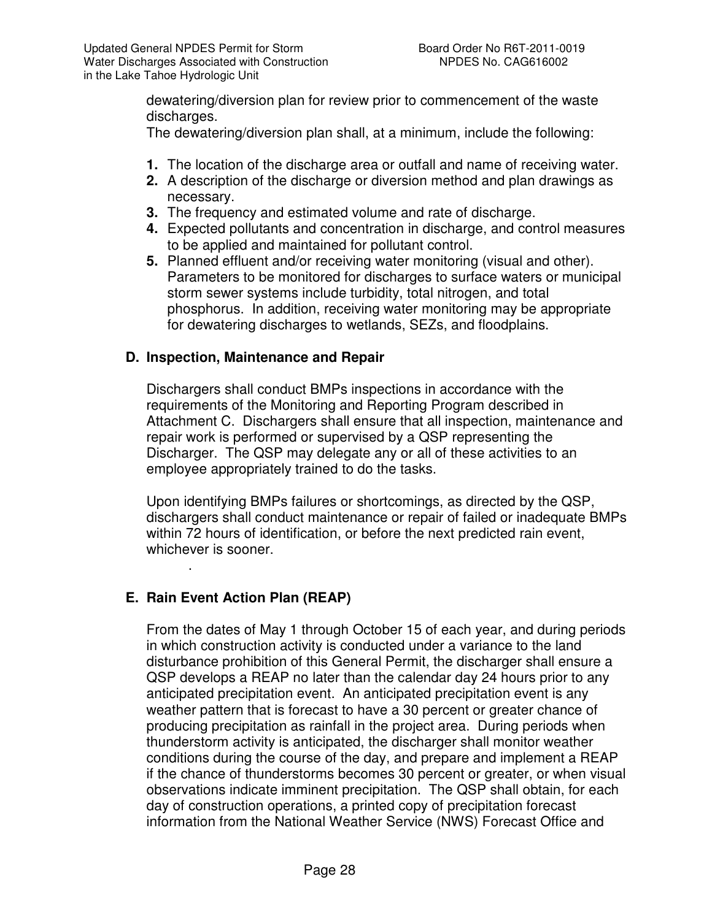dewatering/diversion plan for review prior to commencement of the waste discharges.

The dewatering/diversion plan shall, at a minimum, include the following:

1. The location of the discharge area or outfall and name of receiving water.
2. A description of the discharge or diversion method and plan drawings as necessary.
3. The frequency and estimated volume and rate of discharge.
4. Expected pollutants and concentration in discharge, and control measures to be applied and maintained for pollutant control.
5. Planned effluent and/or receiving water monitoring (visual and other). Parameters to be monitored for discharges to surface waters or municipal storm sewer systems include turbidity, total nitrogen, and total phosphorus. In addition, receiving water monitoring may be appropriate for dewatering discharges to wetlands, SEZs, and floodplains.

### D. Inspection, Maintenance and Repair

Dischargers shall conduct BMPs inspections in accordance with the requirements of the Monitoring and Reporting Program described in Attachment C. Dischargers shall ensure that all inspection, maintenance and repair work is performed or supervised by a QSP representing the Discharger. The QSP may delegate any or all of these activities to an employee appropriately trained to do the tasks.

Upon identifying BMPs failures or shortcomings, as directed by the QSP, dischargers shall conduct maintenance or repair of failed or inadequate BMPs within 72 hours of identification, or before the next predicted rain event, whichever is sooner.

.

### E. Rain Event Action Plan (REAP)

From the dates of May 1 through October 15 of each year, and during periods in which construction activity is conducted under a variance to the land disturbance prohibition of this General Permit, the discharger shall ensure a QSP develops a REAP no later than the calendar day 24 hours prior to any anticipated precipitation event. An anticipated precipitation event is any weather pattern that is forecast to have a 30 percent or greater chance of producing precipitation as rainfall in the project area. During periods when thunderstorm activity is anticipated, the discharger shall monitor weather conditions during the course of the day, and prepare and implement a REAP if the chance of thunderstorms becomes 30 percent or greater, or when visual observations indicate imminent precipitation. The QSP shall obtain, for each day of construction operations, a printed copy of precipitation forecast information from the National Weather Service (NWS) Forecast Office and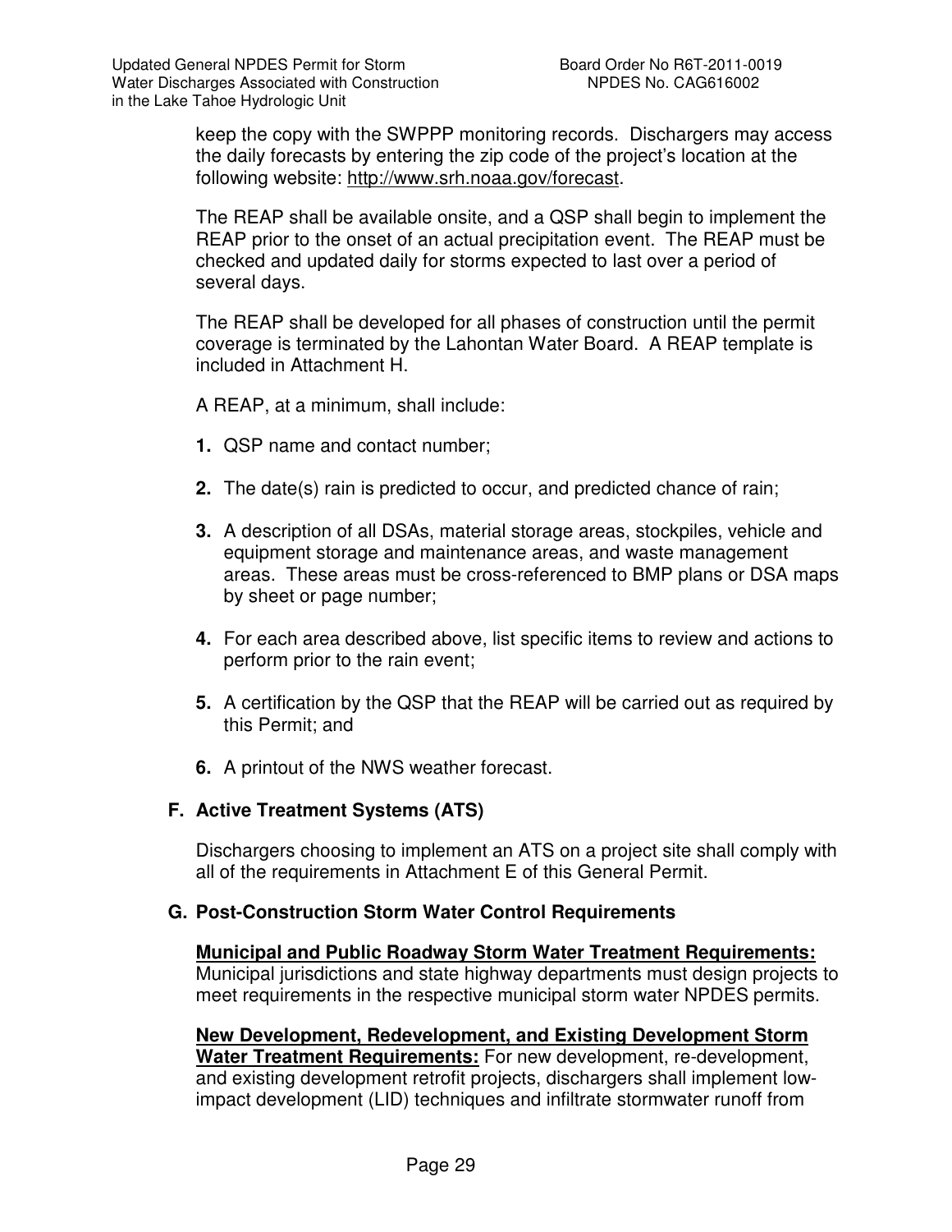keep the copy with the SWPPP monitoring records. Dischargers may access the daily forecasts by entering the zip code of the project's location at the following website: http://www.srh.noaa.gov/forecast.

The REAP shall be available onsite, and a QSP shall begin to implement the REAP prior to the onset of an actual precipitation event. The REAP must be checked and updated daily for storms expected to last over a period of several days.

The REAP shall be developed for all phases of construction until the permit coverage is terminated by the Lahontan Water Board. A REAP template is included in Attachment H.

A REAP, at a minimum, shall include:

**1.** QSP name and contact number;

**2.** The date(s) rain is predicted to occur, and predicted chance of rain;

**3.** A description of all DSAs, material storage areas, stockpiles, vehicle and equipment storage and maintenance areas, and waste management areas. These areas must be cross-referenced to BMP plans or DSA maps by sheet or page number;

**4.** For each area described above, list specific items to review and actions to perform prior to the rain event;

**5.** A certification by the QSP that the REAP will be carried out as required by this Permit; and

**6.** A printout of the NWS weather forecast.

### F. Active Treatment Systems (ATS)

Dischargers choosing to implement an ATS on a project site shall comply with all of the requirements in Attachment E of this General Permit.

### G. Post-Construction Storm Water Control Requirements

**Municipal and Public Roadway Storm Water Treatment Requirements:** Municipal jurisdictions and state highway departments must design projects to meet requirements in the respective municipal storm water NPDES permits.

**New Development, Redevelopment, and Existing Development Storm Water Treatment Requirements:** For new development, re-development, and existing development retrofit projects, dischargers shall implement low-impact development (LID) techniques and infiltrate stormwater runoff from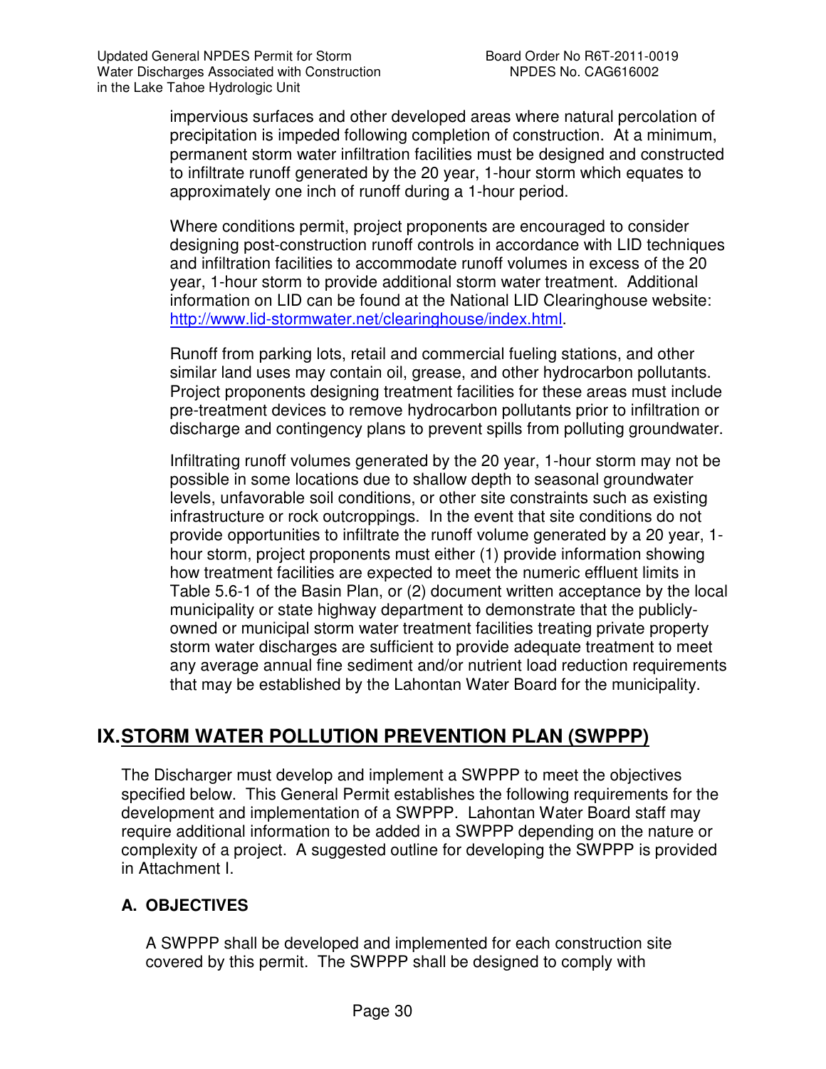impervious surfaces and other developed areas where natural percolation of precipitation is impeded following completion of construction. At a minimum, permanent storm water infiltration facilities must be designed and constructed to infiltrate runoff generated by the 20 year, 1-hour storm which equates to approximately one inch of runoff during a 1-hour period.

Where conditions permit, project proponents are encouraged to consider designing post-construction runoff controls in accordance with LID techniques and infiltration facilities to accommodate runoff volumes in excess of the 20 year, 1-hour storm to provide additional storm water treatment. Additional information on LID can be found at the National LID Clearinghouse website: http://www.lid-stormwater.net/clearinghouse/index.html.

Runoff from parking lots, retail and commercial fueling stations, and other similar land uses may contain oil, grease, and other hydrocarbon pollutants. Project proponents designing treatment facilities for these areas must include pre-treatment devices to remove hydrocarbon pollutants prior to infiltration or discharge and contingency plans to prevent spills from polluting groundwater.

Infiltrating runoff volumes generated by the 20 year, 1-hour storm may not be possible in some locations due to shallow depth to seasonal groundwater levels, unfavorable soil conditions, or other site constraints such as existing infrastructure or rock outcroppings. In the event that site conditions do not provide opportunities to infiltrate the runoff volume generated by a 20 year, 1-hour storm, project proponents must either (1) provide information showing how treatment facilities are expected to meet the numeric effluent limits in Table 5.6-1 of the Basin Plan, or (2) document written acceptance by the local municipality or state highway department to demonstrate that the publicly-owned or municipal storm water treatment facilities treating private property storm water discharges are sufficient to provide adequate treatment to meet any average annual fine sediment and/or nutrient load reduction requirements that may be established by the Lahontan Water Board for the municipality.

# IX. STORM WATER POLLUTION PREVENTION PLAN (SWPPP)

The Discharger must develop and implement a SWPPP to meet the objectives specified below. This General Permit establishes the following requirements for the development and implementation of a SWPPP. Lahontan Water Board staff may require additional information to be added in a SWPPP depending on the nature or complexity of a project. A suggested outline for developing the SWPPP is provided in Attachment I.

## A. OBJECTIVES

A SWPPP shall be developed and implemented for each construction site covered by this permit. The SWPPP shall be designed to comply with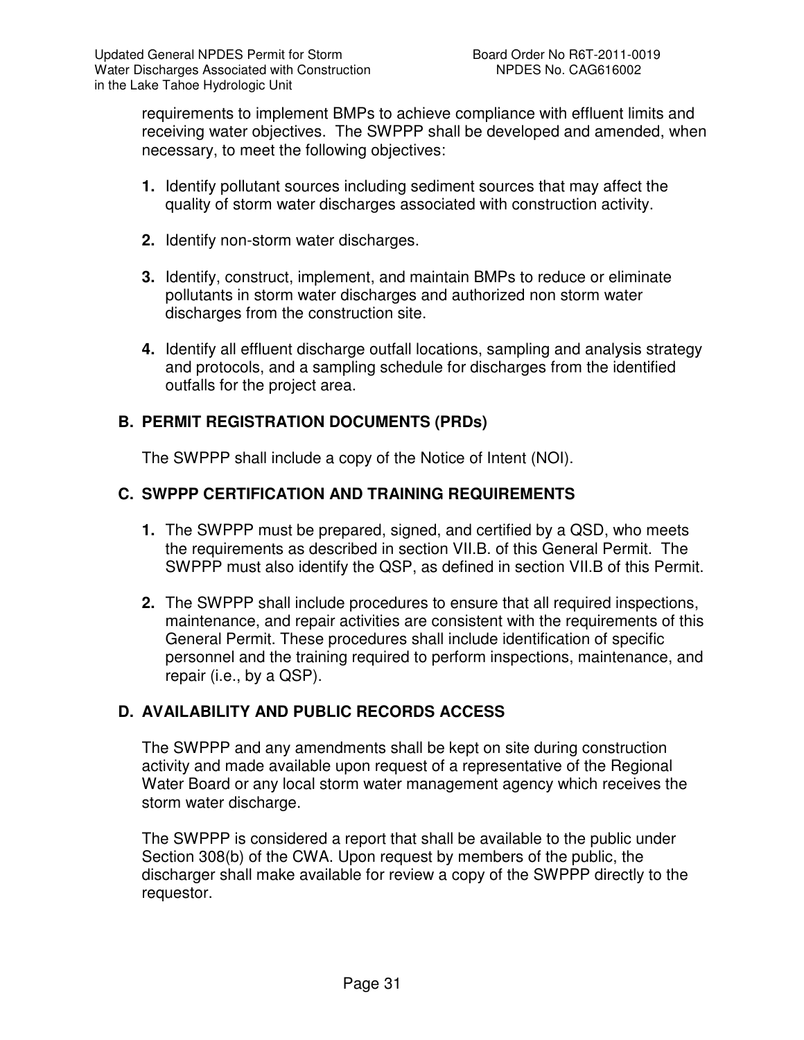requirements to implement BMPs to achieve compliance with effluent limits and receiving water objectives. The SWPPP shall be developed and amended, when necessary, to meet the following objectives:

1. Identify pollutant sources including sediment sources that may affect the quality of storm water discharges associated with construction activity.

2. Identify non-storm water discharges.

3. Identify, construct, implement, and maintain BMPs to reduce or eliminate pollutants in storm water discharges and authorized non storm water discharges from the construction site.

4. Identify all effluent discharge outfall locations, sampling and analysis strategy and protocols, and a sampling schedule for discharges from the identified outfalls for the project area.

## B. PERMIT REGISTRATION DOCUMENTS (PRDs)

The SWPPP shall include a copy of the Notice of Intent (NOI).

## C. SWPPP CERTIFICATION AND TRAINING REQUIREMENTS

1. The SWPPP must be prepared, signed, and certified by a QSD, who meets the requirements as described in section VII.B. of this General Permit. The SWPPP must also identify the QSP, as defined in section VII.B of this Permit.

2. The SWPPP shall include procedures to ensure that all required inspections, maintenance, and repair activities are consistent with the requirements of this General Permit. These procedures shall include identification of specific personnel and the training required to perform inspections, maintenance, and repair (i.e., by a QSP).

## D. AVAILABILITY AND PUBLIC RECORDS ACCESS

The SWPPP and any amendments shall be kept on site during construction activity and made available upon request of a representative of the Regional Water Board or any local storm water management agency which receives the storm water discharge.

The SWPPP is considered a report that shall be available to the public under Section 308(b) of the CWA. Upon request by members of the public, the discharger shall make available for review a copy of the SWPPP directly to the requestor.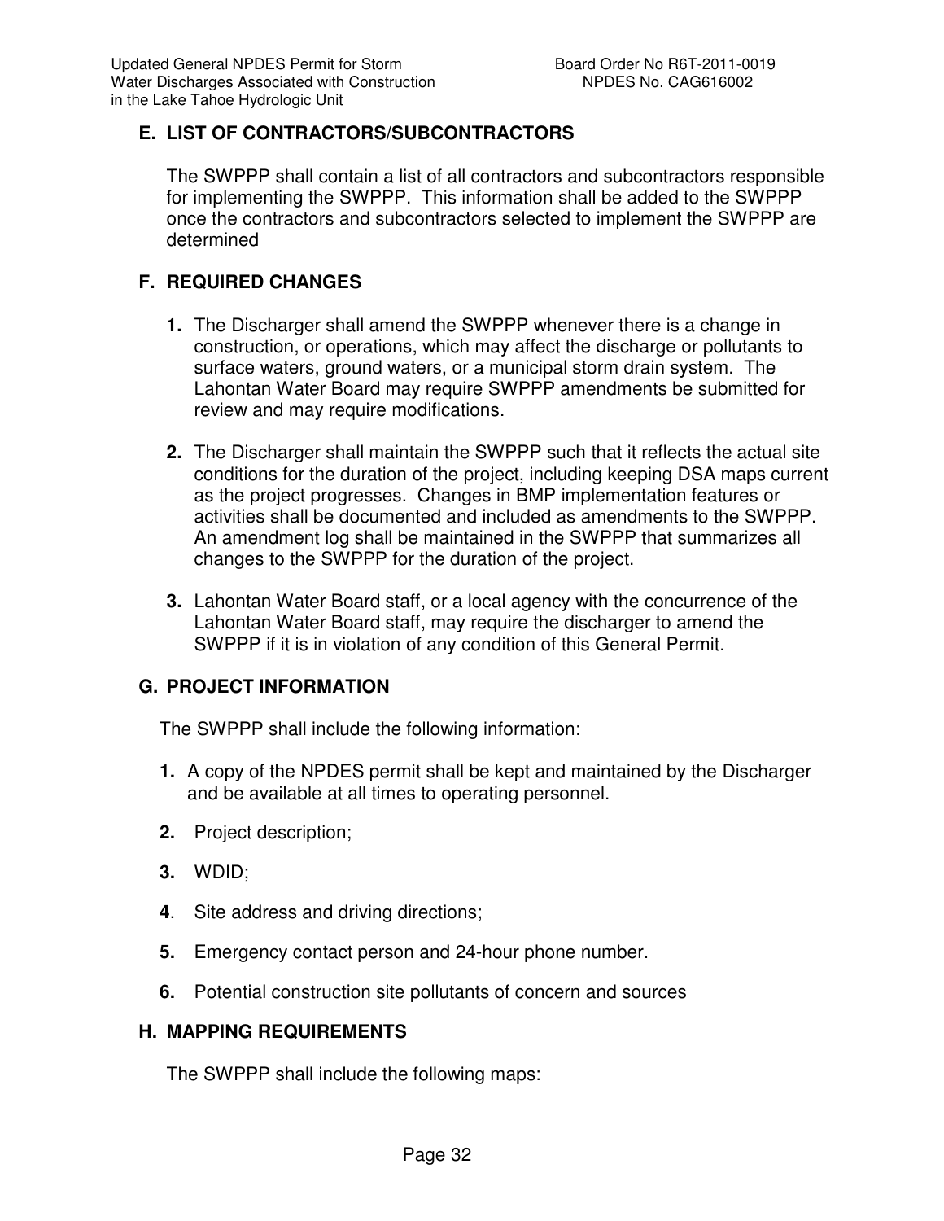## E. LIST OF CONTRACTORS/SUBCONTRACTORS

The SWPPP shall contain a list of all contractors and subcontractors responsible for implementing the SWPPP. This information shall be added to the SWPPP once the contractors and subcontractors selected to implement the SWPPP are determined

## F. REQUIRED CHANGES

1. The Discharger shall amend the SWPPP whenever there is a change in construction, or operations, which may affect the discharge or pollutants to surface waters, ground waters, or a municipal storm drain system. The Lahontan Water Board may require SWPPP amendments be submitted for review and may require modifications.

2. The Discharger shall maintain the SWPPP such that it reflects the actual site conditions for the duration of the project, including keeping DSA maps current as the project progresses. Changes in BMP implementation features or activities shall be documented and included as amendments to the SWPPP. An amendment log shall be maintained in the SWPPP that summarizes all changes to the SWPPP for the duration of the project.

3. Lahontan Water Board staff, or a local agency with the concurrence of the Lahontan Water Board staff, may require the discharger to amend the SWPPP if it is in violation of any condition of this General Permit.

## G. PROJECT INFORMATION

The SWPPP shall include the following information:

1. A copy of the NPDES permit shall be kept and maintained by the Discharger and be available at all times to operating personnel.

2. Project description;

3. WDID;

4. Site address and driving directions;

5. Emergency contact person and 24-hour phone number.

6. Potential construction site pollutants of concern and sources

## H. MAPPING REQUIREMENTS

The SWPPP shall include the following maps: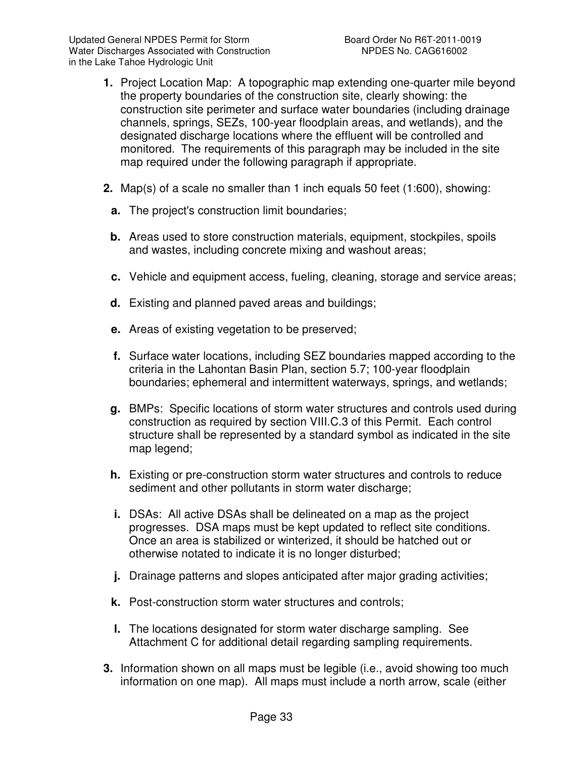1. Project Location Map: A topographic map extending one-quarter mile beyond the property boundaries of the construction site, clearly showing: the construction site perimeter and surface water boundaries (including drainage channels, springs, SEZs, 100-year floodplain areas, and wetlands), and the designated discharge locations where the effluent will be controlled and monitored. The requirements of this paragraph may be included in the site map required under the following paragraph if appropriate.

2. Map(s) of a scale no smaller than 1 inch equals 50 feet (1:600), showing:

   a. The project's construction limit boundaries;

   b. Areas used to store construction materials, equipment, stockpiles, spoils and wastes, including concrete mixing and washout areas;

   c. Vehicle and equipment access, fueling, cleaning, storage and service areas;

   d. Existing and planned paved areas and buildings;

   e. Areas of existing vegetation to be preserved;

   f. Surface water locations, including SEZ boundaries mapped according to the criteria in the Lahontan Basin Plan, section 5.7; 100-year floodplain boundaries; ephemeral and intermittent waterways, springs, and wetlands;

   g. BMPs: Specific locations of storm water structures and controls used during construction as required by section VIII.C.3 of this Permit. Each control structure shall be represented by a standard symbol as indicated in the site map legend;

   h. Existing or pre-construction storm water structures and controls to reduce sediment and other pollutants in storm water discharge;

   i. DSAs: All active DSAs shall be delineated on a map as the project progresses. DSA maps must be kept updated to reflect site conditions. Once an area is stabilized or winterized, it should be hatched out or otherwise notated to indicate it is no longer disturbed;

   j. Drainage patterns and slopes anticipated after major grading activities;

   k. Post-construction storm water structures and controls;

   l. The locations designated for storm water discharge sampling. See Attachment C for additional detail regarding sampling requirements.

3. Information shown on all maps must be legible (i.e., avoid showing too much information on one map). All maps must include a north arrow, scale (either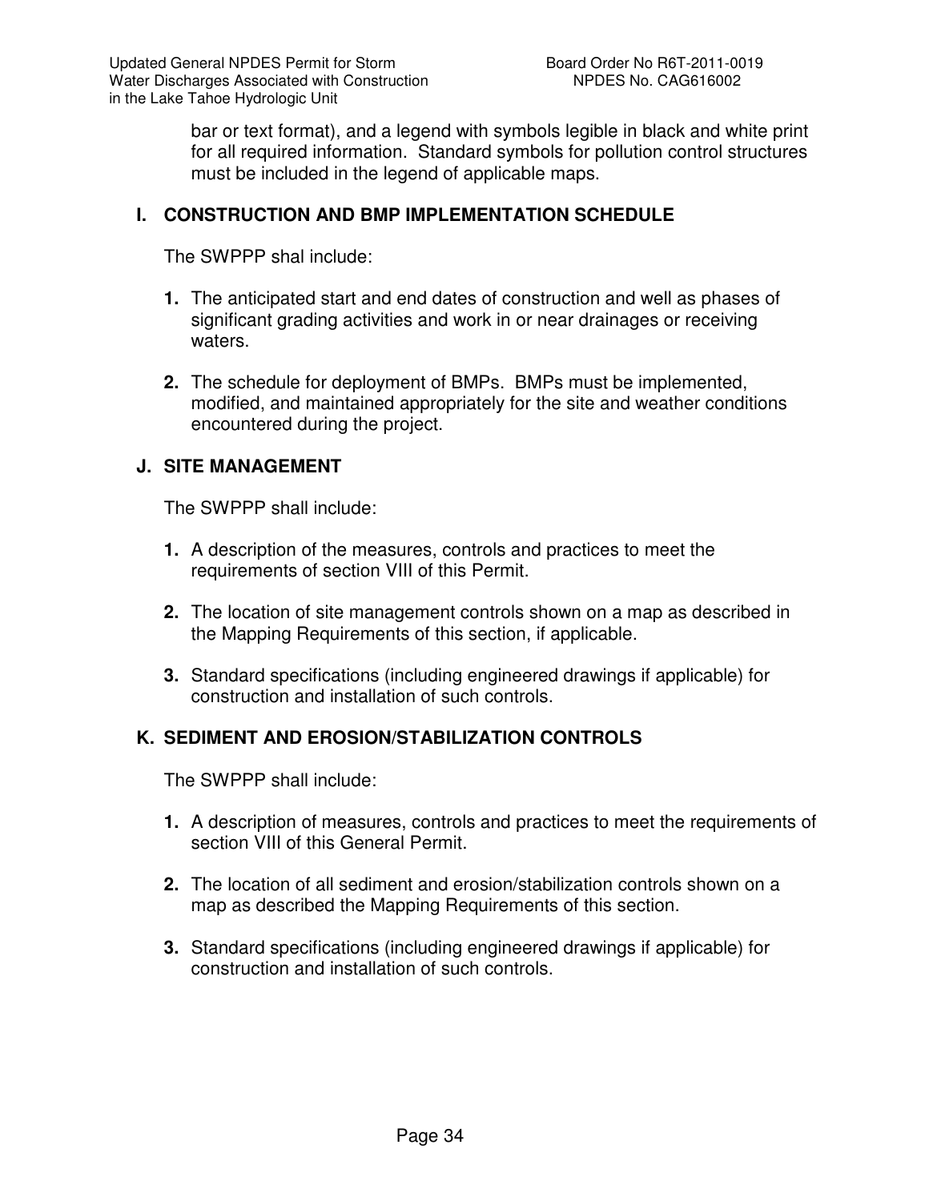bar or text format), and a legend with symbols legible in black and white print for all required information. Standard symbols for pollution control structures must be included in the legend of applicable maps.

## I. CONSTRUCTION AND BMP IMPLEMENTATION SCHEDULE

The SWPPP shal include:

1. The anticipated start and end dates of construction and well as phases of significant grading activities and work in or near drainages or receiving waters.

2. The schedule for deployment of BMPs. BMPs must be implemented, modified, and maintained appropriately for the site and weather conditions encountered during the project.

## J. SITE MANAGEMENT

The SWPPP shall include:

1. A description of the measures, controls and practices to meet the requirements of section VIII of this Permit.

2. The location of site management controls shown on a map as described in the Mapping Requirements of this section, if applicable.

3. Standard specifications (including engineered drawings if applicable) for construction and installation of such controls.

## K. SEDIMENT AND EROSION/STABILIZATION CONTROLS

The SWPPP shall include:

1. A description of measures, controls and practices to meet the requirements of section VIII of this General Permit.

2. The location of all sediment and erosion/stabilization controls shown on a map as described the Mapping Requirements of this section.

3. Standard specifications (including engineered drawings if applicable) for construction and installation of such controls.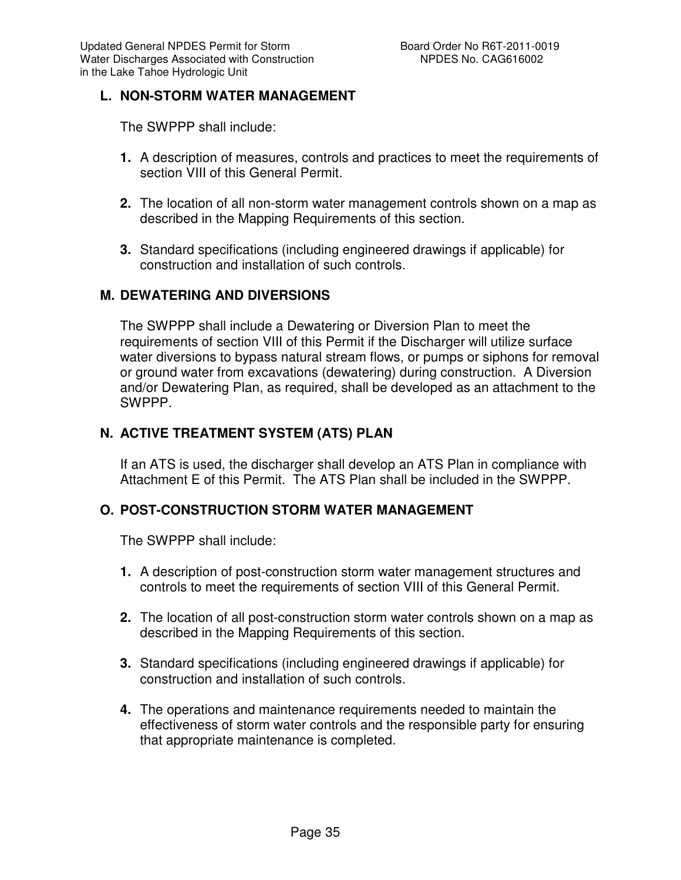## L. NON-STORM WATER MANAGEMENT

The SWPPP shall include:

1. A description of measures, controls and practices to meet the requirements of section VIII of this General Permit.

2. The location of all non-storm water management controls shown on a map as described in the Mapping Requirements of this section.

3. Standard specifications (including engineered drawings if applicable) for construction and installation of such controls.

## M. DEWATERING AND DIVERSIONS

The SWPPP shall include a Dewatering or Diversion Plan to meet the requirements of section VIII of this Permit if the Discharger will utilize surface water diversions to bypass natural stream flows, or pumps or siphons for removal or ground water from excavations (dewatering) during construction. A Diversion and/or Dewatering Plan, as required, shall be developed as an attachment to the SWPPP.

## N. ACTIVE TREATMENT SYSTEM (ATS) PLAN

If an ATS is used, the discharger shall develop an ATS Plan in compliance with Attachment E of this Permit. The ATS Plan shall be included in the SWPPP.

## O. POST-CONSTRUCTION STORM WATER MANAGEMENT

The SWPPP shall include:

1. A description of post-construction storm water management structures and controls to meet the requirements of section VIII of this General Permit.

2. The location of all post-construction storm water controls shown on a map as described in the Mapping Requirements of this section.

3. Standard specifications (including engineered drawings if applicable) for construction and installation of such controls.

4. The operations and maintenance requirements needed to maintain the effectiveness of storm water controls and the responsible party for ensuring that appropriate maintenance is completed.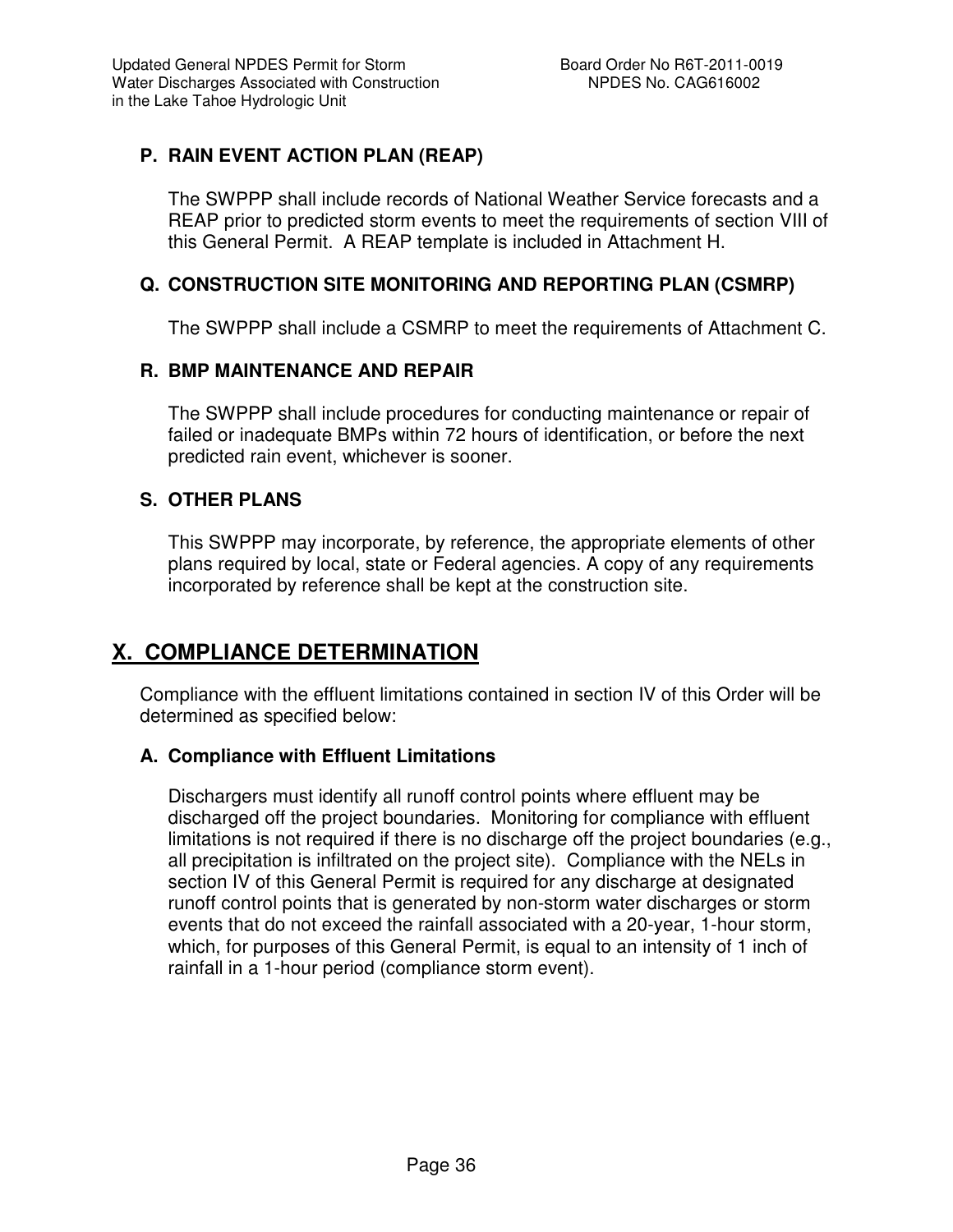### P. RAIN EVENT ACTION PLAN (REAP)

The SWPPP shall include records of National Weather Service forecasts and a REAP prior to predicted storm events to meet the requirements of section VIII of this General Permit. A REAP template is included in Attachment H.

### Q. CONSTRUCTION SITE MONITORING AND REPORTING PLAN (CSMRP)

The SWPPP shall include a CSMRP to meet the requirements of Attachment C.

### R. BMP MAINTENANCE AND REPAIR

The SWPPP shall include procedures for conducting maintenance or repair of failed or inadequate BMPs within 72 hours of identification, or before the next predicted rain event, whichever is sooner.

### S. OTHER PLANS

This SWPPP may incorporate, by reference, the appropriate elements of other plans required by local, state or Federal agencies. A copy of any requirements incorporated by reference shall be kept at the construction site.

## X. COMPLIANCE DETERMINATION

Compliance with the effluent limitations contained in section IV of this Order will be determined as specified below:

### A. Compliance with Effluent Limitations

Dischargers must identify all runoff control points where effluent may be discharged off the project boundaries. Monitoring for compliance with effluent limitations is not required if there is no discharge off the project boundaries (e.g., all precipitation is infiltrated on the project site). Compliance with the NELs in section IV of this General Permit is required for any discharge at designated runoff control points that is generated by non-storm water discharges or storm events that do not exceed the rainfall associated with a 20-year, 1-hour storm, which, for purposes of this General Permit, is equal to an intensity of 1 inch of rainfall in a 1-hour period (compliance storm event).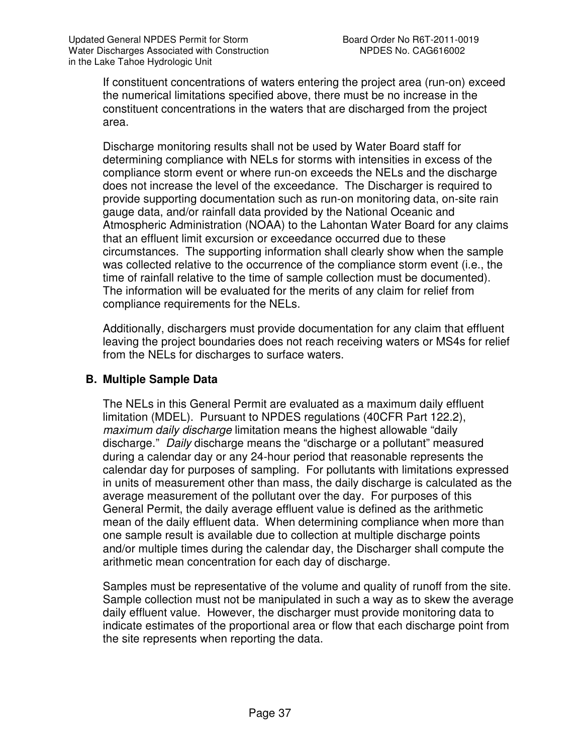If constituent concentrations of waters entering the project area (run-on) exceed the numerical limitations specified above, there must be no increase in the constituent concentrations in the waters that are discharged from the project area.

Discharge monitoring results shall not be used by Water Board staff for determining compliance with NELs for storms with intensities in excess of the compliance storm event or where run-on exceeds the NELs and the discharge does not increase the level of the exceedance. The Discharger is required to provide supporting documentation such as run-on monitoring data, on-site rain gauge data, and/or rainfall data provided by the National Oceanic and Atmospheric Administration (NOAA) to the Lahontan Water Board for any claims that an effluent limit excursion or exceedance occurred due to these circumstances. The supporting information shall clearly show when the sample was collected relative to the occurrence of the compliance storm event (i.e., the time of rainfall relative to the time of sample collection must be documented). The information will be evaluated for the merits of any claim for relief from compliance requirements for the NELs.

Additionally, dischargers must provide documentation for any claim that effluent leaving the project boundaries does not reach receiving waters or MS4s for relief from the NELs for discharges to surface waters.

## B. Multiple Sample Data

The NELs in this General Permit are evaluated as a maximum daily effluent limitation (MDEL). Pursuant to NPDES regulations (40CFR Part 122.2), *maximum daily discharge* limitation means the highest allowable "daily discharge." *Daily* discharge means the "discharge or a pollutant" measured during a calendar day or any 24-hour period that reasonable represents the calendar day for purposes of sampling. For pollutants with limitations expressed in units of measurement other than mass, the daily discharge is calculated as the average measurement of the pollutant over the day. For purposes of this General Permit, the daily average effluent value is defined as the arithmetic mean of the daily effluent data. When determining compliance when more than one sample result is available due to collection at multiple discharge points and/or multiple times during the calendar day, the Discharger shall compute the arithmetic mean concentration for each day of discharge.

Samples must be representative of the volume and quality of runoff from the site. Sample collection must not be manipulated in such a way as to skew the average daily effluent value. However, the discharger must provide monitoring data to indicate estimates of the proportional area or flow that each discharge point from the site represents when reporting the data.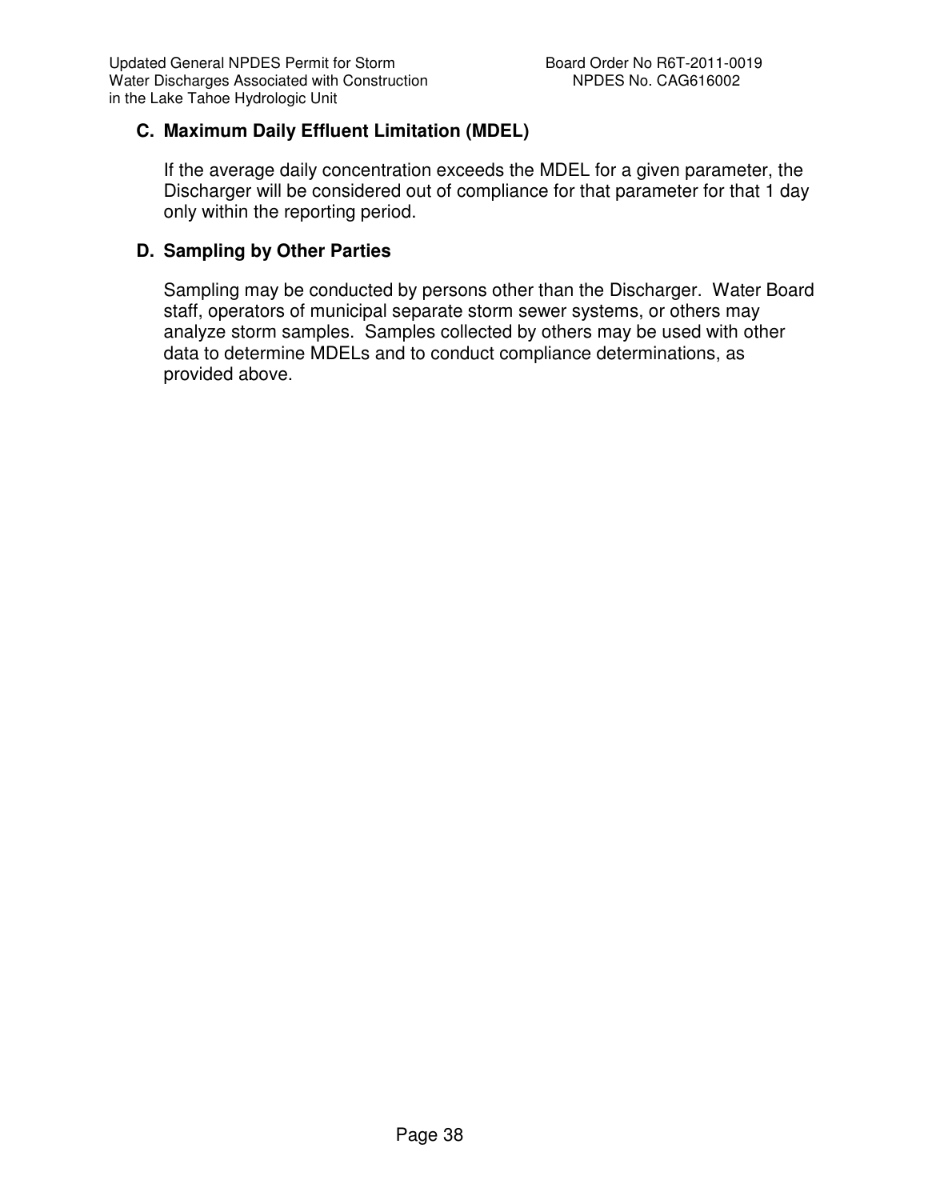### C. Maximum Daily Effluent Limitation (MDEL)

If the average daily concentration exceeds the MDEL for a given parameter, the Discharger will be considered out of compliance for that parameter for that 1 day only within the reporting period.

### D. Sampling by Other Parties

Sampling may be conducted by persons other than the Discharger. Water Board staff, operators of municipal separate storm sewer systems, or others may analyze storm samples. Samples collected by others may be used with other data to determine MDELs and to conduct compliance determinations, as provided above.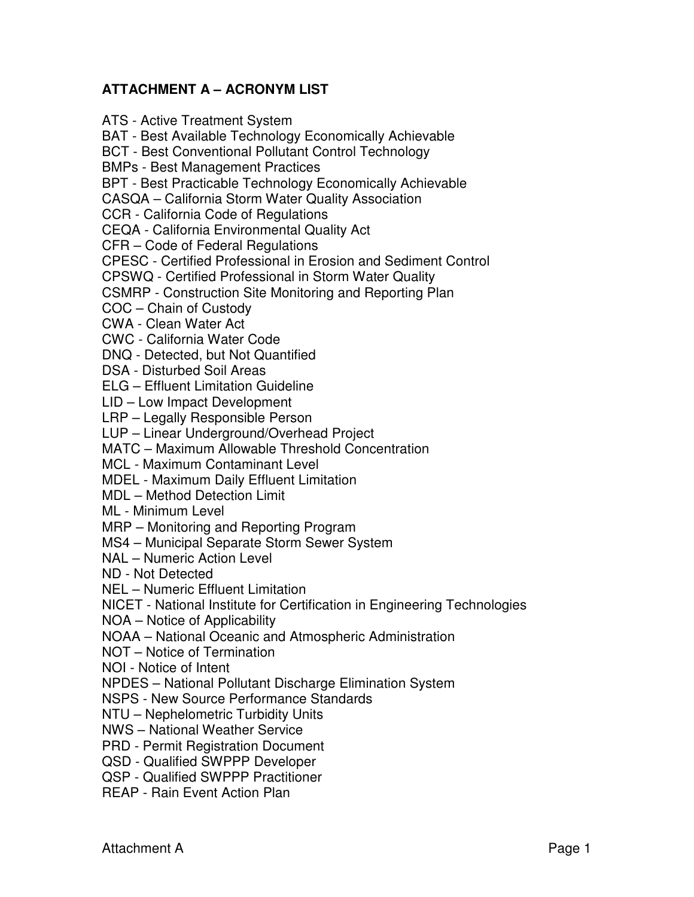## ATTACHMENT A – ACRONYM LIST

ATS - Active Treatment System  
BAT - Best Available Technology Economically Achievable  
BCT - Best Conventional Pollutant Control Technology  
BMPs - Best Management Practices  
BPT - Best Practicable Technology Economically Achievable  
CASQA – California Storm Water Quality Association  
CCR - California Code of Regulations  
CEQA - California Environmental Quality Act  
CFR – Code of Federal Regulations  
CPESC - Certified Professional in Erosion and Sediment Control  
CPSWQ - Certified Professional in Storm Water Quality  
CSMRP - Construction Site Monitoring and Reporting Plan  
COC – Chain of Custody  
CWA - Clean Water Act  
CWC - California Water Code  
DNQ - Detected, but Not Quantified  
DSA - Disturbed Soil Areas  
ELG – Effluent Limitation Guideline  
LID – Low Impact Development  
LRP – Legally Responsible Person  
LUP – Linear Underground/Overhead Project  
MATC – Maximum Allowable Threshold Concentration  
MCL - Maximum Contaminant Level  
MDEL - Maximum Daily Effluent Limitation  
MDL – Method Detection Limit  
ML - Minimum Level  
MRP – Monitoring and Reporting Program  
MS4 – Municipal Separate Storm Sewer System  
NAL – Numeric Action Level  
ND - Not Detected  
NEL – Numeric Effluent Limitation  
NICET - National Institute for Certification in Engineering Technologies  
NOA – Notice of Applicability  
NOAA – National Oceanic and Atmospheric Administration  
NOT – Notice of Termination  
NOI - Notice of Intent  
NPDES – National Pollutant Discharge Elimination System  
NSPS - New Source Performance Standards  
NTU – Nephelometric Turbidity Units  
NWS – National Weather Service  
PRD - Permit Registration Document  
QSD - Qualified SWPPP Developer  
QSP - Qualified SWPPP Practitioner  
REAP - Rain Event Action Plan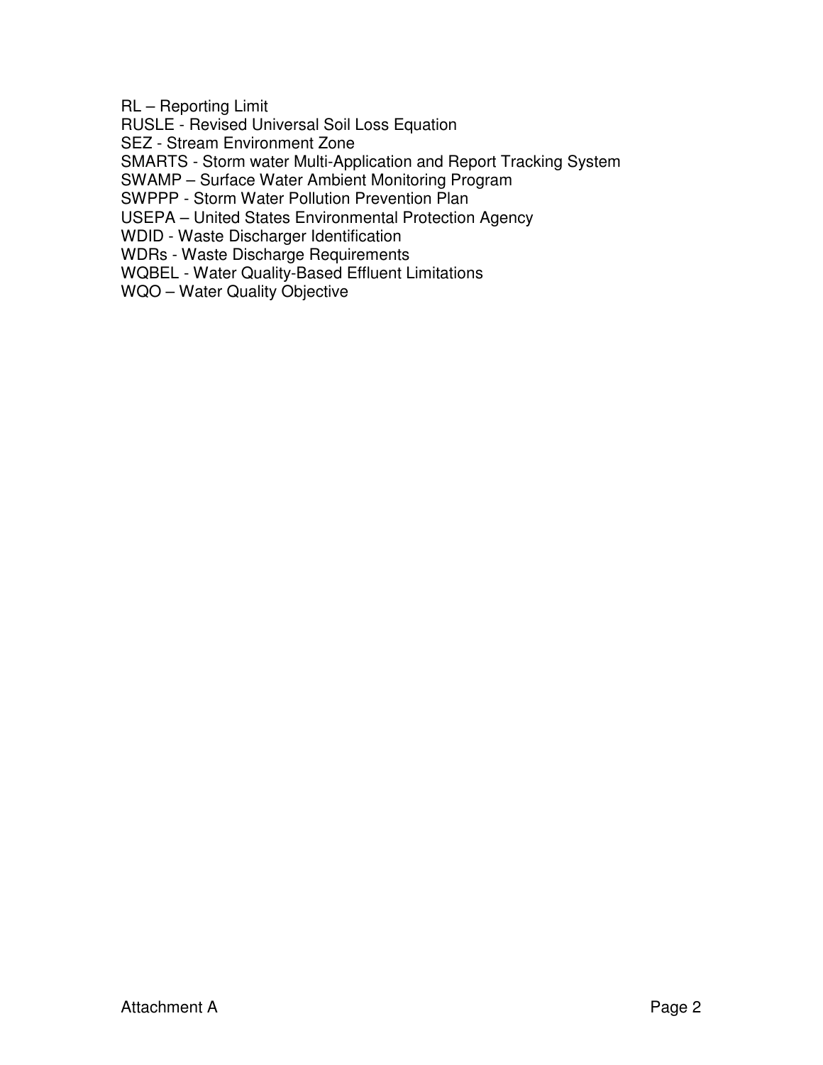RL – Reporting Limit
RUSLE - Revised Universal Soil Loss Equation
SEZ - Stream Environment Zone
SMARTS - Storm water Multi-Application and Report Tracking System
SWAMP – Surface Water Ambient Monitoring Program
SWPPP - Storm Water Pollution Prevention Plan
USEPA – United States Environmental Protection Agency
WDID - Waste Discharger Identification
WDRs - Waste Discharge Requirements
WQBEL - Water Quality-Based Effluent Limitations
WQO – Water Quality Objective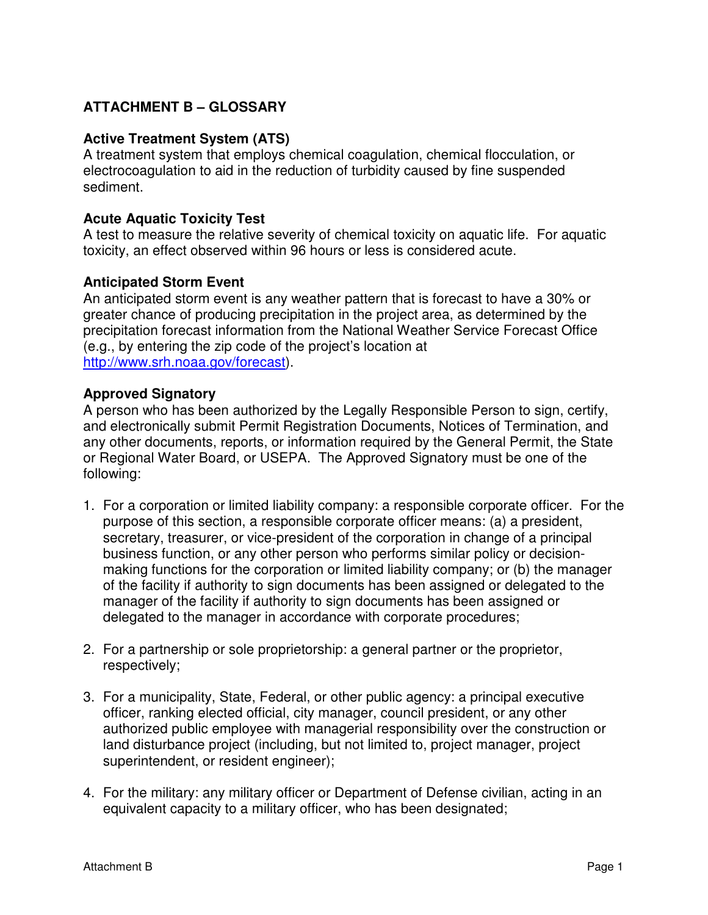## ATTACHMENT B – GLOSSARY

### Active Treatment System (ATS)

A treatment system that employs chemical coagulation, chemical flocculation, or electrocoagulation to aid in the reduction of turbidity caused by fine suspended sediment.

### Acute Aquatic Toxicity Test

A test to measure the relative severity of chemical toxicity on aquatic life. For aquatic toxicity, an effect observed within 96 hours or less is considered acute.

### Anticipated Storm Event

An anticipated storm event is any weather pattern that is forecast to have a 30% or greater chance of producing precipitation in the project area, as determined by the precipitation forecast information from the National Weather Service Forecast Office (e.g., by entering the zip code of the project's location at http://www.srh.noaa.gov/forecast).

### Approved Signatory

A person who has been authorized by the Legally Responsible Person to sign, certify, and electronically submit Permit Registration Documents, Notices of Termination, and any other documents, reports, or information required by the General Permit, the State or Regional Water Board, or USEPA. The Approved Signatory must be one of the following:

1. For a corporation or limited liability company: a responsible corporate officer. For the purpose of this section, a responsible corporate officer means: (a) a president, secretary, treasurer, or vice-president of the corporation in change of a principal business function, or any other person who performs similar policy or decision-making functions for the corporation or limited liability company; or (b) the manager of the facility if authority to sign documents has been assigned or delegated to the manager of the facility if authority to sign documents has been assigned or delegated to the manager in accordance with corporate procedures;

2. For a partnership or sole proprietorship: a general partner or the proprietor, respectively;

3. For a municipality, State, Federal, or other public agency: a principal executive officer, ranking elected official, city manager, council president, or any other authorized public employee with managerial responsibility over the construction or land disturbance project (including, but not limited to, project manager, project superintendent, or resident engineer);

4. For the military: any military officer or Department of Defense civilian, acting in an equivalent capacity to a military officer, who has been designated;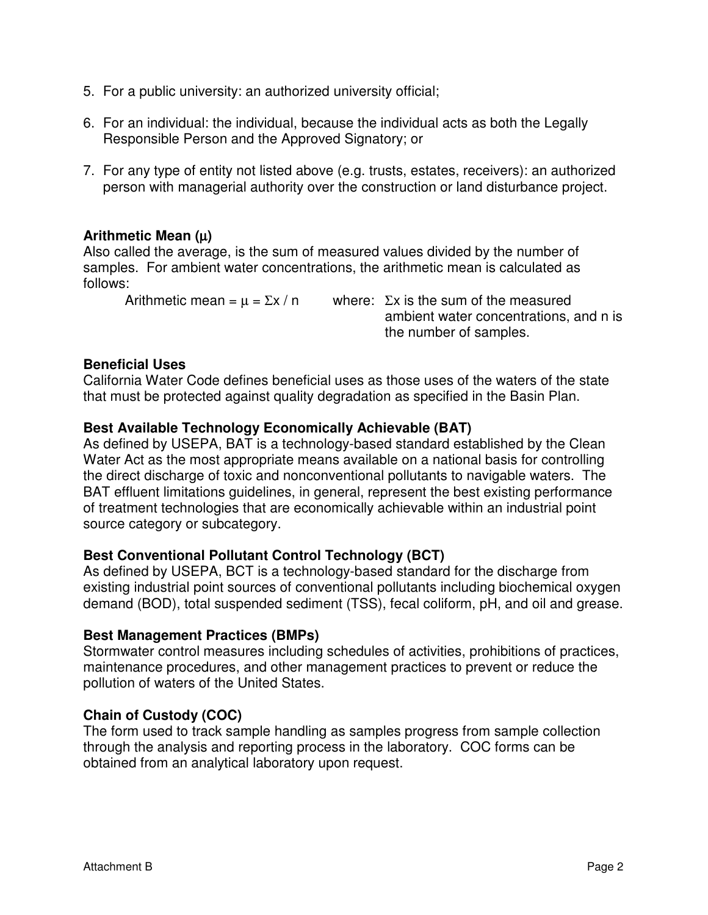5. For a public university: an authorized university official;

6. For an individual: the individual, because the individual acts as both the Legally Responsible Person and the Approved Signatory; or

7. For any type of entity not listed above (e.g. trusts, estates, receivers): an authorized person with managerial authority over the construction or land disturbance project.

**Arithmetic Mean ($\mu$)**

Also called the average, is the sum of measured values divided by the number of samples. For ambient water concentrations, the arithmetic mean is calculated as follows:

Arithmetic mean = $\mu = \Sigma x / n$ where: $\Sigma x$ is the sum of the measured ambient water concentrations, and n is the number of samples.

**Beneficial Uses**

California Water Code defines beneficial uses as those uses of the waters of the state that must be protected against quality degradation as specified in the Basin Plan.

**Best Available Technology Economically Achievable (BAT)**

As defined by USEPA, BAT is a technology-based standard established by the Clean Water Act as the most appropriate means available on a national basis for controlling the direct discharge of toxic and nonconventional pollutants to navigable waters. The BAT effluent limitations guidelines, in general, represent the best existing performance of treatment technologies that are economically achievable within an industrial point source category or subcategory.

**Best Conventional Pollutant Control Technology (BCT)**

As defined by USEPA, BCT is a technology-based standard for the discharge from existing industrial point sources of conventional pollutants including biochemical oxygen demand (BOD), total suspended sediment (TSS), fecal coliform, pH, and oil and grease.

**Best Management Practices (BMPs)**

Stormwater control measures including schedules of activities, prohibitions of practices, maintenance procedures, and other management practices to prevent or reduce the pollution of waters of the United States.

**Chain of Custody (COC)**

The form used to track sample handling as samples progress from sample collection through the analysis and reporting process in the laboratory. COC forms can be obtained from an analytical laboratory upon request.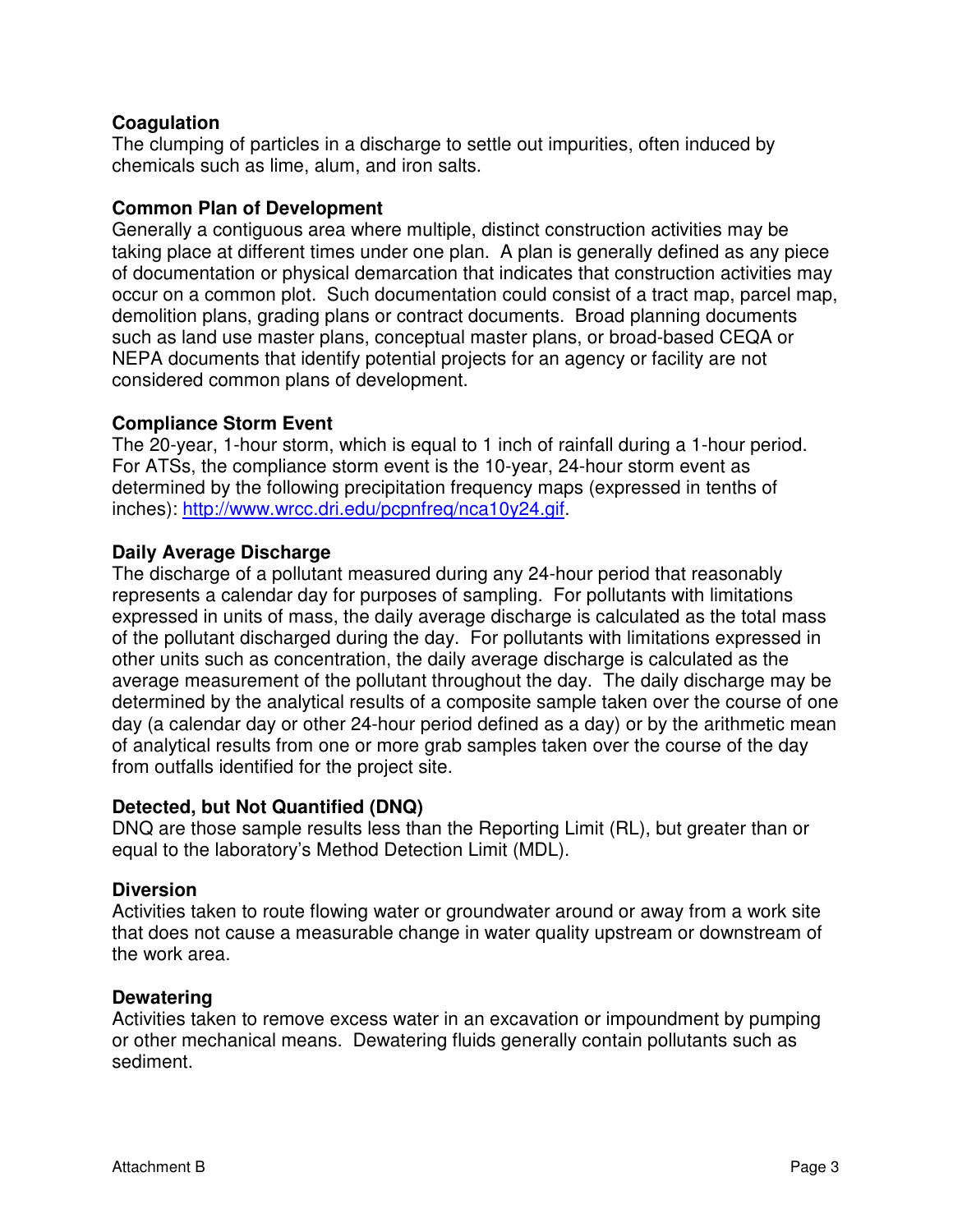**Coagulation**
The clumping of particles in a discharge to settle out impurities, often induced by chemicals such as lime, alum, and iron salts.

**Common Plan of Development**
Generally a contiguous area where multiple, distinct construction activities may be taking place at different times under one plan. A plan is generally defined as any piece of documentation or physical demarcation that indicates that construction activities may occur on a common plot. Such documentation could consist of a tract map, parcel map, demolition plans, grading plans or contract documents. Broad planning documents such as land use master plans, conceptual master plans, or broad-based CEQA or NEPA documents that identify potential projects for an agency or facility are not considered common plans of development.

**Compliance Storm Event**
The 20-year, 1-hour storm, which is equal to 1 inch of rainfall during a 1-hour period. For ATSs, the compliance storm event is the 10-year, 24-hour storm event as determined by the following precipitation frequency maps (expressed in tenths of inches): [http://www.wrcc.dri.edu/pcpnfreq/nca10y24.gif](http://www.wrcc.dri.edu/pcpnfreq/nca10y24.gif).

**Daily Average Discharge**
The discharge of a pollutant measured during any 24-hour period that reasonably represents a calendar day for purposes of sampling. For pollutants with limitations expressed in units of mass, the daily average discharge is calculated as the total mass of the pollutant discharged during the day. For pollutants with limitations expressed in other units such as concentration, the daily average discharge is calculated as the average measurement of the pollutant throughout the day. The daily discharge may be determined by the analytical results of a composite sample taken over the course of one day (a calendar day or other 24-hour period defined as a day) or by the arithmetic mean of analytical results from one or more grab samples taken over the course of the day from outfalls identified for the project site.

**Detected, but Not Quantified (DNQ)**
DNQ are those sample results less than the Reporting Limit (RL), but greater than or equal to the laboratory's Method Detection Limit (MDL).

**Diversion**
Activities taken to route flowing water or groundwater around or away from a work site that does not cause a measurable change in water quality upstream or downstream of the work area.

**Dewatering**
Activities taken to remove excess water in an excavation or impoundment by pumping or other mechanical means. Dewatering fluids generally contain pollutants such as sediment.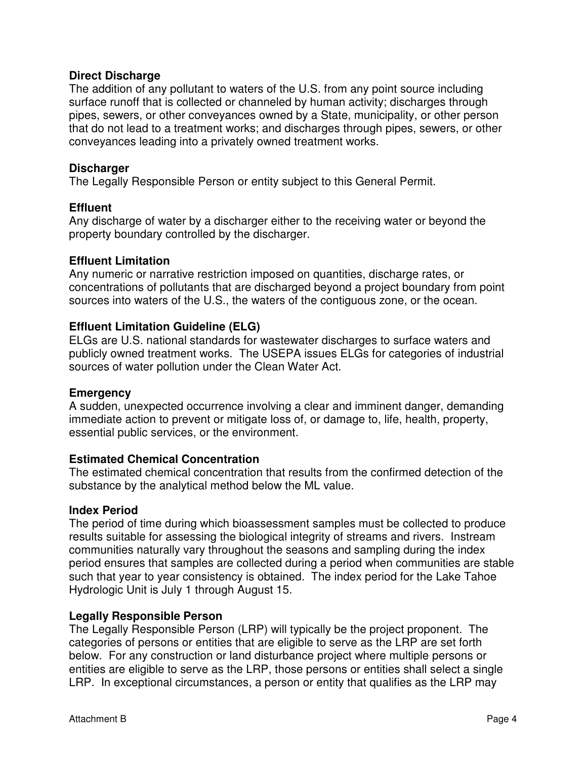**Direct Discharge**
The addition of any pollutant to waters of the U.S. from any point source including surface runoff that is collected or channeled by human activity; discharges through pipes, sewers, or other conveyances owned by a State, municipality, or other person that do not lead to a treatment works; and discharges through pipes, sewers, or other conveyances leading into a privately owned treatment works.

**Discharger**
The Legally Responsible Person or entity subject to this General Permit.

**Effluent**
Any discharge of water by a discharger either to the receiving water or beyond the property boundary controlled by the discharger.

**Effluent Limitation**
Any numeric or narrative restriction imposed on quantities, discharge rates, or concentrations of pollutants that are discharged beyond a project boundary from point sources into waters of the U.S., the waters of the contiguous zone, or the ocean.

**Effluent Limitation Guideline (ELG)**
ELGs are U.S. national standards for wastewater discharges to surface waters and publicly owned treatment works. The USEPA issues ELGs for categories of industrial sources of water pollution under the Clean Water Act.

**Emergency**
A sudden, unexpected occurrence involving a clear and imminent danger, demanding immediate action to prevent or mitigate loss of, or damage to, life, health, property, essential public services, or the environment.

**Estimated Chemical Concentration**
The estimated chemical concentration that results from the confirmed detection of the substance by the analytical method below the ML value.

**Index Period**
The period of time during which bioassessment samples must be collected to produce results suitable for assessing the biological integrity of streams and rivers. Instream communities naturally vary throughout the seasons and sampling during the index period ensures that samples are collected during a period when communities are stable such that year to year consistency is obtained. The index period for the Lake Tahoe Hydrologic Unit is July 1 through August 15.

**Legally Responsible Person**
The Legally Responsible Person (LRP) will typically be the project proponent. The categories of persons or entities that are eligible to serve as the LRP are set forth below. For any construction or land disturbance project where multiple persons or entities are eligible to serve as the LRP, those persons or entities shall select a single LRP. In exceptional circumstances, a person or entity that qualifies as the LRP may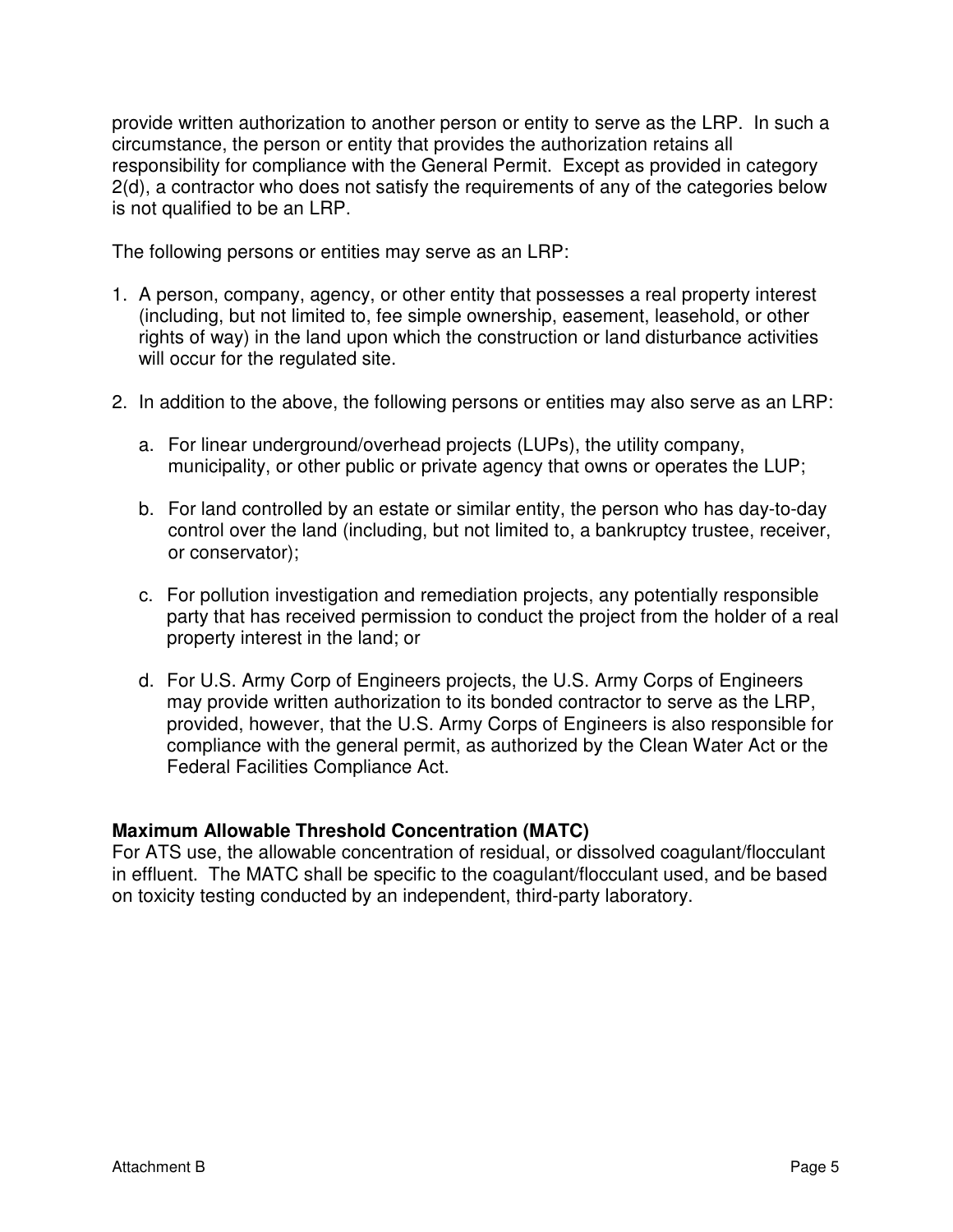provide written authorization to another person or entity to serve as the LRP. In such a circumstance, the person or entity that provides the authorization retains all responsibility for compliance with the General Permit. Except as provided in category 2(d), a contractor who does not satisfy the requirements of any of the categories below is not qualified to be an LRP.

The following persons or entities may serve as an LRP:

1. A person, company, agency, or other entity that possesses a real property interest (including, but not limited to, fee simple ownership, easement, leasehold, or other rights of way) in the land upon which the construction or land disturbance activities will occur for the regulated site.

2. In addition to the above, the following persons or entities may also serve as an LRP:

   a. For linear underground/overhead projects (LUPs), the utility company, municipality, or other public or private agency that owns or operates the LUP;

   b. For land controlled by an estate or similar entity, the person who has day-to-day control over the land (including, but not limited to, a bankruptcy trustee, receiver, or conservator);

   c. For pollution investigation and remediation projects, any potentially responsible party that has received permission to conduct the project from the holder of a real property interest in the land; or

   d. For U.S. Army Corp of Engineers projects, the U.S. Army Corps of Engineers may provide written authorization to its bonded contractor to serve as the LRP, provided, however, that the U.S. Army Corps of Engineers is also responsible for compliance with the general permit, as authorized by the Clean Water Act or the Federal Facilities Compliance Act.

**Maximum Allowable Threshold Concentration (MATC)**
For ATS use, the allowable concentration of residual, or dissolved coagulant/flocculant in effluent. The MATC shall be specific to the coagulant/flocculant used, and be based on toxicity testing conducted by an independent, third-party laboratory.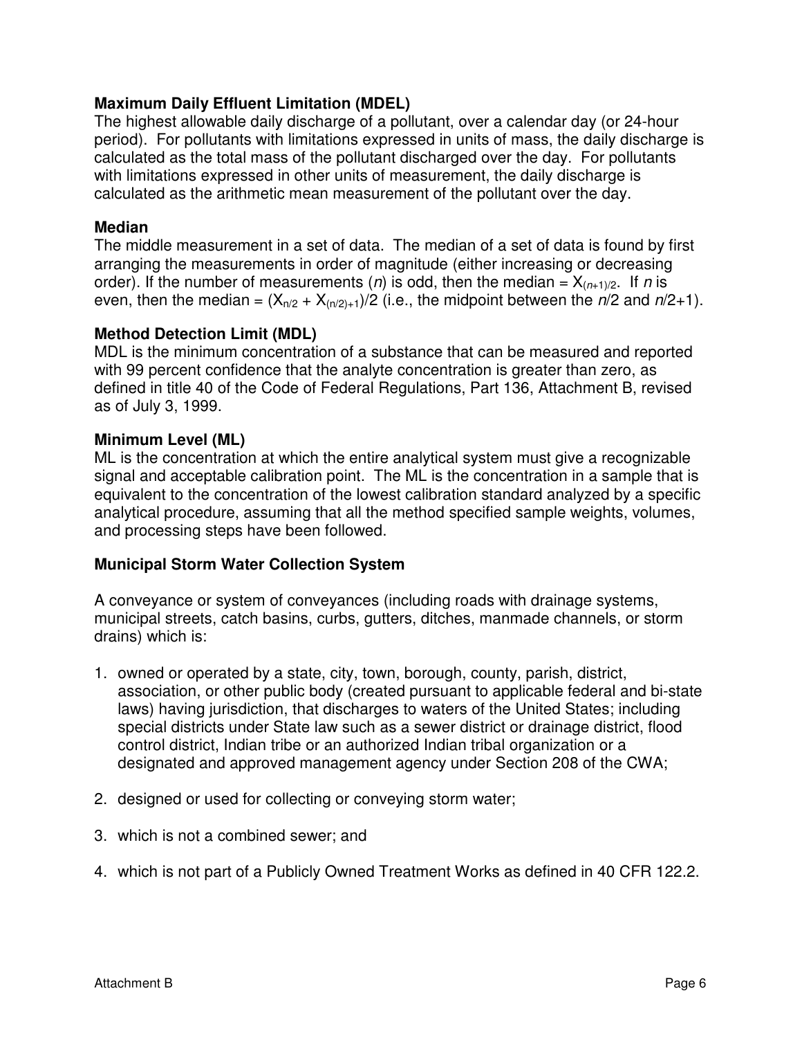**Maximum Daily Effluent Limitation (MDEL)**
The highest allowable daily discharge of a pollutant, over a calendar day (or 24-hour period). For pollutants with limitations expressed in units of mass, the daily discharge is calculated as the total mass of the pollutant discharged over the day. For pollutants with limitations expressed in other units of measurement, the daily discharge is calculated as the arithmetic mean measurement of the pollutant over the day.

**Median**
The middle measurement in a set of data. The median of a set of data is found by first arranging the measurements in order of magnitude (either increasing or decreasing order). If the number of measurements ($n$) is odd, then the median = $X_{(n+1)/2}$. If $n$ is even, then the median = $(X_{n/2} + X_{(n/2)+1})/2$ (i.e., the midpoint between the $n/2$ and $n/2+1$).

**Method Detection Limit (MDL)**
MDL is the minimum concentration of a substance that can be measured and reported with 99 percent confidence that the analyte concentration is greater than zero, as defined in title 40 of the Code of Federal Regulations, Part 136, Attachment B, revised as of July 3, 1999.

**Minimum Level (ML)**
ML is the concentration at which the entire analytical system must give a recognizable signal and acceptable calibration point. The ML is the concentration in a sample that is equivalent to the concentration of the lowest calibration standard analyzed by a specific analytical procedure, assuming that all the method specified sample weights, volumes, and processing steps have been followed.

**Municipal Storm Water Collection System**

A conveyance or system of conveyances (including roads with drainage systems, municipal streets, catch basins, curbs, gutters, ditches, manmade channels, or storm drains) which is:

1. owned or operated by a state, city, town, borough, county, parish, district, association, or other public body (created pursuant to applicable federal and bi-state laws) having jurisdiction, that discharges to waters of the United States; including special districts under State law such as a sewer district or drainage district, flood control district, Indian tribe or an authorized Indian tribal organization or a designated and approved management agency under Section 208 of the CWA;

2. designed or used for collecting or conveying storm water;

3. which is not a combined sewer; and

4. which is not part of a Publicly Owned Treatment Works as defined in 40 CFR 122.2.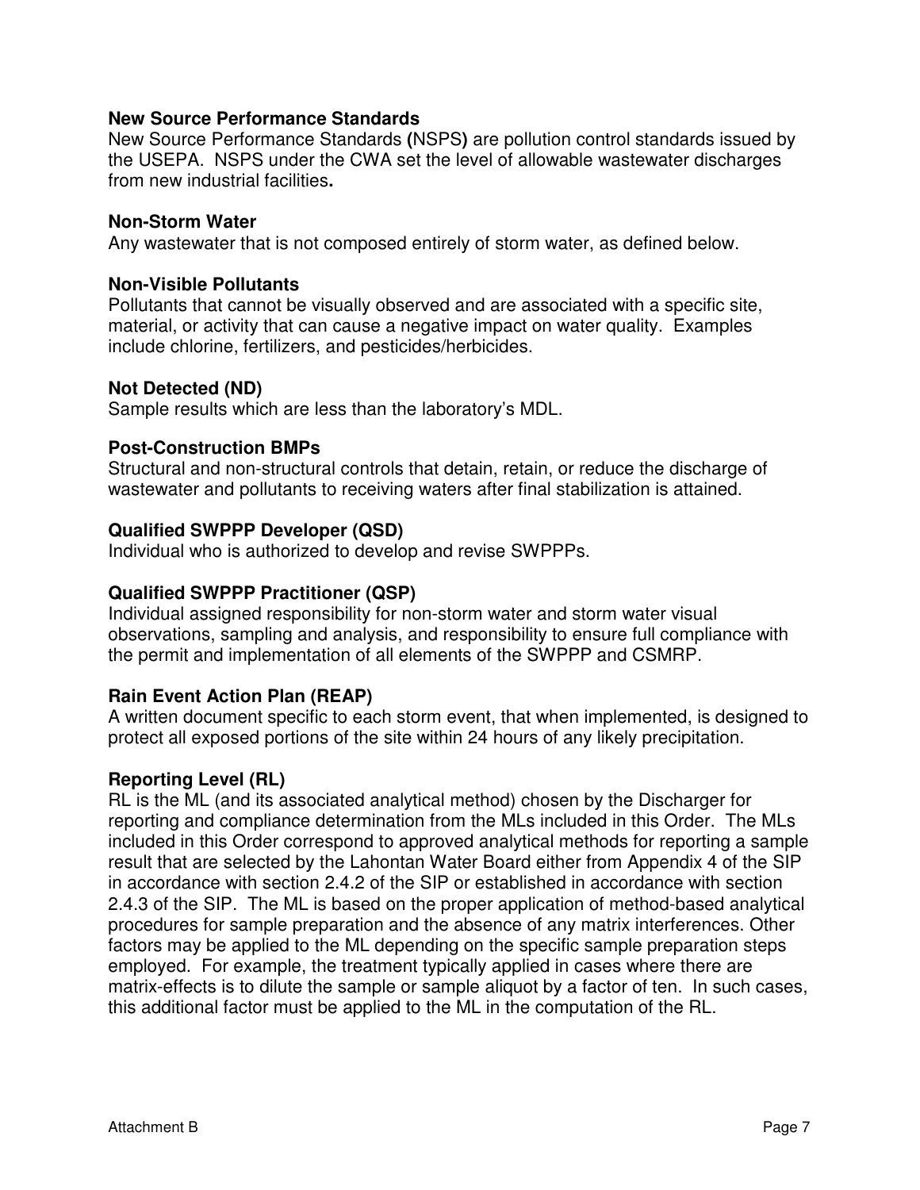**New Source Performance Standards**
New Source Performance Standards (NSPS) are pollution control standards issued by the USEPA. NSPS under the CWA set the level of allowable wastewater discharges from new industrial facilities.

**Non-Storm Water**
Any wastewater that is not composed entirely of storm water, as defined below.

**Non-Visible Pollutants**
Pollutants that cannot be visually observed and are associated with a specific site, material, or activity that can cause a negative impact on water quality. Examples include chlorine, fertilizers, and pesticides/herbicides.

**Not Detected (ND)**
Sample results which are less than the laboratory's MDL.

**Post-Construction BMPs**
Structural and non-structural controls that detain, retain, or reduce the discharge of wastewater and pollutants to receiving waters after final stabilization is attained.

**Qualified SWPPP Developer (QSD)**
Individual who is authorized to develop and revise SWPPPs.

**Qualified SWPPP Practitioner (QSP)**
Individual assigned responsibility for non-storm water and storm water visual observations, sampling and analysis, and responsibility to ensure full compliance with the permit and implementation of all elements of the SWPPP and CSMRP.

**Rain Event Action Plan (REAP)**
A written document specific to each storm event, that when implemented, is designed to protect all exposed portions of the site within 24 hours of any likely precipitation.

**Reporting Level (RL)**
RL is the ML (and its associated analytical method) chosen by the Discharger for reporting and compliance determination from the MLs included in this Order. The MLs included in this Order correspond to approved analytical methods for reporting a sample result that are selected by the Lahontan Water Board either from Appendix 4 of the SIP in accordance with section 2.4.2 of the SIP or established in accordance with section 2.4.3 of the SIP. The ML is based on the proper application of method-based analytical procedures for sample preparation and the absence of any matrix interferences. Other factors may be applied to the ML depending on the specific sample preparation steps employed. For example, the treatment typically applied in cases where there are matrix-effects is to dilute the sample or sample aliquot by a factor of ten. In such cases, this additional factor must be applied to the ML in the computation of the RL.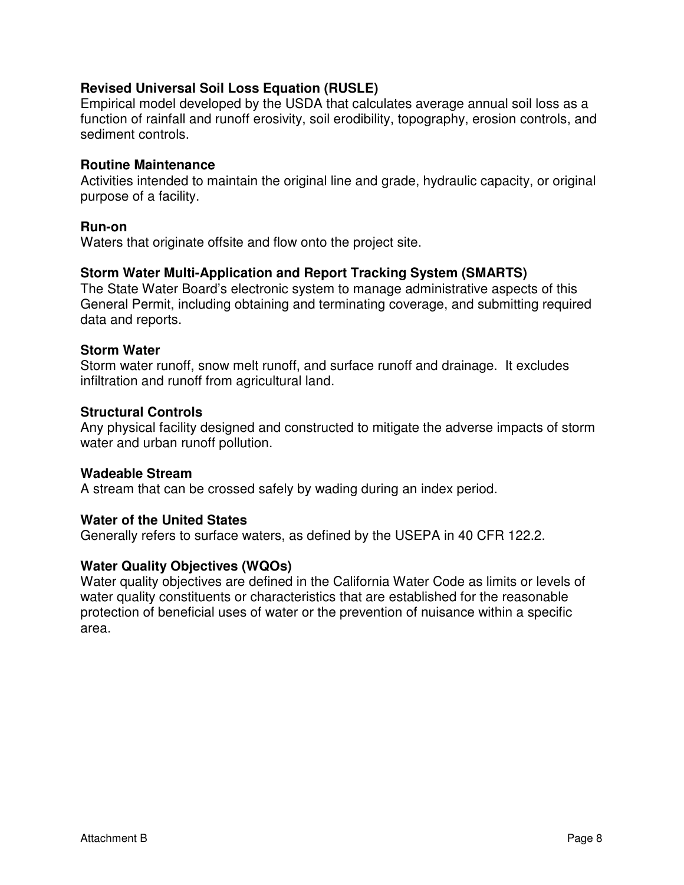**Revised Universal Soil Loss Equation (RUSLE)**
Empirical model developed by the USDA that calculates average annual soil loss as a function of rainfall and runoff erosivity, soil erodibility, topography, erosion controls, and sediment controls.

**Routine Maintenance**
Activities intended to maintain the original line and grade, hydraulic capacity, or original purpose of a facility.

**Run-on**
Waters that originate offsite and flow onto the project site.

**Storm Water Multi-Application and Report Tracking System (SMARTS)**
The State Water Board's electronic system to manage administrative aspects of this General Permit, including obtaining and terminating coverage, and submitting required data and reports.

**Storm Water**
Storm water runoff, snow melt runoff, and surface runoff and drainage. It excludes infiltration and runoff from agricultural land.

**Structural Controls**
Any physical facility designed and constructed to mitigate the adverse impacts of storm water and urban runoff pollution.

**Wadeable Stream**
A stream that can be crossed safely by wading during an index period.

**Water of the United States**
Generally refers to surface waters, as defined by the USEPA in 40 CFR 122.2.

**Water Quality Objectives (WQOs)**
Water quality objectives are defined in the California Water Code as limits or levels of water quality constituents or characteristics that are established for the reasonable protection of beneficial uses of water or the prevention of nuisance within a specific area.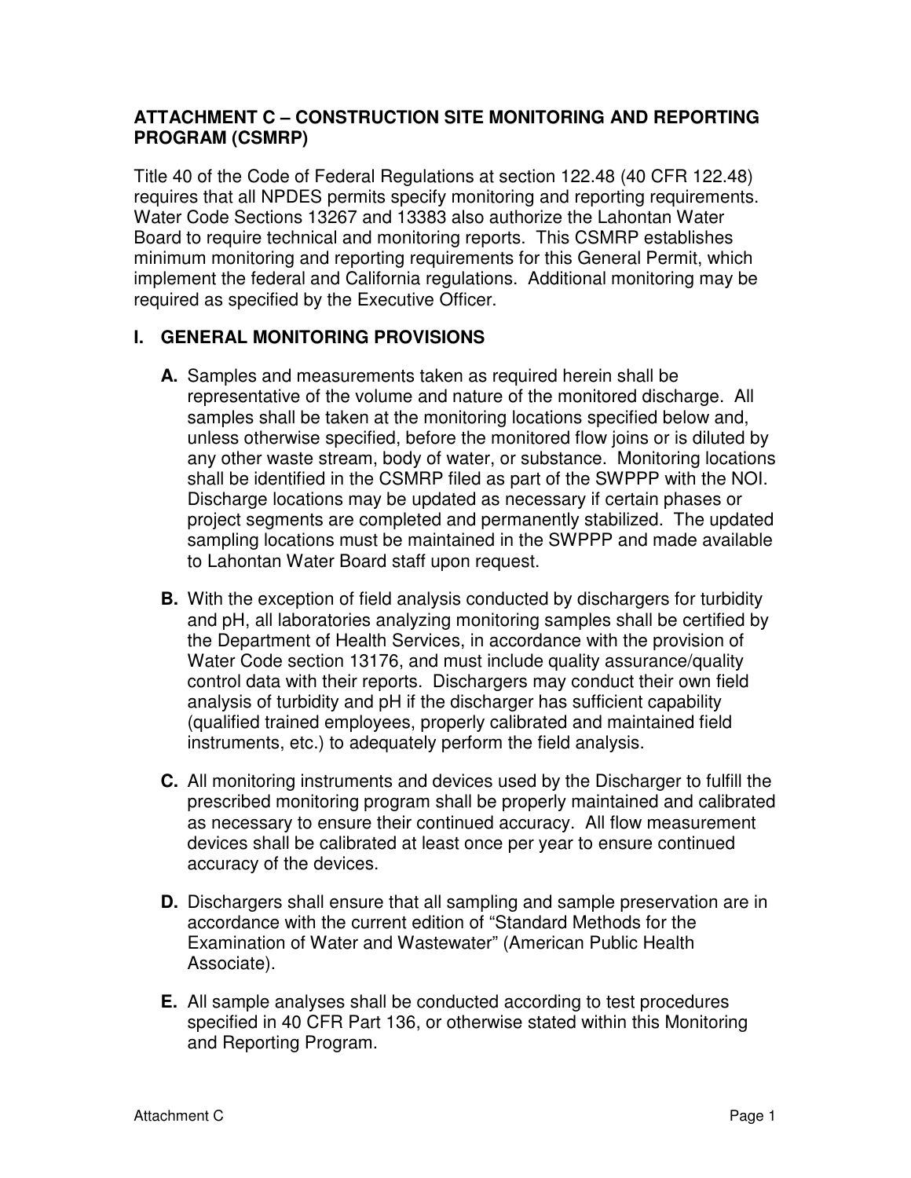## ATTACHMENT C – CONSTRUCTION SITE MONITORING AND REPORTING PROGRAM (CSMRP)

Title 40 of the Code of Federal Regulations at section 122.48 (40 CFR 122.48) requires that all NPDES permits specify monitoring and reporting requirements. Water Code Sections 13267 and 13383 also authorize the Lahontan Water Board to require technical and monitoring reports. This CSMRP establishes minimum monitoring and reporting requirements for this General Permit, which implement the federal and California regulations. Additional monitoring may be required as specified by the Executive Officer.

### I. GENERAL MONITORING PROVISIONS

**A.** Samples and measurements taken as required herein shall be representative of the volume and nature of the monitored discharge. All samples shall be taken at the monitoring locations specified below and, unless otherwise specified, before the monitored flow joins or is diluted by any other waste stream, body of water, or substance. Monitoring locations shall be identified in the CSMRP filed as part of the SWPPP with the NOI. Discharge locations may be updated as necessary if certain phases or project segments are completed and permanently stabilized. The updated sampling locations must be maintained in the SWPPP and made available to Lahontan Water Board staff upon request.

**B.** With the exception of field analysis conducted by dischargers for turbidity and pH, all laboratories analyzing monitoring samples shall be certified by the Department of Health Services, in accordance with the provision of Water Code section 13176, and must include quality assurance/quality control data with their reports. Dischargers may conduct their own field analysis of turbidity and pH if the discharger has sufficient capability (qualified trained employees, properly calibrated and maintained field instruments, etc.) to adequately perform the field analysis.

**C.** All monitoring instruments and devices used by the Discharger to fulfill the prescribed monitoring program shall be properly maintained and calibrated as necessary to ensure their continued accuracy. All flow measurement devices shall be calibrated at least once per year to ensure continued accuracy of the devices.

**D.** Dischargers shall ensure that all sampling and sample preservation are in accordance with the current edition of "Standard Methods for the Examination of Water and Wastewater" (American Public Health Associate).

**E.** All sample analyses shall be conducted according to test procedures specified in 40 CFR Part 136, or otherwise stated within this Monitoring and Reporting Program.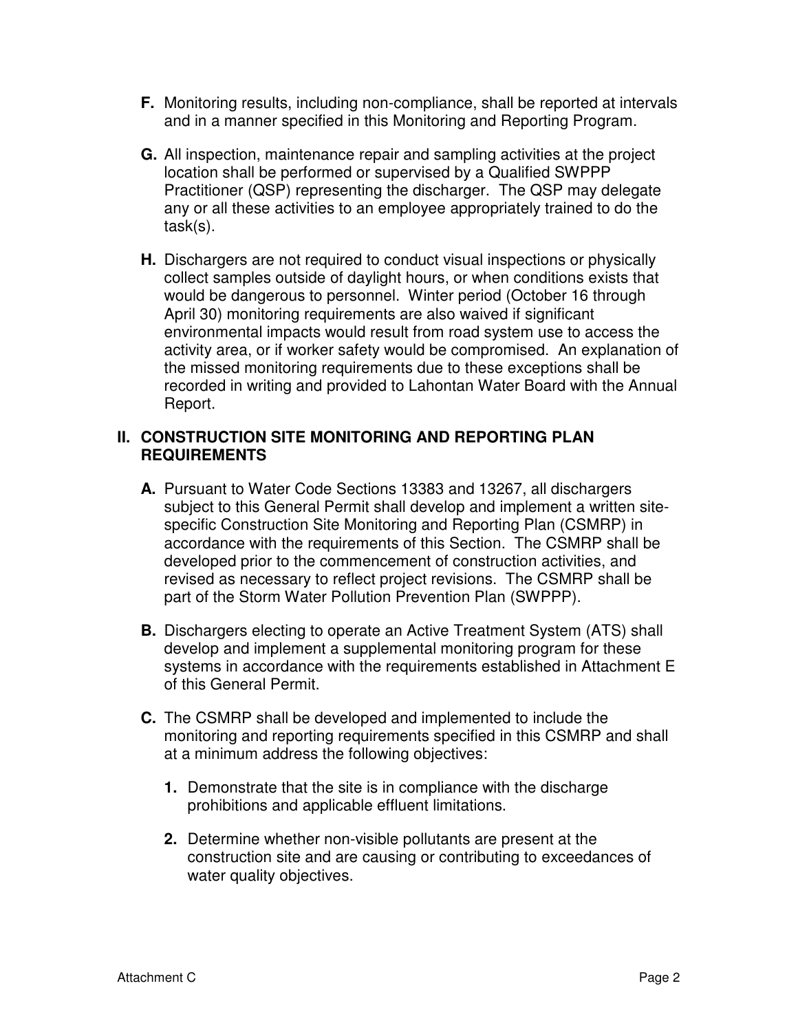**F.** Monitoring results, including non-compliance, shall be reported at intervals and in a manner specified in this Monitoring and Reporting Program.

**G.** All inspection, maintenance repair and sampling activities at the project location shall be performed or supervised by a Qualified SWPPP Practitioner (QSP) representing the discharger. The QSP may delegate any or all these activities to an employee appropriately trained to do the task(s).

**H.** Dischargers are not required to conduct visual inspections or physically collect samples outside of daylight hours, or when conditions exists that would be dangerous to personnel. Winter period (October 16 through April 30) monitoring requirements are also waived if significant environmental impacts would result from road system use to access the activity area, or if worker safety would be compromised. An explanation of the missed monitoring requirements due to these exceptions shall be recorded in writing and provided to Lahontan Water Board with the Annual Report.

## II. CONSTRUCTION SITE MONITORING AND REPORTING PLAN REQUIREMENTS

**A.** Pursuant to Water Code Sections 13383 and 13267, all dischargers subject to this General Permit shall develop and implement a written site-specific Construction Site Monitoring and Reporting Plan (CSMRP) in accordance with the requirements of this Section. The CSMRP shall be developed prior to the commencement of construction activities, and revised as necessary to reflect project revisions. The CSMRP shall be part of the Storm Water Pollution Prevention Plan (SWPPP).

**B.** Dischargers electing to operate an Active Treatment System (ATS) shall develop and implement a supplemental monitoring program for these systems in accordance with the requirements established in Attachment E of this General Permit.

**C.** The CSMRP shall be developed and implemented to include the monitoring and reporting requirements specified in this CSMRP and shall at a minimum address the following objectives:

1. Demonstrate that the site is in compliance with the discharge prohibitions and applicable effluent limitations.
2. Determine whether non-visible pollutants are present at the construction site and are causing or contributing to exceedances of water quality objectives.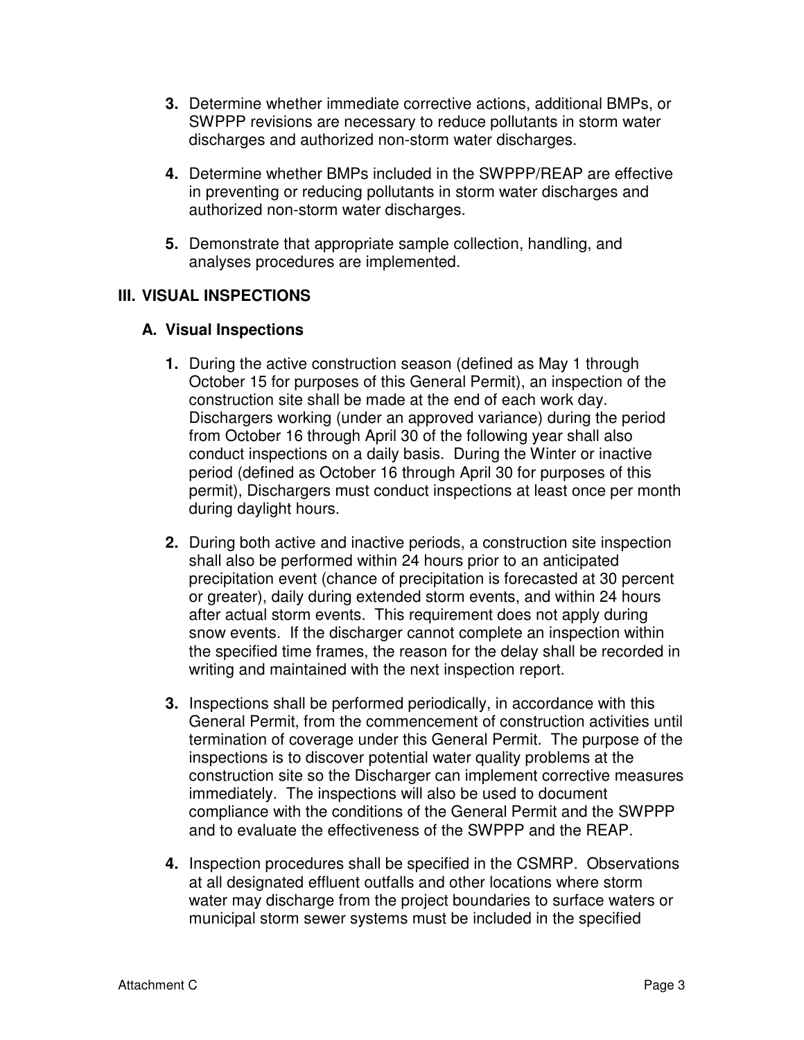3. Determine whether immediate corrective actions, additional BMPs, or SWPPP revisions are necessary to reduce pollutants in storm water discharges and authorized non-storm water discharges.

4. Determine whether BMPs included in the SWPPP/REAP are effective in preventing or reducing pollutants in storm water discharges and authorized non-storm water discharges.

5. Demonstrate that appropriate sample collection, handling, and analyses procedures are implemented.

## III. VISUAL INSPECTIONS

### A. Visual Inspections

1. During the active construction season (defined as May 1 through October 15 for purposes of this General Permit), an inspection of the construction site shall be made at the end of each work day. Dischargers working (under an approved variance) during the period from October 16 through April 30 of the following year shall also conduct inspections on a daily basis. During the Winter or inactive period (defined as October 16 through April 30 for purposes of this permit), Dischargers must conduct inspections at least once per month during daylight hours.

2. During both active and inactive periods, a construction site inspection shall also be performed within 24 hours prior to an anticipated precipitation event (chance of precipitation is forecasted at 30 percent or greater), daily during extended storm events, and within 24 hours after actual storm events. This requirement does not apply during snow events. If the discharger cannot complete an inspection within the specified time frames, the reason for the delay shall be recorded in writing and maintained with the next inspection report.

3. Inspections shall be performed periodically, in accordance with this General Permit, from the commencement of construction activities until termination of coverage under this General Permit. The purpose of the inspections is to discover potential water quality problems at the construction site so the Discharger can implement corrective measures immediately. The inspections will also be used to document compliance with the conditions of the General Permit and the SWPPP and to evaluate the effectiveness of the SWPPP and the REAP.

4. Inspection procedures shall be specified in the CSMRP. Observations at all designated effluent outfalls and other locations where storm water may discharge from the project boundaries to surface waters or municipal storm sewer systems must be included in the specified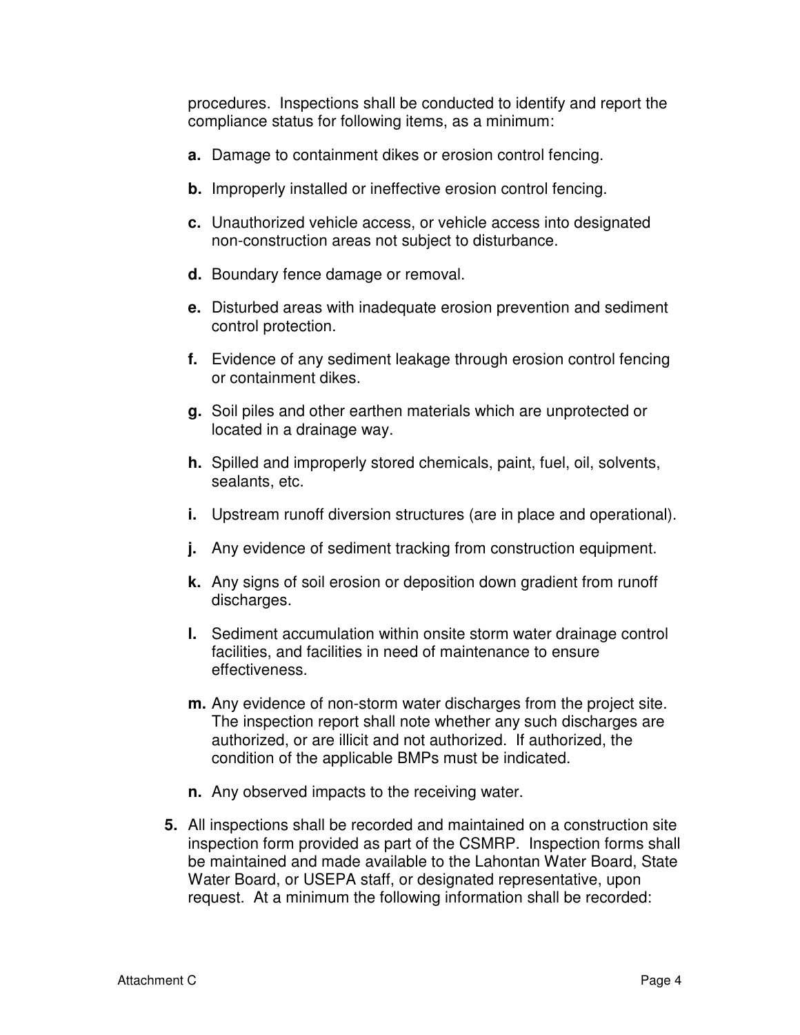procedures. Inspections shall be conducted to identify and report the compliance status for following items, as a minimum:

- **a.** Damage to containment dikes or erosion control fencing.
- **b.** Improperly installed or ineffective erosion control fencing.
- **c.** Unauthorized vehicle access, or vehicle access into designated non-construction areas not subject to disturbance.
- **d.** Boundary fence damage or removal.
- **e.** Disturbed areas with inadequate erosion prevention and sediment control protection.
- **f.** Evidence of any sediment leakage through erosion control fencing or containment dikes.
- **g.** Soil piles and other earthen materials which are unprotected or located in a drainage way.
- **h.** Spilled and improperly stored chemicals, paint, fuel, oil, solvents, sealants, etc.
- **i.** Upstream runoff diversion structures (are in place and operational).
- **j.** Any evidence of sediment tracking from construction equipment.
- **k.** Any signs of soil erosion or deposition down gradient from runoff discharges.
- **l.** Sediment accumulation within onsite storm water drainage control facilities, and facilities in need of maintenance to ensure effectiveness.
- **m.** Any evidence of non-storm water discharges from the project site. The inspection report shall note whether any such discharges are authorized, or are illicit and not authorized. If authorized, the condition of the applicable BMPs must be indicated.
- **n.** Any observed impacts to the receiving water.

**5.** All inspections shall be recorded and maintained on a construction site inspection form provided as part of the CSMRP. Inspection forms shall be maintained and made available to the Lahontan Water Board, State Water Board, or USEPA staff, or designated representative, upon request. At a minimum the following information shall be recorded: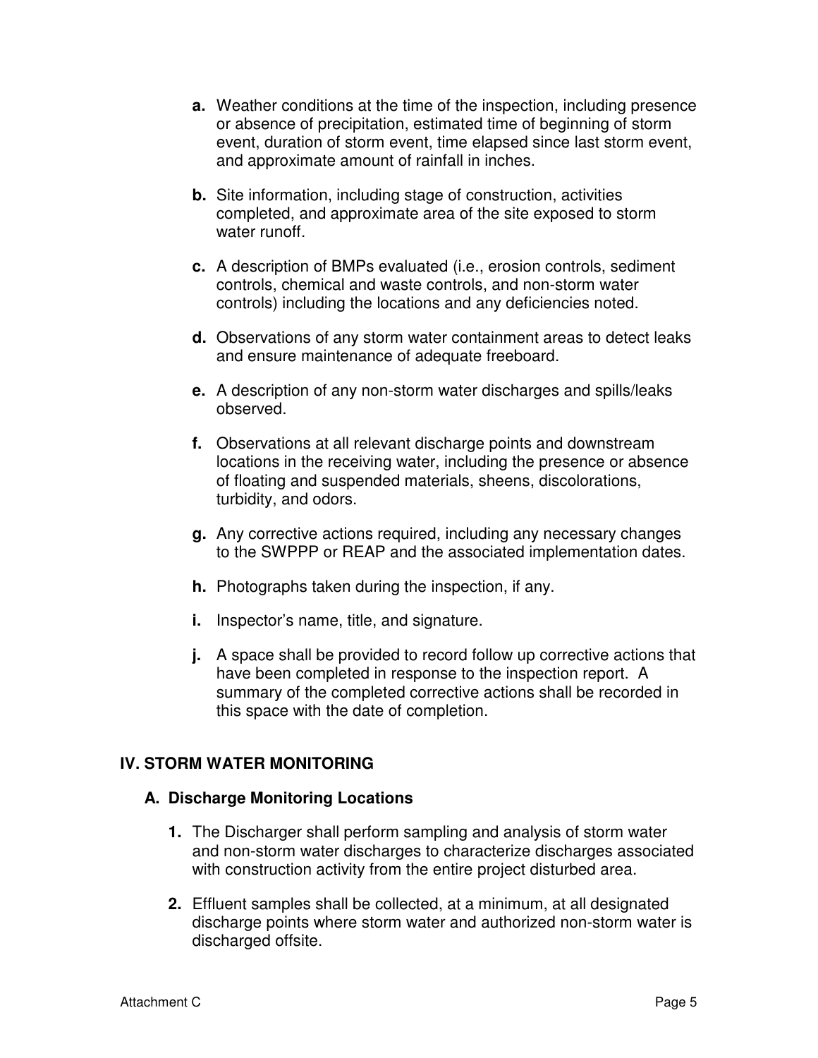- **a.** Weather conditions at the time of the inspection, including presence or absence of precipitation, estimated time of beginning of storm event, duration of storm event, time elapsed since last storm event, and approximate amount of rainfall in inches.

- **b.** Site information, including stage of construction, activities completed, and approximate area of the site exposed to storm water runoff.

- **c.** A description of BMPs evaluated (i.e., erosion controls, sediment controls, chemical and waste controls, and non-storm water controls) including the locations and any deficiencies noted.

- **d.** Observations of any storm water containment areas to detect leaks and ensure maintenance of adequate freeboard.

- **e.** A description of any non-storm water discharges and spills/leaks observed.

- **f.** Observations at all relevant discharge points and downstream locations in the receiving water, including the presence or absence of floating and suspended materials, sheens, discolorations, turbidity, and odors.

- **g.** Any corrective actions required, including any necessary changes to the SWPPP or REAP and the associated implementation dates.

- **h.** Photographs taken during the inspection, if any.

- **i.** Inspector's name, title, and signature.

- **j.** A space shall be provided to record follow up corrective actions that have been completed in response to the inspection report. A summary of the completed corrective actions shall be recorded in this space with the date of completion.

## IV. STORM WATER MONITORING

### A. Discharge Monitoring Locations

1. The Discharger shall perform sampling and analysis of storm water and non-storm water discharges to characterize discharges associated with construction activity from the entire project disturbed area.

2. Effluent samples shall be collected, at a minimum, at all designated discharge points where storm water and authorized non-storm water is discharged offsite.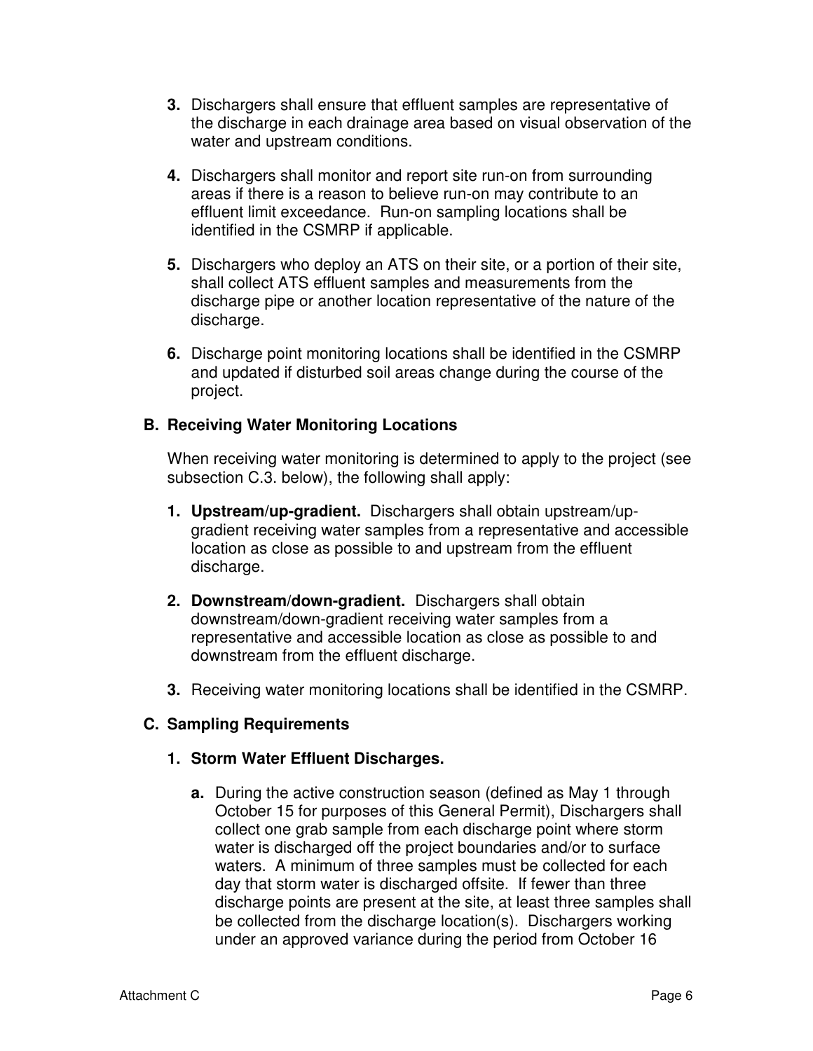3. Dischargers shall ensure that effluent samples are representative of the discharge in each drainage area based on visual observation of the water and upstream conditions.

4. Dischargers shall monitor and report site run-on from surrounding areas if there is a reason to believe run-on may contribute to an effluent limit exceedance. Run-on sampling locations shall be identified in the CSMRP if applicable.

5. Dischargers who deploy an ATS on their site, or a portion of their site, shall collect ATS effluent samples and measurements from the discharge pipe or another location representative of the nature of the discharge.

6. Discharge point monitoring locations shall be identified in the CSMRP and updated if disturbed soil areas change during the course of the project.

## B. Receiving Water Monitoring Locations

When receiving water monitoring is determined to apply to the project (see subsection C.3. below), the following shall apply:

1. **Upstream/up-gradient.** Dischargers shall obtain upstream/up-gradient receiving water samples from a representative and accessible location as close as possible to and upstream from the effluent discharge.

2. **Downstream/down-gradient.** Dischargers shall obtain downstream/down-gradient receiving water samples from a representative and accessible location as close as possible to and downstream from the effluent discharge.

3. Receiving water monitoring locations shall be identified in the CSMRP.

## C. Sampling Requirements

### 1. Storm Water Effluent Discharges.

a. During the active construction season (defined as May 1 through October 15 for purposes of this General Permit), Dischargers shall collect one grab sample from each discharge point where storm water is discharged off the project boundaries and/or to surface waters. A minimum of three samples must be collected for each day that storm water is discharged offsite. If fewer than three discharge points are present at the site, at least three samples shall be collected from the discharge location(s). Dischargers working under an approved variance during the period from October 16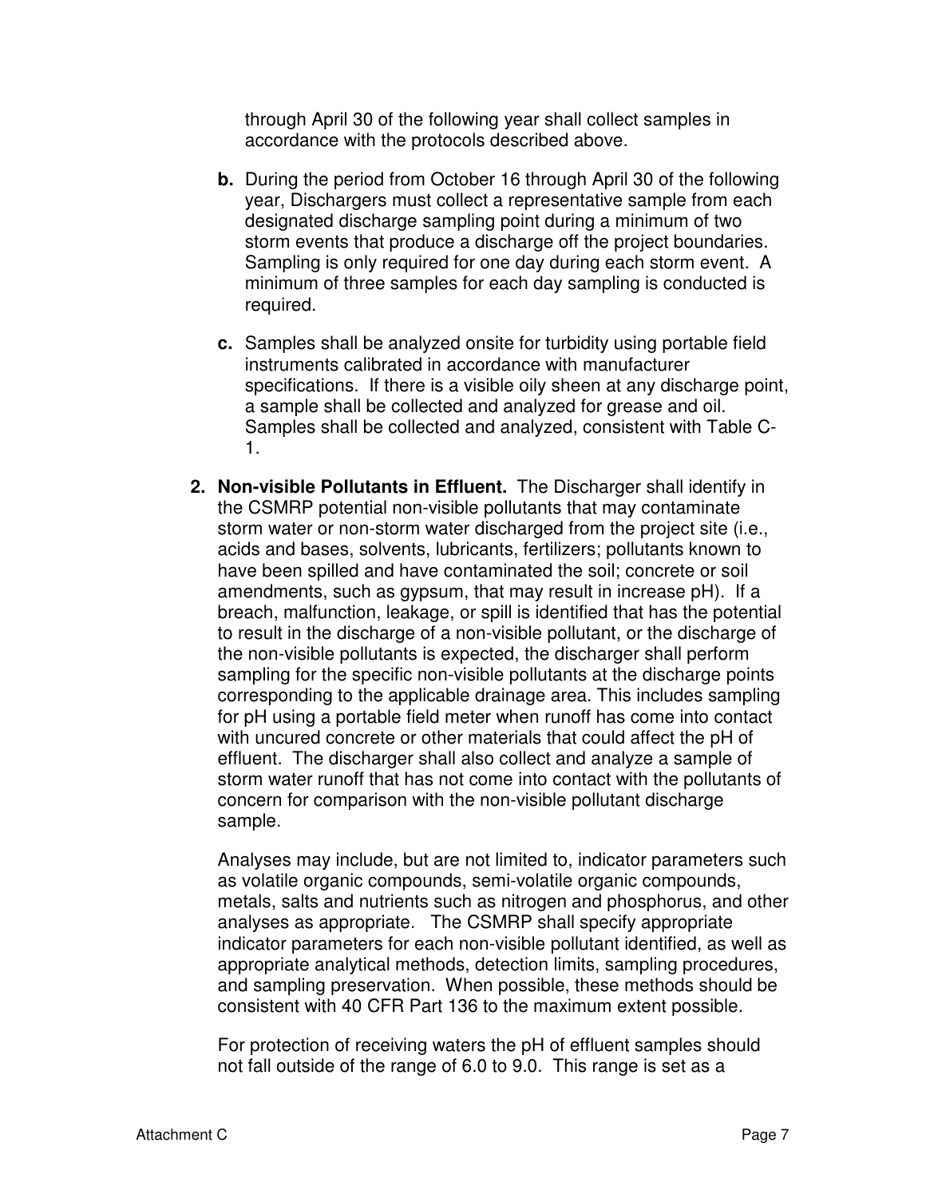through April 30 of the following year shall collect samples in accordance with the protocols described above.

**b.** During the period from October 16 through April 30 of the following year, Dischargers must collect a representative sample from each designated discharge sampling point during a minimum of two storm events that produce a discharge off the project boundaries. Sampling is only required for one day during each storm event. A minimum of three samples for each day sampling is conducted is required.

**c.** Samples shall be analyzed onsite for turbidity using portable field instruments calibrated in accordance with manufacturer specifications. If there is a visible oily sheen at any discharge point, a sample shall be collected and analyzed for grease and oil. Samples shall be collected and analyzed, consistent with Table C-1.

**2. Non-visible Pollutants in Effluent.** The Discharger shall identify in the CSMRP potential non-visible pollutants that may contaminate storm water or non-storm water discharged from the project site (i.e., acids and bases, solvents, lubricants, fertilizers; pollutants known to have been spilled and have contaminated the soil; concrete or soil amendments, such as gypsum, that may result in increase pH). If a breach, malfunction, leakage, or spill is identified that has the potential to result in the discharge of a non-visible pollutant, or the discharge of the non-visible pollutants is expected, the discharger shall perform sampling for the specific non-visible pollutants at the discharge points corresponding to the applicable drainage area. This includes sampling for pH using a portable field meter when runoff has come into contact with uncured concrete or other materials that could affect the pH of effluent. The discharger shall also collect and analyze a sample of storm water runoff that has not come into contact with the pollutants of concern for comparison with the non-visible pollutant discharge sample.

Analyses may include, but are not limited to, indicator parameters such as volatile organic compounds, semi-volatile organic compounds, metals, salts and nutrients such as nitrogen and phosphorus, and other analyses as appropriate. The CSMRP shall specify appropriate indicator parameters for each non-visible pollutant identified, as well as appropriate analytical methods, detection limits, sampling procedures, and sampling preservation. When possible, these methods should be consistent with 40 CFR Part 136 to the maximum extent possible.

For protection of receiving waters the pH of effluent samples should not fall outside of the range of 6.0 to 9.0. This range is set as a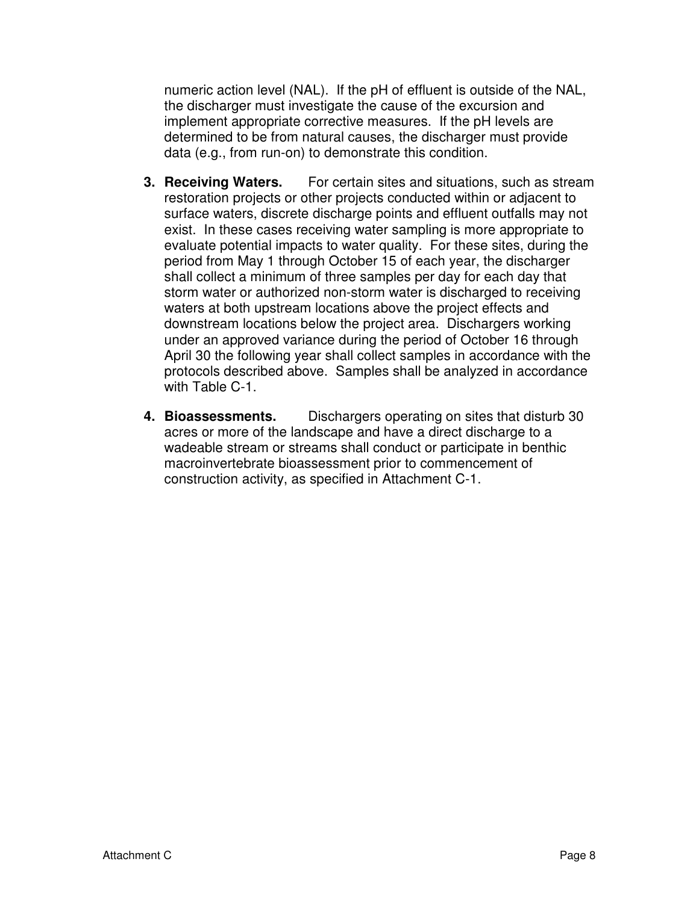numeric action level (NAL). If the pH of effluent is outside of the NAL, the discharger must investigate the cause of the excursion and implement appropriate corrective measures. If the pH levels are determined to be from natural causes, the discharger must provide data (e.g., from run-on) to demonstrate this condition.

3. **Receiving Waters.** For certain sites and situations, such as stream restoration projects or other projects conducted within or adjacent to surface waters, discrete discharge points and effluent outfalls may not exist. In these cases receiving water sampling is more appropriate to evaluate potential impacts to water quality. For these sites, during the period from May 1 through October 15 of each year, the discharger shall collect a minimum of three samples per day for each day that storm water or authorized non-storm water is discharged to receiving waters at both upstream locations above the project effects and downstream locations below the project area. Dischargers working under an approved variance during the period of October 16 through April 30 the following year shall collect samples in accordance with the protocols described above. Samples shall be analyzed in accordance with Table C-1.

4. **Bioassessments.** Dischargers operating on sites that disturb 30 acres or more of the landscape and have a direct discharge to a wadeable stream or streams shall conduct or participate in benthic macroinvertebrate bioassessment prior to commencement of construction activity, as specified in Attachment C-1.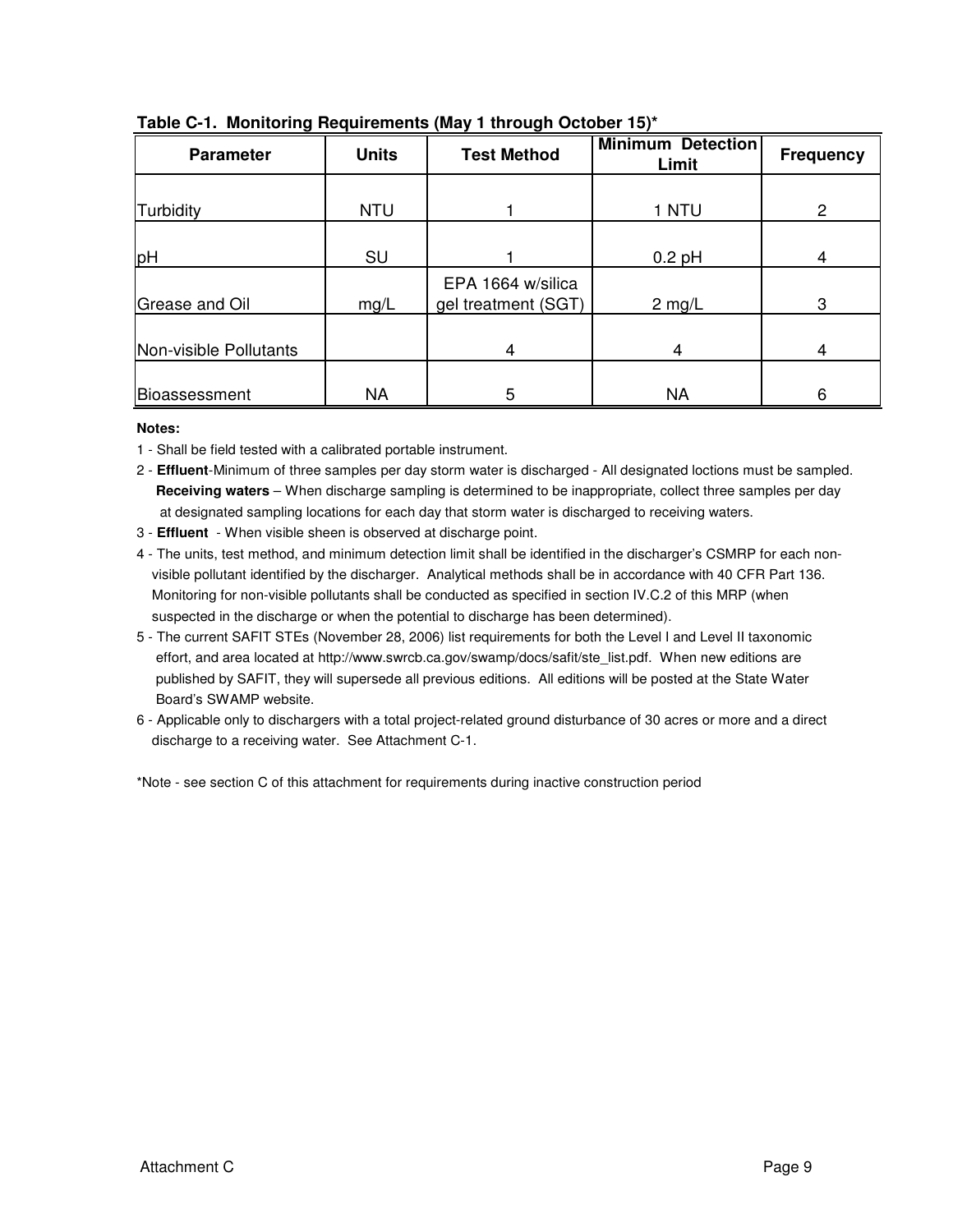**Table C-1. Monitoring Requirements (May 1 through October 15)***

| Parameter | Units | Test Method | Minimum Detection Limit | Frequency |
|---|---|---|---|---|
| Turbidity | NTU | 1 | 1 NTU | 2 |
| pH | SU | 1 | 0.2 pH | 4 |
| Grease and Oil | mg/L | EPA 1664 w/silica gel treatment (SGT) | 2 mg/L | 3 |
| Non-visible Pollutants | | 4 | 4 | 4 |
| Bioassessment | NA | 5 | NA | 6 |

**Notes:**

1 - Shall be field tested with a calibrated portable instrument.

2 - **Effluent**-Minimum of three samples per day storm water is discharged - All designated loctions must be sampled. **Receiving waters** – When discharge sampling is determined to be inappropriate, collect three samples per day at designated sampling locations for each day that storm water is discharged to receiving waters.

3 - **Effluent** - When visible sheen is observed at discharge point.

4 - The units, test method, and minimum detection limit shall be identified in the discharger's CSMRP for each non-visible pollutant identified by the discharger. Analytical methods shall be in accordance with 40 CFR Part 136. Monitoring for non-visible pollutants shall be conducted as specified in section IV.C.2 of this MRP (when suspected in the discharge or when the potential to discharge has been determined).

5 - The current SAFIT STEs (November 28, 2006) list requirements for both the Level I and Level II taxonomic effort, and area located at http://www.swrcb.ca.gov/swamp/docs/safit/ste_list.pdf. When new editions are published by SAFIT, they will supersede all previous editions. All editions will be posted at the State Water Board's SWAMP website.

6 - Applicable only to dischargers with a total project-related ground disturbance of 30 acres or more and a direct discharge to a receiving water. See Attachment C-1.

*Note - see section C of this attachment for requirements during inactive construction period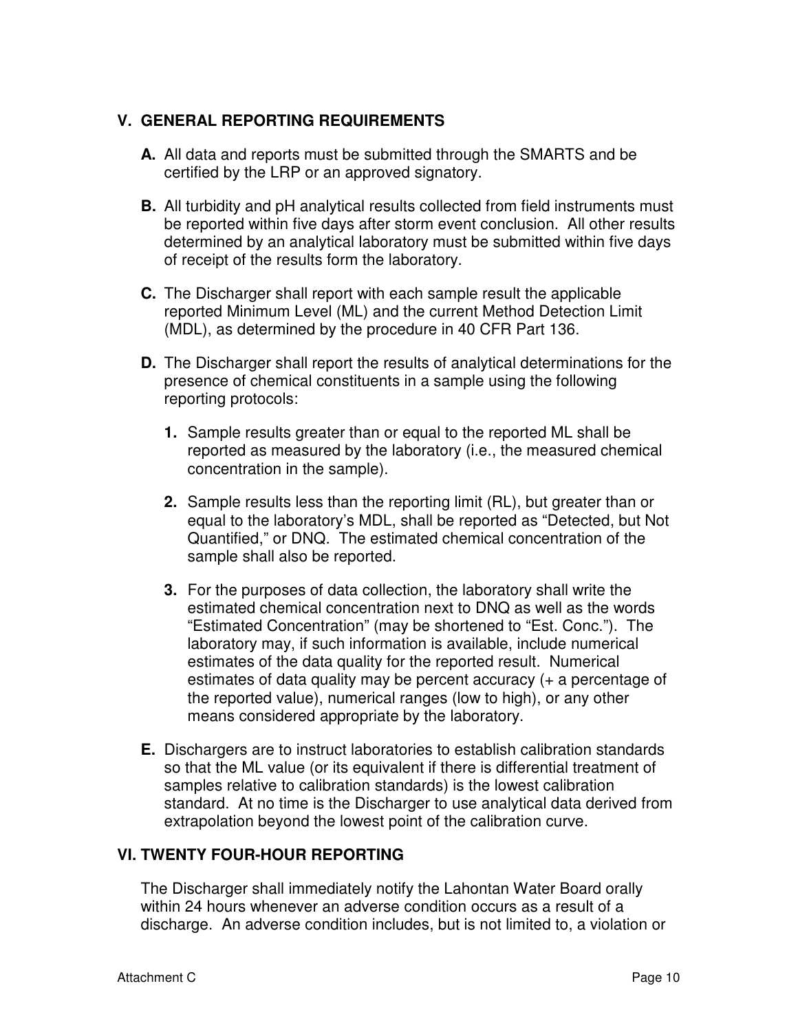## V. GENERAL REPORTING REQUIREMENTS

**A.** All data and reports must be submitted through the SMARTS and be certified by the LRP or an approved signatory.

**B.** All turbidity and pH analytical results collected from field instruments must be reported within five days after storm event conclusion. All other results determined by an analytical laboratory must be submitted within five days of receipt of the results form the laboratory.

**C.** The Discharger shall report with each sample result the applicable reported Minimum Level (ML) and the current Method Detection Limit (MDL), as determined by the procedure in 40 CFR Part 136.

**D.** The Discharger shall report the results of analytical determinations for the presence of chemical constituents in a sample using the following reporting protocols:

1. Sample results greater than or equal to the reported ML shall be reported as measured by the laboratory (i.e., the measured chemical concentration in the sample).

2. Sample results less than the reporting limit (RL), but greater than or equal to the laboratory's MDL, shall be reported as "Detected, but Not Quantified," or DNQ. The estimated chemical concentration of the sample shall also be reported.

3. For the purposes of data collection, the laboratory shall write the estimated chemical concentration next to DNQ as well as the words "Estimated Concentration" (may be shortened to "Est. Conc."). The laboratory may, if such information is available, include numerical estimates of the data quality for the reported result. Numerical estimates of data quality may be percent accuracy (+ a percentage of the reported value), numerical ranges (low to high), or any other means considered appropriate by the laboratory.

**E.** Dischargers are to instruct laboratories to establish calibration standards so that the ML value (or its equivalent if there is differential treatment of samples relative to calibration standards) is the lowest calibration standard. At no time is the Discharger to use analytical data derived from extrapolation beyond the lowest point of the calibration curve.

## VI. TWENTY FOUR-HOUR REPORTING

The Discharger shall immediately notify the Lahontan Water Board orally within 24 hours whenever an adverse condition occurs as a result of a discharge. An adverse condition includes, but is not limited to, a violation or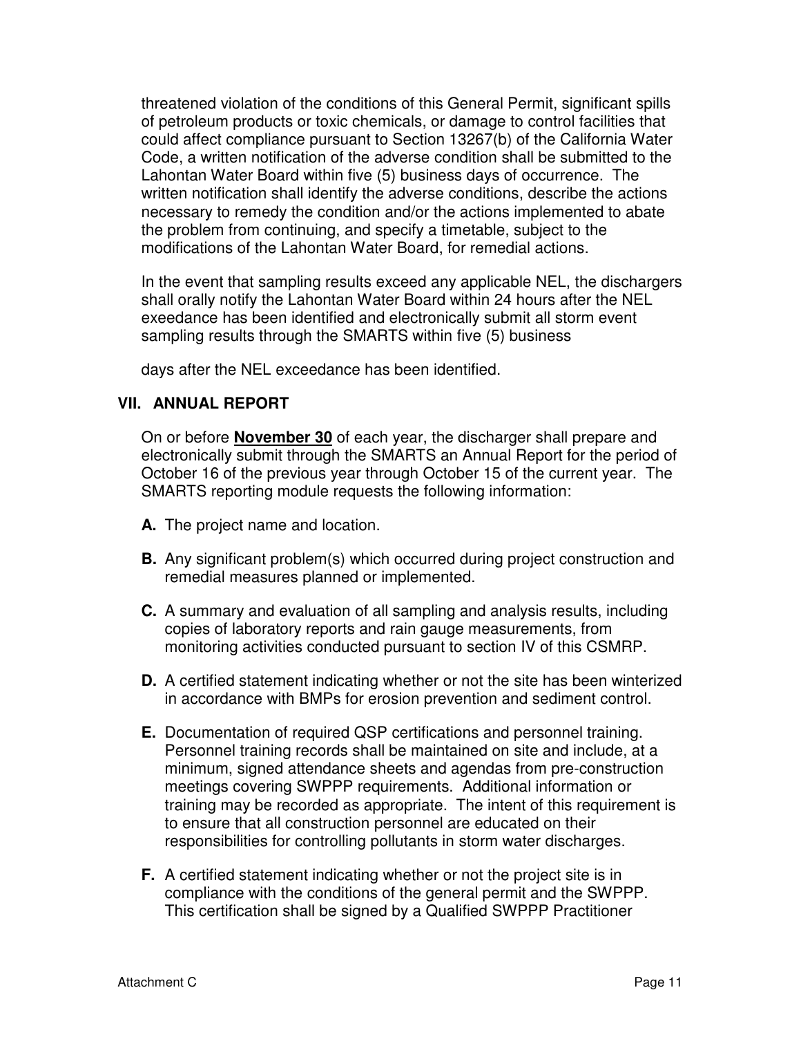threatened violation of the conditions of this General Permit, significant spills of petroleum products or toxic chemicals, or damage to control facilities that could affect compliance pursuant to Section 13267(b) of the California Water Code, a written notification of the adverse condition shall be submitted to the Lahontan Water Board within five (5) business days of occurrence. The written notification shall identify the adverse conditions, describe the actions necessary to remedy the condition and/or the actions implemented to abate the problem from continuing, and specify a timetable, subject to the modifications of the Lahontan Water Board, for remedial actions.

In the event that sampling results exceed any applicable NEL, the dischargers shall orally notify the Lahontan Water Board within 24 hours after the NEL exeedance has been identified and electronically submit all storm event sampling results through the SMARTS within five (5) business

days after the NEL exceedance has been identified.

## VII. ANNUAL REPORT

On or before **November 30** of each year, the discharger shall prepare and electronically submit through the SMARTS an Annual Report for the period of October 16 of the previous year through October 15 of the current year. The SMARTS reporting module requests the following information:

**A.** The project name and location.

**B.** Any significant problem(s) which occurred during project construction and remedial measures planned or implemented.

**C.** A summary and evaluation of all sampling and analysis results, including copies of laboratory reports and rain gauge measurements, from monitoring activities conducted pursuant to section IV of this CSMRP.

**D.** A certified statement indicating whether or not the site has been winterized in accordance with BMPs for erosion prevention and sediment control.

**E.** Documentation of required QSP certifications and personnel training. Personnel training records shall be maintained on site and include, at a minimum, signed attendance sheets and agendas from pre-construction meetings covering SWPPP requirements. Additional information or training may be recorded as appropriate. The intent of this requirement is to ensure that all construction personnel are educated on their responsibilities for controlling pollutants in storm water discharges.

**F.** A certified statement indicating whether or not the project site is in compliance with the conditions of the general permit and the SWPPP. This certification shall be signed by a Qualified SWPPP Practitioner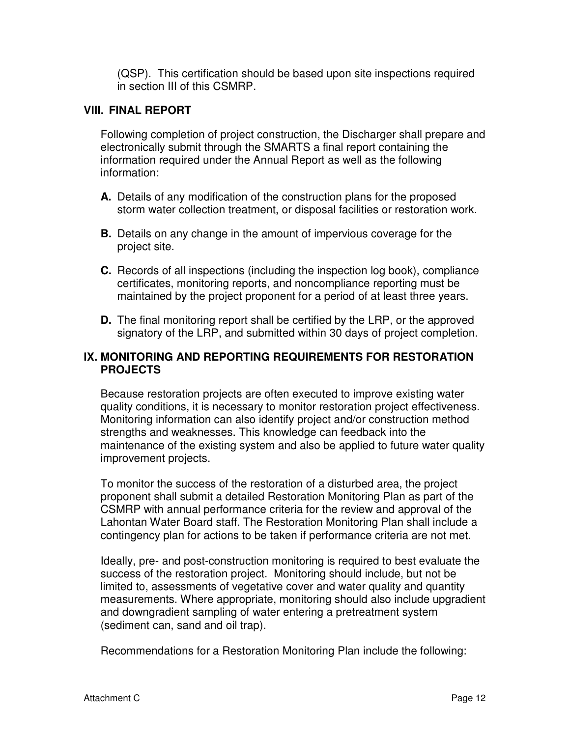(QSP). This certification should be based upon site inspections required in section III of this CSMRP.

## VIII. FINAL REPORT

Following completion of project construction, the Discharger shall prepare and electronically submit through the SMARTS a final report containing the information required under the Annual Report as well as the following information:

**A.** Details of any modification of the construction plans for the proposed storm water collection treatment, or disposal facilities or restoration work.

**B.** Details on any change in the amount of impervious coverage for the project site.

**C.** Records of all inspections (including the inspection log book), compliance certificates, monitoring reports, and noncompliance reporting must be maintained by the project proponent for a period of at least three years.

**D.** The final monitoring report shall be certified by the LRP, or the approved signatory of the LRP, and submitted within 30 days of project completion.

## IX. MONITORING AND REPORTING REQUIREMENTS FOR RESTORATION PROJECTS

Because restoration projects are often executed to improve existing water quality conditions, it is necessary to monitor restoration project effectiveness. Monitoring information can also identify project and/or construction method strengths and weaknesses. This knowledge can feedback into the maintenance of the existing system and also be applied to future water quality improvement projects.

To monitor the success of the restoration of a disturbed area, the project proponent shall submit a detailed Restoration Monitoring Plan as part of the CSMRP with annual performance criteria for the review and approval of the Lahontan Water Board staff. The Restoration Monitoring Plan shall include a contingency plan for actions to be taken if performance criteria are not met.

Ideally, pre- and post-construction monitoring is required to best evaluate the success of the restoration project. Monitoring should include, but not be limited to, assessments of vegetative cover and water quality and quantity measurements. Where appropriate, monitoring should also include upgradient and downgradient sampling of water entering a pretreatment system (sediment can, sand and oil trap).

Recommendations for a Restoration Monitoring Plan include the following: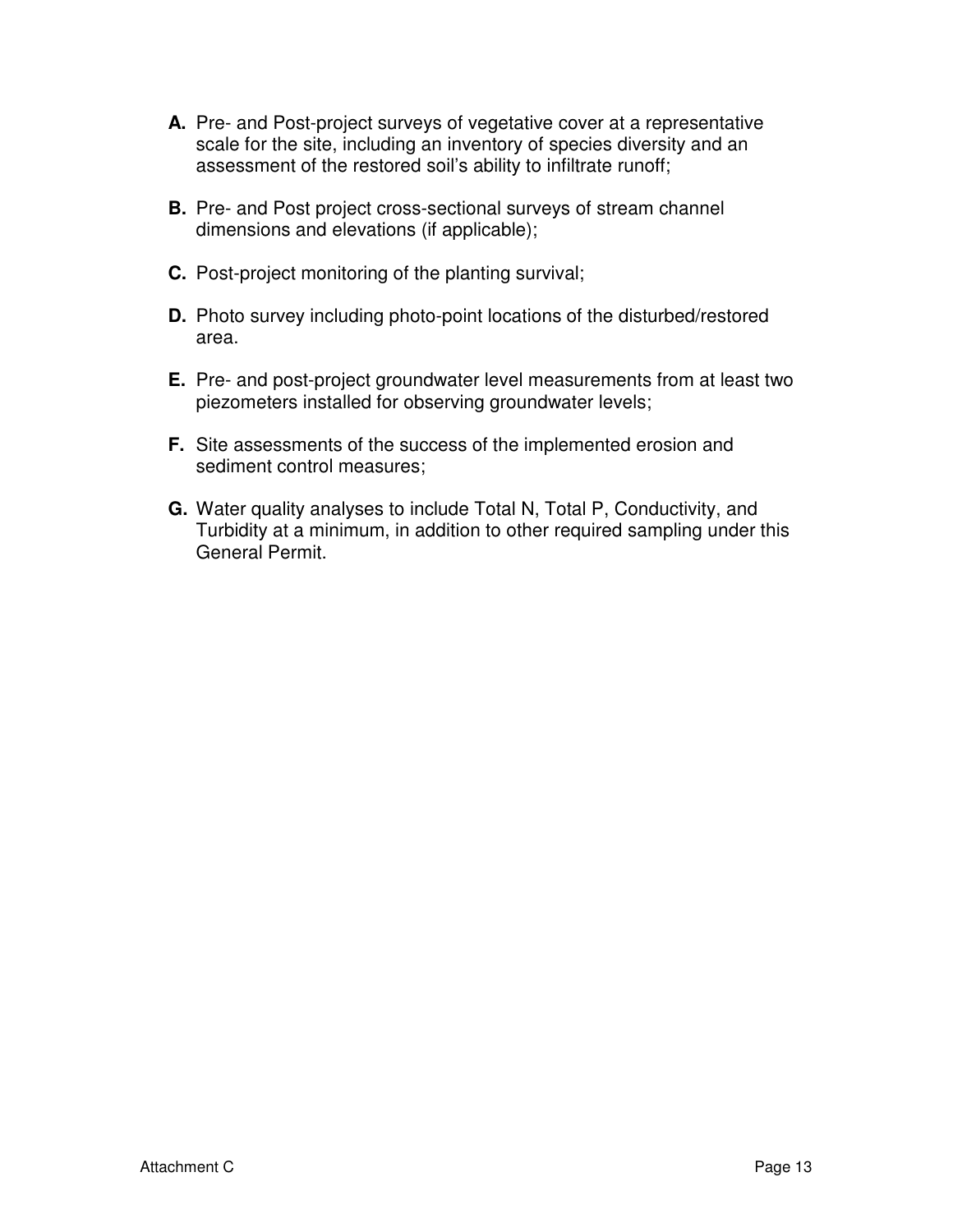**A.** Pre- and Post-project surveys of vegetative cover at a representative scale for the site, including an inventory of species diversity and an assessment of the restored soil's ability to infiltrate runoff;

**B.** Pre- and Post project cross-sectional surveys of stream channel dimensions and elevations (if applicable);

**C.** Post-project monitoring of the planting survival;

**D.** Photo survey including photo-point locations of the disturbed/restored area.

**E.** Pre- and post-project groundwater level measurements from at least two piezometers installed for observing groundwater levels;

**F.** Site assessments of the success of the implemented erosion and sediment control measures;

**G.** Water quality analyses to include Total N, Total P, Conductivity, and Turbidity at a minimum, in addition to other required sampling under this General Permit.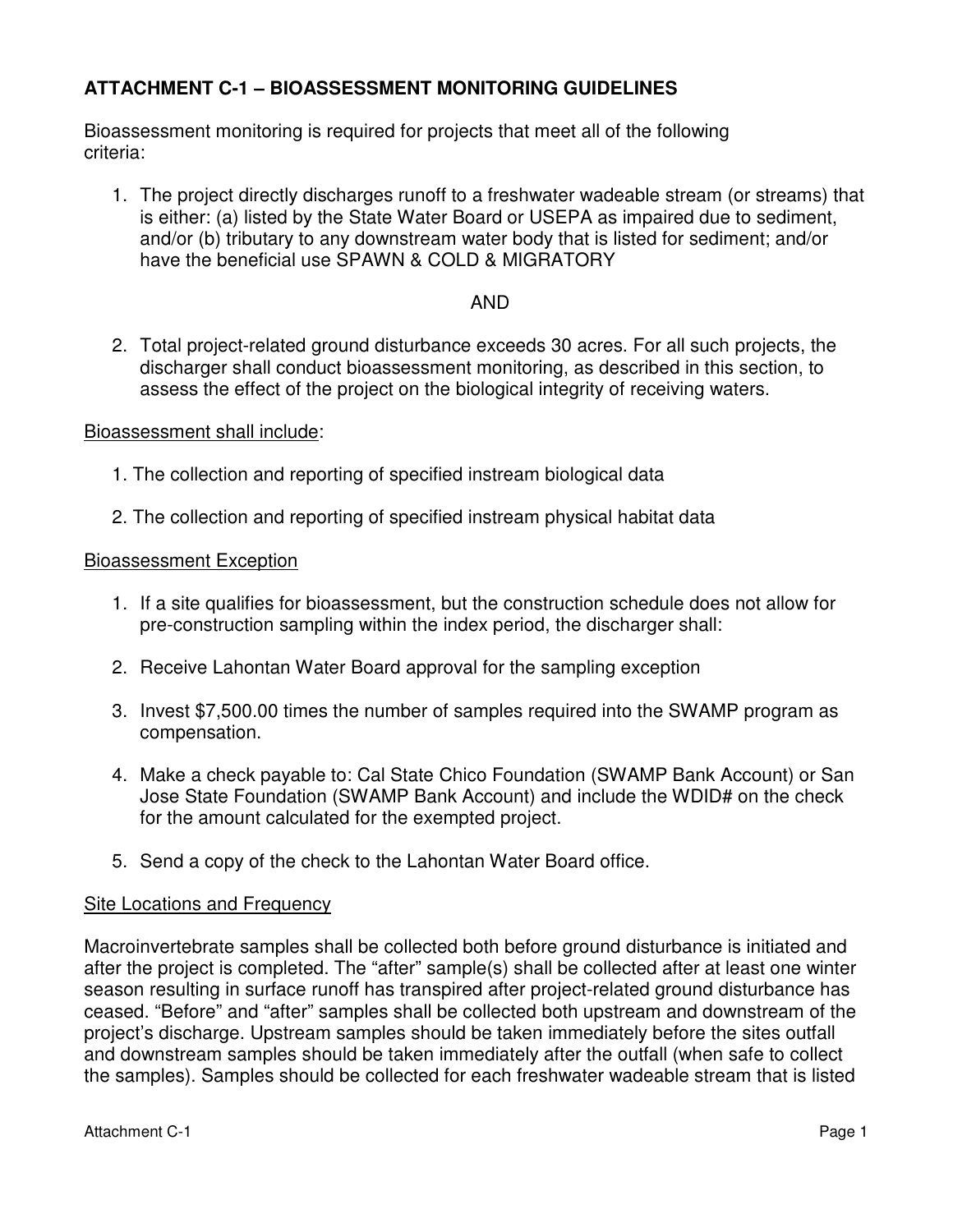## ATTACHMENT C-1 – BIOASSESSMENT MONITORING GUIDELINES

Bioassessment monitoring is required for projects that meet all of the following criteria:

1. The project directly discharges runoff to a freshwater wadeable stream (or streams) that is either: (a) listed by the State Water Board or USEPA as impaired due to sediment, and/or (b) tributary to any downstream water body that is listed for sediment; and/or have the beneficial use SPAWN & COLD & MIGRATORY

AND

2. Total project-related ground disturbance exceeds 30 acres. For all such projects, the discharger shall conduct bioassessment monitoring, as described in this section, to assess the effect of the project on the biological integrity of receiving waters.

<u>Bioassessment shall include</u>:

1. The collection and reporting of specified instream biological data
2. The collection and reporting of specified instream physical habitat data

<u>Bioassessment Exception</u>

1. If a site qualifies for bioassessment, but the construction schedule does not allow for pre-construction sampling within the index period, the discharger shall:
2. Receive Lahontan Water Board approval for the sampling exception
3. Invest $7,500.00 times the number of samples required into the SWAMP program as compensation.
4. Make a check payable to: Cal State Chico Foundation (SWAMP Bank Account) or San Jose State Foundation (SWAMP Bank Account) and include the WDID# on the check for the amount calculated for the exempted project.
5. Send a copy of the check to the Lahontan Water Board office.

<u>Site Locations and Frequency</u>

Macroinvertebrate samples shall be collected both before ground disturbance is initiated and after the project is completed. The "after" sample(s) shall be collected after at least one winter season resulting in surface runoff has transpired after project-related ground disturbance has ceased. "Before" and "after" samples shall be collected both upstream and downstream of the project's discharge. Upstream samples should be taken immediately before the sites outfall and downstream samples should be taken immediately after the outfall (when safe to collect the samples). Samples should be collected for each freshwater wadeable stream that is listed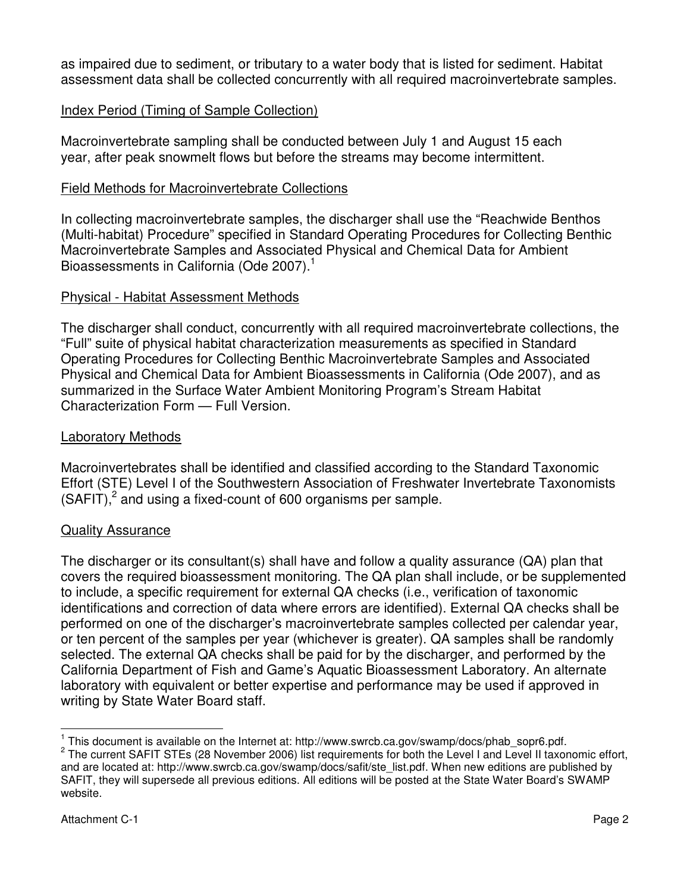as impaired due to sediment, or tributary to a water body that is listed for sediment. Habitat assessment data shall be collected concurrently with all required macroinvertebrate samples.

Index Period (Timing of Sample Collection)

Macroinvertebrate sampling shall be conducted between July 1 and August 15 each year, after peak snowmelt flows but before the streams may become intermittent.

Field Methods for Macroinvertebrate Collections

In collecting macroinvertebrate samples, the discharger shall use the "Reachwide Benthos (Multi-habitat) Procedure" specified in Standard Operating Procedures for Collecting Benthic Macroinvertebrate Samples and Associated Physical and Chemical Data for Ambient Bioassessments in California (Ode 2007).[1]

Physical - Habitat Assessment Methods

The discharger shall conduct, concurrently with all required macroinvertebrate collections, the "Full" suite of physical habitat characterization measurements as specified in Standard Operating Procedures for Collecting Benthic Macroinvertebrate Samples and Associated Physical and Chemical Data for Ambient Bioassessments in California (Ode 2007), and as summarized in the Surface Water Ambient Monitoring Program's Stream Habitat Characterization Form — Full Version.

Laboratory Methods

Macroinvertebrates shall be identified and classified according to the Standard Taxonomic Effort (STE) Level I of the Southwestern Association of Freshwater Invertebrate Taxonomists (SAFIT),[2] and using a fixed-count of 600 organisms per sample.

Quality Assurance

The discharger or its consultant(s) shall have and follow a quality assurance (QA) plan that covers the required bioassessment monitoring. The QA plan shall include, or be supplemented to include, a specific requirement for external QA checks (i.e., verification of taxonomic identifications and correction of data where errors are identified). External QA checks shall be performed on one of the discharger's macroinvertebrate samples collected per calendar year, or ten percent of the samples per year (whichever is greater). QA samples shall be randomly selected. The external QA checks shall be paid for by the discharger, and performed by the California Department of Fish and Game's Aquatic Bioassessment Laboratory. An alternate laboratory with equivalent or better expertise and performance may be used if approved in writing by State Water Board staff.

---

[1] This document is available on the Internet at: http://www.swrcb.ca.gov/swamp/docs/phab_sopr6.pdf.

[2] The current SAFIT STEs (28 November 2006) list requirements for both the Level I and Level II taxonomic effort, and are located at: http://www.swrcb.ca.gov/swamp/docs/safit/ste_list.pdf. When new editions are published by SAFIT, they will supersede all previous editions. All editions will be posted at the State Water Board's SWAMP website.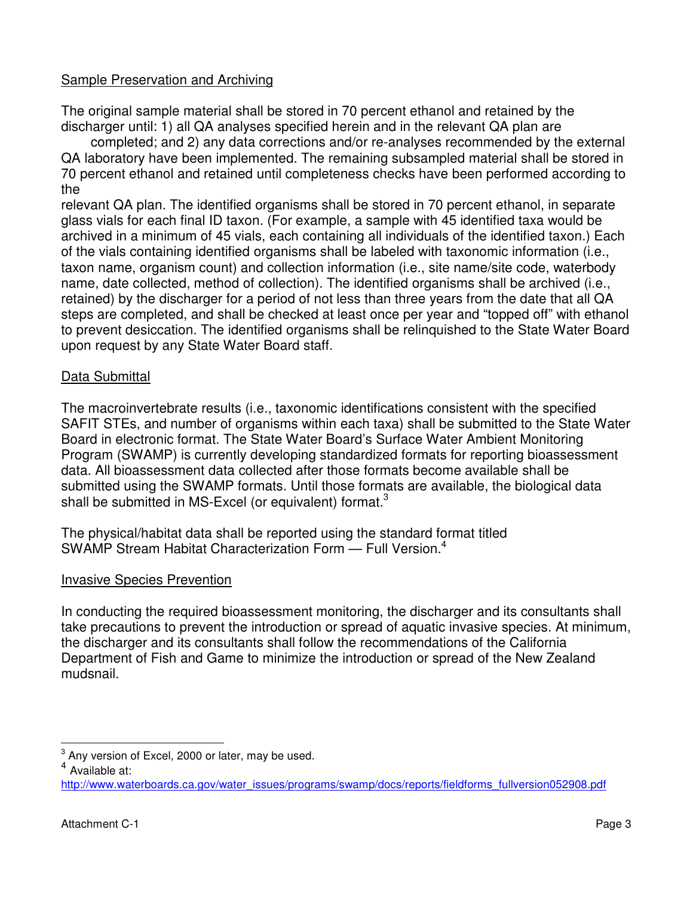Sample Preservation and Archiving

The original sample material shall be stored in 70 percent ethanol and retained by the discharger until: 1) all QA analyses specified herein and in the relevant QA plan are completed; and 2) any data corrections and/or re-analyses recommended by the external QA laboratory have been implemented. The remaining subsampled material shall be stored in 70 percent ethanol and retained until completeness checks have been performed according to the relevant QA plan. The identified organisms shall be stored in 70 percent ethanol, in separate glass vials for each final ID taxon. (For example, a sample with 45 identified taxa would be archived in a minimum of 45 vials, each containing all individuals of the identified taxon.) Each of the vials containing identified organisms shall be labeled with taxonomic information (i.e., taxon name, organism count) and collection information (i.e., site name/site code, waterbody name, date collected, method of collection). The identified organisms shall be archived (i.e., retained) by the discharger for a period of not less than three years from the date that all QA steps are completed, and shall be checked at least once per year and "topped off" with ethanol to prevent desiccation. The identified organisms shall be relinquished to the State Water Board upon request by any State Water Board staff.

Data Submittal

The macroinvertebrate results (i.e., taxonomic identifications consistent with the specified SAFIT STEs, and number of organisms within each taxa) shall be submitted to the State Water Board in electronic format. The State Water Board's Surface Water Ambient Monitoring Program (SWAMP) is currently developing standardized formats for reporting bioassessment data. All bioassessment data collected after those formats become available shall be submitted using the SWAMP formats. Until those formats are available, the biological data shall be submitted in MS-Excel (or equivalent) format.[3]

The physical/habitat data shall be reported using the standard format titled SWAMP Stream Habitat Characterization Form — Full Version.[4]

Invasive Species Prevention

In conducting the required bioassessment monitoring, the discharger and its consultants shall take precautions to prevent the introduction or spread of aquatic invasive species. At minimum, the discharger and its consultants shall follow the recommendations of the California Department of Fish and Game to minimize the introduction or spread of the New Zealand mudsnail.

---

[3] Any version of Excel, 2000 or later, may be used.

[4] Available at: http://www.waterboards.ca.gov/water_issues/programs/swamp/docs/reports/fieldforms_fullversion052908.pdf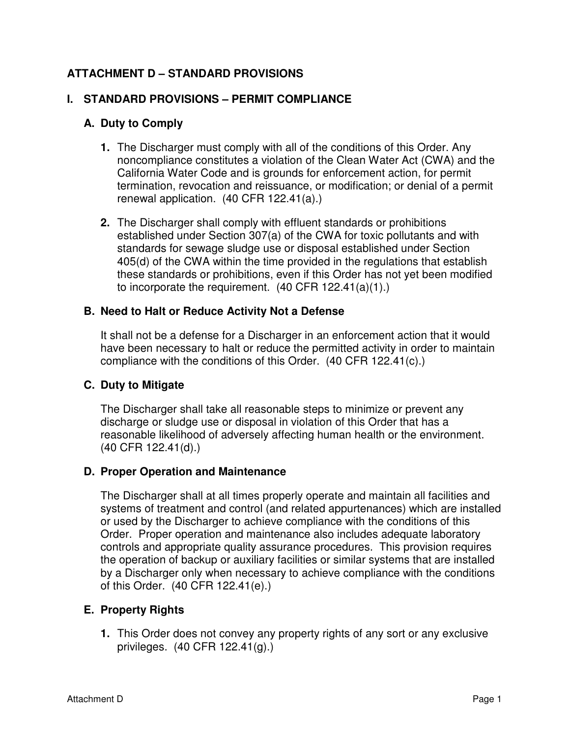# ATTACHMENT D – STANDARD PROVISIONS

## I. STANDARD PROVISIONS – PERMIT COMPLIANCE

### A. Duty to Comply

1. The Discharger must comply with all of the conditions of this Order. Any noncompliance constitutes a violation of the Clean Water Act (CWA) and the California Water Code and is grounds for enforcement action, for permit termination, revocation and reissuance, or modification; or denial of a permit renewal application. (40 CFR 122.41(a).)

2. The Discharger shall comply with effluent standards or prohibitions established under Section 307(a) of the CWA for toxic pollutants and with standards for sewage sludge use or disposal established under Section 405(d) of the CWA within the time provided in the regulations that establish these standards or prohibitions, even if this Order has not yet been modified to incorporate the requirement. (40 CFR 122.41(a)(1).)

### B. Need to Halt or Reduce Activity Not a Defense

It shall not be a defense for a Discharger in an enforcement action that it would have been necessary to halt or reduce the permitted activity in order to maintain compliance with the conditions of this Order. (40 CFR 122.41(c).)

### C. Duty to Mitigate

The Discharger shall take all reasonable steps to minimize or prevent any discharge or sludge use or disposal in violation of this Order that has a reasonable likelihood of adversely affecting human health or the environment. (40 CFR 122.41(d).)

### D. Proper Operation and Maintenance

The Discharger shall at all times properly operate and maintain all facilities and systems of treatment and control (and related appurtenances) which are installed or used by the Discharger to achieve compliance with the conditions of this Order. Proper operation and maintenance also includes adequate laboratory controls and appropriate quality assurance procedures. This provision requires the operation of backup or auxiliary facilities or similar systems that are installed by a Discharger only when necessary to achieve compliance with the conditions of this Order. (40 CFR 122.41(e).)

### E. Property Rights

1. This Order does not convey any property rights of any sort or any exclusive privileges. (40 CFR 122.41(g).)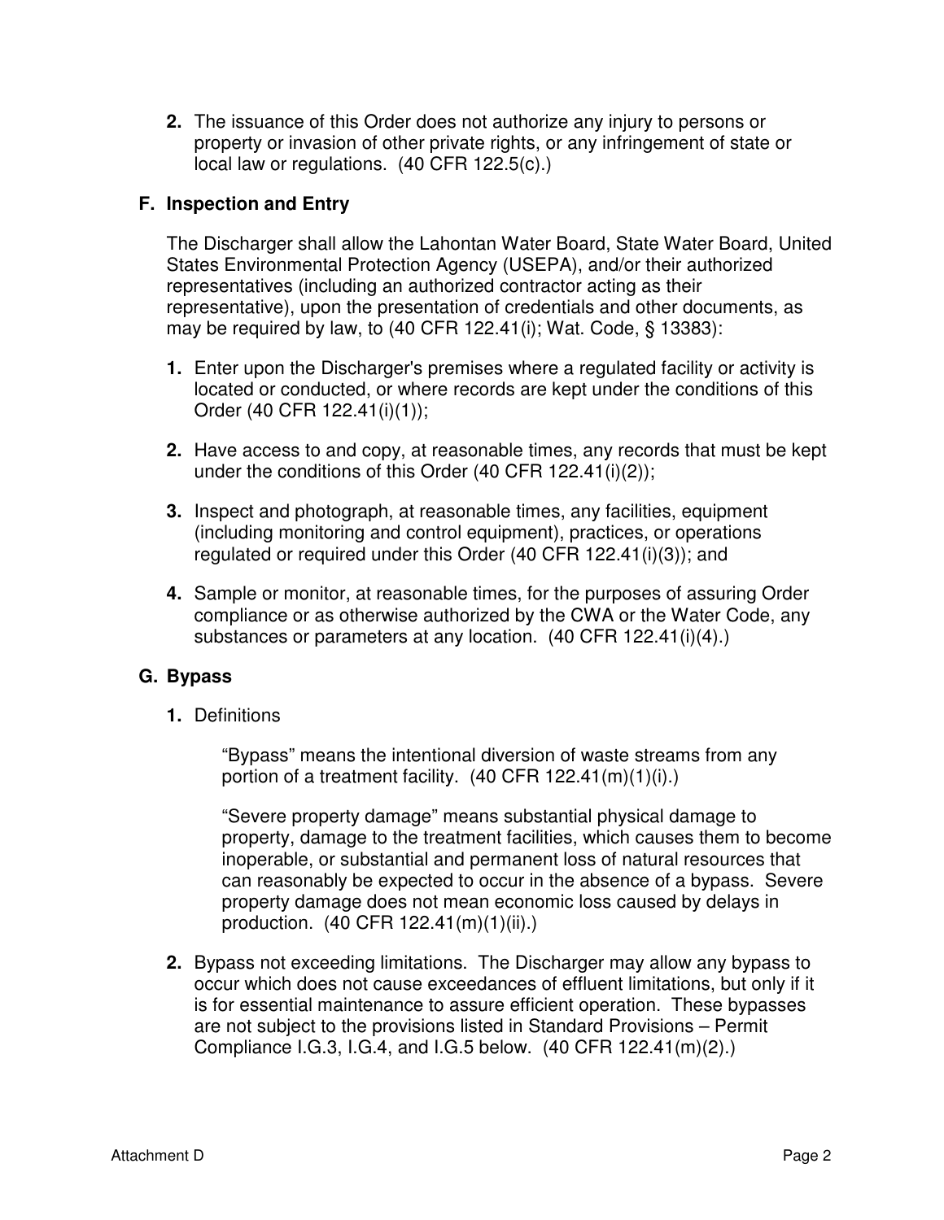2. The issuance of this Order does not authorize any injury to persons or property or invasion of other private rights, or any infringement of state or local law or regulations. (40 CFR 122.5(c).)

## F. Inspection and Entry

The Discharger shall allow the Lahontan Water Board, State Water Board, United States Environmental Protection Agency (USEPA), and/or their authorized representatives (including an authorized contractor acting as their representative), upon the presentation of credentials and other documents, as may be required by law, to (40 CFR 122.41(i); Wat. Code, § 13383):

1. Enter upon the Discharger's premises where a regulated facility or activity is located or conducted, or where records are kept under the conditions of this Order (40 CFR 122.41(i)(1));

2. Have access to and copy, at reasonable times, any records that must be kept under the conditions of this Order (40 CFR 122.41(i)(2));

3. Inspect and photograph, at reasonable times, any facilities, equipment (including monitoring and control equipment), practices, or operations regulated or required under this Order (40 CFR 122.41(i)(3)); and

4. Sample or monitor, at reasonable times, for the purposes of assuring Order compliance or as otherwise authorized by the CWA or the Water Code, any substances or parameters at any location. (40 CFR 122.41(i)(4).)

## G. Bypass

1. Definitions

   "Bypass" means the intentional diversion of waste streams from any portion of a treatment facility. (40 CFR 122.41(m)(1)(i).)

   "Severe property damage" means substantial physical damage to property, damage to the treatment facilities, which causes them to become inoperable, or substantial and permanent loss of natural resources that can reasonably be expected to occur in the absence of a bypass. Severe property damage does not mean economic loss caused by delays in production. (40 CFR 122.41(m)(1)(ii).)

2. Bypass not exceeding limitations. The Discharger may allow any bypass to occur which does not cause exceedances of effluent limitations, but only if it is for essential maintenance to assure efficient operation. These bypasses are not subject to the provisions listed in Standard Provisions – Permit Compliance I.G.3, I.G.4, and I.G.5 below. (40 CFR 122.41(m)(2).)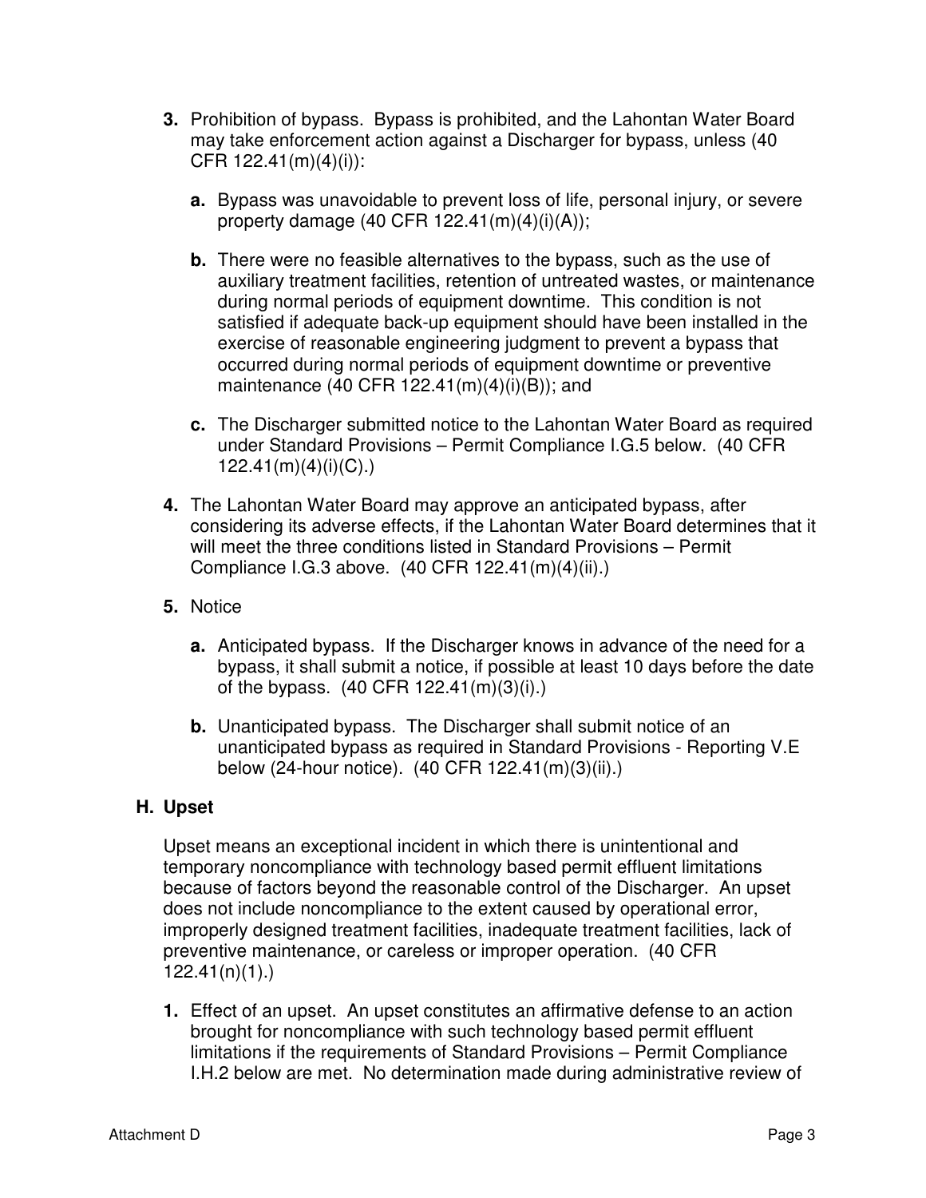3. **Prohibition of bypass.** Bypass is prohibited, and the Lahontan Water Board may take enforcement action against a Discharger for bypass, unless (40 CFR 122.41(m)(4)(i)):

   a. Bypass was unavoidable to prevent loss of life, personal injury, or severe property damage (40 CFR 122.41(m)(4)(i)(A));

   b. There were no feasible alternatives to the bypass, such as the use of auxiliary treatment facilities, retention of untreated wastes, or maintenance during normal periods of equipment downtime. This condition is not satisfied if adequate back-up equipment should have been installed in the exercise of reasonable engineering judgment to prevent a bypass that occurred during normal periods of equipment downtime or preventive maintenance (40 CFR 122.41(m)(4)(i)(B)); and

   c. The Discharger submitted notice to the Lahontan Water Board as required under Standard Provisions – Permit Compliance I.G.5 below. (40 CFR 122.41(m)(4)(i)(C).)

4. The Lahontan Water Board may approve an anticipated bypass, after considering its adverse effects, if the Lahontan Water Board determines that it will meet the three conditions listed in Standard Provisions – Permit Compliance I.G.3 above. (40 CFR 122.41(m)(4)(ii).)

5. Notice

   a. Anticipated bypass. If the Discharger knows in advance of the need for a bypass, it shall submit a notice, if possible at least 10 days before the date of the bypass. (40 CFR 122.41(m)(3)(i).)

   b. Unanticipated bypass. The Discharger shall submit notice of an unanticipated bypass as required in Standard Provisions - Reporting V.E below (24-hour notice). (40 CFR 122.41(m)(3)(ii).)

## H. Upset

Upset means an exceptional incident in which there is unintentional and temporary noncompliance with technology based permit effluent limitations because of factors beyond the reasonable control of the Discharger. An upset does not include noncompliance to the extent caused by operational error, improperly designed treatment facilities, inadequate treatment facilities, lack of preventive maintenance, or careless or improper operation. (40 CFR 122.41(n)(1).)

1. Effect of an upset. An upset constitutes an affirmative defense to an action brought for noncompliance with such technology based permit effluent limitations if the requirements of Standard Provisions – Permit Compliance I.H.2 below are met. No determination made during administrative review of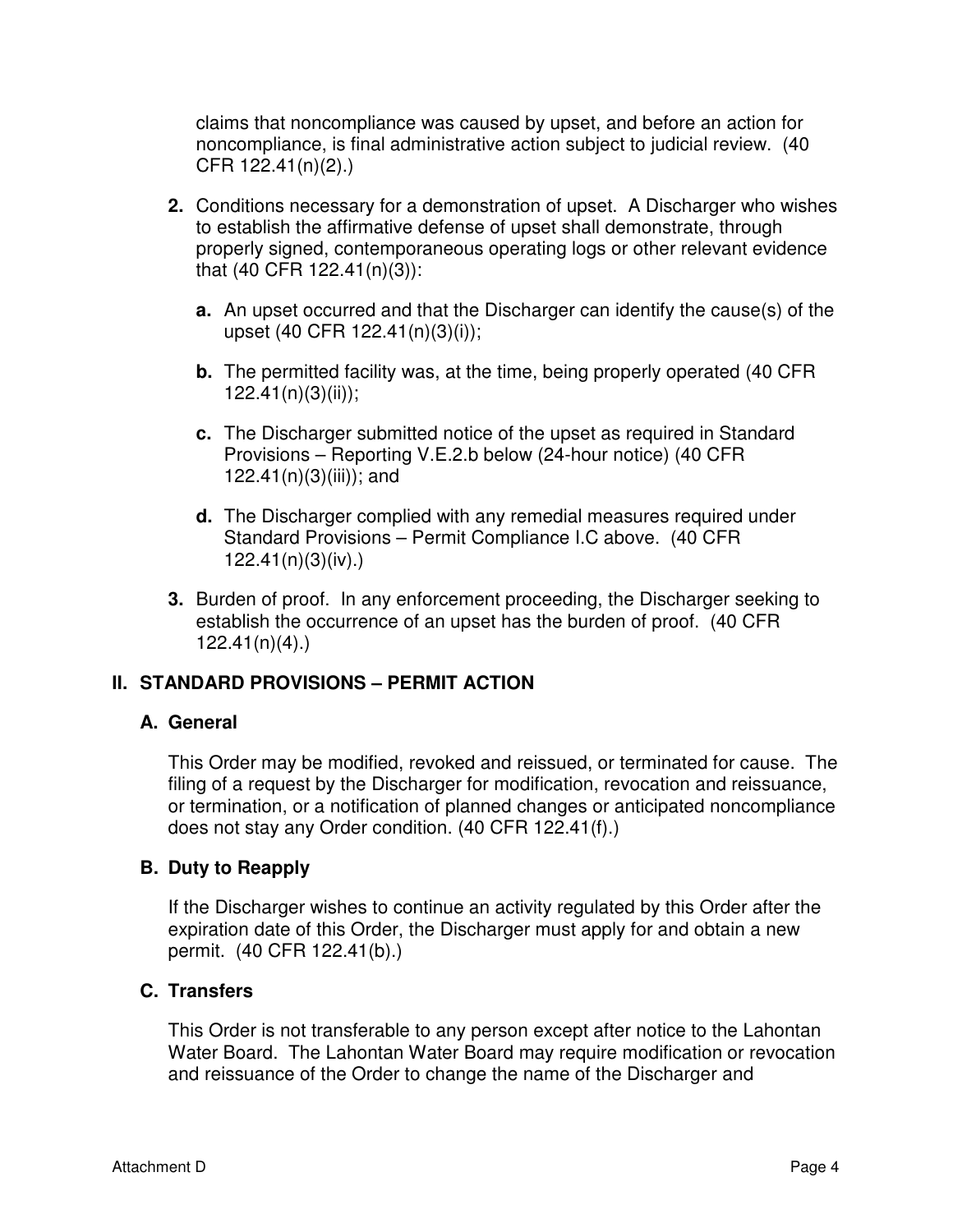claims that noncompliance was caused by upset, and before an action for noncompliance, is final administrative action subject to judicial review. (40 CFR 122.41(n)(2).)

**2.** Conditions necessary for a demonstration of upset. A Discharger who wishes to establish the affirmative defense of upset shall demonstrate, through properly signed, contemporaneous operating logs or other relevant evidence that (40 CFR 122.41(n)(3)):

   **a.** An upset occurred and that the Discharger can identify the cause(s) of the upset (40 CFR 122.41(n)(3)(i));

   **b.** The permitted facility was, at the time, being properly operated (40 CFR 122.41(n)(3)(ii));

   **c.** The Discharger submitted notice of the upset as required in Standard Provisions – Reporting V.E.2.b below (24-hour notice) (40 CFR 122.41(n)(3)(iii)); and

   **d.** The Discharger complied with any remedial measures required under Standard Provisions – Permit Compliance I.C above. (40 CFR 122.41(n)(3)(iv).)

**3.** Burden of proof. In any enforcement proceeding, the Discharger seeking to establish the occurrence of an upset has the burden of proof. (40 CFR 122.41(n)(4).)

## II. STANDARD PROVISIONS – PERMIT ACTION

### A. General

This Order may be modified, revoked and reissued, or terminated for cause. The filing of a request by the Discharger for modification, revocation and reissuance, or termination, or a notification of planned changes or anticipated noncompliance does not stay any Order condition. (40 CFR 122.41(f).)

### B. Duty to Reapply

If the Discharger wishes to continue an activity regulated by this Order after the expiration date of this Order, the Discharger must apply for and obtain a new permit. (40 CFR 122.41(b).)

### C. Transfers

This Order is not transferable to any person except after notice to the Lahontan Water Board. The Lahontan Water Board may require modification or revocation and reissuance of the Order to change the name of the Discharger and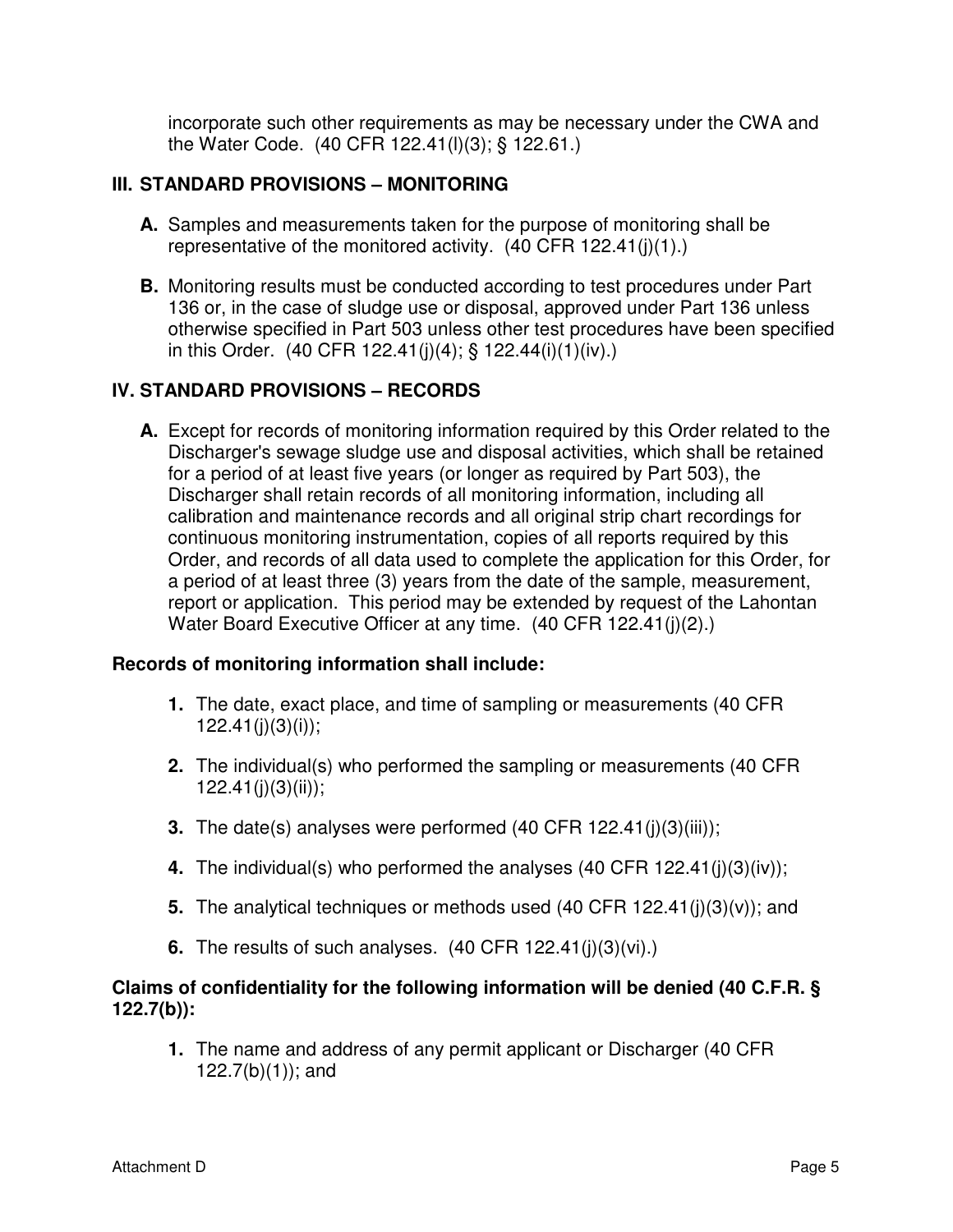incorporate such other requirements as may be necessary under the CWA and the Water Code. (40 CFR 122.41(l)(3); § 122.61.)

## III. STANDARD PROVISIONS – MONITORING

**A.** Samples and measurements taken for the purpose of monitoring shall be representative of the monitored activity. (40 CFR 122.41(j)(1).)

**B.** Monitoring results must be conducted according to test procedures under Part 136 or, in the case of sludge use or disposal, approved under Part 136 unless otherwise specified in Part 503 unless other test procedures have been specified in this Order. (40 CFR 122.41(j)(4); § 122.44(i)(1)(iv).)

## IV. STANDARD PROVISIONS – RECORDS

**A.** Except for records of monitoring information required by this Order related to the Discharger's sewage sludge use and disposal activities, which shall be retained for a period of at least five years (or longer as required by Part 503), the Discharger shall retain records of all monitoring information, including all calibration and maintenance records and all original strip chart recordings for continuous monitoring instrumentation, copies of all reports required by this Order, and records of all data used to complete the application for this Order, for a period of at least three (3) years from the date of the sample, measurement, report or application. This period may be extended by request of the Lahontan Water Board Executive Officer at any time. (40 CFR 122.41(j)(2).)

**Records of monitoring information shall include:**

1. The date, exact place, and time of sampling or measurements (40 CFR 122.41(j)(3)(i));
2. The individual(s) who performed the sampling or measurements (40 CFR 122.41(j)(3)(ii));
3. The date(s) analyses were performed (40 CFR 122.41(j)(3)(iii));
4. The individual(s) who performed the analyses (40 CFR 122.41(j)(3)(iv));
5. The analytical techniques or methods used (40 CFR 122.41(j)(3)(v)); and
6. The results of such analyses. (40 CFR 122.41(j)(3)(vi).)

**Claims of confidentiality for the following information will be denied (40 C.F.R. § 122.7(b)):**

1. The name and address of any permit applicant or Discharger (40 CFR 122.7(b)(1)); and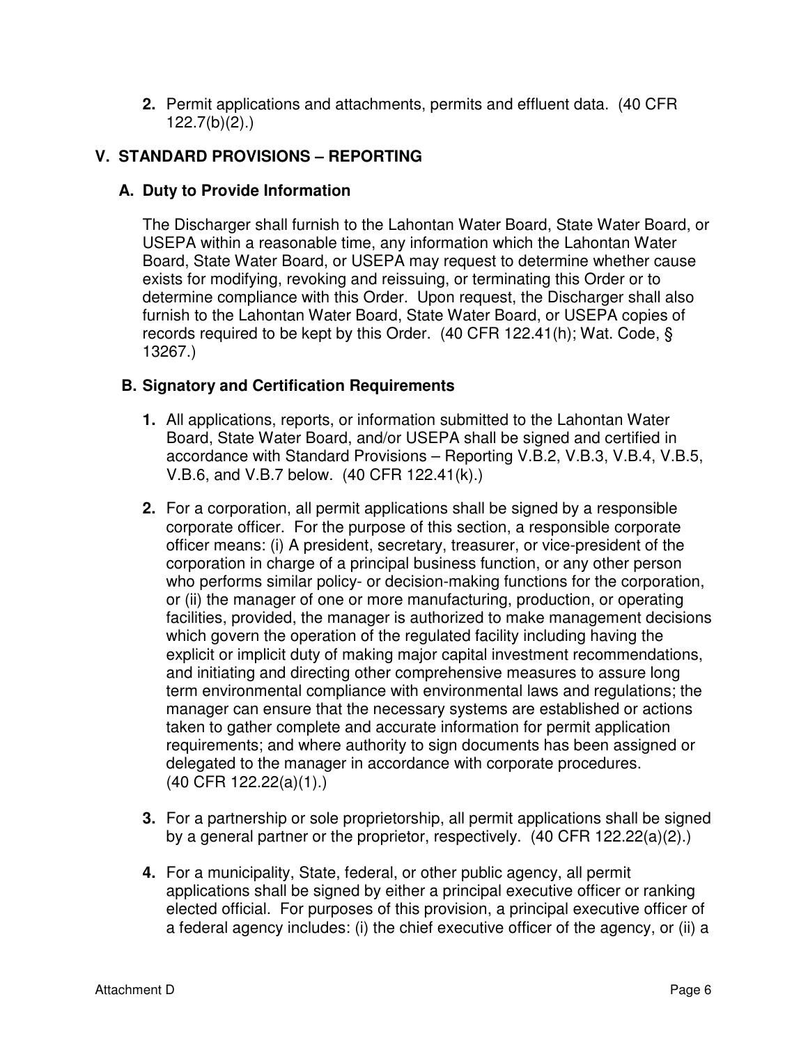**2.** Permit applications and attachments, permits and effluent data. (40 CFR 122.7(b)(2).)

## V. STANDARD PROVISIONS – REPORTING

### A. Duty to Provide Information

The Discharger shall furnish to the Lahontan Water Board, State Water Board, or USEPA within a reasonable time, any information which the Lahontan Water Board, State Water Board, or USEPA may request to determine whether cause exists for modifying, revoking and reissuing, or terminating this Order or to determine compliance with this Order. Upon request, the Discharger shall also furnish to the Lahontan Water Board, State Water Board, or USEPA copies of records required to be kept by this Order. (40 CFR 122.41(h); Wat. Code, § 13267.)

### B. Signatory and Certification Requirements

**1.** All applications, reports, or information submitted to the Lahontan Water Board, State Water Board, and/or USEPA shall be signed and certified in accordance with Standard Provisions – Reporting V.B.2, V.B.3, V.B.4, V.B.5, V.B.6, and V.B.7 below. (40 CFR 122.41(k).)

**2.** For a corporation, all permit applications shall be signed by a responsible corporate officer. For the purpose of this section, a responsible corporate officer means: (i) A president, secretary, treasurer, or vice-president of the corporation in charge of a principal business function, or any other person who performs similar policy- or decision-making functions for the corporation, or (ii) the manager of one or more manufacturing, production, or operating facilities, provided, the manager is authorized to make management decisions which govern the operation of the regulated facility including having the explicit or implicit duty of making major capital investment recommendations, and initiating and directing other comprehensive measures to assure long term environmental compliance with environmental laws and regulations; the manager can ensure that the necessary systems are established or actions taken to gather complete and accurate information for permit application requirements; and where authority to sign documents has been assigned or delegated to the manager in accordance with corporate procedures. (40 CFR 122.22(a)(1).)

**3.** For a partnership or sole proprietorship, all permit applications shall be signed by a general partner or the proprietor, respectively. (40 CFR 122.22(a)(2).)

**4.** For a municipality, State, federal, or other public agency, all permit applications shall be signed by either a principal executive officer or ranking elected official. For purposes of this provision, a principal executive officer of a federal agency includes: (i) the chief executive officer of the agency, or (ii) a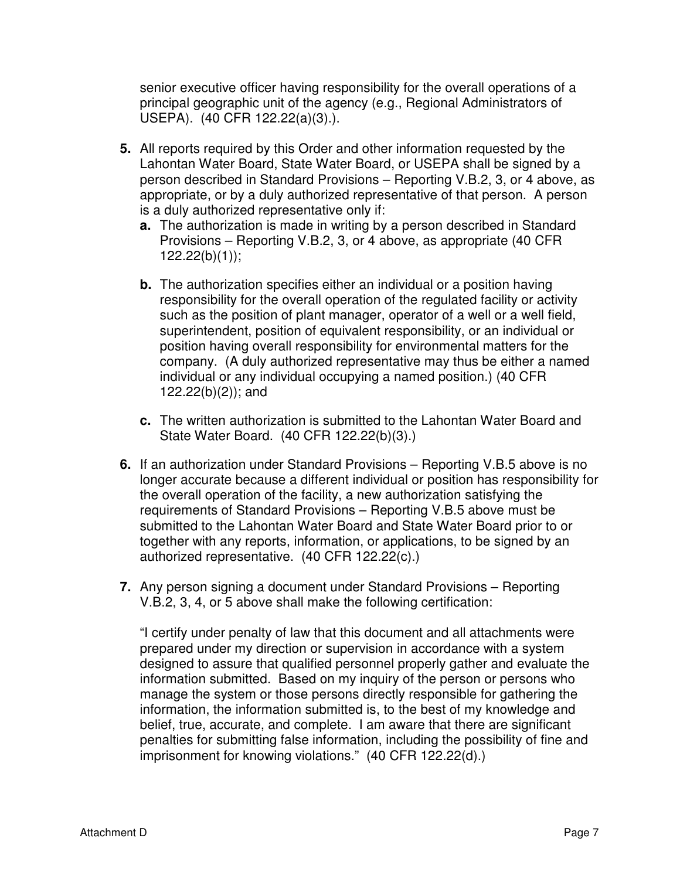senior executive officer having responsibility for the overall operations of a principal geographic unit of the agency (e.g., Regional Administrators of USEPA). (40 CFR 122.22(a)(3).).

**5.** All reports required by this Order and other information requested by the Lahontan Water Board, State Water Board, or USEPA shall be signed by a person described in Standard Provisions – Reporting V.B.2, 3, or 4 above, as appropriate, or by a duly authorized representative of that person. A person is a duly authorized representative only if:

   **a.** The authorization is made in writing by a person described in Standard Provisions – Reporting V.B.2, 3, or 4 above, as appropriate (40 CFR 122.22(b)(1));

   **b.** The authorization specifies either an individual or a position having responsibility for the overall operation of the regulated facility or activity such as the position of plant manager, operator of a well or a well field, superintendent, position of equivalent responsibility, or an individual or position having overall responsibility for environmental matters for the company. (A duly authorized representative may thus be either a named individual or any individual occupying a named position.) (40 CFR 122.22(b)(2)); and

   **c.** The written authorization is submitted to the Lahontan Water Board and State Water Board. (40 CFR 122.22(b)(3).)

**6.** If an authorization under Standard Provisions – Reporting V.B.5 above is no longer accurate because a different individual or position has responsibility for the overall operation of the facility, a new authorization satisfying the requirements of Standard Provisions – Reporting V.B.5 above must be submitted to the Lahontan Water Board and State Water Board prior to or together with any reports, information, or applications, to be signed by an authorized representative. (40 CFR 122.22(c).)

**7.** Any person signing a document under Standard Provisions – Reporting V.B.2, 3, 4, or 5 above shall make the following certification:

   "I certify under penalty of law that this document and all attachments were prepared under my direction or supervision in accordance with a system designed to assure that qualified personnel properly gather and evaluate the information submitted. Based on my inquiry of the person or persons who manage the system or those persons directly responsible for gathering the information, the information submitted is, to the best of my knowledge and belief, true, accurate, and complete. I am aware that there are significant penalties for submitting false information, including the possibility of fine and imprisonment for knowing violations." (40 CFR 122.22(d).)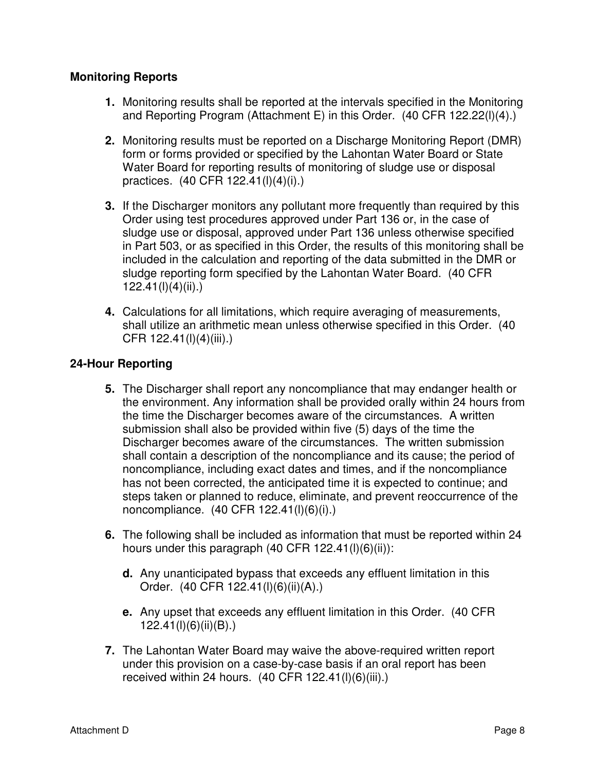### Monitoring Reports

1. Monitoring results shall be reported at the intervals specified in the Monitoring and Reporting Program (Attachment E) in this Order. (40 CFR 122.22(l)(4).)

2. Monitoring results must be reported on a Discharge Monitoring Report (DMR) form or forms provided or specified by the Lahontan Water Board or State Water Board for reporting results of monitoring of sludge use or disposal practices. (40 CFR 122.41(l)(4)(i).)

3. If the Discharger monitors any pollutant more frequently than required by this Order using test procedures approved under Part 136 or, in the case of sludge use or disposal, approved under Part 136 unless otherwise specified in Part 503, or as specified in this Order, the results of this monitoring shall be included in the calculation and reporting of the data submitted in the DMR or sludge reporting form specified by the Lahontan Water Board. (40 CFR 122.41(l)(4)(ii).)

4. Calculations for all limitations, which require averaging of measurements, shall utilize an arithmetic mean unless otherwise specified in this Order. (40 CFR 122.41(l)(4)(iii).)

### 24-Hour Reporting

5. The Discharger shall report any noncompliance that may endanger health or the environment. Any information shall be provided orally within 24 hours from the time the Discharger becomes aware of the circumstances. A written submission shall also be provided within five (5) days of the time the Discharger becomes aware of the circumstances. The written submission shall contain a description of the noncompliance and its cause; the period of noncompliance, including exact dates and times, and if the noncompliance has not been corrected, the anticipated time it is expected to continue; and steps taken or planned to reduce, eliminate, and prevent reoccurrence of the noncompliance. (40 CFR 122.41(l)(6)(i).)

6. The following shall be included as information that must be reported within 24 hours under this paragraph (40 CFR 122.41(l)(6)(ii)):

   **d.** Any unanticipated bypass that exceeds any effluent limitation in this Order. (40 CFR 122.41(l)(6)(ii)(A).)

   **e.** Any upset that exceeds any effluent limitation in this Order. (40 CFR 122.41(l)(6)(ii)(B).)

7. The Lahontan Water Board may waive the above-required written report under this provision on a case-by-case basis if an oral report has been received within 24 hours. (40 CFR 122.41(l)(6)(iii).)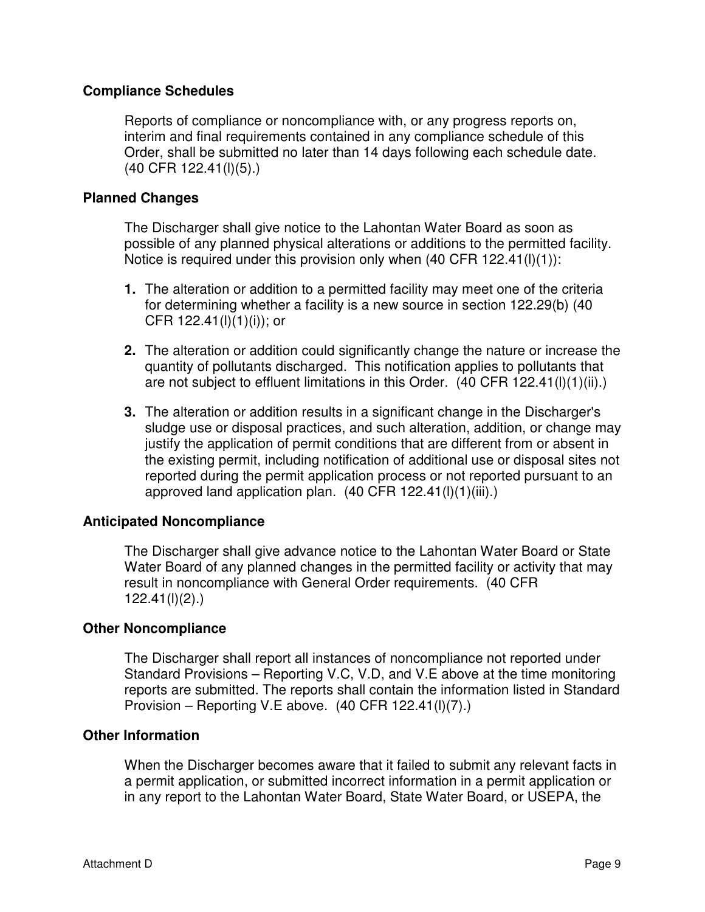### Compliance Schedules

Reports of compliance or noncompliance with, or any progress reports on, interim and final requirements contained in any compliance schedule of this Order, shall be submitted no later than 14 days following each schedule date. (40 CFR 122.41(l)(5).)

### Planned Changes

The Discharger shall give notice to the Lahontan Water Board as soon as possible of any planned physical alterations or additions to the permitted facility. Notice is required under this provision only when (40 CFR 122.41(l)(1)):

1. The alteration or addition to a permitted facility may meet one of the criteria for determining whether a facility is a new source in section 122.29(b) (40 CFR 122.41(l)(1)(i)); or

2. The alteration or addition could significantly change the nature or increase the quantity of pollutants discharged. This notification applies to pollutants that are not subject to effluent limitations in this Order. (40 CFR 122.41(l)(1)(ii).)

3. The alteration or addition results in a significant change in the Discharger's sludge use or disposal practices, and such alteration, addition, or change may justify the application of permit conditions that are different from or absent in the existing permit, including notification of additional use or disposal sites not reported during the permit application process or not reported pursuant to an approved land application plan. (40 CFR 122.41(l)(1)(iii).)

### Anticipated Noncompliance

The Discharger shall give advance notice to the Lahontan Water Board or State Water Board of any planned changes in the permitted facility or activity that may result in noncompliance with General Order requirements. (40 CFR 122.41(l)(2).)

### Other Noncompliance

The Discharger shall report all instances of noncompliance not reported under Standard Provisions – Reporting V.C, V.D, and V.E above at the time monitoring reports are submitted. The reports shall contain the information listed in Standard Provision – Reporting V.E above. (40 CFR 122.41(l)(7).)

### Other Information

When the Discharger becomes aware that it failed to submit any relevant facts in a permit application, or submitted incorrect information in a permit application or in any report to the Lahontan Water Board, State Water Board, or USEPA, the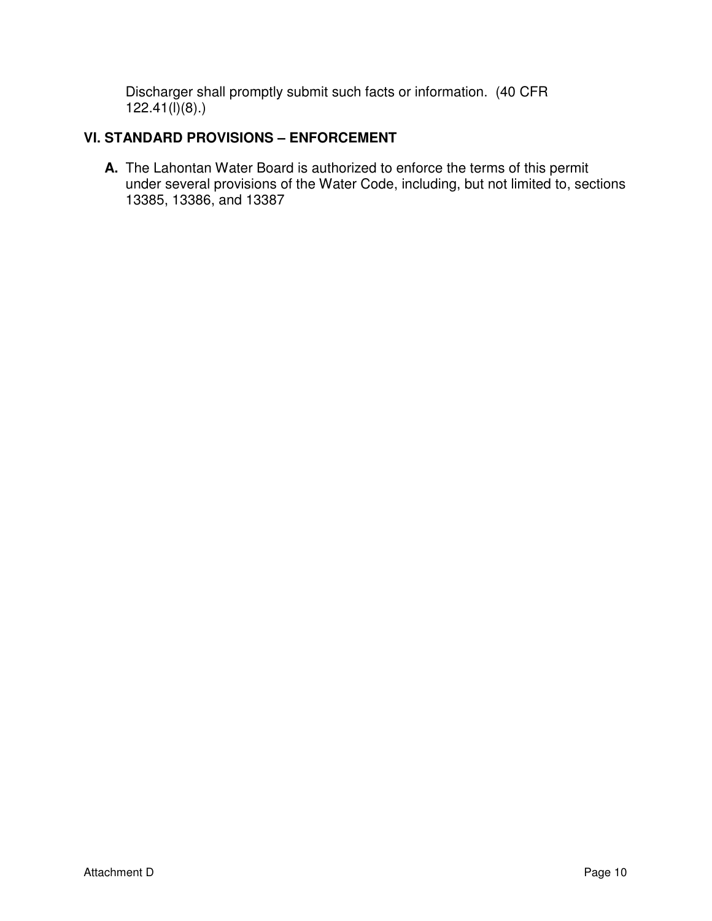Discharger shall promptly submit such facts or information. (40 CFR 122.41(l)(8).)

## VI. STANDARD PROVISIONS – ENFORCEMENT

**A.** The Lahontan Water Board is authorized to enforce the terms of this permit under several provisions of the Water Code, including, but not limited to, sections 13385, 13386, and 13387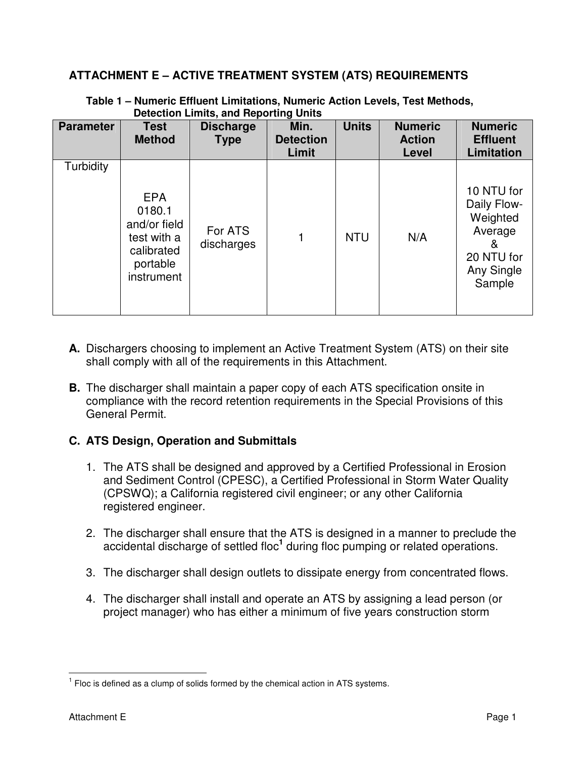# ATTACHMENT E – ACTIVE TREATMENT SYSTEM (ATS) REQUIREMENTS

**Table 1 – Numeric Effluent Limitations, Numeric Action Levels, Test Methods, Detection Limits, and Reporting Units**

| Parameter | Test Method | Discharge Type | Min. Detection Limit | Units | Numeric Action Level | Numeric Effluent Limitation |
|---|---|---|---|---|---|---|
| Turbidity | EPA 0180.1 and/or field test with a calibrated portable instrument | For ATS discharges | 1 | NTU | N/A | 10 NTU for Daily Flow-Weighted Average & 20 NTU for Any Single Sample |

**A.** Dischargers choosing to implement an Active Treatment System (ATS) on their site shall comply with all of the requirements in this Attachment.

**B.** The discharger shall maintain a paper copy of each ATS specification onsite in compliance with the record retention requirements in the Special Provisions of this General Permit.

**C. ATS Design, Operation and Submittals**

1. The ATS shall be designed and approved by a Certified Professional in Erosion and Sediment Control (CPESC), a Certified Professional in Storm Water Quality (CPSWQ); a California registered civil engineer; or any other California registered engineer.

2. The discharger shall ensure that the ATS is designed in a manner to preclude the accidental discharge of settled floc[1] during floc pumping or related operations.

3. The discharger shall design outlets to dissipate energy from concentrated flows.

4. The discharger shall install and operate an ATS by assigning a lead person (or project manager) who has either a minimum of five years construction storm

[1] Floc is defined as a clump of solids formed by the chemical action in ATS systems.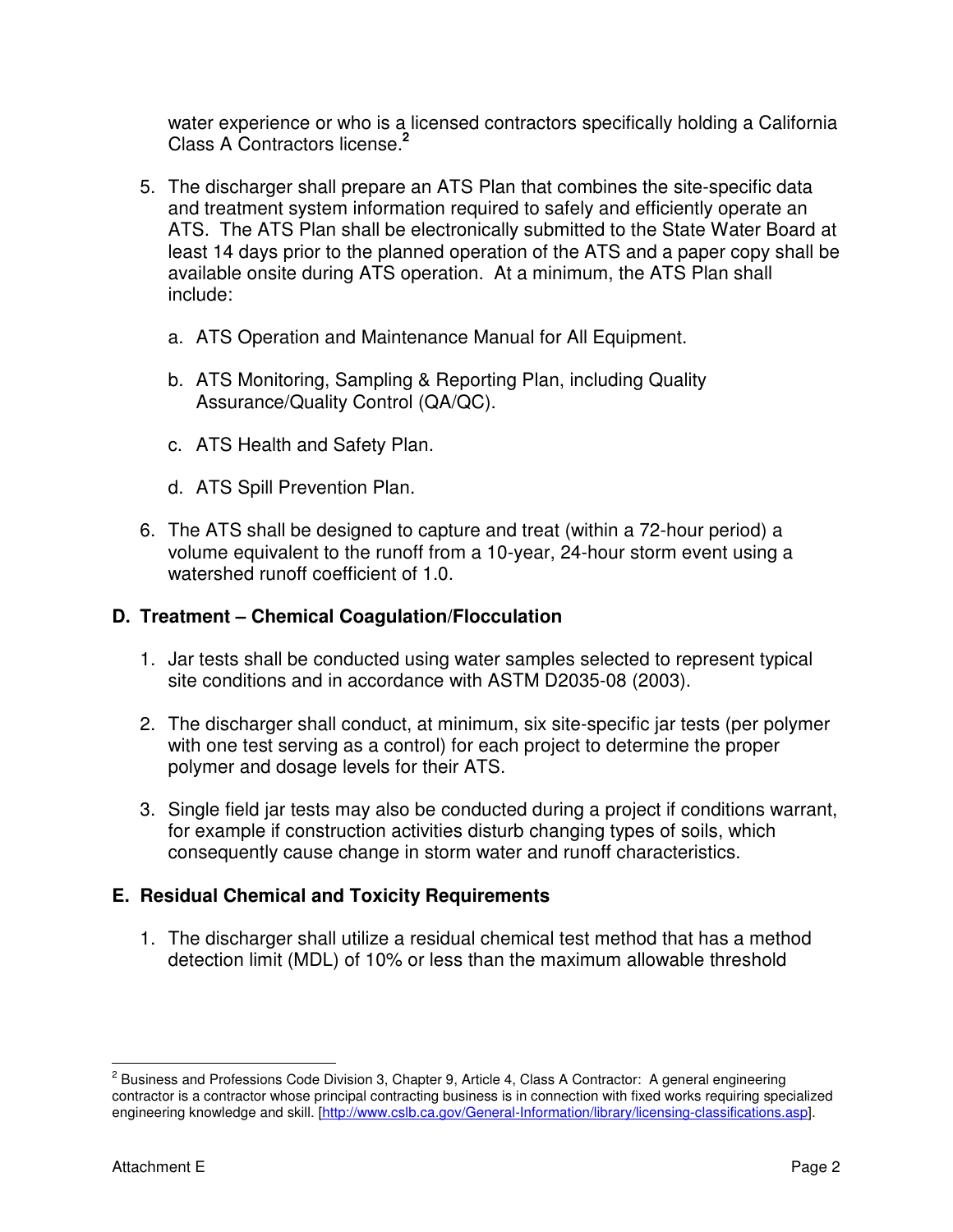water experience or who is a licensed contractors specifically holding a California Class A Contractors license.[2]

5. The discharger shall prepare an ATS Plan that combines the site-specific data and treatment system information required to safely and efficiently operate an ATS. The ATS Plan shall be electronically submitted to the State Water Board at least 14 days prior to the planned operation of the ATS and a paper copy shall be available onsite during ATS operation. At a minimum, the ATS Plan shall include:

   a. ATS Operation and Maintenance Manual for All Equipment.

   b. ATS Monitoring, Sampling & Reporting Plan, including Quality Assurance/Quality Control (QA/QC).

   c. ATS Health and Safety Plan.

   d. ATS Spill Prevention Plan.

6. The ATS shall be designed to capture and treat (within a 72-hour period) a volume equivalent to the runoff from a 10-year, 24-hour storm event using a watershed runoff coefficient of 1.0.

## D. Treatment – Chemical Coagulation/Flocculation

1. Jar tests shall be conducted using water samples selected to represent typical site conditions and in accordance with ASTM D2035-08 (2003).

2. The discharger shall conduct, at minimum, six site-specific jar tests (per polymer with one test serving as a control) for each project to determine the proper polymer and dosage levels for their ATS.

3. Single field jar tests may also be conducted during a project if conditions warrant, for example if construction activities disturb changing types of soils, which consequently cause change in storm water and runoff characteristics.

## E. Residual Chemical and Toxicity Requirements

1. The discharger shall utilize a residual chemical test method that has a method detection limit (MDL) of 10% or less than the maximum allowable threshold

---

[2] Business and Professions Code Division 3, Chapter 9, Article 4, Class A Contractor: A general engineering contractor is a contractor whose principal contracting business is in connection with fixed works requiring specialized engineering knowledge and skill. [http://www.cslb.ca.gov/General-Information/library/licensing-classifications.asp].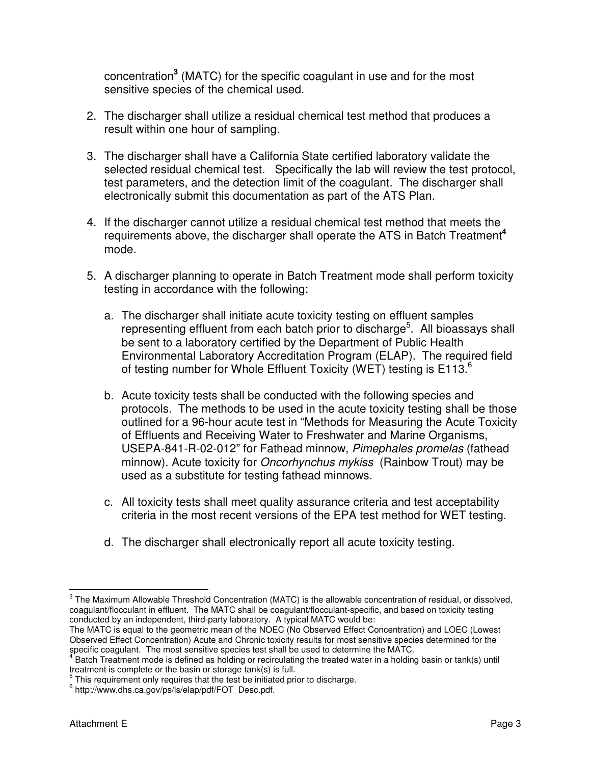concentration[3] (MATC) for the specific coagulant in use and for the most sensitive species of the chemical used.

2. The discharger shall utilize a residual chemical test method that produces a result within one hour of sampling.

3. The discharger shall have a California State certified laboratory validate the selected residual chemical test. Specifically the lab will review the test protocol, test parameters, and the detection limit of the coagulant. The discharger shall electronically submit this documentation as part of the ATS Plan.

4. If the discharger cannot utilize a residual chemical test method that meets the requirements above, the discharger shall operate the ATS in Batch Treatment[4] mode.

5. A discharger planning to operate in Batch Treatment mode shall perform toxicity testing in accordance with the following:

   a. The discharger shall initiate acute toxicity testing on effluent samples representing effluent from each batch prior to discharge[5]. All bioassays shall be sent to a laboratory certified by the Department of Public Health Environmental Laboratory Accreditation Program (ELAP). The required field of testing number for Whole Effluent Toxicity (WET) testing is E113.[6]

   b. Acute toxicity tests shall be conducted with the following species and protocols. The methods to be used in the acute toxicity testing shall be those outlined for a 96-hour acute test in "Methods for Measuring the Acute Toxicity of Effluents and Receiving Water to Freshwater and Marine Organisms, USEPA-841-R-02-012" for Fathead minnow, *Pimephales promelas* (fathead minnow). Acute toxicity for *Oncorhynchus mykiss* (Rainbow Trout) may be used as a substitute for testing fathead minnows.

   c. All toxicity tests shall meet quality assurance criteria and test acceptability criteria in the most recent versions of the EPA test method for WET testing.

   d. The discharger shall electronically report all acute toxicity testing.

---

[3] The Maximum Allowable Threshold Concentration (MATC) is the allowable concentration of residual, or dissolved, coagulant/flocculant in effluent. The MATC shall be coagulant/flocculant-specific, and based on toxicity testing conducted by an independent, third-party laboratory. A typical MATC would be:
The MATC is equal to the geometric mean of the NOEC (No Observed Effect Concentration) and LOEC (Lowest Observed Effect Concentration) Acute and Chronic toxicity results for most sensitive species determined for the specific coagulant. The most sensitive species test shall be used to determine the MATC.

[4] Batch Treatment mode is defined as holding or recirculating the treated water in a holding basin or tank(s) until treatment is complete or the basin or storage tank(s) is full.

[5] This requirement only requires that the test be initiated prior to discharge.

[6] http://www.dhs.ca.gov/ps/ls/elap/pdf/FOT_Desc.pdf.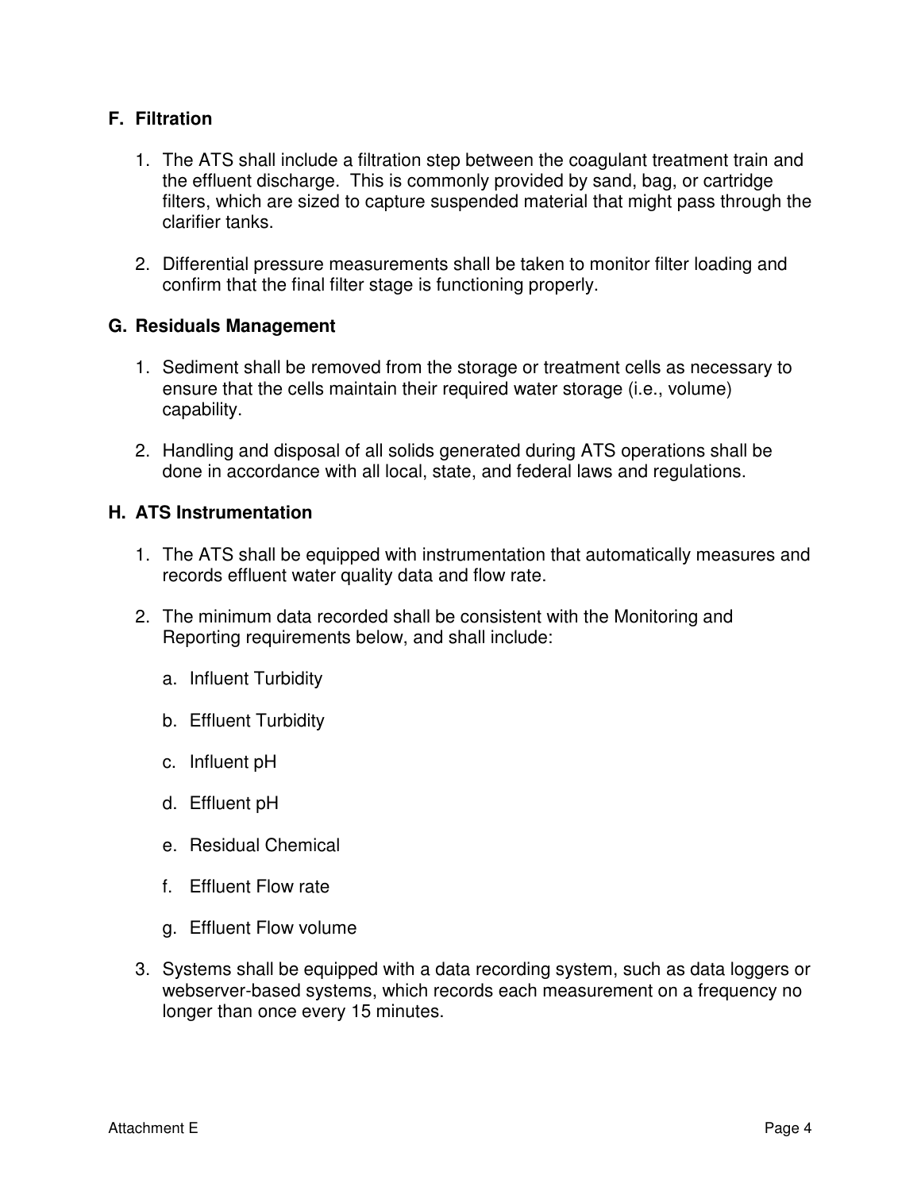## F. Filtration

1. The ATS shall include a filtration step between the coagulant treatment train and the effluent discharge. This is commonly provided by sand, bag, or cartridge filters, which are sized to capture suspended material that might pass through the clarifier tanks.

2. Differential pressure measurements shall be taken to monitor filter loading and confirm that the final filter stage is functioning properly.

## G. Residuals Management

1. Sediment shall be removed from the storage or treatment cells as necessary to ensure that the cells maintain their required water storage (i.e., volume) capability.

2. Handling and disposal of all solids generated during ATS operations shall be done in accordance with all local, state, and federal laws and regulations.

## H. ATS Instrumentation

1. The ATS shall be equipped with instrumentation that automatically measures and records effluent water quality data and flow rate.

2. The minimum data recorded shall be consistent with the Monitoring and Reporting requirements below, and shall include:

   a. Influent Turbidity

   b. Effluent Turbidity

   c. Influent pH

   d. Effluent pH

   e. Residual Chemical

   f. Effluent Flow rate

   g. Effluent Flow volume

3. Systems shall be equipped with a data recording system, such as data loggers or webserver-based systems, which records each measurement on a frequency no longer than once every 15 minutes.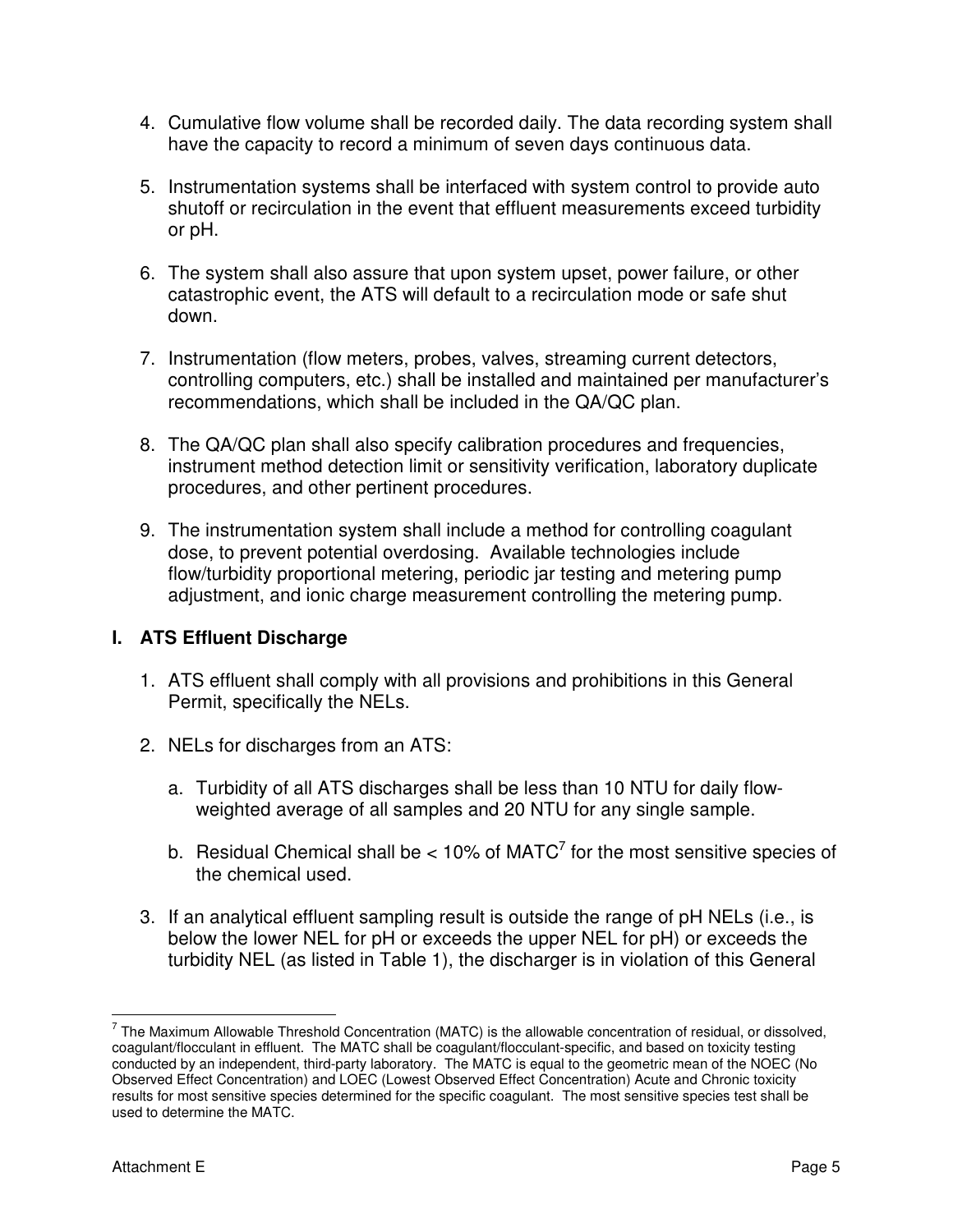4. Cumulative flow volume shall be recorded daily. The data recording system shall have the capacity to record a minimum of seven days continuous data.

5. Instrumentation systems shall be interfaced with system control to provide auto shutoff or recirculation in the event that effluent measurements exceed turbidity or pH.

6. The system shall also assure that upon system upset, power failure, or other catastrophic event, the ATS will default to a recirculation mode or safe shut down.

7. Instrumentation (flow meters, probes, valves, streaming current detectors, controlling computers, etc.) shall be installed and maintained per manufacturer's recommendations, which shall be included in the QA/QC plan.

8. The QA/QC plan shall also specify calibration procedures and frequencies, instrument method detection limit or sensitivity verification, laboratory duplicate procedures, and other pertinent procedures.

9. The instrumentation system shall include a method for controlling coagulant dose, to prevent potential overdosing. Available technologies include flow/turbidity proportional metering, periodic jar testing and metering pump adjustment, and ionic charge measurement controlling the metering pump.

## I. ATS Effluent Discharge

1. ATS effluent shall comply with all provisions and prohibitions in this General Permit, specifically the NELs.

2. NELs for discharges from an ATS:

   a. Turbidity of all ATS discharges shall be less than 10 NTU for daily flow-weighted average of all samples and 20 NTU for any single sample.

   b. Residual Chemical shall be < 10% of MATC[7] for the most sensitive species of the chemical used.

3. If an analytical effluent sampling result is outside the range of pH NELs (i.e., is below the lower NEL for pH or exceeds the upper NEL for pH) or exceeds the turbidity NEL (as listed in Table 1), the discharger is in violation of this General

[7] The Maximum Allowable Threshold Concentration (MATC) is the allowable concentration of residual, or dissolved, coagulant/flocculant in effluent. The MATC shall be coagulant/flocculant-specific, and based on toxicity testing conducted by an independent, third-party laboratory. The MATC is equal to the geometric mean of the NOEC (No Observed Effect Concentration) and LOEC (Lowest Observed Effect Concentration) Acute and Chronic toxicity results for most sensitive species determined for the specific coagulant. The most sensitive species test shall be used to determine the MATC.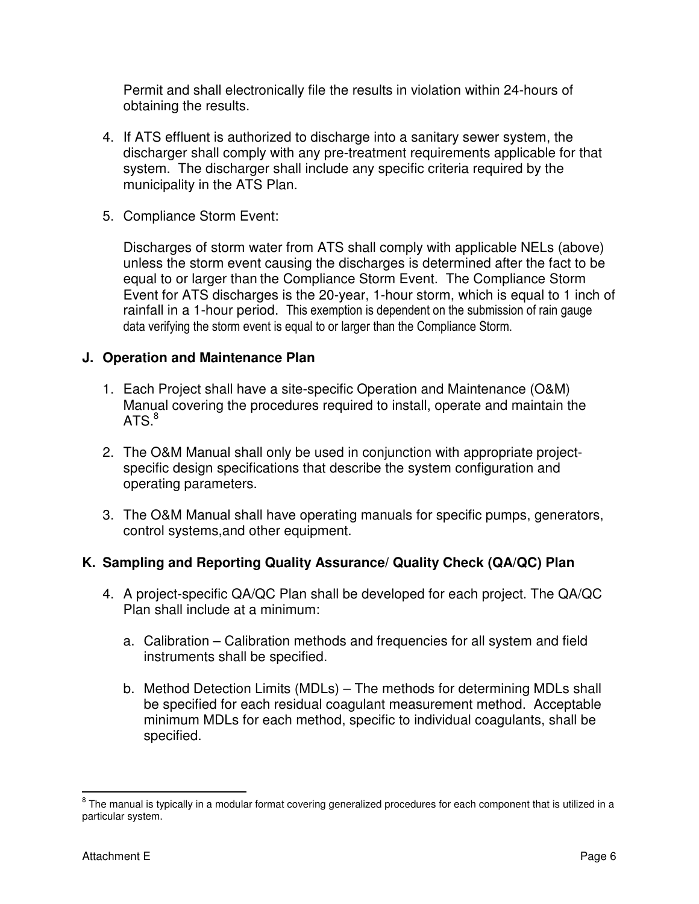Permit and shall electronically file the results in violation within 24-hours of obtaining the results.

4. If ATS effluent is authorized to discharge into a sanitary sewer system, the discharger shall comply with any pre-treatment requirements applicable for that system. The discharger shall include any specific criteria required by the municipality in the ATS Plan.

5. Compliance Storm Event:

   Discharges of storm water from ATS shall comply with applicable NELs (above) unless the storm event causing the discharges is determined after the fact to be equal to or larger than the Compliance Storm Event. The Compliance Storm Event for ATS discharges is the 20-year, 1-hour storm, which is equal to 1 inch of rainfall in a 1-hour period. This exemption is dependent on the submission of rain gauge data verifying the storm event is equal to or larger than the Compliance Storm.

### J. Operation and Maintenance Plan

1. Each Project shall have a site-specific Operation and Maintenance (O&M) Manual covering the procedures required to install, operate and maintain the ATS.[8]

2. The O&M Manual shall only be used in conjunction with appropriate project-specific design specifications that describe the system configuration and operating parameters.

3. The O&M Manual shall have operating manuals for specific pumps, generators, control systems,and other equipment.

### K. Sampling and Reporting Quality Assurance/ Quality Check (QA/QC) Plan

4. A project-specific QA/QC Plan shall be developed for each project. The QA/QC Plan shall include at a minimum:

   a. Calibration – Calibration methods and frequencies for all system and field instruments shall be specified.

   b. Method Detection Limits (MDLs) – The methods for determining MDLs shall be specified for each residual coagulant measurement method. Acceptable minimum MDLs for each method, specific to individual coagulants, shall be specified.

---

[8] The manual is typically in a modular format covering generalized procedures for each component that is utilized in a particular system.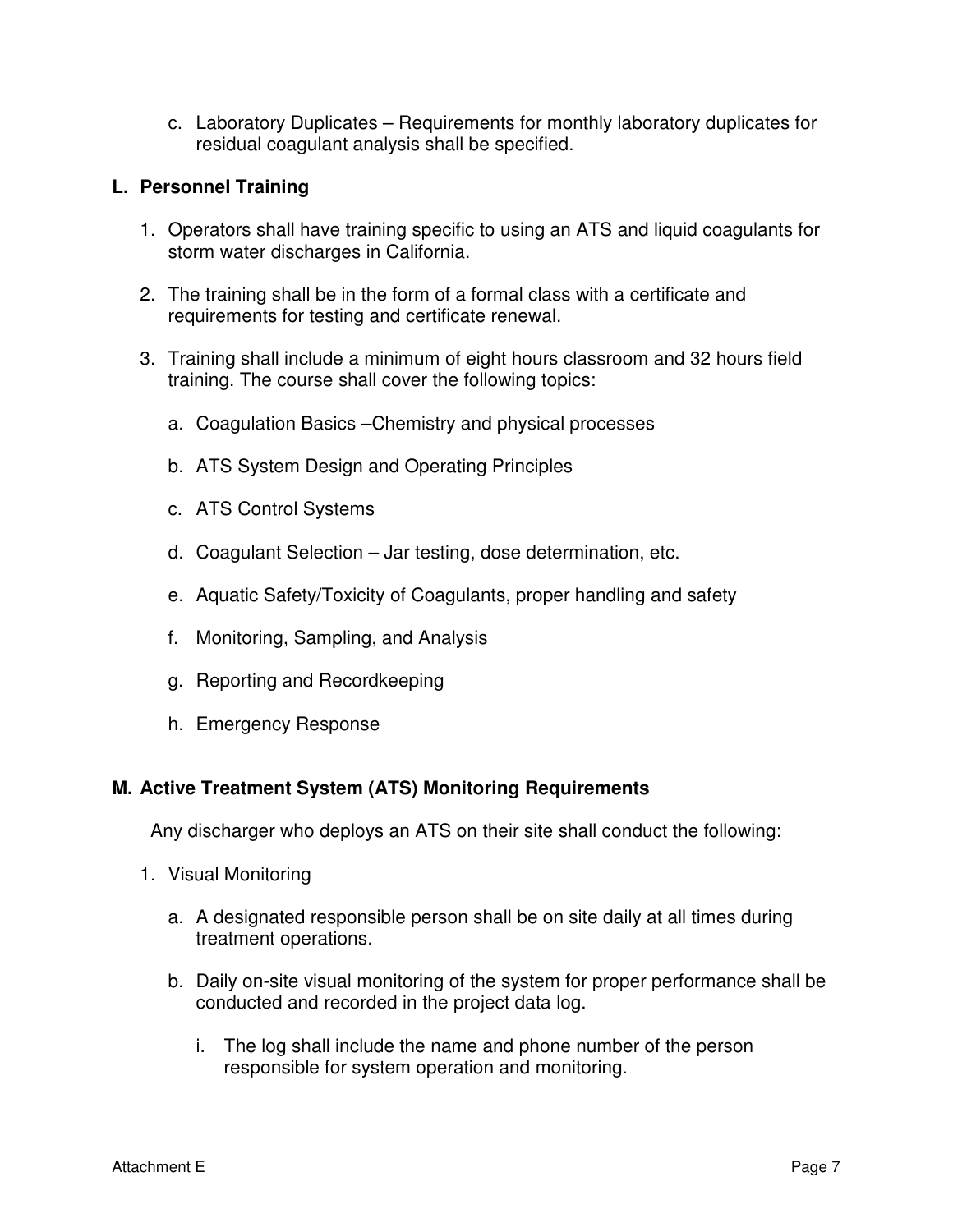c. Laboratory Duplicates – Requirements for monthly laboratory duplicates for residual coagulant analysis shall be specified.

## L. Personnel Training

1. Operators shall have training specific to using an ATS and liquid coagulants for storm water discharges in California.

2. The training shall be in the form of a formal class with a certificate and requirements for testing and certificate renewal.

3. Training shall include a minimum of eight hours classroom and 32 hours field training. The course shall cover the following topics:

   a. Coagulation Basics –Chemistry and physical processes

   b. ATS System Design and Operating Principles

   c. ATS Control Systems

   d. Coagulant Selection – Jar testing, dose determination, etc.

   e. Aquatic Safety/Toxicity of Coagulants, proper handling and safety

   f. Monitoring, Sampling, and Analysis

   g. Reporting and Recordkeeping

   h. Emergency Response

## M. Active Treatment System (ATS) Monitoring Requirements

Any discharger who deploys an ATS on their site shall conduct the following:

1. Visual Monitoring

   a. A designated responsible person shall be on site daily at all times during treatment operations.

   b. Daily on-site visual monitoring of the system for proper performance shall be conducted and recorded in the project data log.

      i. The log shall include the name and phone number of the person responsible for system operation and monitoring.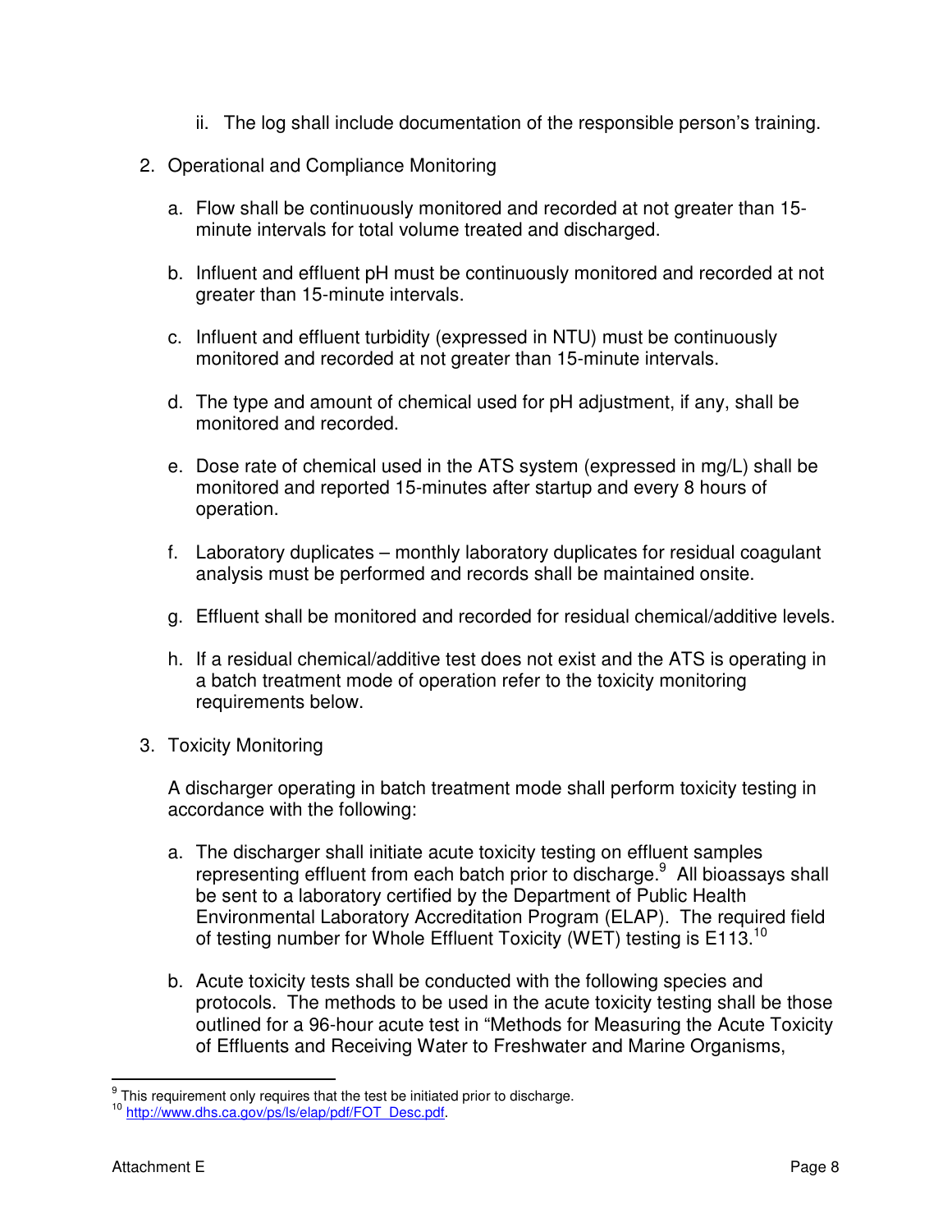ii. The log shall include documentation of the responsible person's training.

2. Operational and Compliance Monitoring

   a. Flow shall be continuously monitored and recorded at not greater than 15-minute intervals for total volume treated and discharged.

   b. Influent and effluent pH must be continuously monitored and recorded at not greater than 15-minute intervals.

   c. Influent and effluent turbidity (expressed in NTU) must be continuously monitored and recorded at not greater than 15-minute intervals.

   d. The type and amount of chemical used for pH adjustment, if any, shall be monitored and recorded.

   e. Dose rate of chemical used in the ATS system (expressed in mg/L) shall be monitored and reported 15-minutes after startup and every 8 hours of operation.

   f. Laboratory duplicates – monthly laboratory duplicates for residual coagulant analysis must be performed and records shall be maintained onsite.

   g. Effluent shall be monitored and recorded for residual chemical/additive levels.

   h. If a residual chemical/additive test does not exist and the ATS is operating in a batch treatment mode of operation refer to the toxicity monitoring requirements below.

3. Toxicity Monitoring

   A discharger operating in batch treatment mode shall perform toxicity testing in accordance with the following:

   a. The discharger shall initiate acute toxicity testing on effluent samples representing effluent from each batch prior to discharge.[9] All bioassays shall be sent to a laboratory certified by the Department of Public Health Environmental Laboratory Accreditation Program (ELAP). The required field of testing number for Whole Effluent Toxicity (WET) testing is E113.[10]

   b. Acute toxicity tests shall be conducted with the following species and protocols. The methods to be used in the acute toxicity testing shall be those outlined for a 96-hour acute test in "Methods for Measuring the Acute Toxicity of Effluents and Receiving Water to Freshwater and Marine Organisms,

---

[9] This requirement only requires that the test be initiated prior to discharge.

[10] http://www.dhs.ca.gov/ps/ls/elap/pdf/FOT_Desc.pdf.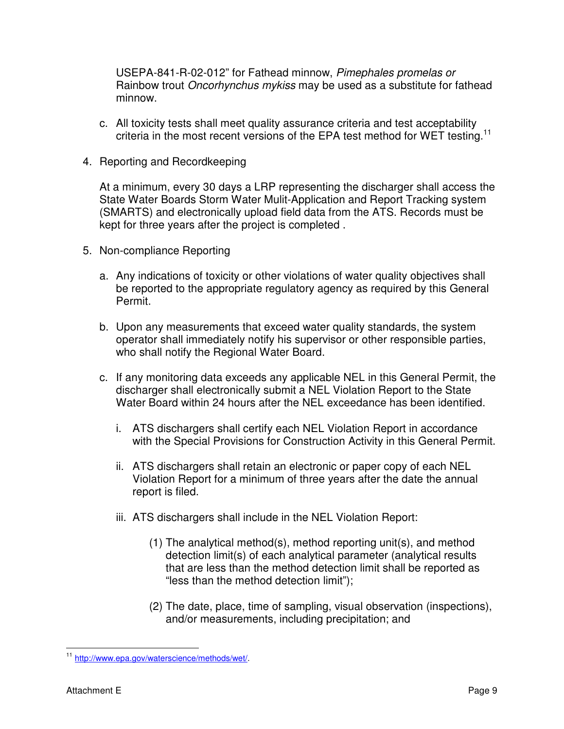USEPA-841-R-02-012" for Fathead minnow, *Pimephales promelas or* Rainbow trout *Oncorhynchus mykiss* may be used as a substitute for fathead minnow.

c. All toxicity tests shall meet quality assurance criteria and test acceptability criteria in the most recent versions of the EPA test method for WET testing.[11]

4. Reporting and Recordkeeping

   At a minimum, every 30 days a LRP representing the discharger shall access the State Water Boards Storm Water Mulit-Application and Report Tracking system (SMARTS) and electronically upload field data from the ATS. Records must be kept for three years after the project is completed .

5. Non-compliance Reporting

   a. Any indications of toxicity or other violations of water quality objectives shall be reported to the appropriate regulatory agency as required by this General Permit.

   b. Upon any measurements that exceed water quality standards, the system operator shall immediately notify his supervisor or other responsible parties, who shall notify the Regional Water Board.

   c. If any monitoring data exceeds any applicable NEL in this General Permit, the discharger shall electronically submit a NEL Violation Report to the State Water Board within 24 hours after the NEL exceedance has been identified.

      i. ATS dischargers shall certify each NEL Violation Report in accordance with the Special Provisions for Construction Activity in this General Permit.

      ii. ATS dischargers shall retain an electronic or paper copy of each NEL Violation Report for a minimum of three years after the date the annual report is filed.

      iii. ATS dischargers shall include in the NEL Violation Report:

         (1) The analytical method(s), method reporting unit(s), and method detection limit(s) of each analytical parameter (analytical results that are less than the method detection limit shall be reported as "less than the method detection limit");

         (2) The date, place, time of sampling, visual observation (inspections), and/or measurements, including precipitation; and

[11] http://www.epa.gov/waterscience/methods/wet/.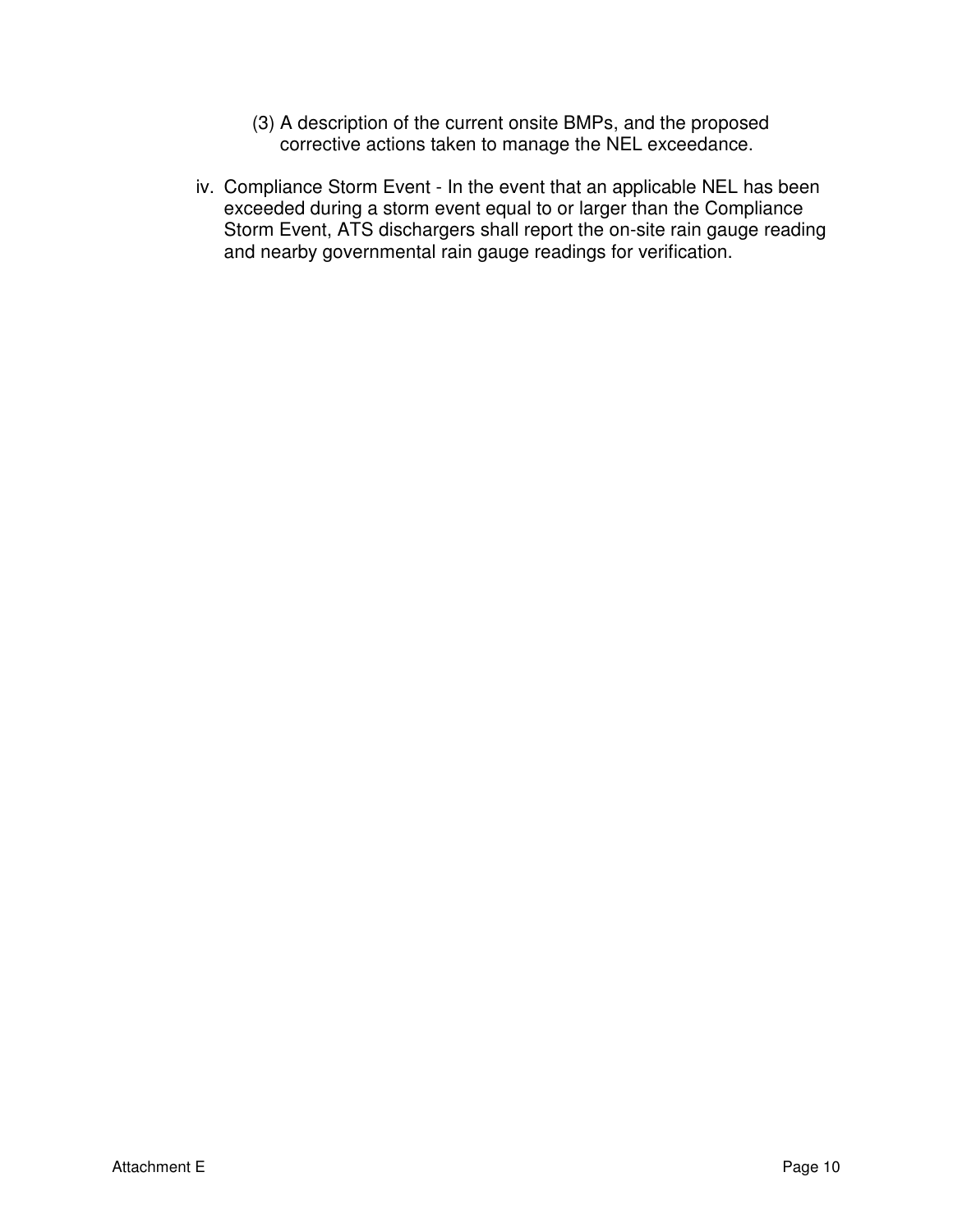(3) A description of the current onsite BMPs, and the proposed corrective actions taken to manage the NEL exceedance.

iv. Compliance Storm Event - In the event that an applicable NEL has been exceeded during a storm event equal to or larger than the Compliance Storm Event, ATS dischargers shall report the on-site rain gauge reading and nearby governmental rain gauge readings for verification.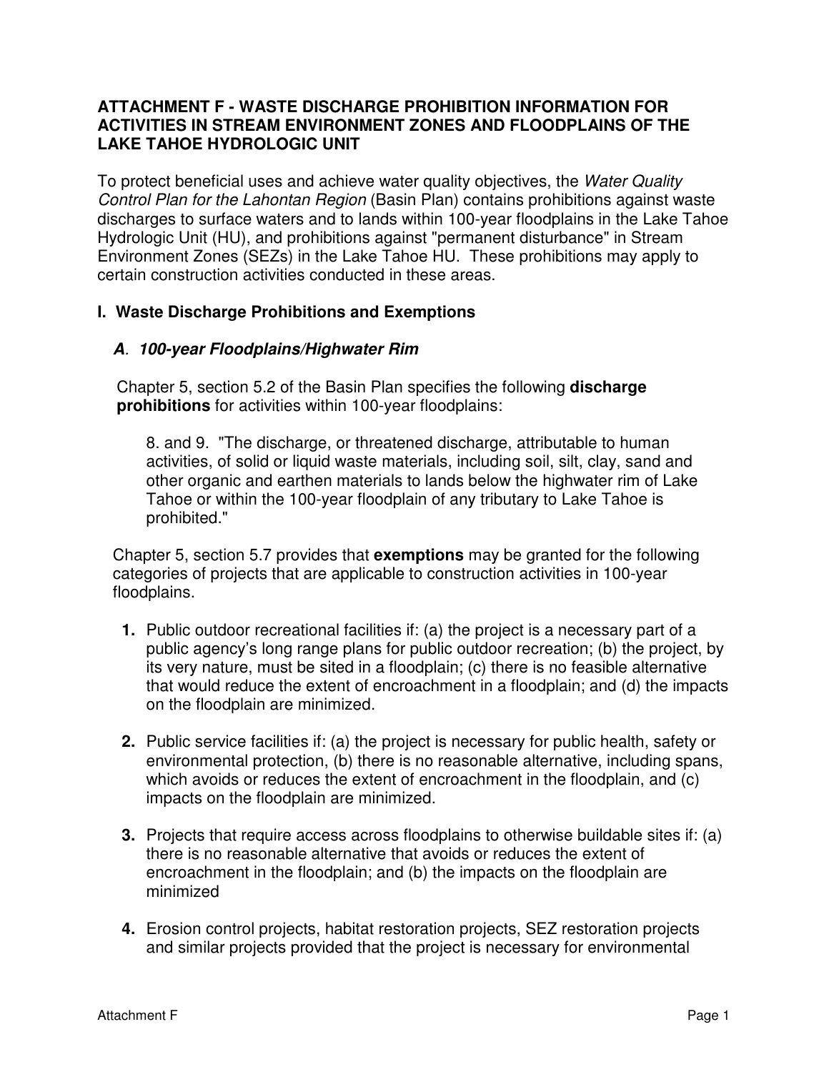## ATTACHMENT F - WASTE DISCHARGE PROHIBITION INFORMATION FOR ACTIVITIES IN STREAM ENVIRONMENT ZONES AND FLOODPLAINS OF THE LAKE TAHOE HYDROLOGIC UNIT

To protect beneficial uses and achieve water quality objectives, the *Water Quality Control Plan for the Lahontan Region* (Basin Plan) contains prohibitions against waste discharges to surface waters and to lands within 100-year floodplains in the Lake Tahoe Hydrologic Unit (HU), and prohibitions against "permanent disturbance" in Stream Environment Zones (SEZs) in the Lake Tahoe HU. These prohibitions may apply to certain construction activities conducted in these areas.

### I. Waste Discharge Prohibitions and Exemptions

#### *A. 100-year Floodplains/Highwater Rim*

Chapter 5, section 5.2 of the Basin Plan specifies the following **discharge prohibitions** for activities within 100-year floodplains:

> 8. and 9. "The discharge, or threatened discharge, attributable to human activities, of solid or liquid waste materials, including soil, silt, clay, sand and other organic and earthen materials to lands below the highwater rim of Lake Tahoe or within the 100-year floodplain of any tributary to Lake Tahoe is prohibited."

Chapter 5, section 5.7 provides that **exemptions** may be granted for the following categories of projects that are applicable to construction activities in 100-year floodplains.

1. Public outdoor recreational facilities if: (a) the project is a necessary part of a public agency's long range plans for public outdoor recreation; (b) the project, by its very nature, must be sited in a floodplain; (c) there is no feasible alternative that would reduce the extent of encroachment in a floodplain; and (d) the impacts on the floodplain are minimized.

2. Public service facilities if: (a) the project is necessary for public health, safety or environmental protection, (b) there is no reasonable alternative, including spans, which avoids or reduces the extent of encroachment in the floodplain, and (c) impacts on the floodplain are minimized.

3. Projects that require access across floodplains to otherwise buildable sites if: (a) there is no reasonable alternative that avoids or reduces the extent of encroachment in the floodplain; and (b) the impacts on the floodplain are minimized

4. Erosion control projects, habitat restoration projects, SEZ restoration projects and similar projects provided that the project is necessary for environmental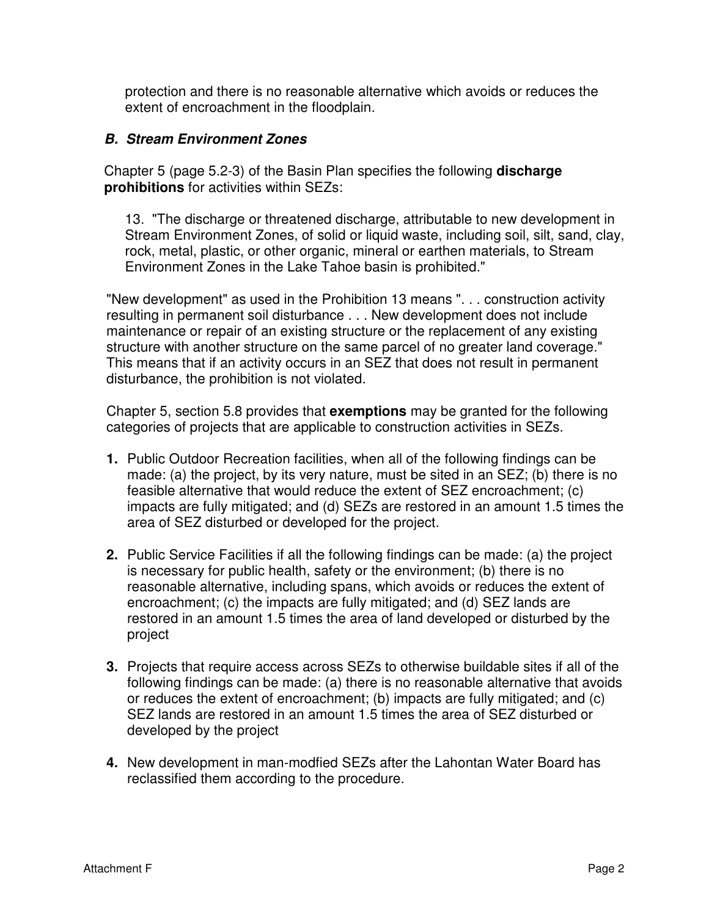protection and there is no reasonable alternative which avoids or reduces the extent of encroachment in the floodplain.

### ***B. Stream Environment Zones***

Chapter 5 (page 5.2-3) of the Basin Plan specifies the following **discharge prohibitions** for activities within SEZs:

> 13. "The discharge or threatened discharge, attributable to new development in Stream Environment Zones, of solid or liquid waste, including soil, silt, sand, clay, rock, metal, plastic, or other organic, mineral or earthen materials, to Stream Environment Zones in the Lake Tahoe basin is prohibited."

"New development" as used in the Prohibition 13 means ". . . construction activity resulting in permanent soil disturbance . . . New development does not include maintenance or repair of an existing structure or the replacement of any existing structure with another structure on the same parcel of no greater land coverage." This means that if an activity occurs in an SEZ that does not result in permanent disturbance, the prohibition is not violated.

Chapter 5, section 5.8 provides that **exemptions** may be granted for the following categories of projects that are applicable to construction activities in SEZs.

1. Public Outdoor Recreation facilities, when all of the following findings can be made: (a) the project, by its very nature, must be sited in an SEZ; (b) there is no feasible alternative that would reduce the extent of SEZ encroachment; (c) impacts are fully mitigated; and (d) SEZs are restored in an amount 1.5 times the area of SEZ disturbed or developed for the project.

2. Public Service Facilities if all the following findings can be made: (a) the project is necessary for public health, safety or the environment; (b) there is no reasonable alternative, including spans, which avoids or reduces the extent of encroachment; (c) the impacts are fully mitigated; and (d) SEZ lands are restored in an amount 1.5 times the area of land developed or disturbed by the project

3. Projects that require access across SEZs to otherwise buildable sites if all of the following findings can be made: (a) there is no reasonable alternative that avoids or reduces the extent of encroachment; (b) impacts are fully mitigated; and (c) SEZ lands are restored in an amount 1.5 times the area of SEZ disturbed or developed by the project

4. New development in man-modfied SEZs after the Lahontan Water Board has reclassified them according to the procedure.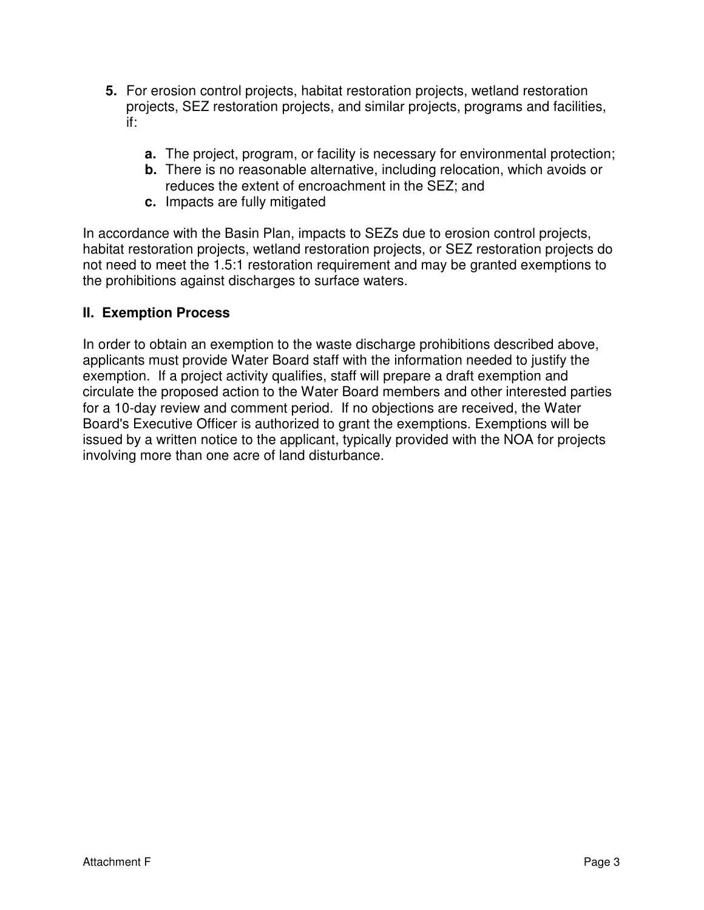5. For erosion control projects, habitat restoration projects, wetland restoration projects, SEZ restoration projects, and similar projects, programs and facilities, if:

   a. The project, program, or facility is necessary for environmental protection;
   b. There is no reasonable alternative, including relocation, which avoids or reduces the extent of encroachment in the SEZ; and
   c. Impacts are fully mitigated

In accordance with the Basin Plan, impacts to SEZs due to erosion control projects, habitat restoration projects, wetland restoration projects, or SEZ restoration projects do not need to meet the 1.5:1 restoration requirement and may be granted exemptions to the prohibitions against discharges to surface waters.

## II. Exemption Process

In order to obtain an exemption to the waste discharge prohibitions described above, applicants must provide Water Board staff with the information needed to justify the exemption. If a project activity qualifies, staff will prepare a draft exemption and circulate the proposed action to the Water Board members and other interested parties for a 10-day review and comment period. If no objections are received, the Water Board's Executive Officer is authorized to grant the exemptions. Exemptions will be issued by a written notice to the applicant, typically provided with the NOA for projects involving more than one acre of land disturbance.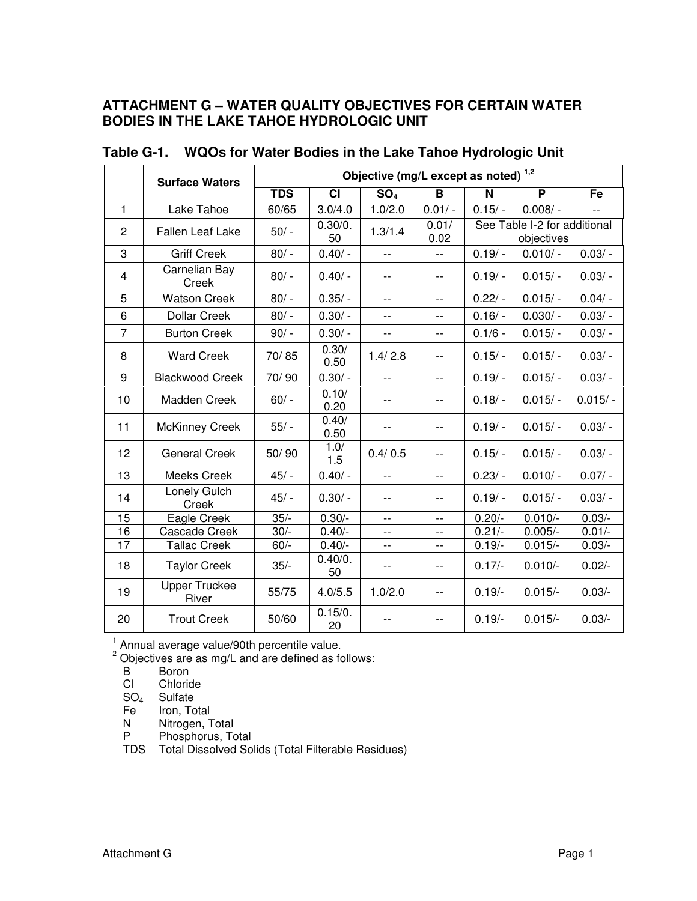## ATTACHMENT G – WATER QUALITY OBJECTIVES FOR CERTAIN WATER BODIES IN THE LAKE TAHOE HYDROLOGIC UNIT

### Table G-1. WQOs for Water Bodies in the Lake Tahoe Hydrologic Unit

| | Surface Waters | Objective (mg/L except as noted) [1,2] | | | | | | |
|---|---|---|---|---|---|---|---|---|
| | | TDS | Cl | $SO_4$ | B | N | P | Fe |
| 1 | Lake Tahoe | 60/65 | 3.0/4.0 | 1.0/2.0 | 0.01/ - | 0.15/ - | 0.008/ - | -- |
| 2 | Fallen Leaf Lake | 50/ - | 0.30/0.50 | 1.3/1.4 | 0.01/ 0.02 | See Table I-2 for additional objectives | | |
| 3 | Griff Creek | 80/ - | 0.40/ - | -- | -- | 0.19/ - | 0.010/ - | 0.03/ - |
| 4 | Carnelian Bay Creek | 80/ - | 0.40/ - | -- | -- | 0.19/ - | 0.015/ - | 0.03/ - |
| 5 | Watson Creek | 80/ - | 0.35/ - | -- | -- | 0.22/ - | 0.015/ - | 0.04/ - |
| 6 | Dollar Creek | 80/ - | 0.30/ - | -- | -- | 0.16/ - | 0.030/ - | 0.03/ - |
| 7 | Burton Creek | 90/ - | 0.30/ - | -- | -- | 0.1/6 - | 0.015/ - | 0.03/ - |
| 8 | Ward Creek | 70/ 85 | 0.30/ 0.50 | 1.4/ 2.8 | -- | 0.15/ - | 0.015/ - | 0.03/ - |
| 9 | Blackwood Creek | 70/ 90 | 0.30/ - | -- | -- | 0.19/ - | 0.015/ - | 0.03/ - |
| 10 | Madden Creek | 60/ - | 0.10/ 0.20 | -- | -- | 0.18/ - | 0.015/ - | 0.015/ - |
| 11 | McKinney Creek | 55/ - | 0.40/ 0.50 | -- | -- | 0.19/ - | 0.015/ - | 0.03/ - |
| 12 | General Creek | 50/ 90 | 1.0/ 1.5 | 0.4/ 0.5 | -- | 0.15/ - | 0.015/ - | 0.03/ - |
| 13 | Meeks Creek | 45/ - | 0.40/ - | -- | -- | 0.23/ - | 0.010/ - | 0.07/ - |
| 14 | Lonely Gulch Creek | 45/ - | 0.30/ - | -- | -- | 0.19/ - | 0.015/ - | 0.03/ - |
| 15 | Eagle Creek | 35/- | 0.30/- | -- | -- | 0.20/- | 0.010/- | 0.03/- |
| 16 | Cascade Creek | 30/- | 0.40/- | -- | -- | 0.21/- | 0.005/- | 0.01/- |
| 17 | Tallac Creek | 60/- | 0.40/- | -- | -- | 0.19/- | 0.015/- | 0.03/- |
| 18 | Taylor Creek | 35/- | 0.40/0.50 | -- | -- | 0.17/- | 0.010/- | 0.02/- |
| 19 | Upper Truckee River | 55/75 | 4.0/5.5 | 1.0/2.0 | -- | 0.19/- | 0.015/- | 0.03/- |
| 20 | Trout Creek | 50/60 | 0.15/0.20 | -- | -- | 0.19/- | 0.015/- | 0.03/- |

[1] Annual average value/90th percentile value.
[2] Objectives are as mg/L and are defined as follows:

- B Boron
- Cl Chloride
- $SO_4$ Sulfate
- Fe Iron, Total
- N Nitrogen, Total
- P Phosphorus, Total
- TDS Total Dissolved Solids (Total Filterable Residues)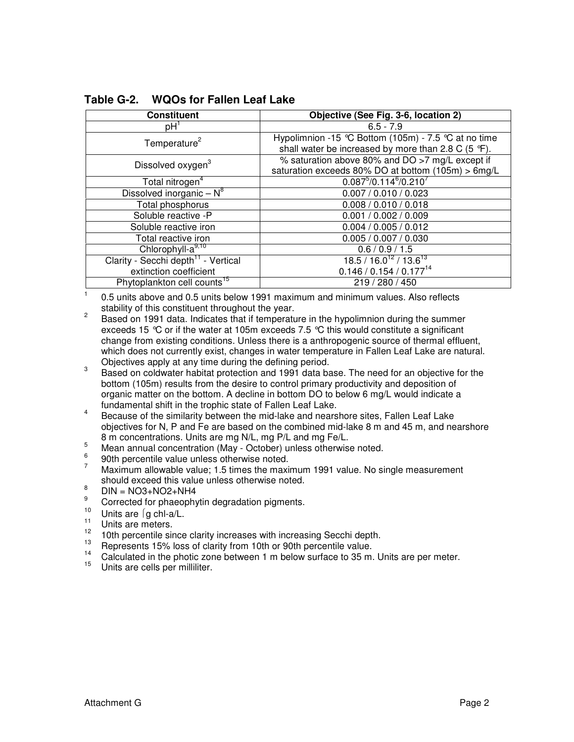**Table G-2. WQOs for Fallen Leaf Lake**

| Constituent | Objective (See Fig. 3-6, location 2) |
|---|---|
| pH[1] | 6.5 - 7.9 |
| Temperature[2] | Hypolimnion -15 °C Bottom (105m) - 7.5 °C at no time shall water be increased by more than 2.8 C (5 °F). |
| Dissolved oxygen[3] | % saturation above 80% and DO >7 mg/L except if saturation exceeds 80% DO at bottom (105m) > 6mg/L |
| Total nitrogen[4] | 0.087[5]/0.114[6]/0.210[7] |
| Dissolved inorganic – N[8] | 0.007 / 0.010 / 0.023 |
| Total phosphorus | 0.008 / 0.010 / 0.018 |
| Soluble reactive -P | 0.001 / 0.002 / 0.009 |
| Soluble reactive iron | 0.004 / 0.005 / 0.012 |
| Total reactive iron | 0.005 / 0.007 / 0.030 |
| Chlorophyll-a[9,10] | 0.6 / 0.9 / 1.5 |
| Clarity - Secchi depth[11] - Vertical extinction coefficient | 18.5 / 16.0[12] / 13.6[13] <br> 0.146 / 0.154 / 0.177[14] |
| Phytoplankton cell counts[15] | 219 / 280 / 450 |

[1] 0.5 units above and 0.5 units below 1991 maximum and minimum values. Also reflects stability of this constituent throughout the year.

[2] Based on 1991 data. Indicates that if temperature in the hypolimnion during the summer exceeds 15 °C or if the water at 105m exceeds 7.5 °C this would constitute a significant change from existing conditions. Unless there is a anthropogenic source of thermal effluent, which does not currently exist, changes in water temperature in Fallen Leaf Lake are natural. Objectives apply at any time during the defining period.

[3] Based on coldwater habitat protection and 1991 data base. The need for an objective for the bottom (105m) results from the desire to control primary productivity and deposition of organic matter on the bottom. A decline in bottom DO to below 6 mg/L would indicate a fundamental shift in the trophic state of Fallen Leaf Lake.

[4] Because of the similarity between the mid-lake and nearshore sites, Fallen Leaf Lake objectives for N, P and Fe are based on the combined mid-lake 8 m and 45 m, and nearshore 8 m concentrations. Units are mg N/L, mg P/L and mg Fe/L.

[5] Mean annual concentration (May - October) unless otherwise noted.

[6] 90th percentile value unless otherwise noted.

[7] Maximum allowable value; 1.5 times the maximum 1991 value. No single measurement should exceed this value unless otherwise noted.

[8] DIN = $NO_3$+$NO_2$+$NH_4$

[9] Corrected for phaeophytin degradation pigments.

[10] Units are ⌈g chl-a/L.

[11] Units are meters.

[12] 10th percentile since clarity increases with increasing Secchi depth.

[13] Represents 15% loss of clarity from 10th or 90th percentile value.

[14] Calculated in the photic zone between 1 m below surface to 35 m. Units are per meter.

[15] Units are cells per milliliter.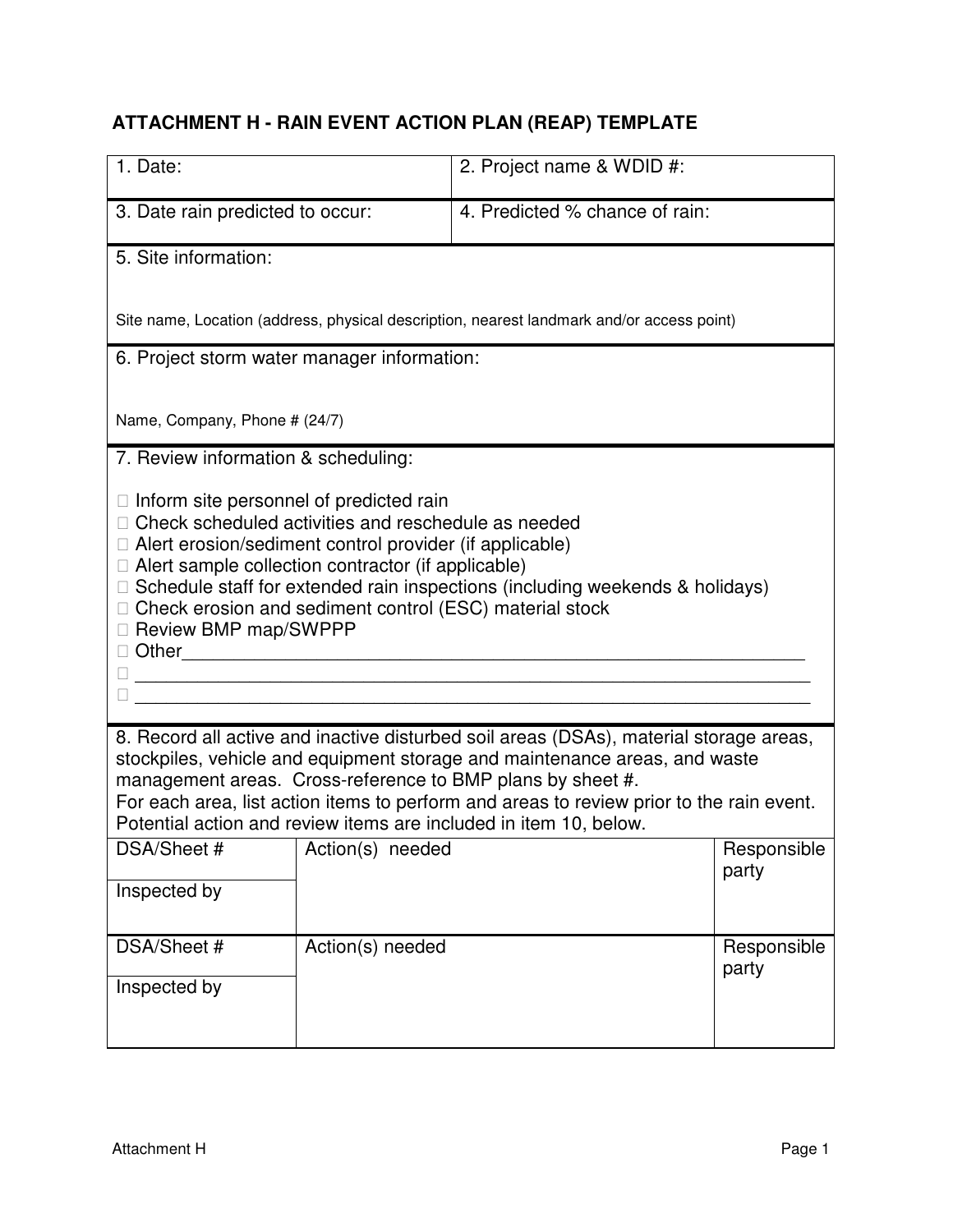# ATTACHMENT H - RAIN EVENT ACTION PLAN (REAP) TEMPLATE

| 1. Date: | 2. Project name & WDID #: |
|---|---|
| 3. Date rain predicted to occur: | 4. Predicted % chance of rain: |

**5. Site information:**

Site name, Location (address, physical description, nearest landmark and/or access point)

**6. Project storm water manager information:**

Name, Company, Phone # (24/7)

**7. Review information & scheduling:**

- ☐ Inform site personnel of predicted rain
- ☐ Check scheduled activities and reschedule as needed
- ☐ Alert erosion/sediment control provider (if applicable)
- ☐ Alert sample collection contractor (if applicable)
- ☐ Schedule staff for extended rain inspections (including weekends & holidays)
- ☐ Check erosion and sediment control (ESC) material stock
- ☐ Review BMP map/SWPPP
- ☐ Other_______________________________________________________________
- ☐ _________________________________________________________________
- ☐ _________________________________________________________________

**8.** Record all active and inactive disturbed soil areas (DSAs), material storage areas, stockpiles, vehicle and equipment storage and maintenance areas, and waste management areas. Cross-reference to BMP plans by sheet #.
For each area, list action items to perform and areas to review prior to the rain event. Potential action and review items are included in item 10, below.

| DSA/Sheet # | Action(s) needed | Responsible party |
|---|---|---|
| Inspected by | | |
| DSA/Sheet # | Action(s) needed | Responsible party |
| Inspected by | | |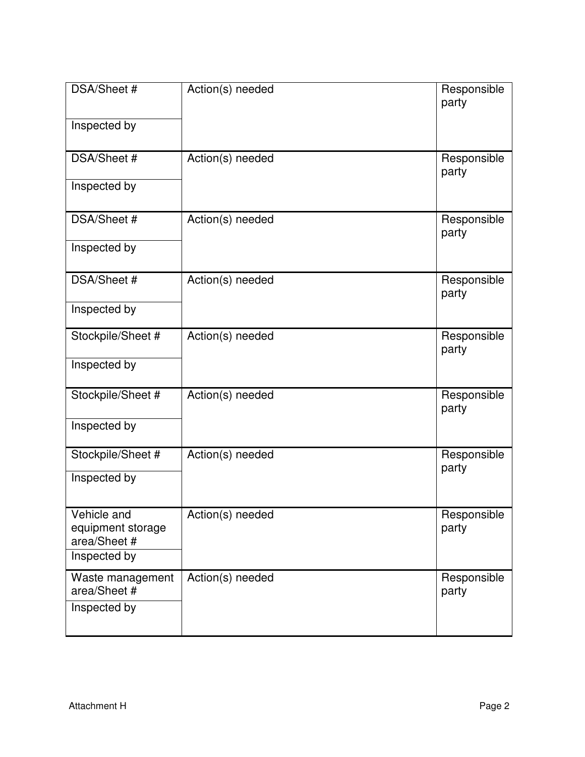| DSA/Sheet # | Action(s) needed | Responsible party |
|---|---|---|
| Inspected by | | |
| DSA/Sheet # | Action(s) needed | Responsible party |
| Inspected by | | |
| DSA/Sheet # | Action(s) needed | Responsible party |
| Inspected by | | |
| DSA/Sheet # | Action(s) needed | Responsible party |
| Inspected by | | |
| Stockpile/Sheet # | Action(s) needed | Responsible party |
| Inspected by | | |
| Stockpile/Sheet # | Action(s) needed | Responsible party |
| Inspected by | | |
| Stockpile/Sheet # | Action(s) needed | Responsible party |
| Inspected by | | |
| Vehicle and equipment storage area/Sheet # | Action(s) needed | Responsible party |
| Inspected by | | |
| Waste management area/Sheet # | Action(s) needed | Responsible party |
| Inspected by | | |

Attachment H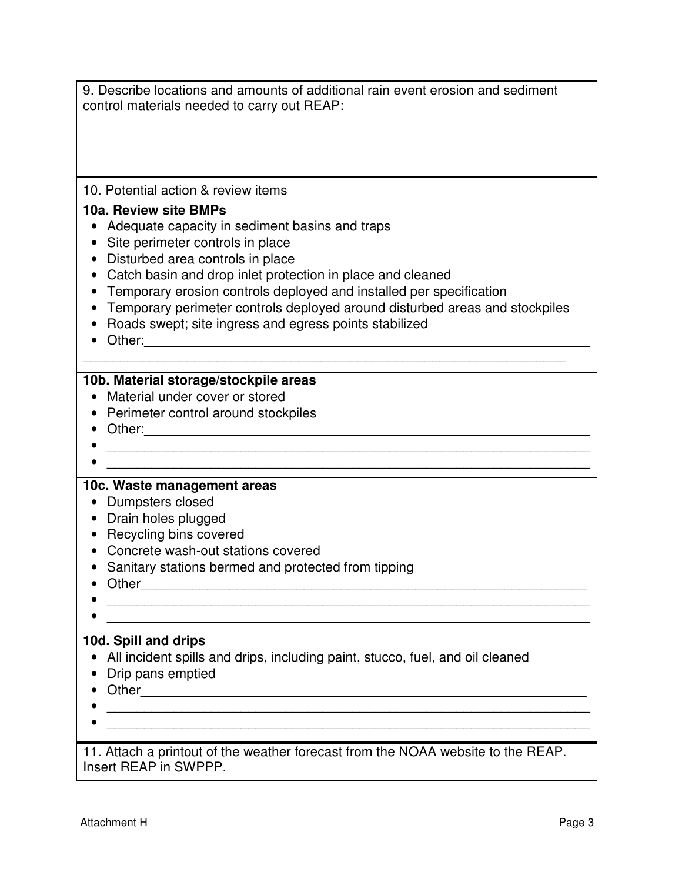9. Describe locations and amounts of additional rain event erosion and sediment control materials needed to carry out REAP:

10. Potential action & review items

**10a. Review site BMPs**

- Adequate capacity in sediment basins and traps
- Site perimeter controls in place
- Disturbed area controls in place
- Catch basin and drop inlet protection in place and cleaned
- Temporary erosion controls deployed and installed per specification
- Temporary perimeter controls deployed around disturbed areas and stockpiles
- Roads swept; site ingress and egress points stabilized
- Other:_______________________________________________________________

_______________________________________________________________

**10b. Material storage/stockpile areas**

- Material under cover or stored
- Perimeter control around stockpiles
- Other:_______________________________________________________________
- _______________________________________________________________
- _______________________________________________________________

**10c. Waste management areas**

- Dumpsters closed
- Drain holes plugged
- Recycling bins covered
- Concrete wash-out stations covered
- Sanitary stations bermed and protected from tipping
- Other_______________________________________________________________
- _______________________________________________________________
- _______________________________________________________________

**10d. Spill and drips**

- All incident spills and drips, including paint, stucco, fuel, and oil cleaned
- Drip pans emptied
- Other_______________________________________________________________
- _______________________________________________________________
- _______________________________________________________________

11. Attach a printout of the weather forecast from the NOAA website to the REAP. Insert REAP in SWPPP.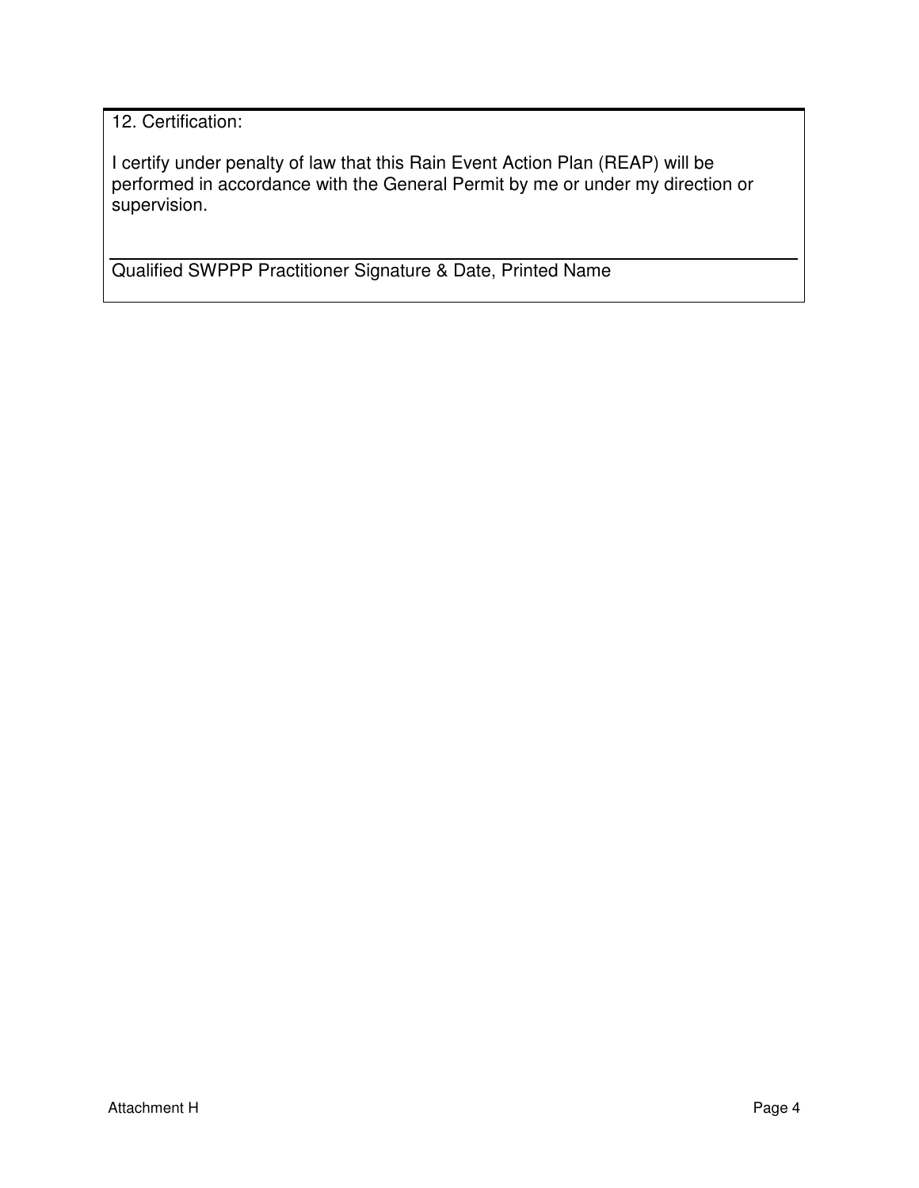12. Certification:

I certify under penalty of law that this Rain Event Action Plan (REAP) will be performed in accordance with the General Permit by me or under my direction or supervision.

\_\_\_\_\_\_\_\_\_\_\_\_\_\_\_\_\_\_\_\_\_\_\_\_\_\_\_\_\_\_\_\_\_\_\_\_\_\_\_\_\_\_\_\_\_\_\_\_\_\_\_\_\_\_\_\_

Qualified SWPPP Practitioner Signature & Date, Printed Name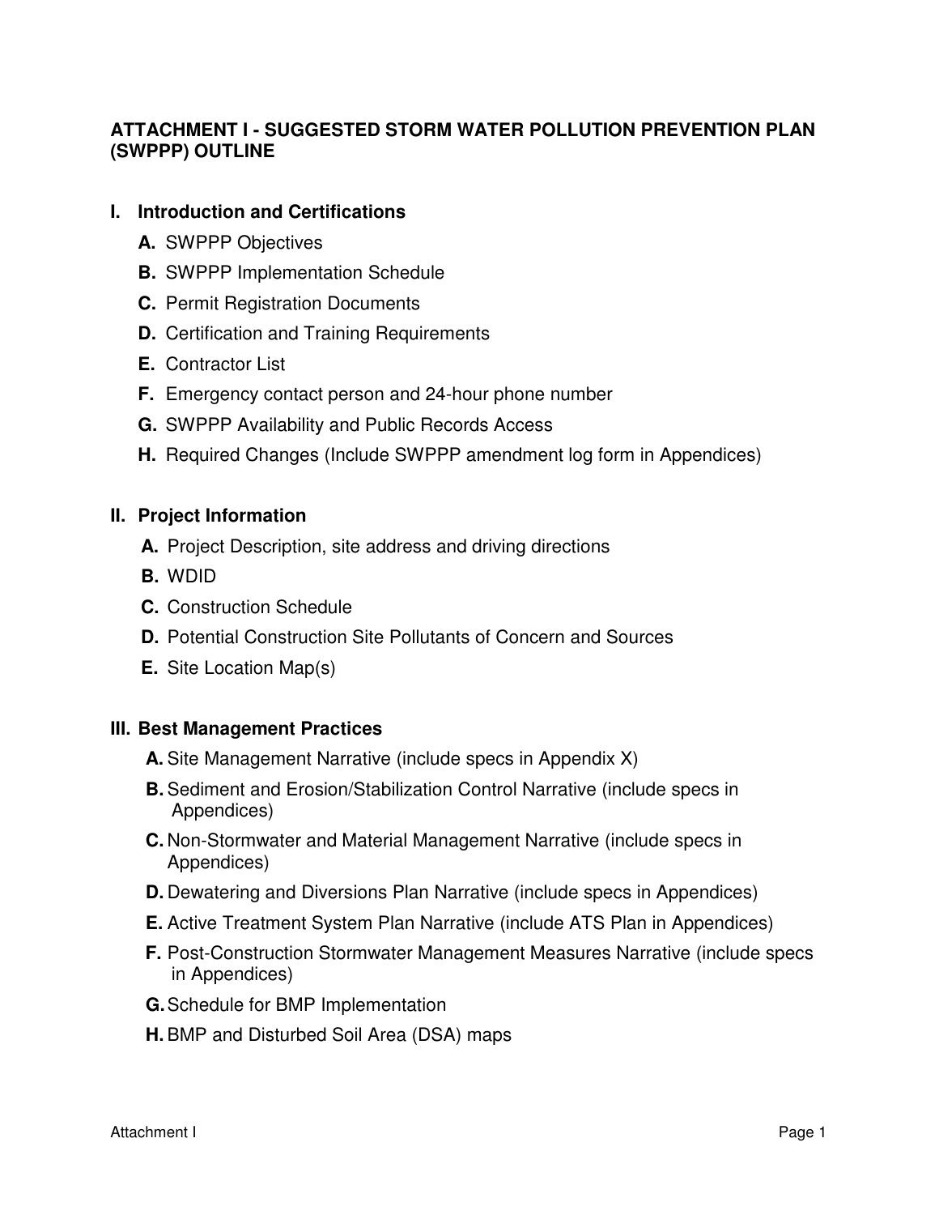# ATTACHMENT I - SUGGESTED STORM WATER POLLUTION PREVENTION PLAN (SWPPP) OUTLINE

## I. Introduction and Certifications

- **A.** SWPPP Objectives
- **B.** SWPPP Implementation Schedule
- **C.** Permit Registration Documents
- **D.** Certification and Training Requirements
- **E.** Contractor List
- **F.** Emergency contact person and 24-hour phone number
- **G.** SWPPP Availability and Public Records Access
- **H.** Required Changes (Include SWPPP amendment log form in Appendices)

## II. Project Information

- **A.** Project Description, site address and driving directions
- **B.** WDID
- **C.** Construction Schedule
- **D.** Potential Construction Site Pollutants of Concern and Sources
- **E.** Site Location Map(s)

## III. Best Management Practices

- **A.** Site Management Narrative (include specs in Appendix X)
- **B.** Sediment and Erosion/Stabilization Control Narrative (include specs in Appendices)
- **C.** Non-Stormwater and Material Management Narrative (include specs in Appendices)
- **D.** Dewatering and Diversions Plan Narrative (include specs in Appendices)
- **E.** Active Treatment System Plan Narrative (include ATS Plan in Appendices)
- **F.** Post-Construction Stormwater Management Measures Narrative (include specs in Appendices)
- **G.** Schedule for BMP Implementation
- **H.** BMP and Disturbed Soil Area (DSA) maps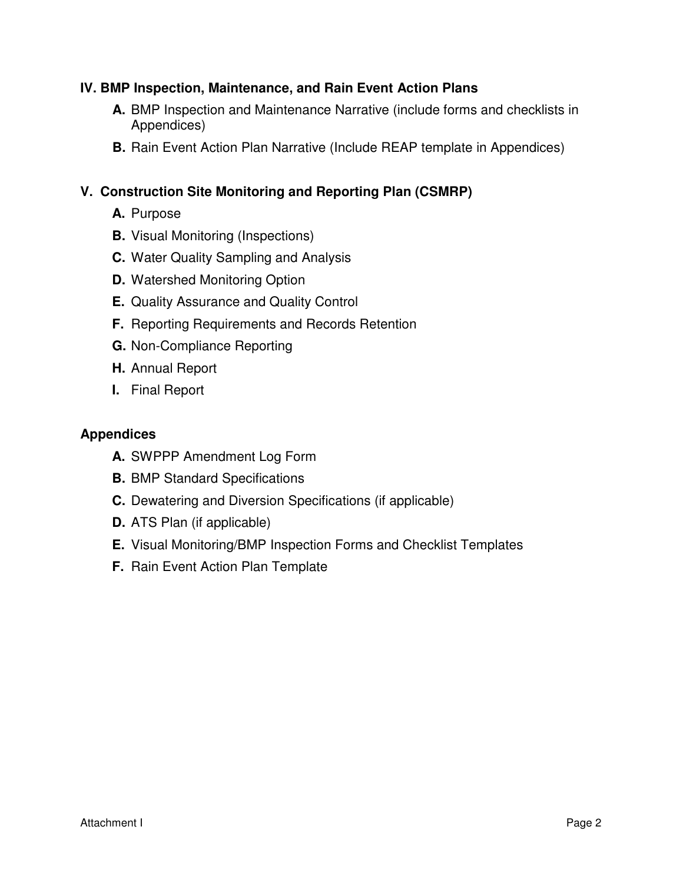## IV. BMP Inspection, Maintenance, and Rain Event Action Plans

- **A.** BMP Inspection and Maintenance Narrative (include forms and checklists in Appendices)
- **B.** Rain Event Action Plan Narrative (Include REAP template in Appendices)

## V. Construction Site Monitoring and Reporting Plan (CSMRP)

- **A.** Purpose
- **B.** Visual Monitoring (Inspections)
- **C.** Water Quality Sampling and Analysis
- **D.** Watershed Monitoring Option
- **E.** Quality Assurance and Quality Control
- **F.** Reporting Requirements and Records Retention
- **G.** Non-Compliance Reporting
- **H.** Annual Report
- **I.** Final Report

## Appendices

- **A.** SWPPP Amendment Log Form
- **B.** BMP Standard Specifications
- **C.** Dewatering and Diversion Specifications (if applicable)
- **D.** ATS Plan (if applicable)
- **E.** Visual Monitoring/BMP Inspection Forms and Checklist Templates
- **F.** Rain Event Action Plan Template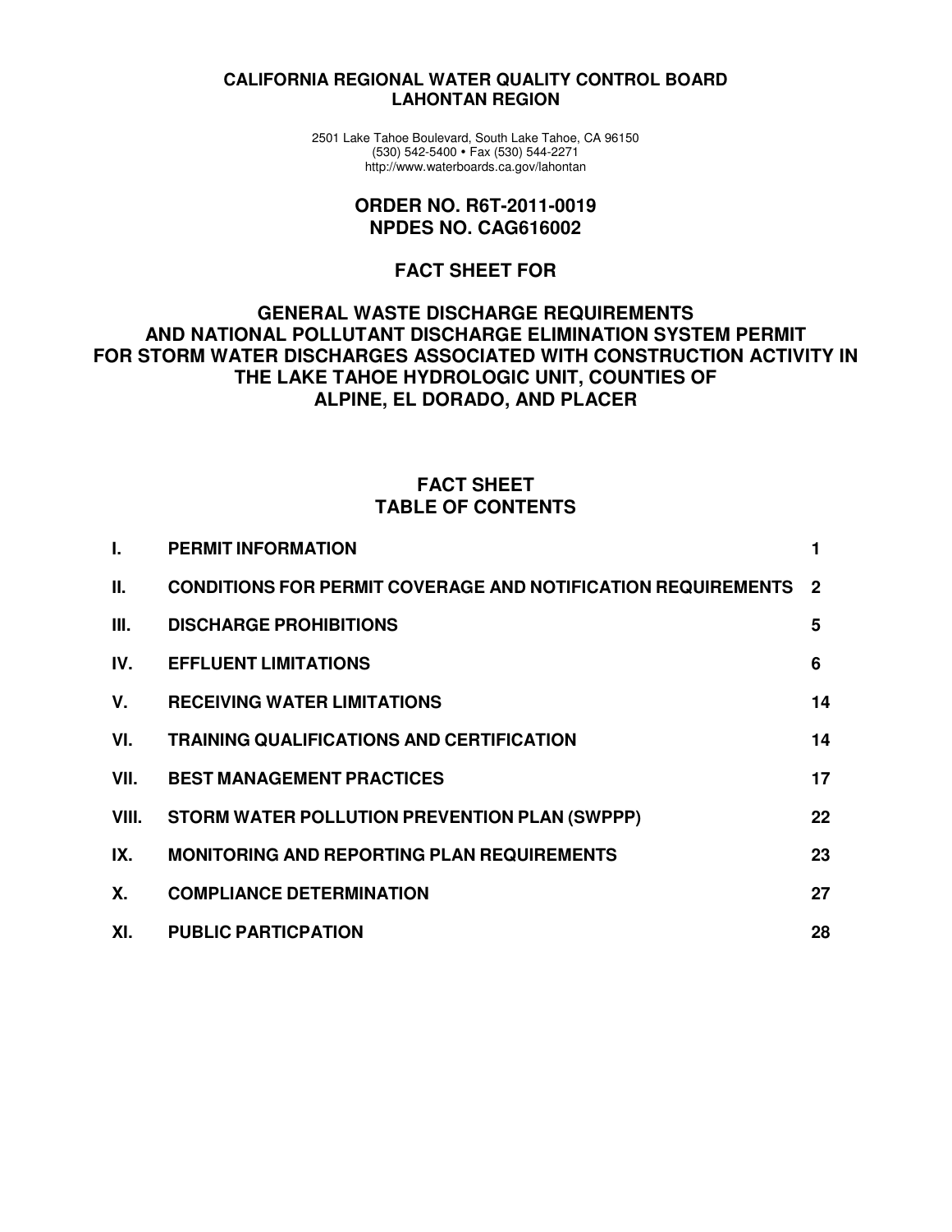**CALIFORNIA REGIONAL WATER QUALITY CONTROL BOARD**
**LAHONTAN REGION**

2501 Lake Tahoe Boulevard, South Lake Tahoe, CA 96150
(530) 542-5400 • Fax (530) 544-2271
http://www.waterboards.ca.gov/lahontan

# ORDER NO. R6T-2011-0019
# NPDES NO. CAG616002

## FACT SHEET FOR

## GENERAL WASTE DISCHARGE REQUIREMENTS AND NATIONAL POLLUTANT DISCHARGE ELIMINATION SYSTEM PERMIT FOR STORM WATER DISCHARGES ASSOCIATED WITH CONSTRUCTION ACTIVITY IN THE LAKE TAHOE HYDROLOGIC UNIT, COUNTIES OF ALPINE, EL DORADO, AND PLACER

## FACT SHEET
## TABLE OF CONTENTS

| | | |
|---|---|---|
| **I.** | **PERMIT INFORMATION** | **1** |
| **II.** | **CONDITIONS FOR PERMIT COVERAGE AND NOTIFICATION REQUIREMENTS** | **2** |
| **III.** | **DISCHARGE PROHIBITIONS** | **5** |
| **IV.** | **EFFLUENT LIMITATIONS** | **6** |
| **V.** | **RECEIVING WATER LIMITATIONS** | **14** |
| **VI.** | **TRAINING QUALIFICATIONS AND CERTIFICATION** | **14** |
| **VII.** | **BEST MANAGEMENT PRACTICES** | **17** |
| **VIII.** | **STORM WATER POLLUTION PREVENTION PLAN (SWPPP)** | **22** |
| **IX.** | **MONITORING AND REPORTING PLAN REQUIREMENTS** | **23** |
| **X.** | **COMPLIANCE DETERMINATION** | **27** |
| **XI.** | **PUBLIC PARTICPATION** | **28** |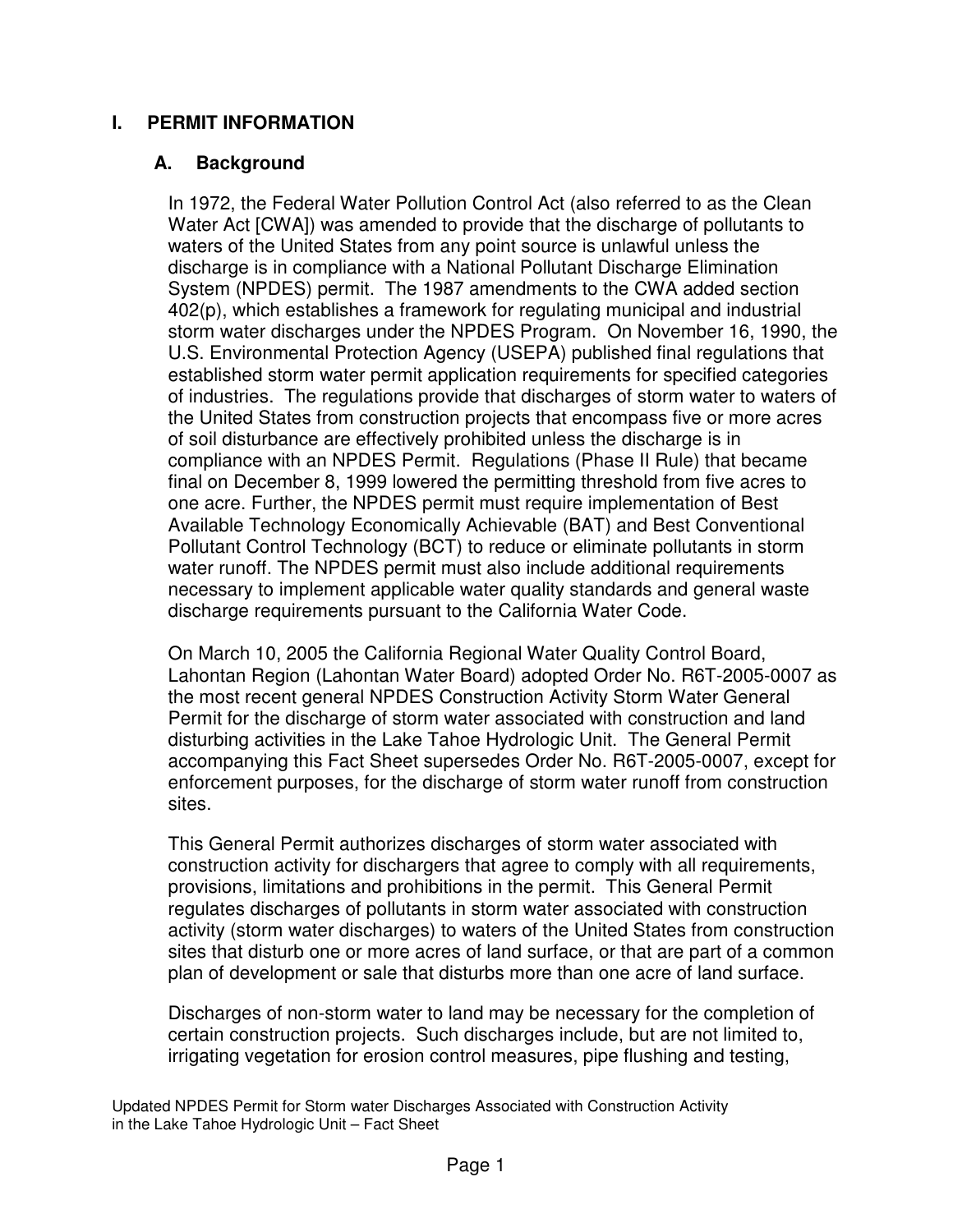# I. PERMIT INFORMATION

## A. Background

In 1972, the Federal Water Pollution Control Act (also referred to as the Clean Water Act [CWA]) was amended to provide that the discharge of pollutants to waters of the United States from any point source is unlawful unless the discharge is in compliance with a National Pollutant Discharge Elimination System (NPDES) permit. The 1987 amendments to the CWA added section 402(p), which establishes a framework for regulating municipal and industrial storm water discharges under the NPDES Program. On November 16, 1990, the U.S. Environmental Protection Agency (USEPA) published final regulations that established storm water permit application requirements for specified categories of industries. The regulations provide that discharges of storm water to waters of the United States from construction projects that encompass five or more acres of soil disturbance are effectively prohibited unless the discharge is in compliance with an NPDES Permit. Regulations (Phase II Rule) that became final on December 8, 1999 lowered the permitting threshold from five acres to one acre. Further, the NPDES permit must require implementation of Best Available Technology Economically Achievable (BAT) and Best Conventional Pollutant Control Technology (BCT) to reduce or eliminate pollutants in storm water runoff. The NPDES permit must also include additional requirements necessary to implement applicable water quality standards and general waste discharge requirements pursuant to the California Water Code.

On March 10, 2005 the California Regional Water Quality Control Board, Lahontan Region (Lahontan Water Board) adopted Order No. R6T-2005-0007 as the most recent general NPDES Construction Activity Storm Water General Permit for the discharge of storm water associated with construction and land disturbing activities in the Lake Tahoe Hydrologic Unit. The General Permit accompanying this Fact Sheet supersedes Order No. R6T-2005-0007, except for enforcement purposes, for the discharge of storm water runoff from construction sites.

This General Permit authorizes discharges of storm water associated with construction activity for dischargers that agree to comply with all requirements, provisions, limitations and prohibitions in the permit. This General Permit regulates discharges of pollutants in storm water associated with construction activity (storm water discharges) to waters of the United States from construction sites that disturb one or more acres of land surface, or that are part of a common plan of development or sale that disturbs more than one acre of land surface.

Discharges of non-storm water to land may be necessary for the completion of certain construction projects. Such discharges include, but are not limited to, irrigating vegetation for erosion control measures, pipe flushing and testing,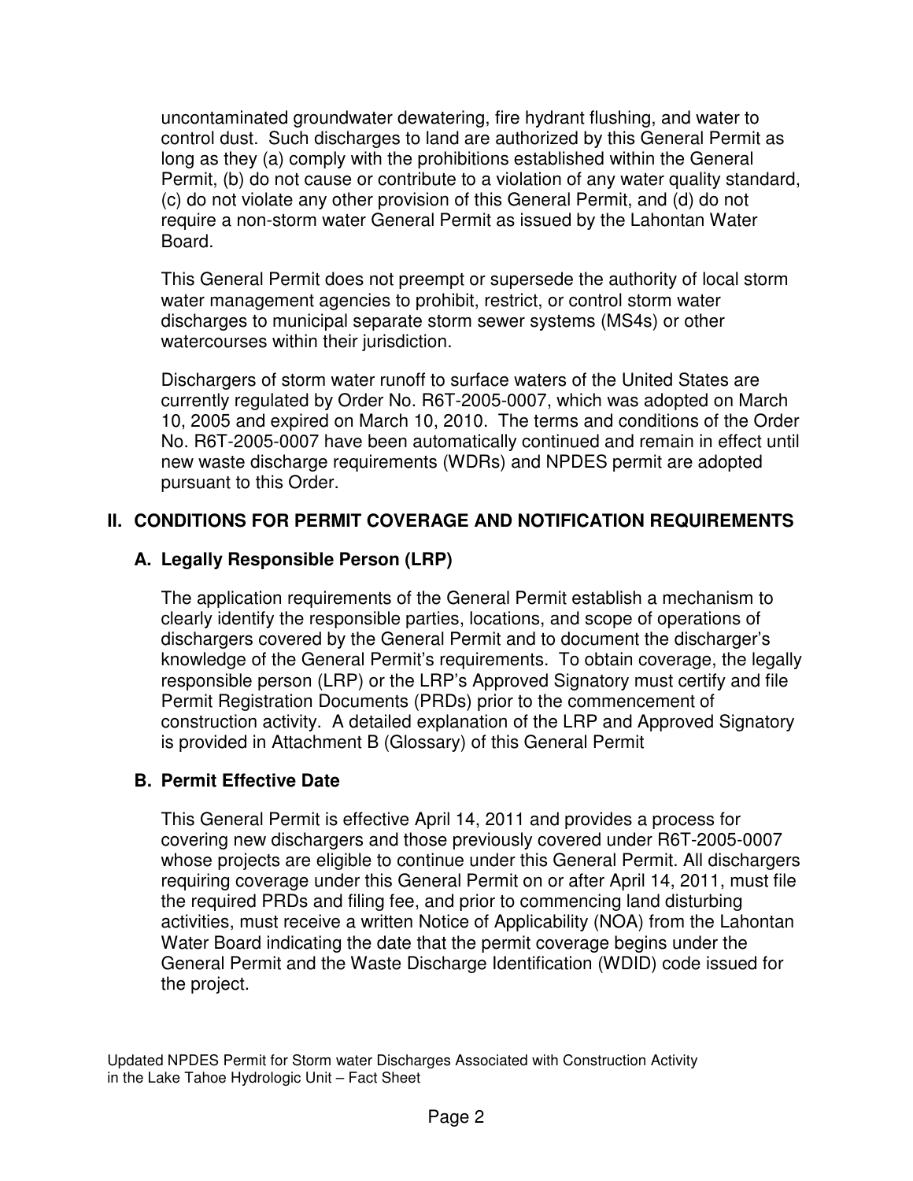uncontaminated groundwater dewatering, fire hydrant flushing, and water to control dust. Such discharges to land are authorized by this General Permit as long as they (a) comply with the prohibitions established within the General Permit, (b) do not cause or contribute to a violation of any water quality standard, (c) do not violate any other provision of this General Permit, and (d) do not require a non-storm water General Permit as issued by the Lahontan Water Board.

This General Permit does not preempt or supersede the authority of local storm water management agencies to prohibit, restrict, or control storm water discharges to municipal separate storm sewer systems (MS4s) or other watercourses within their jurisdiction.

Dischargers of storm water runoff to surface waters of the United States are currently regulated by Order No. R6T-2005-0007, which was adopted on March 10, 2005 and expired on March 10, 2010. The terms and conditions of the Order No. R6T-2005-0007 have been automatically continued and remain in effect until new waste discharge requirements (WDRs) and NPDES permit are adopted pursuant to this Order.

## II. CONDITIONS FOR PERMIT COVERAGE AND NOTIFICATION REQUIREMENTS

### A. Legally Responsible Person (LRP)

The application requirements of the General Permit establish a mechanism to clearly identify the responsible parties, locations, and scope of operations of dischargers covered by the General Permit and to document the discharger's knowledge of the General Permit's requirements. To obtain coverage, the legally responsible person (LRP) or the LRP's Approved Signatory must certify and file Permit Registration Documents (PRDs) prior to the commencement of construction activity. A detailed explanation of the LRP and Approved Signatory is provided in Attachment B (Glossary) of this General Permit

### B. Permit Effective Date

This General Permit is effective April 14, 2011 and provides a process for covering new dischargers and those previously covered under R6T-2005-0007 whose projects are eligible to continue under this General Permit. All dischargers requiring coverage under this General Permit on or after April 14, 2011, must file the required PRDs and filing fee, and prior to commencing land disturbing activities, must receive a written Notice of Applicability (NOA) from the Lahontan Water Board indicating the date that the permit coverage begins under the General Permit and the Waste Discharge Identification (WDID) code issued for the project.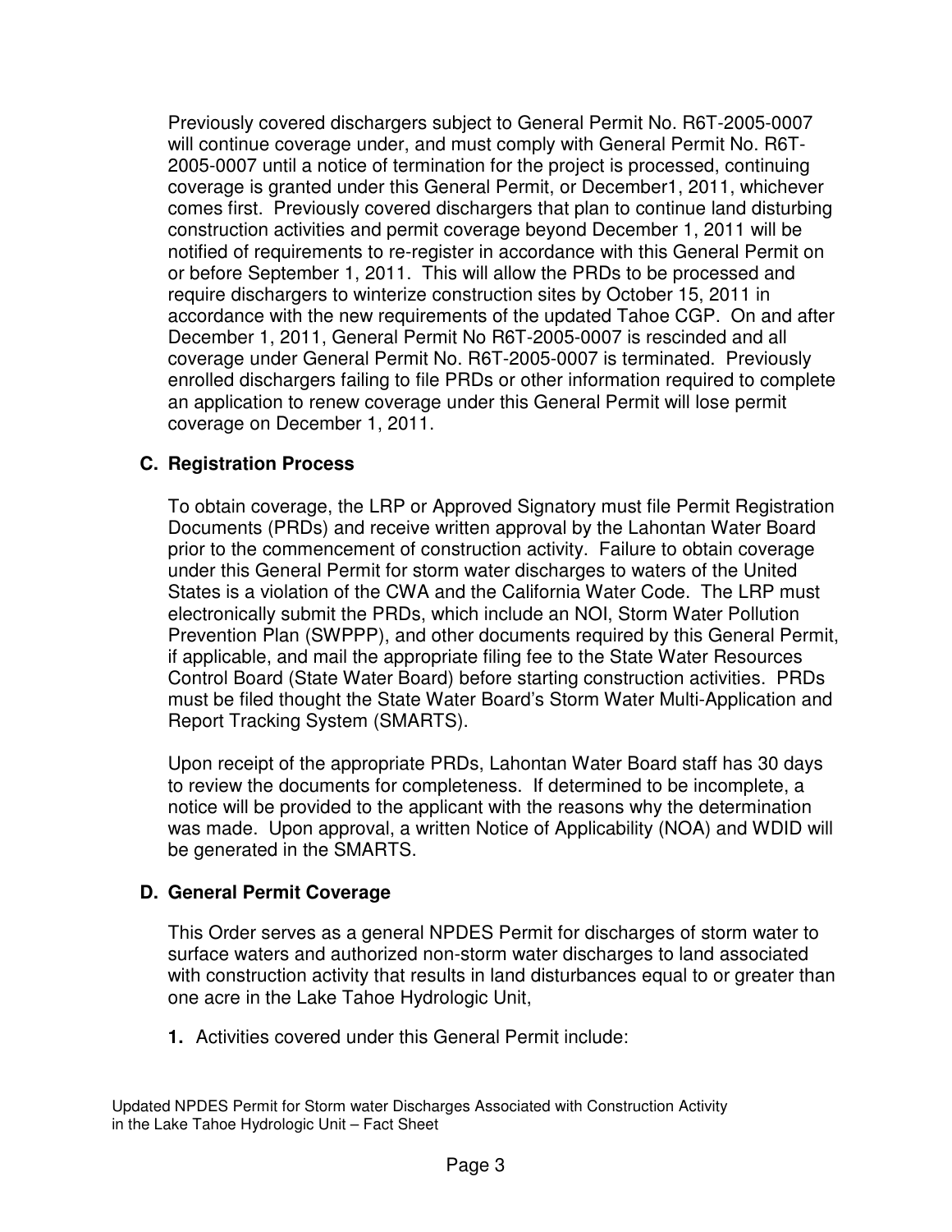Previously covered dischargers subject to General Permit No. R6T-2005-0007 will continue coverage under, and must comply with General Permit No. R6T-2005-0007 until a notice of termination for the project is processed, continuing coverage is granted under this General Permit, or December1, 2011, whichever comes first. Previously covered dischargers that plan to continue land disturbing construction activities and permit coverage beyond December 1, 2011 will be notified of requirements to re-register in accordance with this General Permit on or before September 1, 2011. This will allow the PRDs to be processed and require dischargers to winterize construction sites by October 15, 2011 in accordance with the new requirements of the updated Tahoe CGP. On and after December 1, 2011, General Permit No R6T-2005-0007 is rescinded and all coverage under General Permit No. R6T-2005-0007 is terminated. Previously enrolled dischargers failing to file PRDs or other information required to complete an application to renew coverage under this General Permit will lose permit coverage on December 1, 2011.

### C. Registration Process

To obtain coverage, the LRP or Approved Signatory must file Permit Registration Documents (PRDs) and receive written approval by the Lahontan Water Board prior to the commencement of construction activity. Failure to obtain coverage under this General Permit for storm water discharges to waters of the United States is a violation of the CWA and the California Water Code. The LRP must electronically submit the PRDs, which include an NOI, Storm Water Pollution Prevention Plan (SWPPP), and other documents required by this General Permit, if applicable, and mail the appropriate filing fee to the State Water Resources Control Board (State Water Board) before starting construction activities. PRDs must be filed thought the State Water Board's Storm Water Multi-Application and Report Tracking System (SMARTS).

Upon receipt of the appropriate PRDs, Lahontan Water Board staff has 30 days to review the documents for completeness. If determined to be incomplete, a notice will be provided to the applicant with the reasons why the determination was made. Upon approval, a written Notice of Applicability (NOA) and WDID will be generated in the SMARTS.

### D. General Permit Coverage

This Order serves as a general NPDES Permit for discharges of storm water to surface waters and authorized non-storm water discharges to land associated with construction activity that results in land disturbances equal to or greater than one acre in the Lake Tahoe Hydrologic Unit,

1. Activities covered under this General Permit include: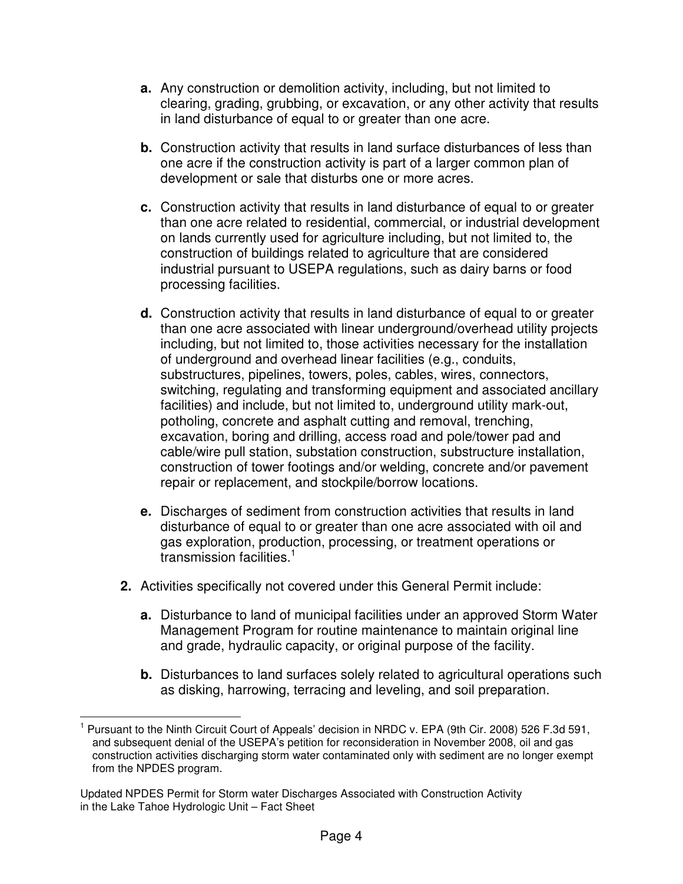- **a.** Any construction or demolition activity, including, but not limited to clearing, grading, grubbing, or excavation, or any other activity that results in land disturbance of equal to or greater than one acre.
   - **b.** Construction activity that results in land surface disturbances of less than one acre if the construction activity is part of a larger common plan of development or sale that disturbs one or more acres.
   - **c.** Construction activity that results in land disturbance of equal to or greater than one acre related to residential, commercial, or industrial development on lands currently used for agriculture including, but not limited to, the construction of buildings related to agriculture that are considered industrial pursuant to USEPA regulations, such as dairy barns or food processing facilities.
   - **d.** Construction activity that results in land disturbance of equal to or greater than one acre associated with linear underground/overhead utility projects including, but not limited to, those activities necessary for the installation of underground and overhead linear facilities (e.g., conduits, substructures, pipelines, towers, poles, cables, wires, connectors, switching, regulating and transforming equipment and associated ancillary facilities) and include, but not limited to, underground utility mark-out, potholing, concrete and asphalt cutting and removal, trenching, excavation, boring and drilling, access road and pole/tower pad and cable/wire pull station, substation construction, substructure installation, construction of tower footings and/or welding, concrete and/or pavement repair or replacement, and stockpile/borrow locations.
   - **e.** Discharges of sediment from construction activities that results in land disturbance of equal to or greater than one acre associated with oil and gas exploration, production, processing, or treatment operations or transmission facilities.[1]

2. Activities specifically not covered under this General Permit include:
   - **a.** Disturbance to land of municipal facilities under an approved Storm Water Management Program for routine maintenance to maintain original line and grade, hydraulic capacity, or original purpose of the facility.
   - **b.** Disturbances to land surfaces solely related to agricultural operations such as disking, harrowing, terracing and leveling, and soil preparation.

[1] Pursuant to the Ninth Circuit Court of Appeals' decision in NRDC v. EPA (9th Cir. 2008) 526 F.3d 591, and subsequent denial of the USEPA's petition for reconsideration in November 2008, oil and gas construction activities discharging storm water contaminated only with sediment are no longer exempt from the NPDES program.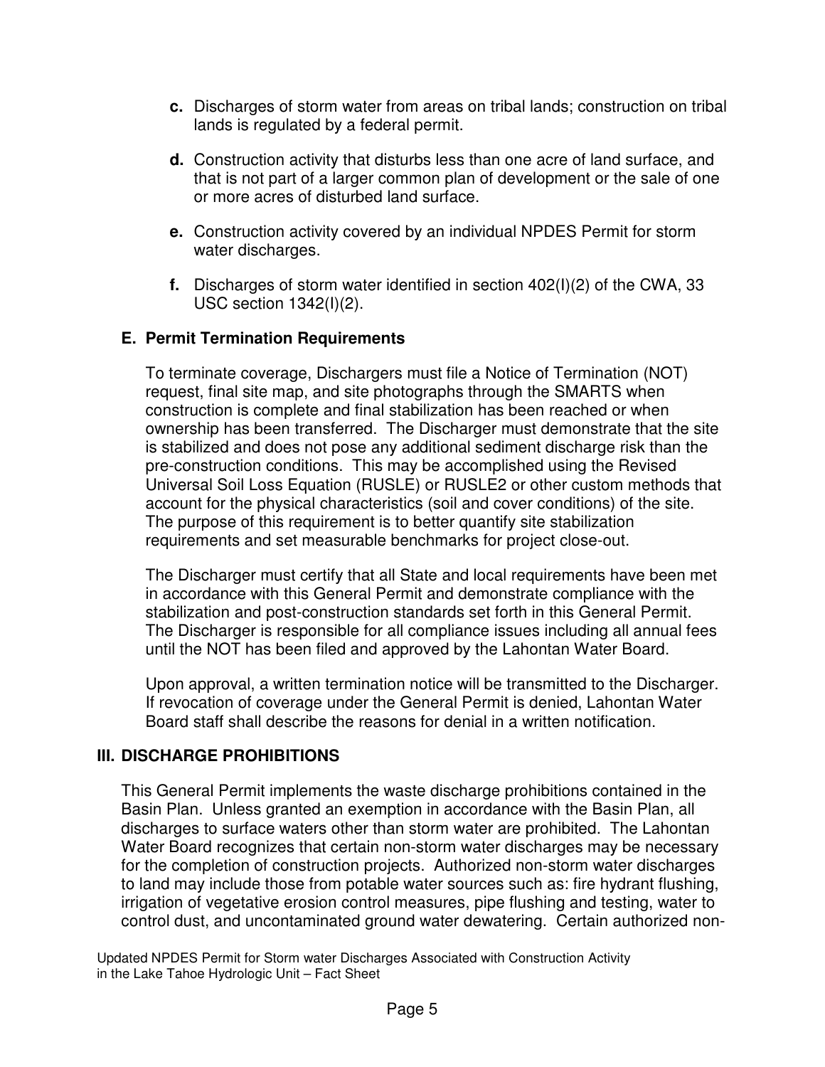**c.** Discharges of storm water from areas on tribal lands; construction on tribal lands is regulated by a federal permit.

**d.** Construction activity that disturbs less than one acre of land surface, and that is not part of a larger common plan of development or the sale of one or more acres of disturbed land surface.

**e.** Construction activity covered by an individual NPDES Permit for storm water discharges.

**f.** Discharges of storm water identified in section 402(I)(2) of the CWA, 33 USC section 1342(I)(2).

### E. Permit Termination Requirements

To terminate coverage, Dischargers must file a Notice of Termination (NOT) request, final site map, and site photographs through the SMARTS when construction is complete and final stabilization has been reached or when ownership has been transferred. The Discharger must demonstrate that the site is stabilized and does not pose any additional sediment discharge risk than the pre-construction conditions. This may be accomplished using the Revised Universal Soil Loss Equation (RUSLE) or RUSLE2 or other custom methods that account for the physical characteristics (soil and cover conditions) of the site. The purpose of this requirement is to better quantify site stabilization requirements and set measurable benchmarks for project close-out.

The Discharger must certify that all State and local requirements have been met in accordance with this General Permit and demonstrate compliance with the stabilization and post-construction standards set forth in this General Permit. The Discharger is responsible for all compliance issues including all annual fees until the NOT has been filed and approved by the Lahontan Water Board.

Upon approval, a written termination notice will be transmitted to the Discharger. If revocation of coverage under the General Permit is denied, Lahontan Water Board staff shall describe the reasons for denial in a written notification.

## III. DISCHARGE PROHIBITIONS

This General Permit implements the waste discharge prohibitions contained in the Basin Plan. Unless granted an exemption in accordance with the Basin Plan, all discharges to surface waters other than storm water are prohibited. The Lahontan Water Board recognizes that certain non-storm water discharges may be necessary for the completion of construction projects. Authorized non-storm water discharges to land may include those from potable water sources such as: fire hydrant flushing, irrigation of vegetative erosion control measures, pipe flushing and testing, water to control dust, and uncontaminated ground water dewatering. Certain authorized non-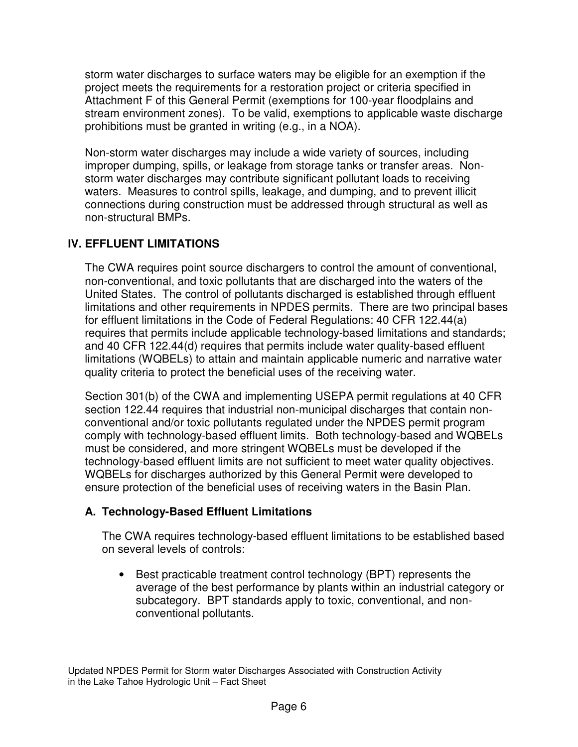storm water discharges to surface waters may be eligible for an exemption if the project meets the requirements for a restoration project or criteria specified in Attachment F of this General Permit (exemptions for 100-year floodplains and stream environment zones). To be valid, exemptions to applicable waste discharge prohibitions must be granted in writing (e.g., in a NOA).

Non-storm water discharges may include a wide variety of sources, including improper dumping, spills, or leakage from storage tanks or transfer areas. Non-storm water discharges may contribute significant pollutant loads to receiving waters. Measures to control spills, leakage, and dumping, and to prevent illicit connections during construction must be addressed through structural as well as non-structural BMPs.

## IV. EFFLUENT LIMITATIONS

The CWA requires point source dischargers to control the amount of conventional, non-conventional, and toxic pollutants that are discharged into the waters of the United States. The control of pollutants discharged is established through effluent limitations and other requirements in NPDES permits. There are two principal bases for effluent limitations in the Code of Federal Regulations: 40 CFR 122.44(a) requires that permits include applicable technology-based limitations and standards; and 40 CFR 122.44(d) requires that permits include water quality-based effluent limitations (WQBELs) to attain and maintain applicable numeric and narrative water quality criteria to protect the beneficial uses of the receiving water.

Section 301(b) of the CWA and implementing USEPA permit regulations at 40 CFR section 122.44 requires that industrial non-municipal discharges that contain non-conventional and/or toxic pollutants regulated under the NPDES permit program comply with technology-based effluent limits. Both technology-based and WQBELs must be considered, and more stringent WQBELs must be developed if the technology-based effluent limits are not sufficient to meet water quality objectives. WQBELs for discharges authorized by this General Permit were developed to ensure protection of the beneficial uses of receiving waters in the Basin Plan.

### A. Technology-Based Effluent Limitations

The CWA requires technology-based effluent limitations to be established based on several levels of controls:

- Best practicable treatment control technology (BPT) represents the average of the best performance by plants within an industrial category or subcategory. BPT standards apply to toxic, conventional, and non-conventional pollutants.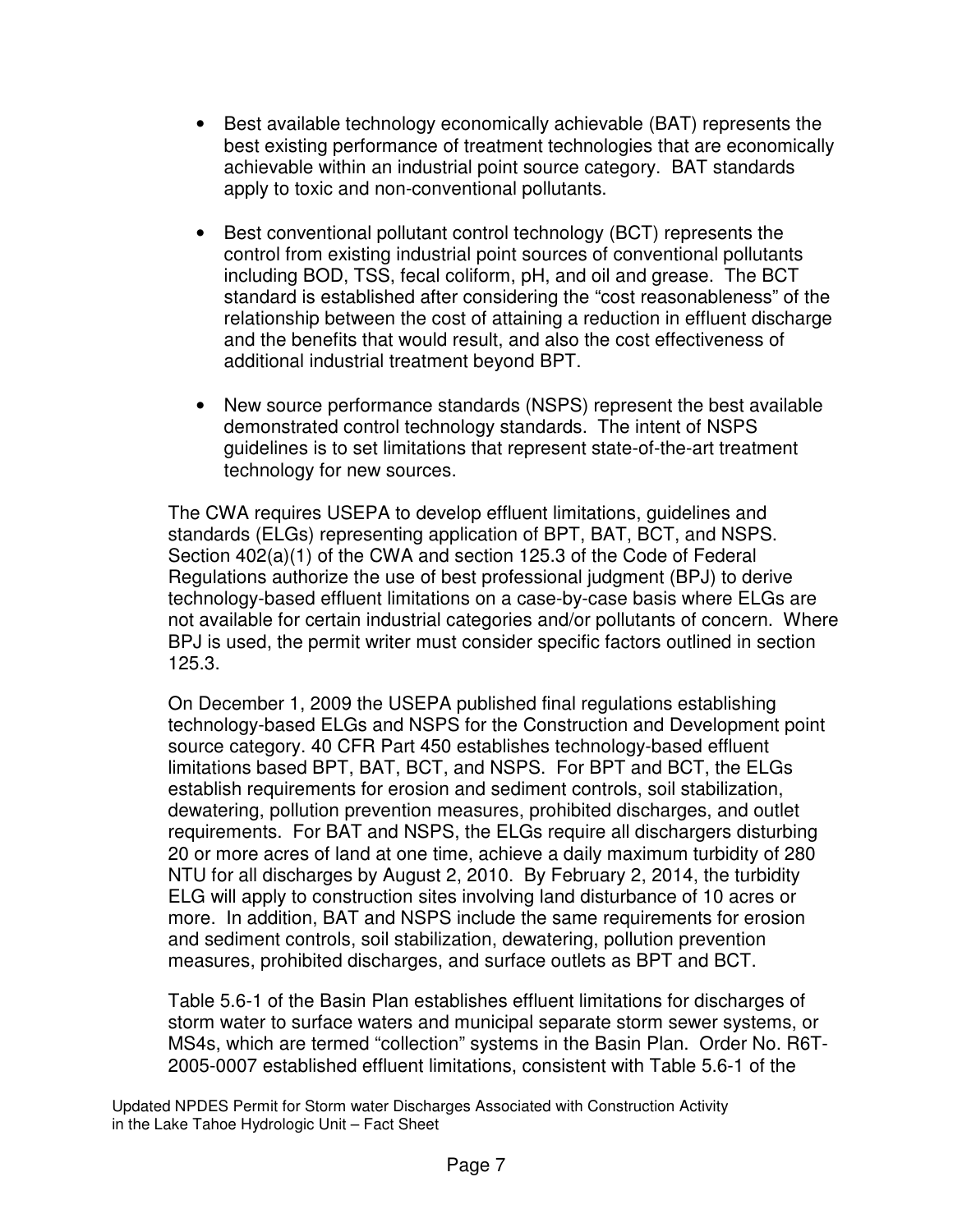- Best available technology economically achievable (BAT) represents the best existing performance of treatment technologies that are economically achievable within an industrial point source category. BAT standards apply to toxic and non-conventional pollutants.

- Best conventional pollutant control technology (BCT) represents the control from existing industrial point sources of conventional pollutants including BOD, TSS, fecal coliform, pH, and oil and grease. The BCT standard is established after considering the "cost reasonableness" of the relationship between the cost of attaining a reduction in effluent discharge and the benefits that would result, and also the cost effectiveness of additional industrial treatment beyond BPT.

- New source performance standards (NSPS) represent the best available demonstrated control technology standards. The intent of NSPS guidelines is to set limitations that represent state-of-the-art treatment technology for new sources.

The CWA requires USEPA to develop effluent limitations, guidelines and standards (ELGs) representing application of BPT, BAT, BCT, and NSPS. Section 402(a)(1) of the CWA and section 125.3 of the Code of Federal Regulations authorize the use of best professional judgment (BPJ) to derive technology-based effluent limitations on a case-by-case basis where ELGs are not available for certain industrial categories and/or pollutants of concern. Where BPJ is used, the permit writer must consider specific factors outlined in section 125.3.

On December 1, 2009 the USEPA published final regulations establishing technology-based ELGs and NSPS for the Construction and Development point source category. 40 CFR Part 450 establishes technology-based effluent limitations based BPT, BAT, BCT, and NSPS. For BPT and BCT, the ELGs establish requirements for erosion and sediment controls, soil stabilization, dewatering, pollution prevention measures, prohibited discharges, and outlet requirements. For BAT and NSPS, the ELGs require all dischargers disturbing 20 or more acres of land at one time, achieve a daily maximum turbidity of 280 NTU for all discharges by August 2, 2010. By February 2, 2014, the turbidity ELG will apply to construction sites involving land disturbance of 10 acres or more. In addition, BAT and NSPS include the same requirements for erosion and sediment controls, soil stabilization, dewatering, pollution prevention measures, prohibited discharges, and surface outlets as BPT and BCT.

Table 5.6-1 of the Basin Plan establishes effluent limitations for discharges of storm water to surface waters and municipal separate storm sewer systems, or MS4s, which are termed "collection" systems in the Basin Plan. Order No. R6T-2005-0007 established effluent limitations, consistent with Table 5.6-1 of the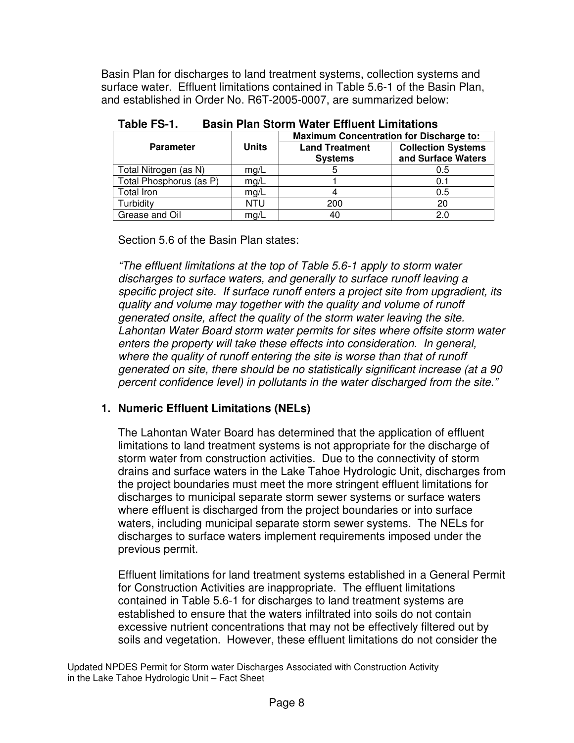Basin Plan for discharges to land treatment systems, collection systems and surface water. Effluent limitations contained in Table 5.6-1 of the Basin Plan, and established in Order No. R6T-2005-0007, are summarized below:

**Table FS-1. Basin Plan Storm Water Effluent Limitations**

| Parameter | Units | Maximum Concentration for Discharge to: | |
|---|---|---|---|
| | | Land Treatment Systems | Collection Systems and Surface Waters |
| Total Nitrogen (as N) | mg/L | 5 | 0.5 |
| Total Phosphorus (as P) | mg/L | 1 | 0.1 |
| Total Iron | mg/L | 4 | 0.5 |
| Turbidity | NTU | 200 | 20 |
| Grease and Oil | mg/L | 40 | 2.0 |

Section 5.6 of the Basin Plan states:

*"The effluent limitations at the top of Table 5.6-1 apply to storm water discharges to surface waters, and generally to surface runoff leaving a specific project site. If surface runoff enters a project site from upgradient, its quality and volume may together with the quality and volume of runoff generated onsite, affect the quality of the storm water leaving the site. Lahontan Water Board storm water permits for sites where offsite storm water enters the property will take these effects into consideration. In general, where the quality of runoff entering the site is worse than that of runoff generated on site, there should be no statistically significant increase (at a 90 percent confidence level) in pollutants in the water discharged from the site."*

### 1. Numeric Effluent Limitations (NELs)

The Lahontan Water Board has determined that the application of effluent limitations to land treatment systems is not appropriate for the discharge of storm water from construction activities. Due to the connectivity of storm drains and surface waters in the Lake Tahoe Hydrologic Unit, discharges from the project boundaries must meet the more stringent effluent limitations for discharges to municipal separate storm sewer systems or surface waters where effluent is discharged from the project boundaries or into surface waters, including municipal separate storm sewer systems. The NELs for discharges to surface waters implement requirements imposed under the previous permit.

Effluent limitations for land treatment systems established in a General Permit for Construction Activities are inappropriate. The effluent limitations contained in Table 5.6-1 for discharges to land treatment systems are established to ensure that the waters infiltrated into soils do not contain excessive nutrient concentrations that may not be effectively filtered out by soils and vegetation. However, these effluent limitations do not consider the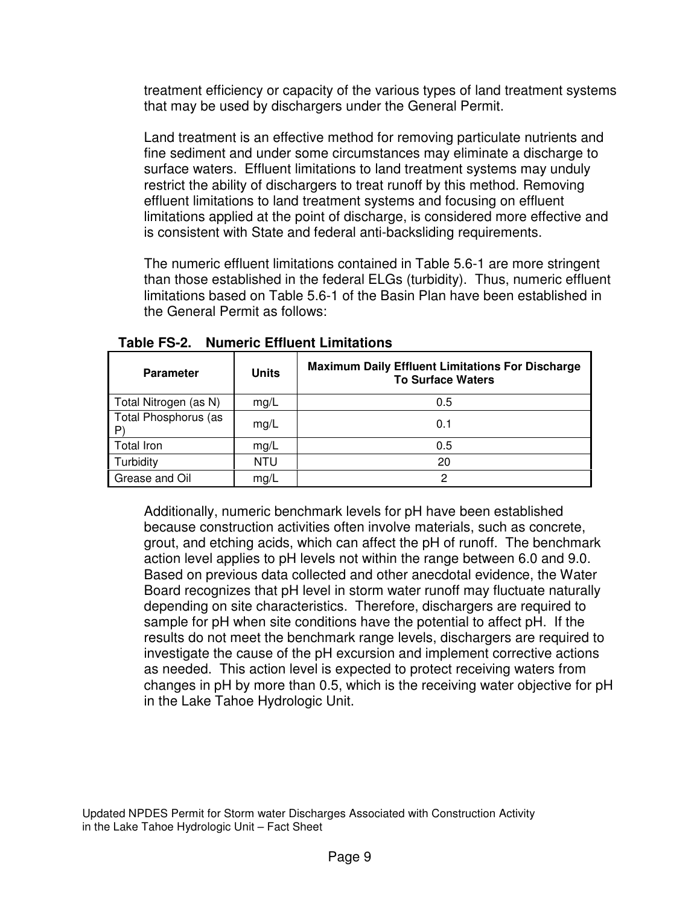treatment efficiency or capacity of the various types of land treatment systems that may be used by dischargers under the General Permit.

Land treatment is an effective method for removing particulate nutrients and fine sediment and under some circumstances may eliminate a discharge to surface waters. Effluent limitations to land treatment systems may unduly restrict the ability of dischargers to treat runoff by this method. Removing effluent limitations to land treatment systems and focusing on effluent limitations applied at the point of discharge, is considered more effective and is consistent with State and federal anti-backsliding requirements.

The numeric effluent limitations contained in Table 5.6-1 are more stringent than those established in the federal ELGs (turbidity). Thus, numeric effluent limitations based on Table 5.6-1 of the Basin Plan have been established in the General Permit as follows:

**Table FS-2. Numeric Effluent Limitations**

| Parameter | Units | Maximum Daily Effluent Limitations For Discharge To Surface Waters |
|---|---|---|
| Total Nitrogen (as N) | mg/L | 0.5 |
| Total Phosphorus (as P) | mg/L | 0.1 |
| Total Iron | mg/L | 0.5 |
| Turbidity | NTU | 20 |
| Grease and Oil | mg/L | 2 |

Additionally, numeric benchmark levels for pH have been established because construction activities often involve materials, such as concrete, grout, and etching acids, which can affect the pH of runoff. The benchmark action level applies to pH levels not within the range between 6.0 and 9.0. Based on previous data collected and other anecdotal evidence, the Water Board recognizes that pH level in storm water runoff may fluctuate naturally depending on site characteristics. Therefore, dischargers are required to sample for pH when site conditions have the potential to affect pH. If the results do not meet the benchmark range levels, dischargers are required to investigate the cause of the pH excursion and implement corrective actions as needed. This action level is expected to protect receiving waters from changes in pH by more than 0.5, which is the receiving water objective for pH in the Lake Tahoe Hydrologic Unit.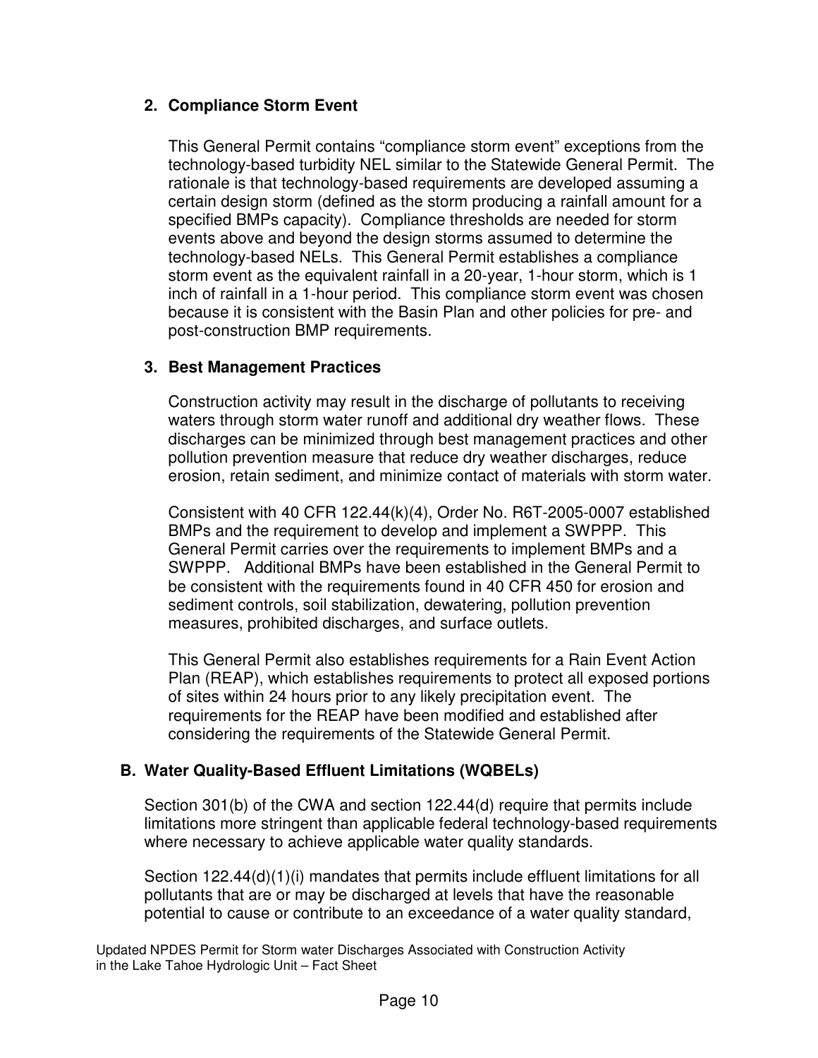### 2. Compliance Storm Event

This General Permit contains “compliance storm event” exceptions from the technology-based turbidity NEL similar to the Statewide General Permit. The rationale is that technology-based requirements are developed assuming a certain design storm (defined as the storm producing a rainfall amount for a specified BMPs capacity). Compliance thresholds are needed for storm events above and beyond the design storms assumed to determine the technology-based NELs. This General Permit establishes a compliance storm event as the equivalent rainfall in a 20-year, 1-hour storm, which is 1 inch of rainfall in a 1-hour period. This compliance storm event was chosen because it is consistent with the Basin Plan and other policies for pre- and post-construction BMP requirements.

### 3. Best Management Practices

Construction activity may result in the discharge of pollutants to receiving waters through storm water runoff and additional dry weather flows. These discharges can be minimized through best management practices and other pollution prevention measure that reduce dry weather discharges, reduce erosion, retain sediment, and minimize contact of materials with storm water.

Consistent with 40 CFR 122.44(k)(4), Order No. R6T-2005-0007 established BMPs and the requirement to develop and implement a SWPPP. This General Permit carries over the requirements to implement BMPs and a SWPPP. Additional BMPs have been established in the General Permit to be consistent with the requirements found in 40 CFR 450 for erosion and sediment controls, soil stabilization, dewatering, pollution prevention measures, prohibited discharges, and surface outlets.

This General Permit also establishes requirements for a Rain Event Action Plan (REAP), which establishes requirements to protect all exposed portions of sites within 24 hours prior to any likely precipitation event. The requirements for the REAP have been modified and established after considering the requirements of the Statewide General Permit.

## B. Water Quality-Based Effluent Limitations (WQBELs)

Section 301(b) of the CWA and section 122.44(d) require that permits include limitations more stringent than applicable federal technology-based requirements where necessary to achieve applicable water quality standards.

Section 122.44(d)(1)(i) mandates that permits include effluent limitations for all pollutants that are or may be discharged at levels that have the reasonable potential to cause or contribute to an exceedance of a water quality standard,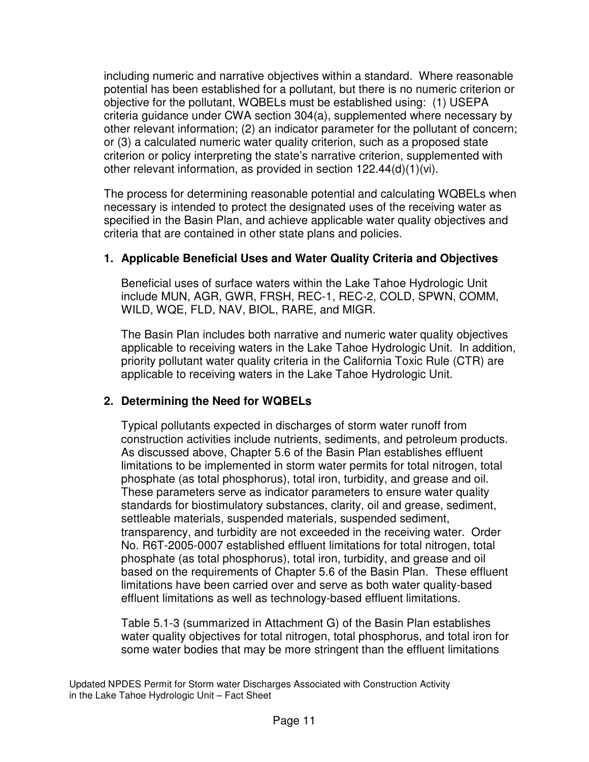including numeric and narrative objectives within a standard. Where reasonable potential has been established for a pollutant, but there is no numeric criterion or objective for the pollutant, WQBELs must be established using: (1) USEPA criteria guidance under CWA section 304(a), supplemented where necessary by other relevant information; (2) an indicator parameter for the pollutant of concern; or (3) a calculated numeric water quality criterion, such as a proposed state criterion or policy interpreting the state's narrative criterion, supplemented with other relevant information, as provided in section 122.44(d)(1)(vi).

The process for determining reasonable potential and calculating WQBELs when necessary is intended to protect the designated uses of the receiving water as specified in the Basin Plan, and achieve applicable water quality objectives and criteria that are contained in other state plans and policies.

**1. Applicable Beneficial Uses and Water Quality Criteria and Objectives**

Beneficial uses of surface waters within the Lake Tahoe Hydrologic Unit include MUN, AGR, GWR, FRSH, REC-1, REC-2, COLD, SPWN, COMM, WILD, WQE, FLD, NAV, BIOL, RARE, and MIGR.

The Basin Plan includes both narrative and numeric water quality objectives applicable to receiving waters in the Lake Tahoe Hydrologic Unit. In addition, priority pollutant water quality criteria in the California Toxic Rule (CTR) are applicable to receiving waters in the Lake Tahoe Hydrologic Unit.

**2. Determining the Need for WQBELs**

Typical pollutants expected in discharges of storm water runoff from construction activities include nutrients, sediments, and petroleum products. As discussed above, Chapter 5.6 of the Basin Plan establishes effluent limitations to be implemented in storm water permits for total nitrogen, total phosphate (as total phosphorus), total iron, turbidity, and grease and oil. These parameters serve as indicator parameters to ensure water quality standards for biostimulatory substances, clarity, oil and grease, sediment, settleable materials, suspended materials, suspended sediment, transparency, and turbidity are not exceeded in the receiving water. Order No. R6T-2005-0007 established effluent limitations for total nitrogen, total phosphate (as total phosphorus), total iron, turbidity, and grease and oil based on the requirements of Chapter 5.6 of the Basin Plan. These effluent limitations have been carried over and serve as both water quality-based effluent limitations as well as technology-based effluent limitations.

Table 5.1-3 (summarized in Attachment G) of the Basin Plan establishes water quality objectives for total nitrogen, total phosphorus, and total iron for some water bodies that may be more stringent than the effluent limitations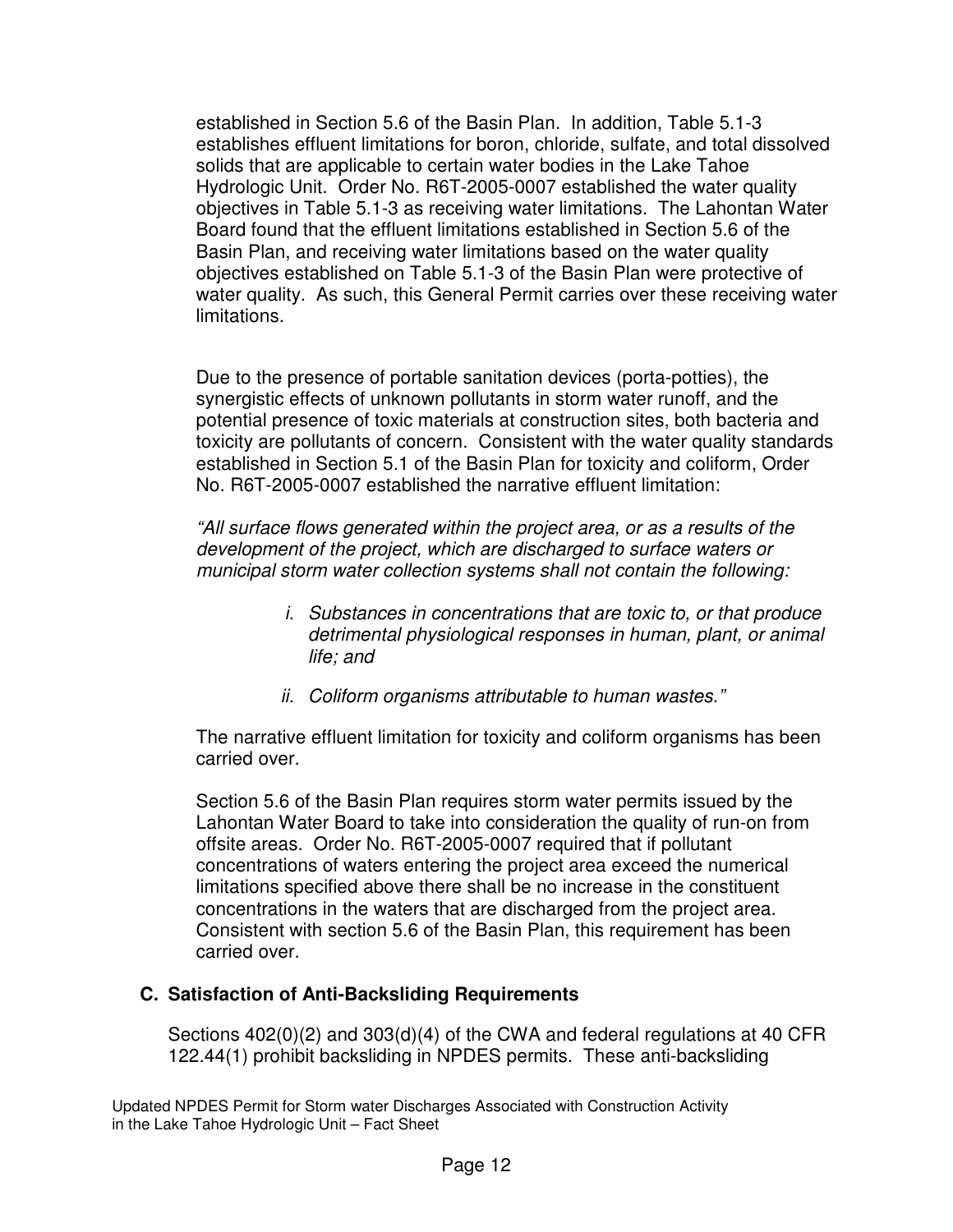established in Section 5.6 of the Basin Plan. In addition, Table 5.1-3 establishes effluent limitations for boron, chloride, sulfate, and total dissolved solids that are applicable to certain water bodies in the Lake Tahoe Hydrologic Unit. Order No. R6T-2005-0007 established the water quality objectives in Table 5.1-3 as receiving water limitations. The Lahontan Water Board found that the effluent limitations established in Section 5.6 of the Basin Plan, and receiving water limitations based on the water quality objectives established on Table 5.1-3 of the Basin Plan were protective of water quality. As such, this General Permit carries over these receiving water limitations.

Due to the presence of portable sanitation devices (porta-potties), the synergistic effects of unknown pollutants in storm water runoff, and the potential presence of toxic materials at construction sites, both bacteria and toxicity are pollutants of concern. Consistent with the water quality standards established in Section 5.1 of the Basin Plan for toxicity and coliform, Order No. R6T-2005-0007 established the narrative effluent limitation:

*"All surface flows generated within the project area, or as a results of the development of the project, which are discharged to surface waters or municipal storm water collection systems shall not contain the following:*

> *i. Substances in concentrations that are toxic to, or that produce detrimental physiological responses in human, plant, or animal life; and*
>
> *ii. Coliform organisms attributable to human wastes."*

The narrative effluent limitation for toxicity and coliform organisms has been carried over.

Section 5.6 of the Basin Plan requires storm water permits issued by the Lahontan Water Board to take into consideration the quality of run-on from offsite areas. Order No. R6T-2005-0007 required that if pollutant concentrations of waters entering the project area exceed the numerical limitations specified above there shall be no increase in the constituent concentrations in the waters that are discharged from the project area. Consistent with section 5.6 of the Basin Plan, this requirement has been carried over.

### C. Satisfaction of Anti-Backsliding Requirements

Sections 402(0)(2) and 303(d)(4) of the CWA and federal regulations at 40 CFR 122.44(1) prohibit backsliding in NPDES permits. These anti-backsliding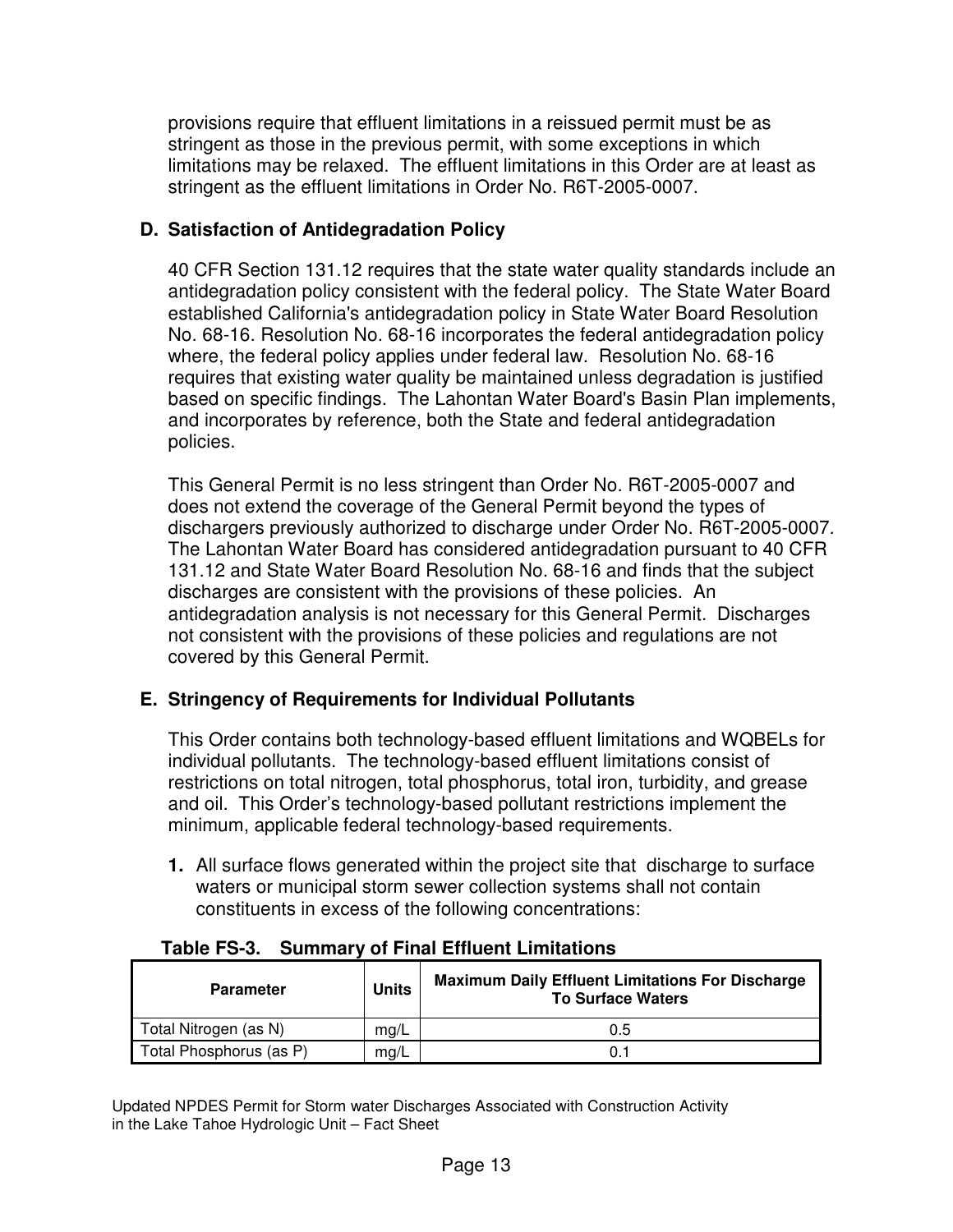provisions require that effluent limitations in a reissued permit must be as stringent as those in the previous permit, with some exceptions in which limitations may be relaxed. The effluent limitations in this Order are at least as stringent as the effluent limitations in Order No. R6T-2005-0007.

### D. Satisfaction of Antidegradation Policy

40 CFR Section 131.12 requires that the state water quality standards include an antidegradation policy consistent with the federal policy. The State Water Board established California's antidegradation policy in State Water Board Resolution No. 68-16. Resolution No. 68-16 incorporates the federal antidegradation policy where, the federal policy applies under federal law. Resolution No. 68-16 requires that existing water quality be maintained unless degradation is justified based on specific findings. The Lahontan Water Board's Basin Plan implements, and incorporates by reference, both the State and federal antidegradation policies.

This General Permit is no less stringent than Order No. R6T-2005-0007 and does not extend the coverage of the General Permit beyond the types of dischargers previously authorized to discharge under Order No. R6T-2005-0007. The Lahontan Water Board has considered antidegradation pursuant to 40 CFR 131.12 and State Water Board Resolution No. 68-16 and finds that the subject discharges are consistent with the provisions of these policies. An antidegradation analysis is not necessary for this General Permit. Discharges not consistent with the provisions of these policies and regulations are not covered by this General Permit.

### E. Stringency of Requirements for Individual Pollutants

This Order contains both technology-based effluent limitations and WQBELs for individual pollutants. The technology-based effluent limitations consist of restrictions on total nitrogen, total phosphorus, total iron, turbidity, and grease and oil. This Order's technology-based pollutant restrictions implement the minimum, applicable federal technology-based requirements.

1. All surface flows generated within the project site that discharge to surface waters or municipal storm sewer collection systems shall not contain constituents in excess of the following concentrations:

**Table FS-3. Summary of Final Effluent Limitations**

| Parameter | Units | Maximum Daily Effluent Limitations For Discharge To Surface Waters |
|---|---|---|
| Total Nitrogen (as N) | mg/L | 0.5 |
| Total Phosphorus (as P) | mg/L | 0.1 |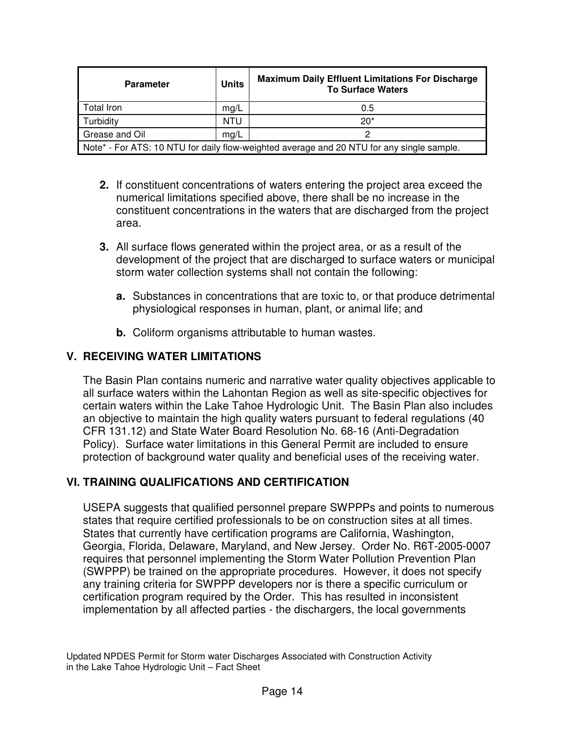| Parameter | Units | Maximum Daily Effluent Limitations For Discharge To Surface Waters |
|---|---|---|
| Total Iron | mg/L | 0.5 |
| Turbidity | NTU | 20* |
| Grease and Oil | mg/L | 2 |
| Note* - For ATS: 10 NTU for daily flow-weighted average and 20 NTU for any single sample. | | |

**2.** If constituent concentrations of waters entering the project area exceed the numerical limitations specified above, there shall be no increase in the constituent concentrations in the waters that are discharged from the project area.

**3.** All surface flows generated within the project area, or as a result of the development of the project that are discharged to surface waters or municipal storm water collection systems shall not contain the following:

**a.** Substances in concentrations that are toxic to, or that produce detrimental physiological responses in human, plant, or animal life; and

**b.** Coliform organisms attributable to human wastes.

## V. RECEIVING WATER LIMITATIONS

The Basin Plan contains numeric and narrative water quality objectives applicable to all surface waters within the Lahontan Region as well as site-specific objectives for certain waters within the Lake Tahoe Hydrologic Unit. The Basin Plan also includes an objective to maintain the high quality waters pursuant to federal regulations (40 CFR 131.12) and State Water Board Resolution No. 68-16 (Anti-Degradation Policy). Surface water limitations in this General Permit are included to ensure protection of background water quality and beneficial uses of the receiving water.

## VI. TRAINING QUALIFICATIONS AND CERTIFICATION

USEPA suggests that qualified personnel prepare SWPPPs and points to numerous states that require certified professionals to be on construction sites at all times. States that currently have certification programs are California, Washington, Georgia, Florida, Delaware, Maryland, and New Jersey. Order No. R6T-2005-0007 requires that personnel implementing the Storm Water Pollution Prevention Plan (SWPPP) be trained on the appropriate procedures. However, it does not specify any training criteria for SWPPP developers nor is there a specific curriculum or certification program required by the Order. This has resulted in inconsistent implementation by all affected parties - the dischargers, the local governments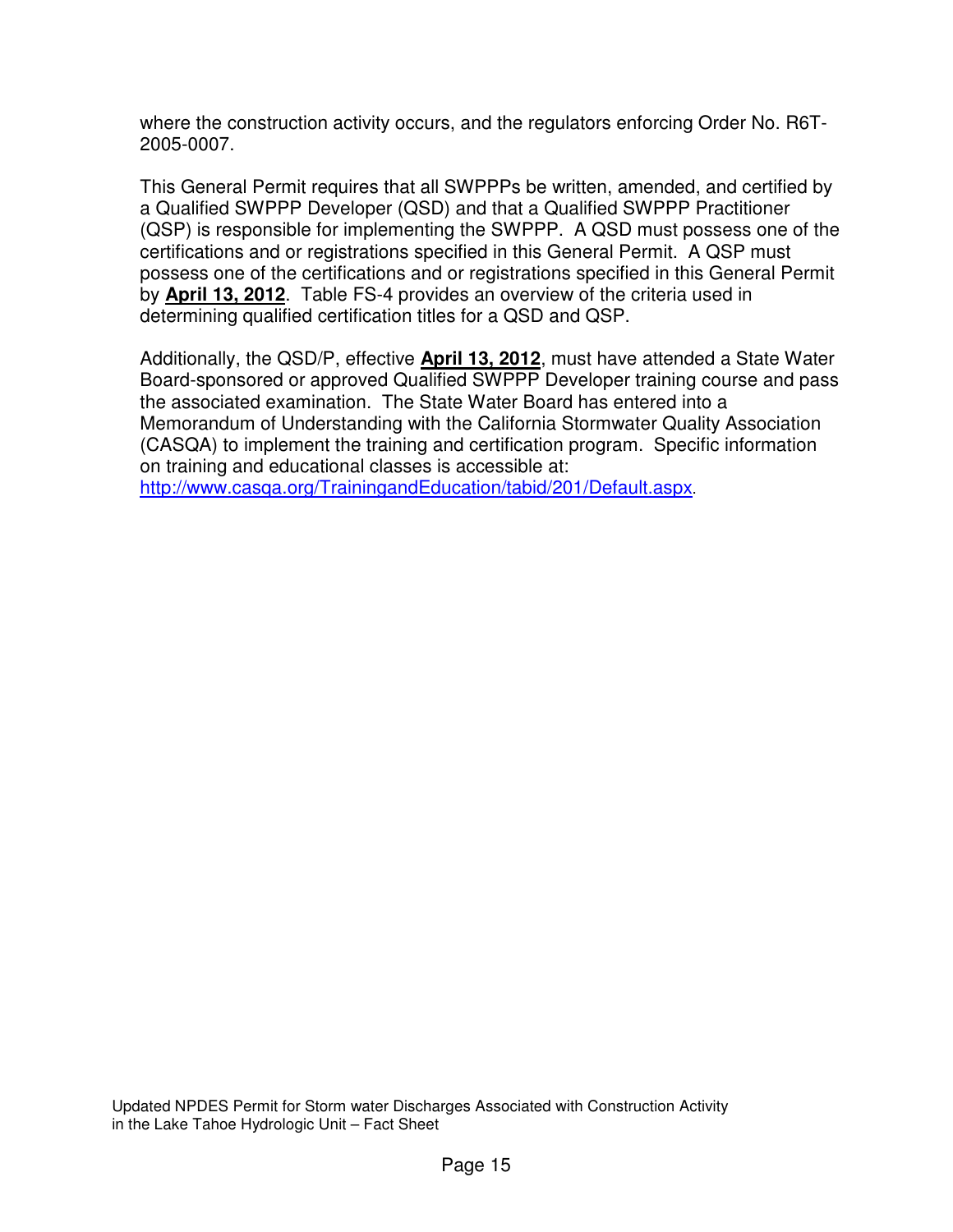where the construction activity occurs, and the regulators enforcing Order No. R6T-2005-0007.

This General Permit requires that all SWPPPs be written, amended, and certified by a Qualified SWPPP Developer (QSD) and that a Qualified SWPPP Practitioner (QSP) is responsible for implementing the SWPPP. A QSD must possess one of the certifications and or registrations specified in this General Permit. A QSP must possess one of the certifications and or registrations specified in this General Permit by **April 13, 2012**. Table FS-4 provides an overview of the criteria used in determining qualified certification titles for a QSD and QSP.

Additionally, the QSD/P, effective **April 13, 2012**, must have attended a State Water Board-sponsored or approved Qualified SWPPP Developer training course and pass the associated examination. The State Water Board has entered into a Memorandum of Understanding with the California Stormwater Quality Association (CASQA) to implement the training and certification program. Specific information on training and educational classes is accessible at: http://www.casqa.org/TrainingandEducation/tabid/201/Default.aspx.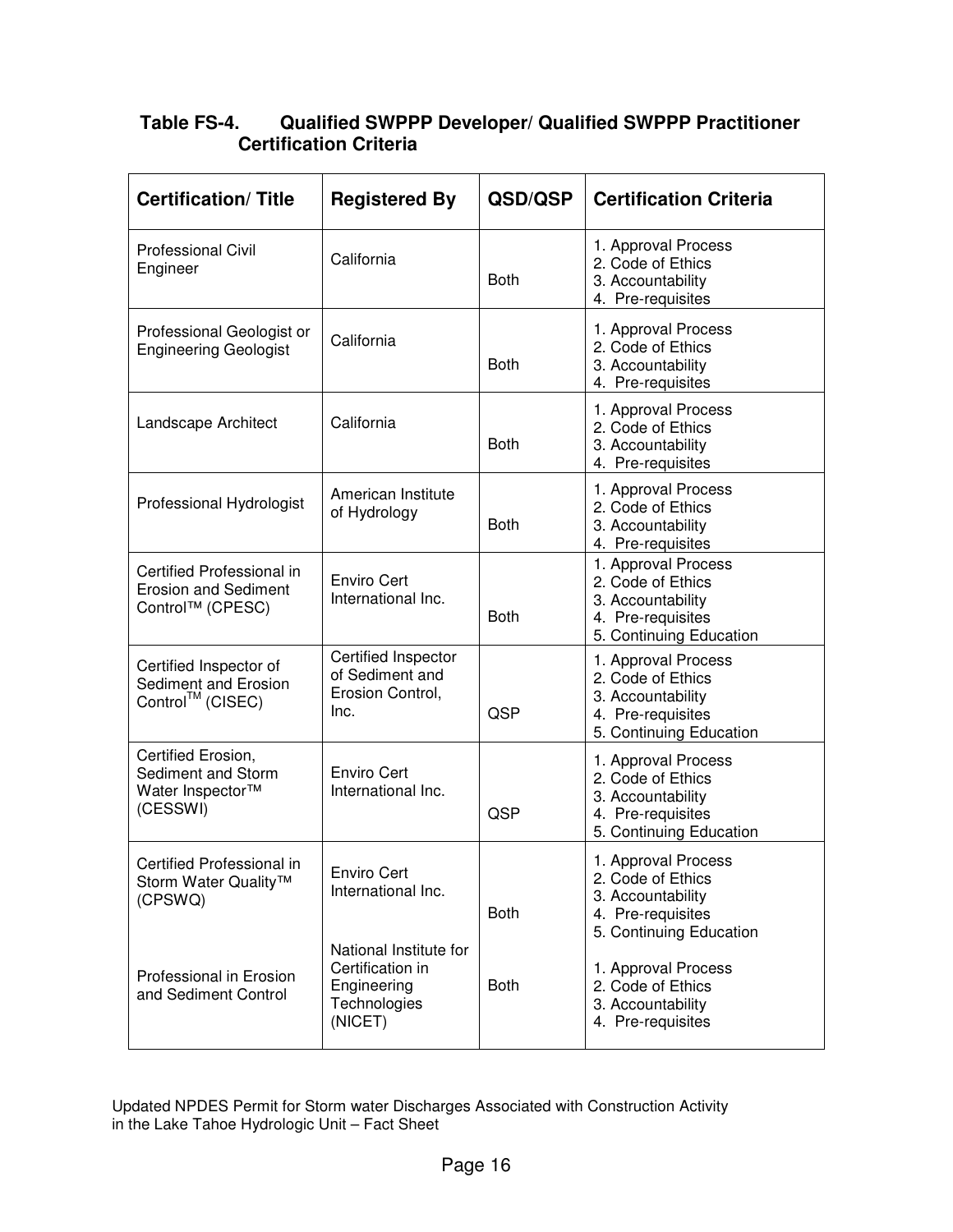**Table FS-4. Qualified SWPPP Developer/ Qualified SWPPP Practitioner Certification Criteria**

| Certification/ Title | Registered By | QSD/QSP | Certification Criteria |
|---|---|---|---|
| Professional Civil Engineer | California | Both | 1. Approval Process<br>2. Code of Ethics<br>3. Accountability<br>4. Pre-requisites |
| Professional Geologist or Engineering Geologist | California | Both | 1. Approval Process<br>2. Code of Ethics<br>3. Accountability<br>4. Pre-requisites |
| Landscape Architect | California | Both | 1. Approval Process<br>2. Code of Ethics<br>3. Accountability<br>4. Pre-requisites |
| Professional Hydrologist | American Institute of Hydrology | Both | 1. Approval Process<br>2. Code of Ethics<br>3. Accountability<br>4. Pre-requisites |
| Certified Professional in Erosion and Sediment Control™ (CPESC) | Enviro Cert International Inc. | Both | 1. Approval Process<br>2. Code of Ethics<br>3. Accountability<br>4. Pre-requisites<br>5. Continuing Education |
| Certified Inspector of Sediment and Erosion Control™ (CISEC) | Certified Inspector of Sediment and Erosion Control, Inc. | QSP | 1. Approval Process<br>2. Code of Ethics<br>3. Accountability<br>4. Pre-requisites<br>5. Continuing Education |
| Certified Erosion, Sediment and Storm Water Inspector™ (CESSWI) | Enviro Cert International Inc. | QSP | 1. Approval Process<br>2. Code of Ethics<br>3. Accountability<br>4. Pre-requisites<br>5. Continuing Education |
| Certified Professional in Storm Water Quality™ (CPSWQ) | Enviro Cert International Inc. | Both | 1. Approval Process<br>2. Code of Ethics<br>3. Accountability<br>4. Pre-requisites<br>5. Continuing Education |
| Professional in Erosion and Sediment Control | National Institute for Certification in Engineering Technologies (NICET) | Both | 1. Approval Process<br>2. Code of Ethics<br>3. Accountability<br>4. Pre-requisites |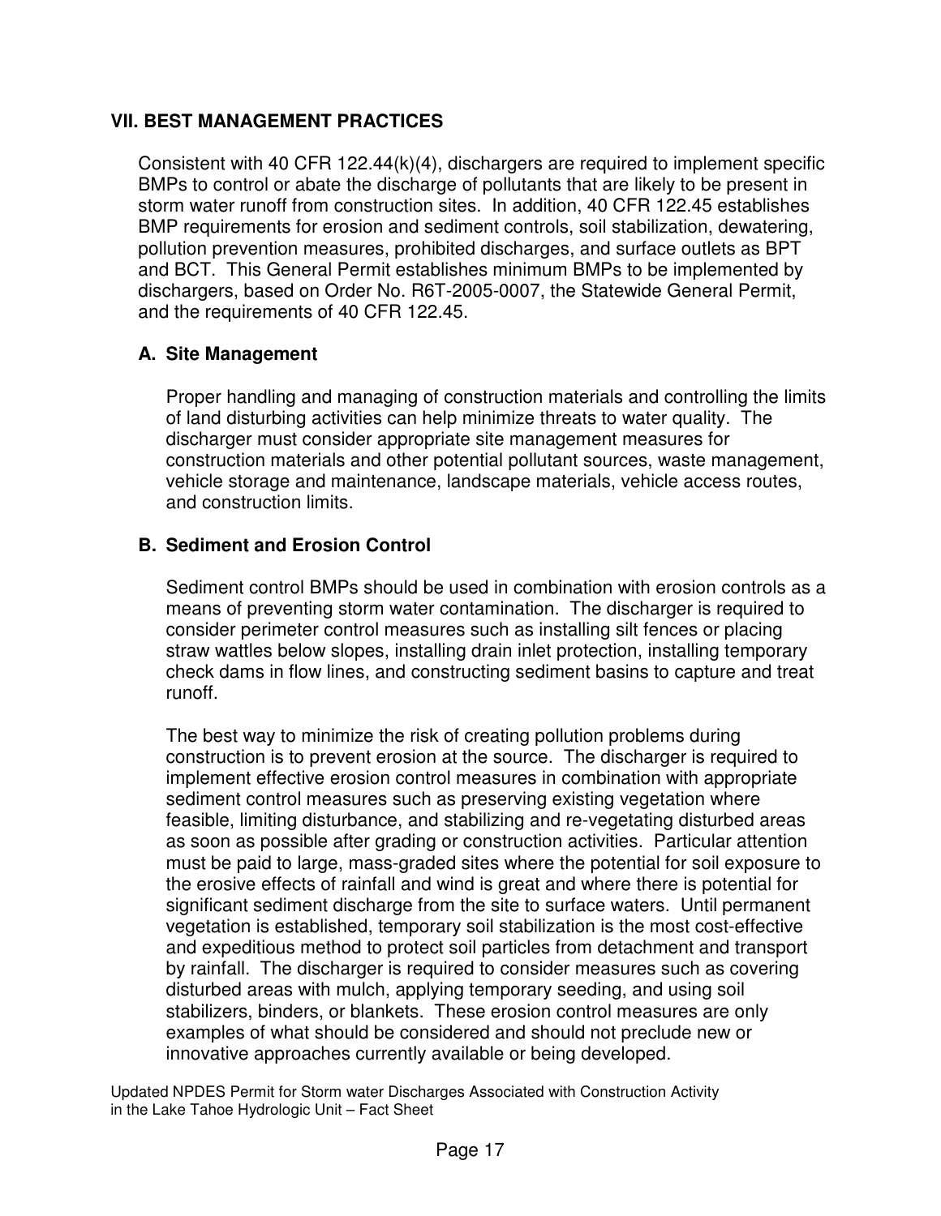## VII. BEST MANAGEMENT PRACTICES

Consistent with 40 CFR 122.44(k)(4), dischargers are required to implement specific BMPs to control or abate the discharge of pollutants that are likely to be present in storm water runoff from construction sites. In addition, 40 CFR 122.45 establishes BMP requirements for erosion and sediment controls, soil stabilization, dewatering, pollution prevention measures, prohibited discharges, and surface outlets as BPT and BCT. This General Permit establishes minimum BMPs to be implemented by dischargers, based on Order No. R6T-2005-0007, the Statewide General Permit, and the requirements of 40 CFR 122.45.

### A. Site Management

Proper handling and managing of construction materials and controlling the limits of land disturbing activities can help minimize threats to water quality. The discharger must consider appropriate site management measures for construction materials and other potential pollutant sources, waste management, vehicle storage and maintenance, landscape materials, vehicle access routes, and construction limits.

### B. Sediment and Erosion Control

Sediment control BMPs should be used in combination with erosion controls as a means of preventing storm water contamination. The discharger is required to consider perimeter control measures such as installing silt fences or placing straw wattles below slopes, installing drain inlet protection, installing temporary check dams in flow lines, and constructing sediment basins to capture and treat runoff.

The best way to minimize the risk of creating pollution problems during construction is to prevent erosion at the source. The discharger is required to implement effective erosion control measures in combination with appropriate sediment control measures such as preserving existing vegetation where feasible, limiting disturbance, and stabilizing and re-vegetating disturbed areas as soon as possible after grading or construction activities. Particular attention must be paid to large, mass-graded sites where the potential for soil exposure to the erosive effects of rainfall and wind is great and where there is potential for significant sediment discharge from the site to surface waters. Until permanent vegetation is established, temporary soil stabilization is the most cost-effective and expeditious method to protect soil particles from detachment and transport by rainfall. The discharger is required to consider measures such as covering disturbed areas with mulch, applying temporary seeding, and using soil stabilizers, binders, or blankets. These erosion control measures are only examples of what should be considered and should not preclude new or innovative approaches currently available or being developed.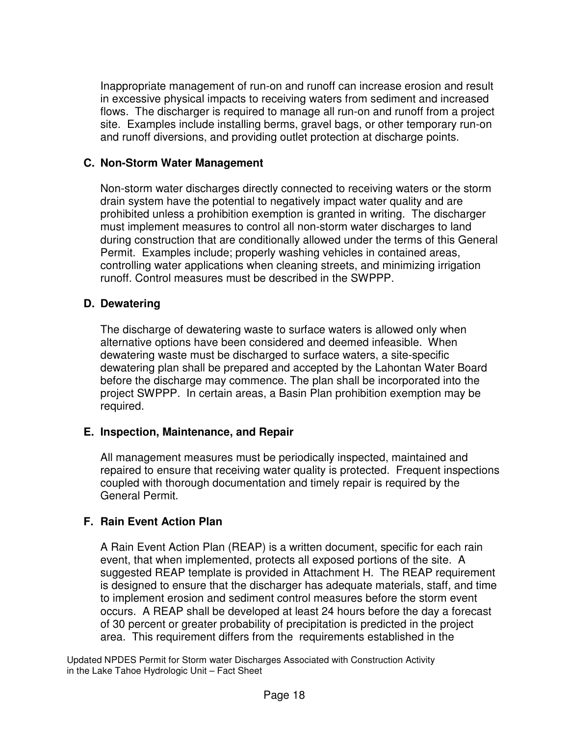Inappropriate management of run-on and runoff can increase erosion and result in excessive physical impacts to receiving waters from sediment and increased flows. The discharger is required to manage all run-on and runoff from a project site. Examples include installing berms, gravel bags, or other temporary run-on and runoff diversions, and providing outlet protection at discharge points.

### C. Non-Storm Water Management

Non-storm water discharges directly connected to receiving waters or the storm drain system have the potential to negatively impact water quality and are prohibited unless a prohibition exemption is granted in writing. The discharger must implement measures to control all non-storm water discharges to land during construction that are conditionally allowed under the terms of this General Permit. Examples include; properly washing vehicles in contained areas, controlling water applications when cleaning streets, and minimizing irrigation runoff. Control measures must be described in the SWPPP.

### D. Dewatering

The discharge of dewatering waste to surface waters is allowed only when alternative options have been considered and deemed infeasible. When dewatering waste must be discharged to surface waters, a site-specific dewatering plan shall be prepared and accepted by the Lahontan Water Board before the discharge may commence. The plan shall be incorporated into the project SWPPP. In certain areas, a Basin Plan prohibition exemption may be required.

### E. Inspection, Maintenance, and Repair

All management measures must be periodically inspected, maintained and repaired to ensure that receiving water quality is protected. Frequent inspections coupled with thorough documentation and timely repair is required by the General Permit.

### F. Rain Event Action Plan

A Rain Event Action Plan (REAP) is a written document, specific for each rain event, that when implemented, protects all exposed portions of the site. A suggested REAP template is provided in Attachment H. The REAP requirement is designed to ensure that the discharger has adequate materials, staff, and time to implement erosion and sediment control measures before the storm event occurs. A REAP shall be developed at least 24 hours before the day a forecast of 30 percent or greater probability of precipitation is predicted in the project area. This requirement differs from the requirements established in the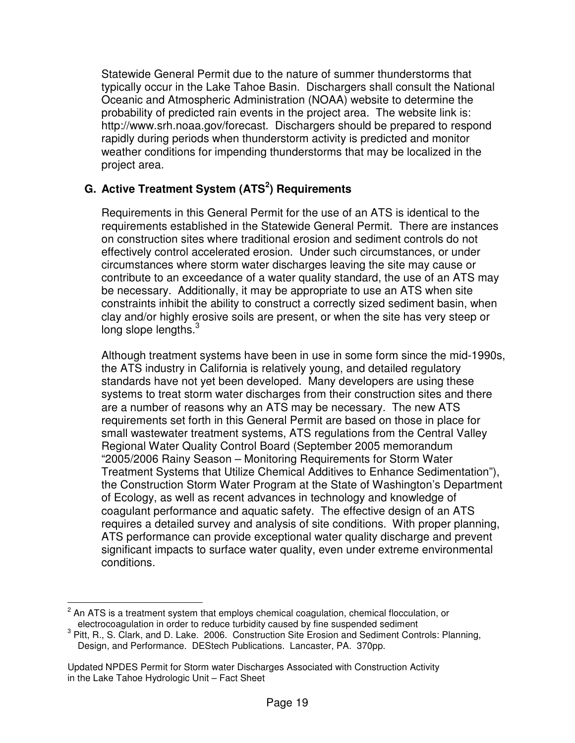Statewide General Permit due to the nature of summer thunderstorms that typically occur in the Lake Tahoe Basin. Dischargers shall consult the National Oceanic and Atmospheric Administration (NOAA) website to determine the probability of predicted rain events in the project area. The website link is: http://www.srh.noaa.gov/forecast. Dischargers should be prepared to respond rapidly during periods when thunderstorm activity is predicted and monitor weather conditions for impending thunderstorms that may be localized in the project area.

## G. Active Treatment System (ATS[2]) Requirements

Requirements in this General Permit for the use of an ATS is identical to the requirements established in the Statewide General Permit. There are instances on construction sites where traditional erosion and sediment controls do not effectively control accelerated erosion. Under such circumstances, or under circumstances where storm water discharges leaving the site may cause or contribute to an exceedance of a water quality standard, the use of an ATS may be necessary. Additionally, it may be appropriate to use an ATS when site constraints inhibit the ability to construct a correctly sized sediment basin, when clay and/or highly erosive soils are present, or when the site has very steep or long slope lengths.[3]

Although treatment systems have been in use in some form since the mid-1990s, the ATS industry in California is relatively young, and detailed regulatory standards have not yet been developed. Many developers are using these systems to treat storm water discharges from their construction sites and there are a number of reasons why an ATS may be necessary. The new ATS requirements set forth in this General Permit are based on those in place for small wastewater treatment systems, ATS regulations from the Central Valley Regional Water Quality Control Board (September 2005 memorandum "2005/2006 Rainy Season – Monitoring Requirements for Storm Water Treatment Systems that Utilize Chemical Additives to Enhance Sedimentation"), the Construction Storm Water Program at the State of Washington's Department of Ecology, as well as recent advances in technology and knowledge of coagulant performance and aquatic safety. The effective design of an ATS requires a detailed survey and analysis of site conditions. With proper planning, ATS performance can provide exceptional water quality discharge and prevent significant impacts to surface water quality, even under extreme environmental conditions.

---

[2] An ATS is a treatment system that employs chemical coagulation, chemical flocculation, or electrocoagulation in order to reduce turbidity caused by fine suspended sediment

[3] Pitt, R., S. Clark, and D. Lake. 2006. Construction Site Erosion and Sediment Controls: Planning, Design, and Performance. DEStech Publications. Lancaster, PA. 370pp.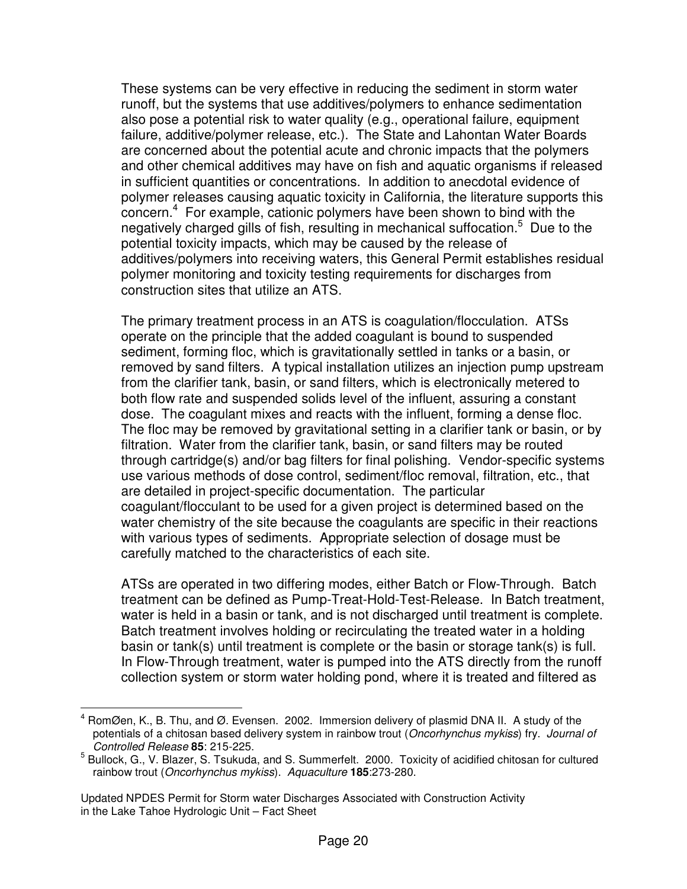These systems can be very effective in reducing the sediment in storm water runoff, but the systems that use additives/polymers to enhance sedimentation also pose a potential risk to water quality (e.g., operational failure, equipment failure, additive/polymer release, etc.). The State and Lahontan Water Boards are concerned about the potential acute and chronic impacts that the polymers and other chemical additives may have on fish and aquatic organisms if released in sufficient quantities or concentrations. In addition to anecdotal evidence of polymer releases causing aquatic toxicity in California, the literature supports this concern.[4] For example, cationic polymers have been shown to bind with the negatively charged gills of fish, resulting in mechanical suffocation.[5] Due to the potential toxicity impacts, which may be caused by the release of additives/polymers into receiving waters, this General Permit establishes residual polymer monitoring and toxicity testing requirements for discharges from construction sites that utilize an ATS.

The primary treatment process in an ATS is coagulation/flocculation. ATSs operate on the principle that the added coagulant is bound to suspended sediment, forming floc, which is gravitationally settled in tanks or a basin, or removed by sand filters. A typical installation utilizes an injection pump upstream from the clarifier tank, basin, or sand filters, which is electronically metered to both flow rate and suspended solids level of the influent, assuring a constant dose. The coagulant mixes and reacts with the influent, forming a dense floc. The floc may be removed by gravitational setting in a clarifier tank or basin, or by filtration. Water from the clarifier tank, basin, or sand filters may be routed through cartridge(s) and/or bag filters for final polishing. Vendor-specific systems use various methods of dose control, sediment/floc removal, filtration, etc., that are detailed in project-specific documentation. The particular coagulant/flocculant to be used for a given project is determined based on the water chemistry of the site because the coagulants are specific in their reactions with various types of sediments. Appropriate selection of dosage must be carefully matched to the characteristics of each site.

ATSs are operated in two differing modes, either Batch or Flow-Through. Batch treatment can be defined as Pump-Treat-Hold-Test-Release. In Batch treatment, water is held in a basin or tank, and is not discharged until treatment is complete. Batch treatment involves holding or recirculating the treated water in a holding basin or tank(s) until treatment is complete or the basin or storage tank(s) is full. In Flow-Through treatment, water is pumped into the ATS directly from the runoff collection system or storm water holding pond, where it is treated and filtered as

---

[4] RomØen, K., B. Thu, and Ø. Evensen. 2002. Immersion delivery of plasmid DNA II. A study of the potentials of a chitosan based delivery system in rainbow trout (*Oncorhynchus mykiss*) fry. *Journal of Controlled Release* **85**: 215-225.

[5] Bullock, G., V. Blazer, S. Tsukuda, and S. Summerfelt. 2000. Toxicity of acidified chitosan for cultured rainbow trout (*Oncorhynchus mykiss*). *Aquaculture* **185**:273-280.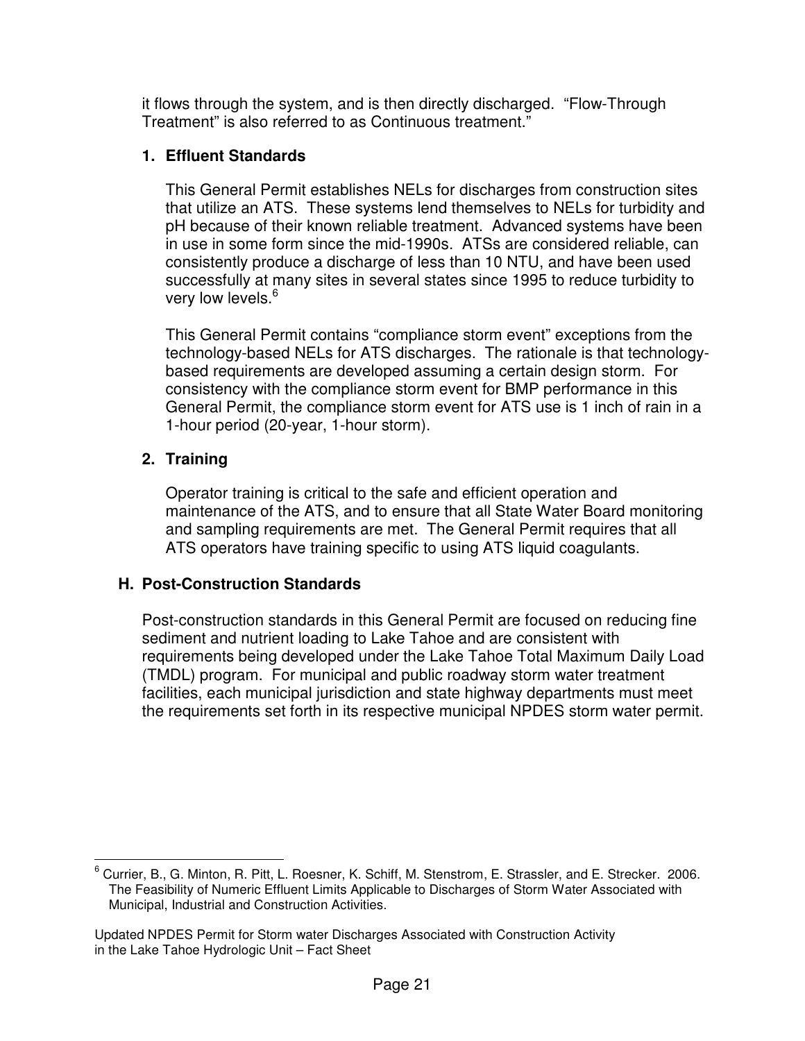it flows through the system, and is then directly discharged. "Flow-Through Treatment" is also referred to as Continuous treatment."

### 1. Effluent Standards

This General Permit establishes NELs for discharges from construction sites that utilize an ATS. These systems lend themselves to NELs for turbidity and pH because of their known reliable treatment. Advanced systems have been in use in some form since the mid-1990s. ATSs are considered reliable, can consistently produce a discharge of less than 10 NTU, and have been used successfully at many sites in several states since 1995 to reduce turbidity to very low levels.[6]

This General Permit contains "compliance storm event" exceptions from the technology-based NELs for ATS discharges. The rationale is that technology-based requirements are developed assuming a certain design storm. For consistency with the compliance storm event for BMP performance in this General Permit, the compliance storm event for ATS use is 1 inch of rain in a 1-hour period (20-year, 1-hour storm).

### 2. Training

Operator training is critical to the safe and efficient operation and maintenance of the ATS, and to ensure that all State Water Board monitoring and sampling requirements are met. The General Permit requires that all ATS operators have training specific to using ATS liquid coagulants.

## H. Post-Construction Standards

Post-construction standards in this General Permit are focused on reducing fine sediment and nutrient loading to Lake Tahoe and are consistent with requirements being developed under the Lake Tahoe Total Maximum Daily Load (TMDL) program. For municipal and public roadway storm water treatment facilities, each municipal jurisdiction and state highway departments must meet the requirements set forth in its respective municipal NPDES storm water permit.

---

[6] Currier, B., G. Minton, R. Pitt, L. Roesner, K. Schiff, M. Stenstrom, E. Strassler, and E. Strecker. 2006. The Feasibility of Numeric Effluent Limits Applicable to Discharges of Storm Water Associated with Municipal, Industrial and Construction Activities.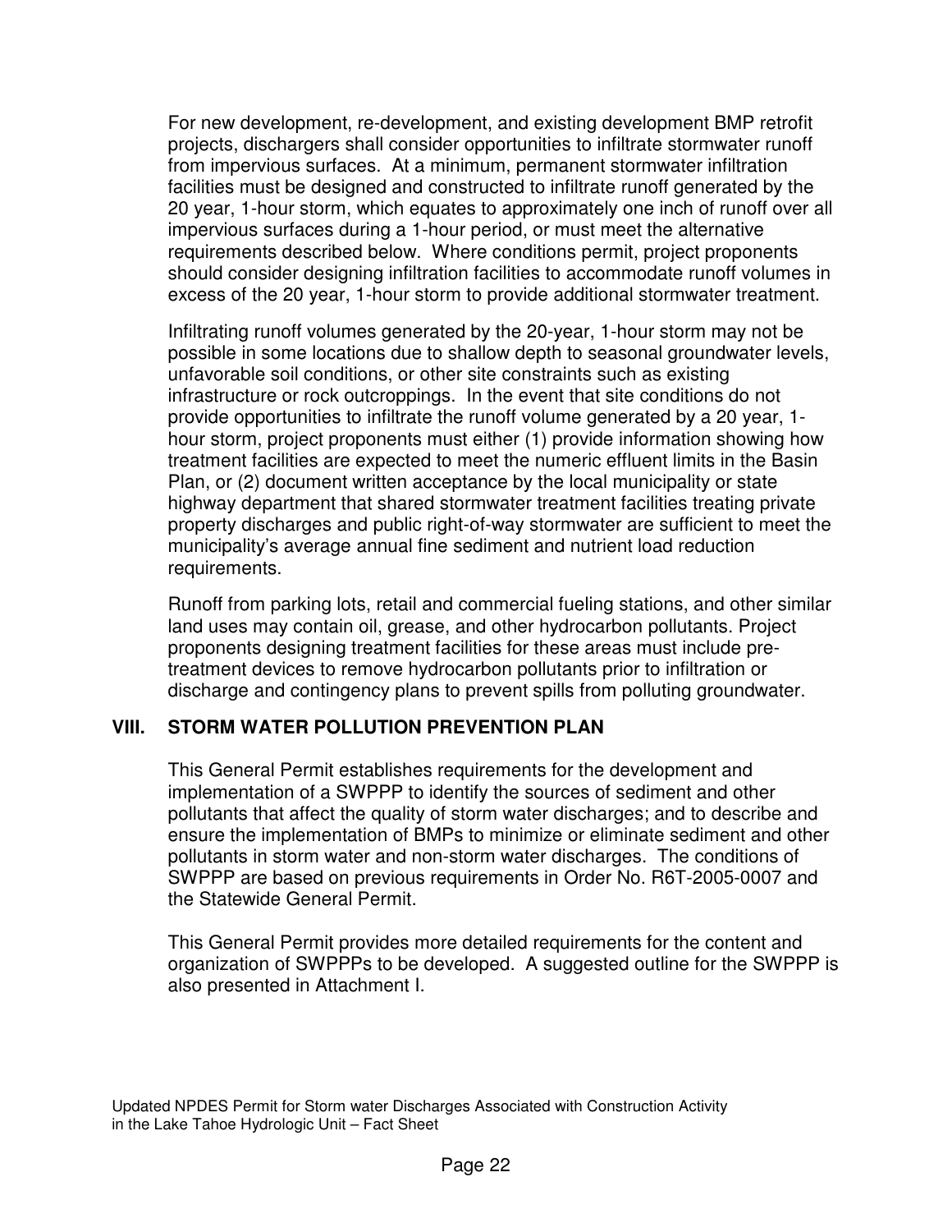For new development, re-development, and existing development BMP retrofit projects, dischargers shall consider opportunities to infiltrate stormwater runoff from impervious surfaces. At a minimum, permanent stormwater infiltration facilities must be designed and constructed to infiltrate runoff generated by the 20 year, 1-hour storm, which equates to approximately one inch of runoff over all impervious surfaces during a 1-hour period, or must meet the alternative requirements described below. Where conditions permit, project proponents should consider designing infiltration facilities to accommodate runoff volumes in excess of the 20 year, 1-hour storm to provide additional stormwater treatment.

Infiltrating runoff volumes generated by the 20-year, 1-hour storm may not be possible in some locations due to shallow depth to seasonal groundwater levels, unfavorable soil conditions, or other site constraints such as existing infrastructure or rock outcroppings. In the event that site conditions do not provide opportunities to infiltrate the runoff volume generated by a 20 year, 1-hour storm, project proponents must either (1) provide information showing how treatment facilities are expected to meet the numeric effluent limits in the Basin Plan, or (2) document written acceptance by the local municipality or state highway department that shared stormwater treatment facilities treating private property discharges and public right-of-way stormwater are sufficient to meet the municipality's average annual fine sediment and nutrient load reduction requirements.

Runoff from parking lots, retail and commercial fueling stations, and other similar land uses may contain oil, grease, and other hydrocarbon pollutants. Project proponents designing treatment facilities for these areas must include pre-treatment devices to remove hydrocarbon pollutants prior to infiltration or discharge and contingency plans to prevent spills from polluting groundwater.

## VIII. STORM WATER POLLUTION PREVENTION PLAN

This General Permit establishes requirements for the development and implementation of a SWPPP to identify the sources of sediment and other pollutants that affect the quality of storm water discharges; and to describe and ensure the implementation of BMPs to minimize or eliminate sediment and other pollutants in storm water and non-storm water discharges. The conditions of SWPPP are based on previous requirements in Order No. R6T-2005-0007 and the Statewide General Permit.

This General Permit provides more detailed requirements for the content and organization of SWPPPs to be developed. A suggested outline for the SWPPP is also presented in Attachment I.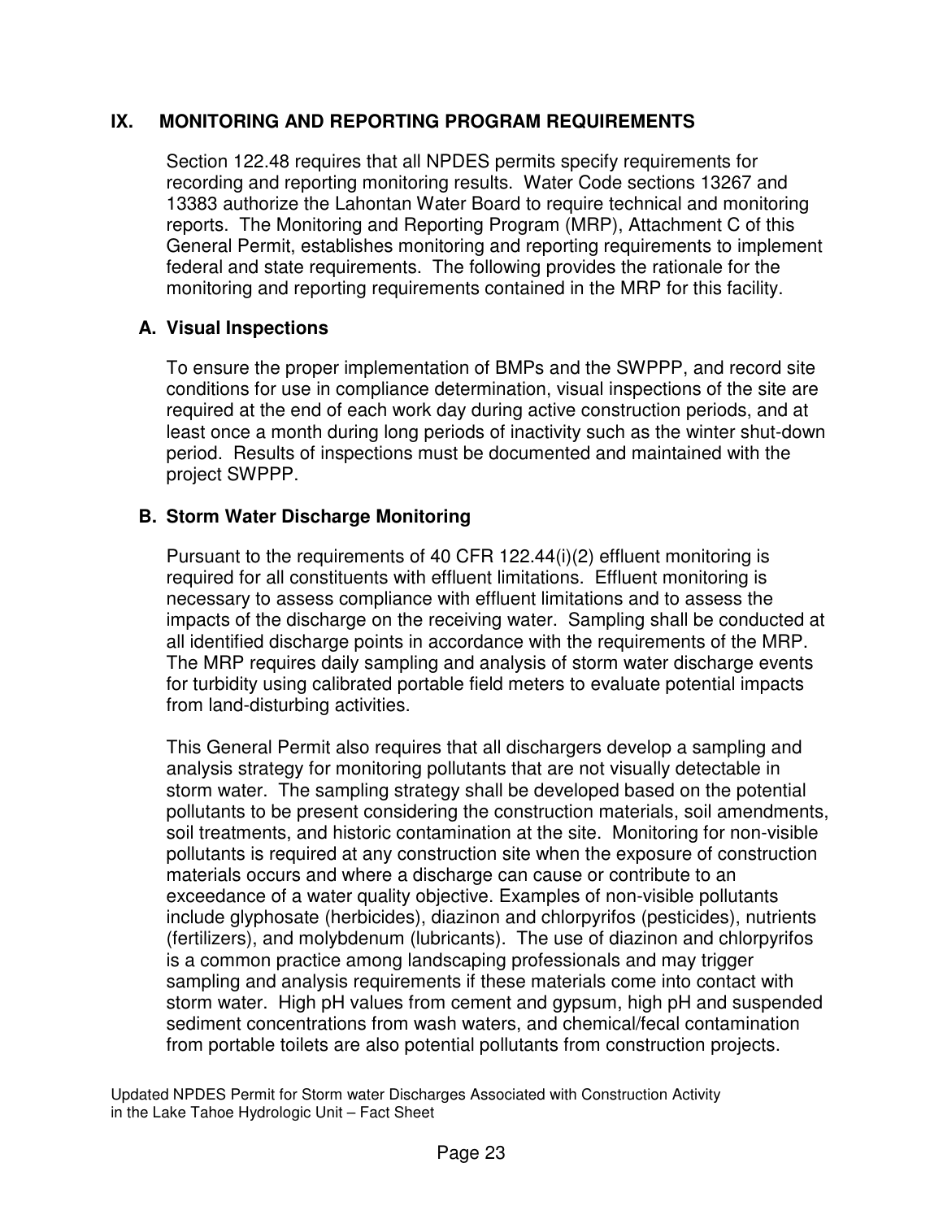## IX. MONITORING AND REPORTING PROGRAM REQUIREMENTS

Section 122.48 requires that all NPDES permits specify requirements for recording and reporting monitoring results. Water Code sections 13267 and 13383 authorize the Lahontan Water Board to require technical and monitoring reports. The Monitoring and Reporting Program (MRP), Attachment C of this General Permit, establishes monitoring and reporting requirements to implement federal and state requirements. The following provides the rationale for the monitoring and reporting requirements contained in the MRP for this facility.

### A. Visual Inspections

To ensure the proper implementation of BMPs and the SWPPP, and record site conditions for use in compliance determination, visual inspections of the site are required at the end of each work day during active construction periods, and at least once a month during long periods of inactivity such as the winter shut-down period. Results of inspections must be documented and maintained with the project SWPPP.

### B. Storm Water Discharge Monitoring

Pursuant to the requirements of 40 CFR 122.44(i)(2) effluent monitoring is required for all constituents with effluent limitations. Effluent monitoring is necessary to assess compliance with effluent limitations and to assess the impacts of the discharge on the receiving water. Sampling shall be conducted at all identified discharge points in accordance with the requirements of the MRP. The MRP requires daily sampling and analysis of storm water discharge events for turbidity using calibrated portable field meters to evaluate potential impacts from land-disturbing activities.

This General Permit also requires that all dischargers develop a sampling and analysis strategy for monitoring pollutants that are not visually detectable in storm water. The sampling strategy shall be developed based on the potential pollutants to be present considering the construction materials, soil amendments, soil treatments, and historic contamination at the site. Monitoring for non-visible pollutants is required at any construction site when the exposure of construction materials occurs and where a discharge can cause or contribute to an exceedance of a water quality objective. Examples of non-visible pollutants include glyphosate (herbicides), diazinon and chlorpyrifos (pesticides), nutrients (fertilizers), and molybdenum (lubricants). The use of diazinon and chlorpyrifos is a common practice among landscaping professionals and may trigger sampling and analysis requirements if these materials come into contact with storm water. High pH values from cement and gypsum, high pH and suspended sediment concentrations from wash waters, and chemical/fecal contamination from portable toilets are also potential pollutants from construction projects.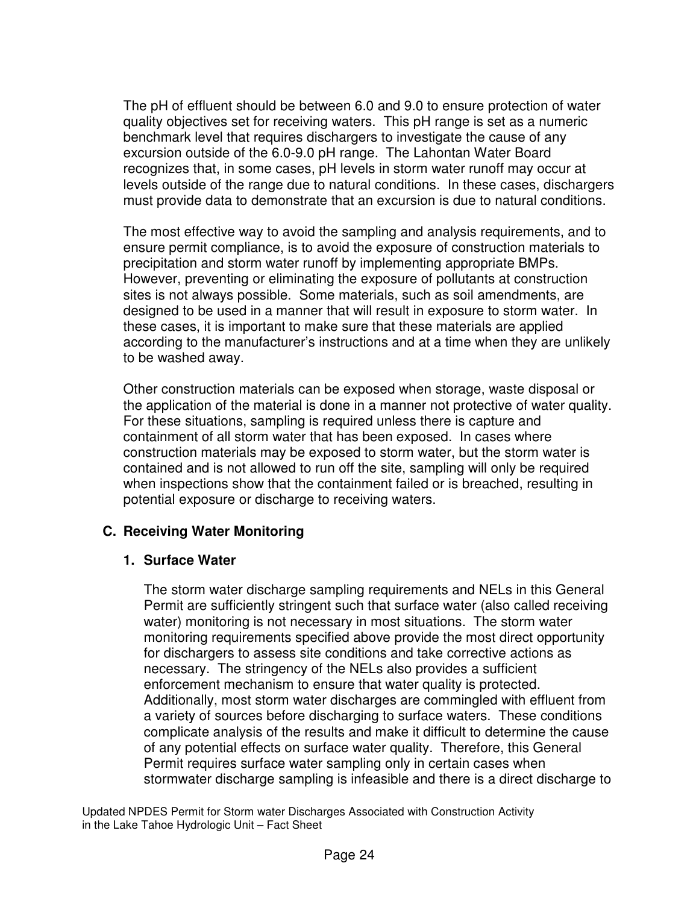The pH of effluent should be between 6.0 and 9.0 to ensure protection of water quality objectives set for receiving waters. This pH range is set as a numeric benchmark level that requires dischargers to investigate the cause of any excursion outside of the 6.0-9.0 pH range. The Lahontan Water Board recognizes that, in some cases, pH levels in storm water runoff may occur at levels outside of the range due to natural conditions. In these cases, dischargers must provide data to demonstrate that an excursion is due to natural conditions.

The most effective way to avoid the sampling and analysis requirements, and to ensure permit compliance, is to avoid the exposure of construction materials to precipitation and storm water runoff by implementing appropriate BMPs. However, preventing or eliminating the exposure of pollutants at construction sites is not always possible. Some materials, such as soil amendments, are designed to be used in a manner that will result in exposure to storm water. In these cases, it is important to make sure that these materials are applied according to the manufacturer's instructions and at a time when they are unlikely to be washed away.

Other construction materials can be exposed when storage, waste disposal or the application of the material is done in a manner not protective of water quality. For these situations, sampling is required unless there is capture and containment of all storm water that has been exposed. In cases where construction materials may be exposed to storm water, but the storm water is contained and is not allowed to run off the site, sampling will only be required when inspections show that the containment failed or is breached, resulting in potential exposure or discharge to receiving waters.

## C. Receiving Water Monitoring

### 1. Surface Water

The storm water discharge sampling requirements and NELs in this General Permit are sufficiently stringent such that surface water (also called receiving water) monitoring is not necessary in most situations. The storm water monitoring requirements specified above provide the most direct opportunity for dischargers to assess site conditions and take corrective actions as necessary. The stringency of the NELs also provides a sufficient enforcement mechanism to ensure that water quality is protected. Additionally, most storm water discharges are commingled with effluent from a variety of sources before discharging to surface waters. These conditions complicate analysis of the results and make it difficult to determine the cause of any potential effects on surface water quality. Therefore, this General Permit requires surface water sampling only in certain cases when stormwater discharge sampling is infeasible and there is a direct discharge to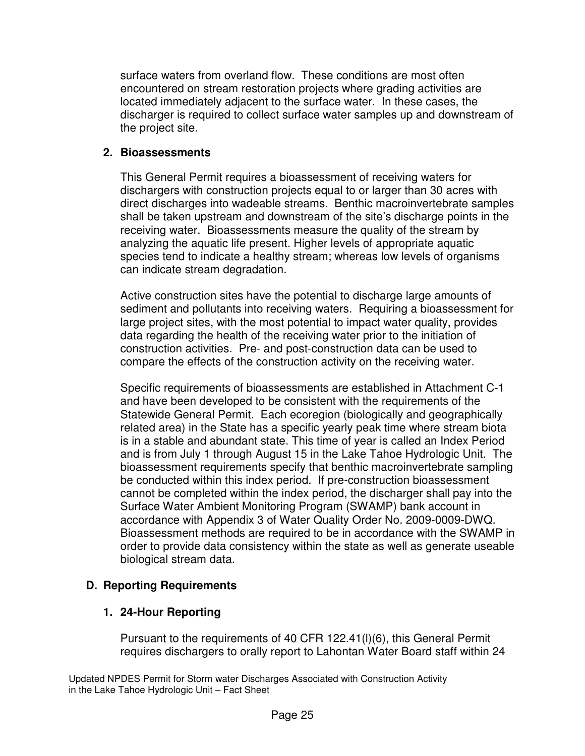surface waters from overland flow. These conditions are most often encountered on stream restoration projects where grading activities are located immediately adjacent to the surface water. In these cases, the discharger is required to collect surface water samples up and downstream of the project site.

### 2. Bioassessments

This General Permit requires a bioassessment of receiving waters for dischargers with construction projects equal to or larger than 30 acres with direct discharges into wadeable streams. Benthic macroinvertebrate samples shall be taken upstream and downstream of the site's discharge points in the receiving water. Bioassessments measure the quality of the stream by analyzing the aquatic life present. Higher levels of appropriate aquatic species tend to indicate a healthy stream; whereas low levels of organisms can indicate stream degradation.

Active construction sites have the potential to discharge large amounts of sediment and pollutants into receiving waters. Requiring a bioassessment for large project sites, with the most potential to impact water quality, provides data regarding the health of the receiving water prior to the initiation of construction activities. Pre- and post-construction data can be used to compare the effects of the construction activity on the receiving water.

Specific requirements of bioassessments are established in Attachment C-1 and have been developed to be consistent with the requirements of the Statewide General Permit. Each ecoregion (biologically and geographically related area) in the State has a specific yearly peak time where stream biota is in a stable and abundant state. This time of year is called an Index Period and is from July 1 through August 15 in the Lake Tahoe Hydrologic Unit. The bioassessment requirements specify that benthic macroinvertebrate sampling be conducted within this index period. If pre-construction bioassessment cannot be completed within the index period, the discharger shall pay into the Surface Water Ambient Monitoring Program (SWAMP) bank account in accordance with Appendix 3 of Water Quality Order No. 2009-0009-DWQ. Bioassessment methods are required to be in accordance with the SWAMP in order to provide data consistency within the state as well as generate useable biological stream data.

## D. Reporting Requirements

### 1. 24-Hour Reporting

Pursuant to the requirements of 40 CFR 122.41(l)(6), this General Permit requires dischargers to orally report to Lahontan Water Board staff within 24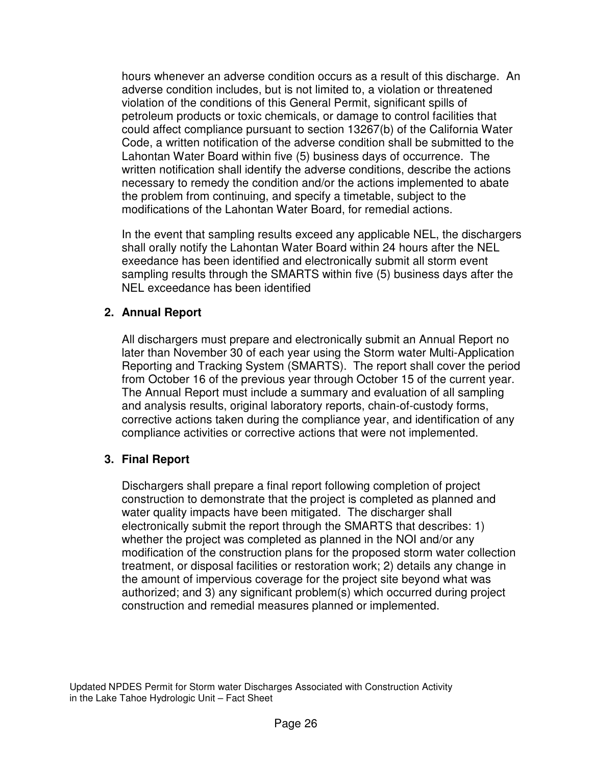hours whenever an adverse condition occurs as a result of this discharge. An adverse condition includes, but is not limited to, a violation or threatened violation of the conditions of this General Permit, significant spills of petroleum products or toxic chemicals, or damage to control facilities that could affect compliance pursuant to section 13267(b) of the California Water Code, a written notification of the adverse condition shall be submitted to the Lahontan Water Board within five (5) business days of occurrence. The written notification shall identify the adverse conditions, describe the actions necessary to remedy the condition and/or the actions implemented to abate the problem from continuing, and specify a timetable, subject to the modifications of the Lahontan Water Board, for remedial actions.

In the event that sampling results exceed any applicable NEL, the dischargers shall orally notify the Lahontan Water Board within 24 hours after the NEL exeedance has been identified and electronically submit all storm event sampling results through the SMARTS within five (5) business days after the NEL exceedance has been identified

**2. Annual Report**

All dischargers must prepare and electronically submit an Annual Report no later than November 30 of each year using the Storm water Multi-Application Reporting and Tracking System (SMARTS). The report shall cover the period from October 16 of the previous year through October 15 of the current year. The Annual Report must include a summary and evaluation of all sampling and analysis results, original laboratory reports, chain-of-custody forms, corrective actions taken during the compliance year, and identification of any compliance activities or corrective actions that were not implemented.

**3. Final Report**

Dischargers shall prepare a final report following completion of project construction to demonstrate that the project is completed as planned and water quality impacts have been mitigated. The discharger shall electronically submit the report through the SMARTS that describes: 1) whether the project was completed as planned in the NOI and/or any modification of the construction plans for the proposed storm water collection treatment, or disposal facilities or restoration work; 2) details any change in the amount of impervious coverage for the project site beyond what was authorized; and 3) any significant problem(s) which occurred during project construction and remedial measures planned or implemented.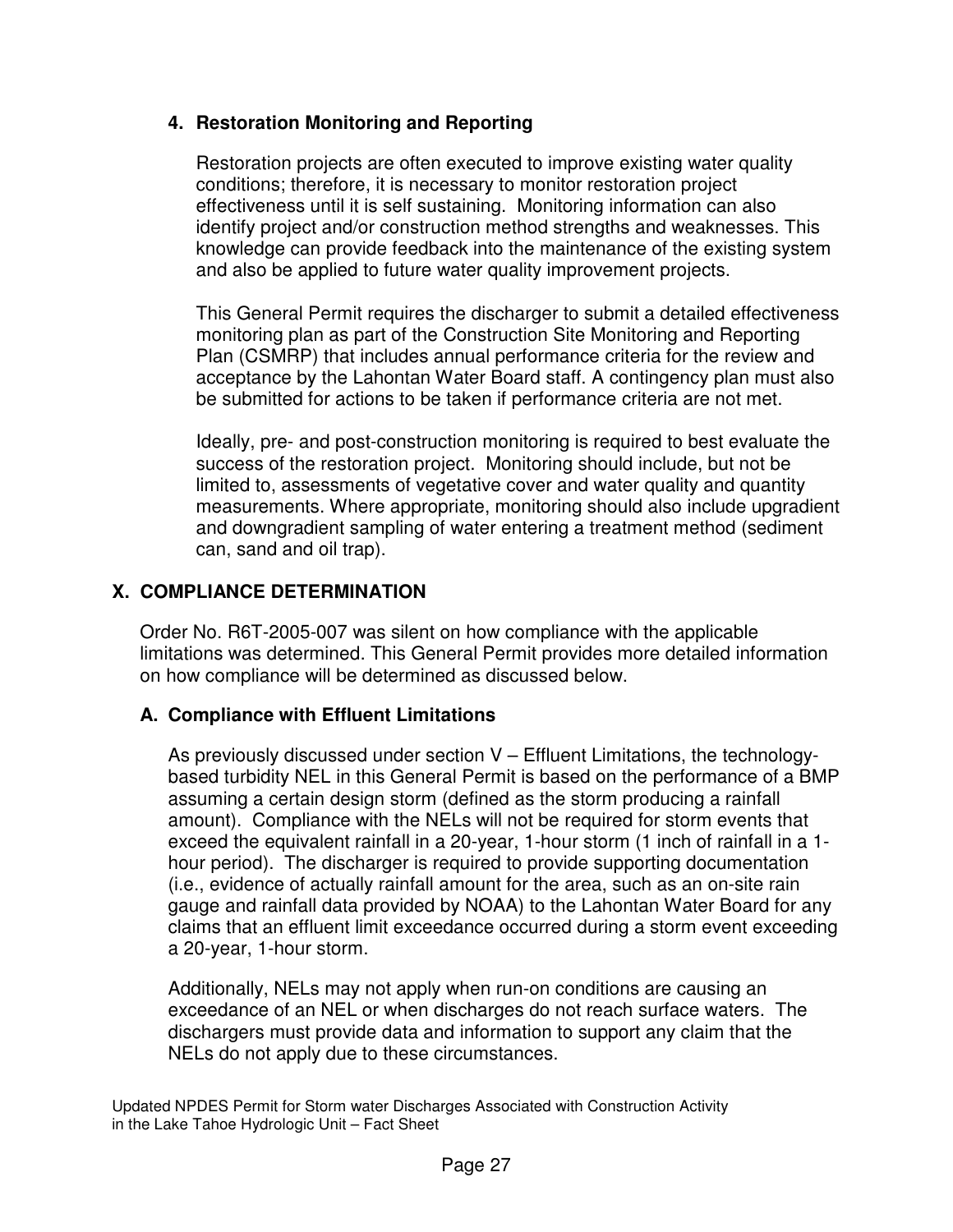### 4. Restoration Monitoring and Reporting

Restoration projects are often executed to improve existing water quality conditions; therefore, it is necessary to monitor restoration project effectiveness until it is self sustaining. Monitoring information can also identify project and/or construction method strengths and weaknesses. This knowledge can provide feedback into the maintenance of the existing system and also be applied to future water quality improvement projects.

This General Permit requires the discharger to submit a detailed effectiveness monitoring plan as part of the Construction Site Monitoring and Reporting Plan (CSMRP) that includes annual performance criteria for the review and acceptance by the Lahontan Water Board staff. A contingency plan must also be submitted for actions to be taken if performance criteria are not met.

Ideally, pre- and post-construction monitoring is required to best evaluate the success of the restoration project. Monitoring should include, but not be limited to, assessments of vegetative cover and water quality and quantity measurements. Where appropriate, monitoring should also include upgradient and downgradient sampling of water entering a treatment method (sediment can, sand and oil trap).

## X. COMPLIANCE DETERMINATION

Order No. R6T-2005-007 was silent on how compliance with the applicable limitations was determined. This General Permit provides more detailed information on how compliance will be determined as discussed below.

### A. Compliance with Effluent Limitations

As previously discussed under section V – Effluent Limitations, the technology-based turbidity NEL in this General Permit is based on the performance of a BMP assuming a certain design storm (defined as the storm producing a rainfall amount). Compliance with the NELs will not be required for storm events that exceed the equivalent rainfall in a 20-year, 1-hour storm (1 inch of rainfall in a 1-hour period). The discharger is required to provide supporting documentation (i.e., evidence of actually rainfall amount for the area, such as an on-site rain gauge and rainfall data provided by NOAA) to the Lahontan Water Board for any claims that an effluent limit exceedance occurred during a storm event exceeding a 20-year, 1-hour storm.

Additionally, NELs may not apply when run-on conditions are causing an exceedance of an NEL or when discharges do not reach surface waters. The dischargers must provide data and information to support any claim that the NELs do not apply due to these circumstances.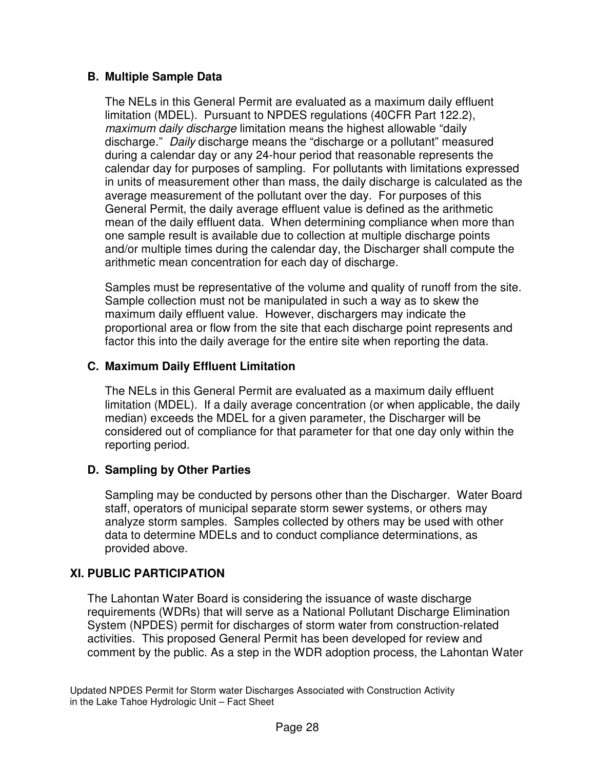### B. Multiple Sample Data

The NELs in this General Permit are evaluated as a maximum daily effluent limitation (MDEL). Pursuant to NPDES regulations (40CFR Part 122.2), *maximum daily discharge* limitation means the highest allowable "daily discharge." *Daily* discharge means the "discharge or a pollutant" measured during a calendar day or any 24-hour period that reasonable represents the calendar day for purposes of sampling. For pollutants with limitations expressed in units of measurement other than mass, the daily discharge is calculated as the average measurement of the pollutant over the day. For purposes of this General Permit, the daily average effluent value is defined as the arithmetic mean of the daily effluent data. When determining compliance when more than one sample result is available due to collection at multiple discharge points and/or multiple times during the calendar day, the Discharger shall compute the arithmetic mean concentration for each day of discharge.

Samples must be representative of the volume and quality of runoff from the site. Sample collection must not be manipulated in such a way as to skew the maximum daily effluent value. However, dischargers may indicate the proportional area or flow from the site that each discharge point represents and factor this into the daily average for the entire site when reporting the data.

### C. Maximum Daily Effluent Limitation

The NELs in this General Permit are evaluated as a maximum daily effluent limitation (MDEL). If a daily average concentration (or when applicable, the daily median) exceeds the MDEL for a given parameter, the Discharger will be considered out of compliance for that parameter for that one day only within the reporting period.

### D. Sampling by Other Parties

Sampling may be conducted by persons other than the Discharger. Water Board staff, operators of municipal separate storm sewer systems, or others may analyze storm samples. Samples collected by others may be used with other data to determine MDELs and to conduct compliance determinations, as provided above.

## XI. PUBLIC PARTICIPATION

The Lahontan Water Board is considering the issuance of waste discharge requirements (WDRs) that will serve as a National Pollutant Discharge Elimination System (NPDES) permit for discharges of storm water from construction-related activities. This proposed General Permit has been developed for review and comment by the public. As a step in the WDR adoption process, the Lahontan Water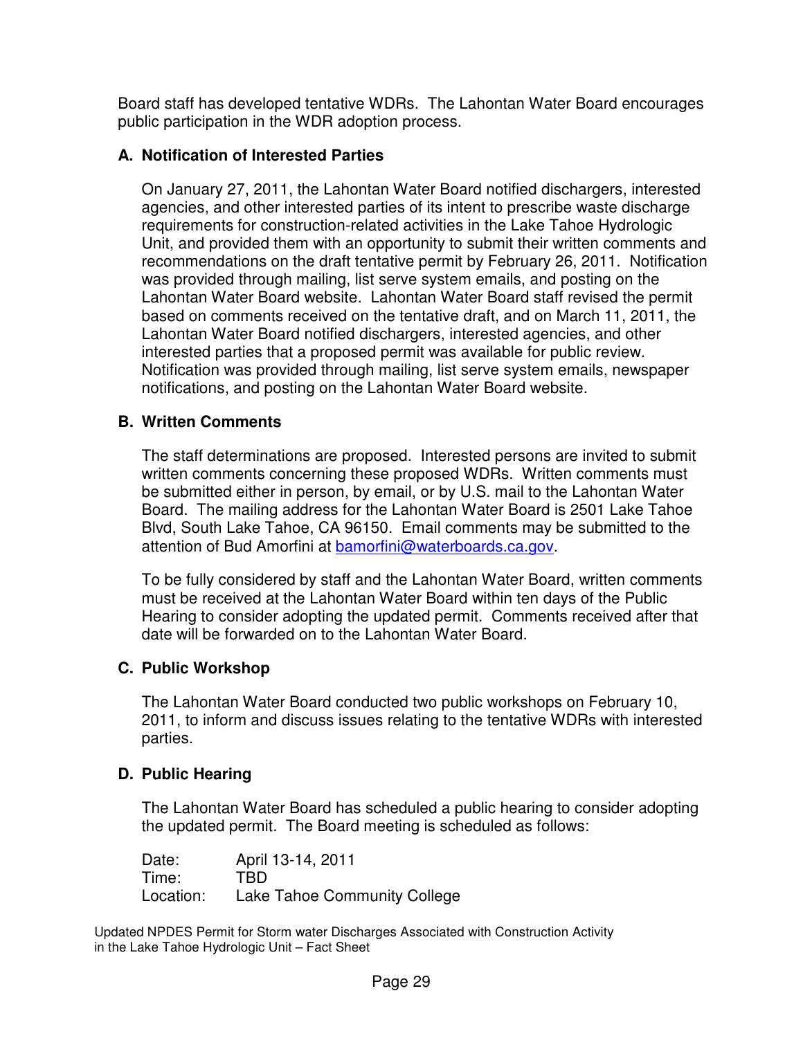Board staff has developed tentative WDRs. The Lahontan Water Board encourages public participation in the WDR adoption process.

### A. Notification of Interested Parties

On January 27, 2011, the Lahontan Water Board notified dischargers, interested agencies, and other interested parties of its intent to prescribe waste discharge requirements for construction-related activities in the Lake Tahoe Hydrologic Unit, and provided them with an opportunity to submit their written comments and recommendations on the draft tentative permit by February 26, 2011. Notification was provided through mailing, list serve system emails, and posting on the Lahontan Water Board website. Lahontan Water Board staff revised the permit based on comments received on the tentative draft, and on March 11, 2011, the Lahontan Water Board notified dischargers, interested agencies, and other interested parties that a proposed permit was available for public review. Notification was provided through mailing, list serve system emails, newspaper notifications, and posting on the Lahontan Water Board website.

### B. Written Comments

The staff determinations are proposed. Interested persons are invited to submit written comments concerning these proposed WDRs. Written comments must be submitted either in person, by email, or by U.S. mail to the Lahontan Water Board. The mailing address for the Lahontan Water Board is 2501 Lake Tahoe Blvd, South Lake Tahoe, CA 96150. Email comments may be submitted to the attention of Bud Amorfini at bamorfini@waterboards.ca.gov.

To be fully considered by staff and the Lahontan Water Board, written comments must be received at the Lahontan Water Board within ten days of the Public Hearing to consider adopting the updated permit. Comments received after that date will be forwarded on to the Lahontan Water Board.

### C. Public Workshop

The Lahontan Water Board conducted two public workshops on February 10, 2011, to inform and discuss issues relating to the tentative WDRs with interested parties.

### D. Public Hearing

The Lahontan Water Board has scheduled a public hearing to consider adopting the updated permit. The Board meeting is scheduled as follows:

Date: April 13-14, 2011
Time: TBD
Location: Lake Tahoe Community College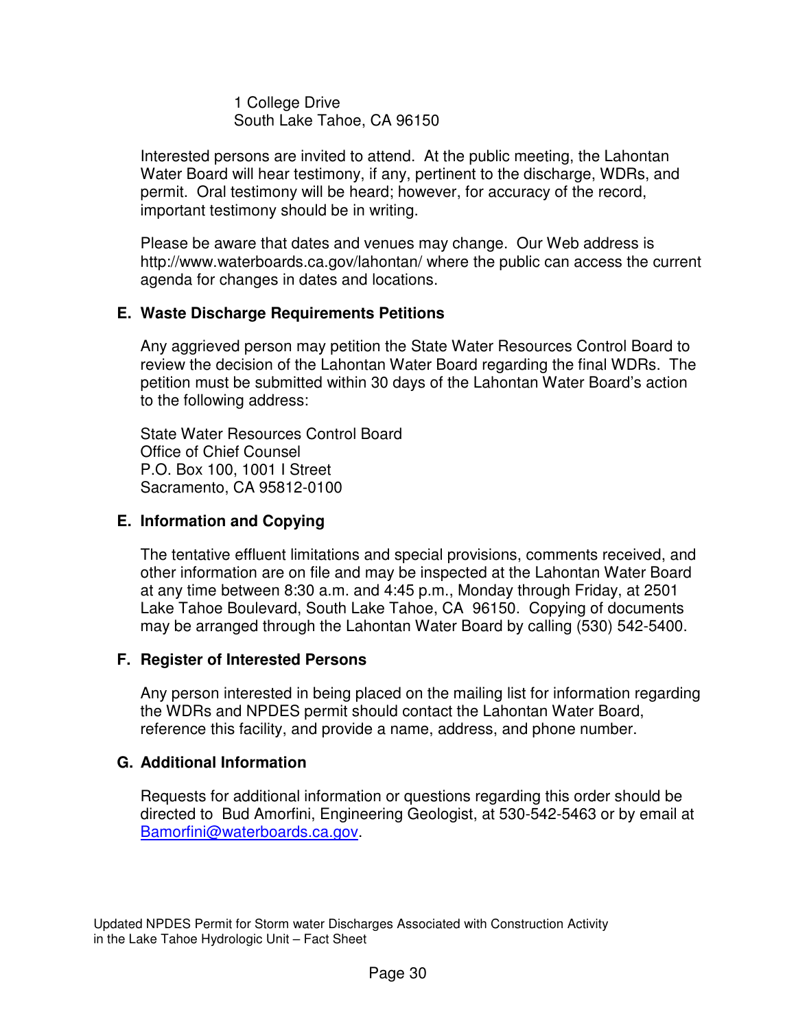1 College Drive
South Lake Tahoe, CA 96150

Interested persons are invited to attend. At the public meeting, the Lahontan Water Board will hear testimony, if any, pertinent to the discharge, WDRs, and permit. Oral testimony will be heard; however, for accuracy of the record, important testimony should be in writing.

Please be aware that dates and venues may change. Our Web address is http://www.waterboards.ca.gov/lahontan/ where the public can access the current agenda for changes in dates and locations.

### E. Waste Discharge Requirements Petitions

Any aggrieved person may petition the State Water Resources Control Board to review the decision of the Lahontan Water Board regarding the final WDRs. The petition must be submitted within 30 days of the Lahontan Water Board's action to the following address:

State Water Resources Control Board
Office of Chief Counsel
P.O. Box 100, 1001 I Street
Sacramento, CA 95812-0100

### E. Information and Copying

The tentative effluent limitations and special provisions, comments received, and other information are on file and may be inspected at the Lahontan Water Board at any time between 8:30 a.m. and 4:45 p.m., Monday through Friday, at 2501 Lake Tahoe Boulevard, South Lake Tahoe, CA 96150. Copying of documents may be arranged through the Lahontan Water Board by calling (530) 542-5400.

### F. Register of Interested Persons

Any person interested in being placed on the mailing list for information regarding the WDRs and NPDES permit should contact the Lahontan Water Board, reference this facility, and provide a name, address, and phone number.

### G. Additional Information

Requests for additional information or questions regarding this order should be directed to Bud Amorfini, Engineering Geologist, at 530-542-5463 or by email at Bamorfini@waterboards.ca.gov.